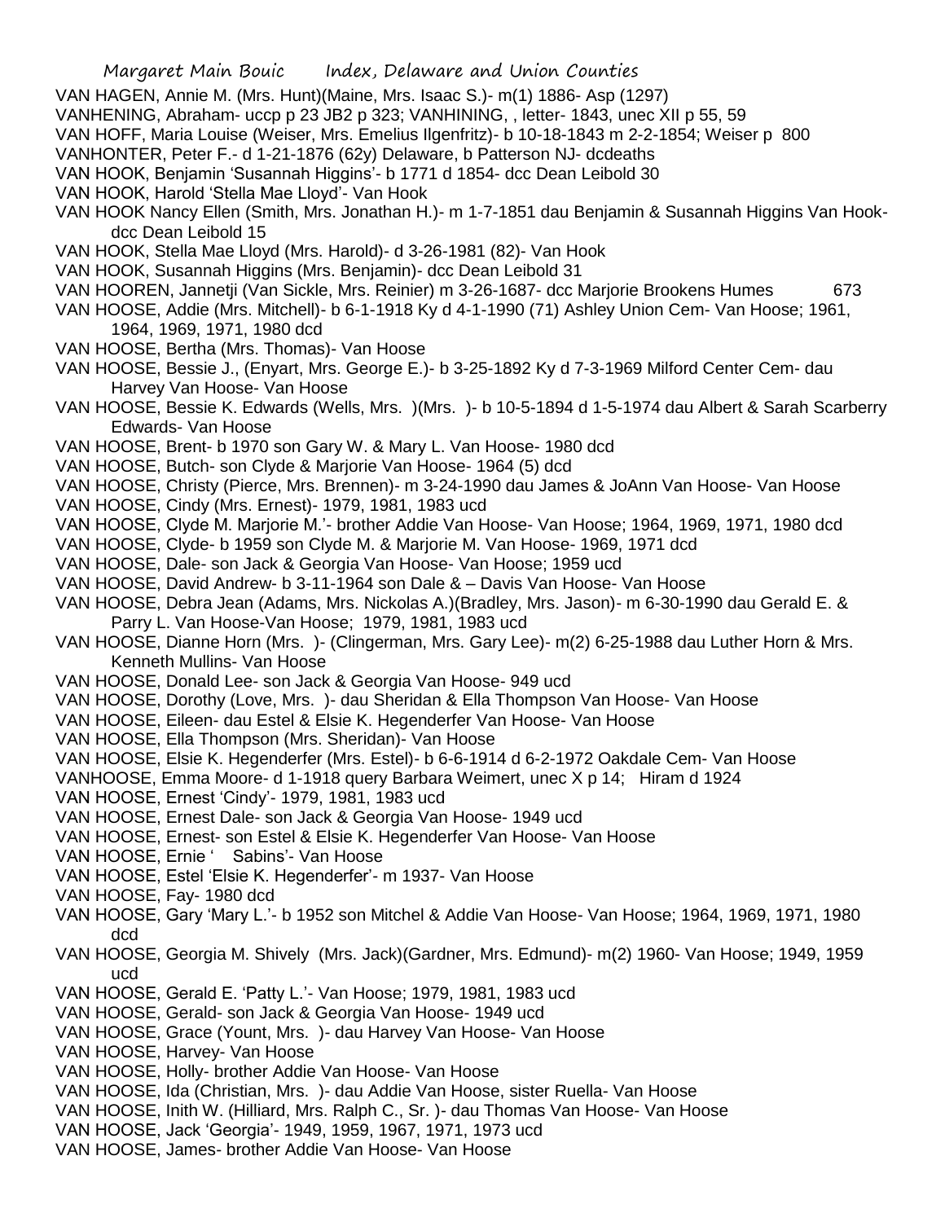VAN HAGEN, Annie M. (Mrs. Hunt)(Maine, Mrs. Isaac S.)- m(1) 1886- Asp (1297)

VANHENING, Abraham- uccp p 23 JB2 p 323; VANHINING, , letter- 1843, unec XII p 55, 59

VAN HOFF, Maria Louise (Weiser, Mrs. Emelius Ilgenfritz)- b 10-18-1843 m 2-2-1854; Weiser p 800

VANHONTER, Peter F.- d 1-21-1876 (62y) Delaware, b Patterson NJ- dcdeaths

VAN HOOK, Benjamin 'Susannah Higgins'- b 1771 d 1854- dcc Dean Leibold 30

VAN HOOK, Harold 'Stella Mae Lloyd'- Van Hook

VAN HOOK Nancy Ellen (Smith, Mrs. Jonathan H.)- m 1-7-1851 dau Benjamin & Susannah Higgins Van Hook- dcc Dean Leibold 15

VAN HOOK, Stella Mae Lloyd (Mrs. Harold)- d 3-26-1981 (82)- Van Hook

VAN HOOK, Susannah Higgins (Mrs. Benjamin)- dcc Dean Leibold 31

VAN HOOREN, Jannetji (Van Sickle, Mrs. Reinier) m 3-26-1687- dcc Marjorie Brookens Humes 673

VAN HOOSE, Addie (Mrs. Mitchell)- b 6-1-1918 Ky d 4-1-1990 (71) Ashley Union Cem- Van Hoose; 1961, 1964, 1969, 1971, 1980 dcd

VAN HOOSE, Bertha (Mrs. Thomas)- Van Hoose

VAN HOOSE, Bessie J., (Enyart, Mrs. George E.)- b 3-25-1892 Ky d 7-3-1969 Milford Center Cem- dau Harvey Van Hoose- Van Hoose

VAN HOOSE, Bessie K. Edwards (Wells, Mrs. )(Mrs. )- b 10-5-1894 d 1-5-1974 dau Albert & Sarah Scarberry Edwards- Van Hoose

VAN HOOSE, Brent- b 1970 son Gary W. & Mary L. Van Hoose- 1980 dcd

VAN HOOSE, Butch- son Clyde & Marjorie Van Hoose- 1964 (5) dcd

VAN HOOSE, Christy (Pierce, Mrs. Brennen)- m 3-24-1990 dau James & JoAnn Van Hoose- Van Hoose

VAN HOOSE, Cindy (Mrs. Ernest)- 1979, 1981, 1983 ucd

VAN HOOSE, Clyde M. Marjorie M.'- brother Addie Van Hoose- Van Hoose; 1964, 1969, 1971, 1980 dcd

VAN HOOSE, Clyde- b 1959 son Clyde M. & Marjorie M. Van Hoose- 1969, 1971 dcd

VAN HOOSE, Dale- son Jack & Georgia Van Hoose- Van Hoose; 1959 ucd

VAN HOOSE, David Andrew- b 3-11-1964 son Dale & – Davis Van Hoose- Van Hoose

VAN HOOSE, Debra Jean (Adams, Mrs. Nickolas A.)(Bradley, Mrs. Jason)- m 6-30-1990 dau Gerald E. & Parry L. Van Hoose-Van Hoose; 1979, 1981, 1983 ucd

VAN HOOSE, Dianne Horn (Mrs. )- (Clingerman, Mrs. Gary Lee)- m(2) 6-25-1988 dau Luther Horn & Mrs. Kenneth Mullins- Van Hoose

VAN HOOSE, Donald Lee- son Jack & Georgia Van Hoose- 949 ucd

VAN HOOSE, Dorothy (Love, Mrs. )- dau Sheridan & Ella Thompson Van Hoose- Van Hoose

VAN HOOSE, Eileen- dau Estel & Elsie K. Hegenderfer Van Hoose- Van Hoose

VAN HOOSE, Ella Thompson (Mrs. Sheridan)- Van Hoose

VAN HOOSE, Elsie K. Hegenderfer (Mrs. Estel)- b 6-6-1914 d 6-2-1972 Oakdale Cem- Van Hoose

VANHOOSE, Emma Moore- d 1-1918 query Barbara Weimert, unec X p 14; Hiram d 1924

VAN HOOSE, Ernest 'Cindy'- 1979, 1981, 1983 ucd

VAN HOOSE, Ernest Dale- son Jack & Georgia Van Hoose- 1949 ucd

VAN HOOSE, Ernest- son Estel & Elsie K. Hegenderfer Van Hoose- Van Hoose

VAN HOOSE, Ernie ' Sabins'- Van Hoose

VAN HOOSE, Estel 'Elsie K. Hegenderfer'- m 1937- Van Hoose

VAN HOOSE, Fay- 1980 dcd

VAN HOOSE, Gary 'Mary L.'- b 1952 son Mitchel & Addie Van Hoose- Van Hoose; 1964, 1969, 1971, 1980 dcd

VAN HOOSE, Georgia M. Shively (Mrs. Jack)(Gardner, Mrs. Edmund)- m(2) 1960- Van Hoose; 1949, 1959 ucd

VAN HOOSE, Gerald E. 'Patty L.'- Van Hoose; 1979, 1981, 1983 ucd

VAN HOOSE, Gerald- son Jack & Georgia Van Hoose- 1949 ucd

VAN HOOSE, Grace (Yount, Mrs. )- dau Harvey Van Hoose- Van Hoose

VAN HOOSE, Harvey- Van Hoose

VAN HOOSE, Holly- brother Addie Van Hoose- Van Hoose

VAN HOOSE, Ida (Christian, Mrs. )- dau Addie Van Hoose, sister Ruella- Van Hoose

VAN HOOSE, Inith W. (Hilliard, Mrs. Ralph C., Sr. )- dau Thomas Van Hoose- Van Hoose

VAN HOOSE, Jack 'Georgia'- 1949, 1959, 1967, 1971, 1973 ucd

VAN HOOSE, James- brother Addie Van Hoose- Van Hoose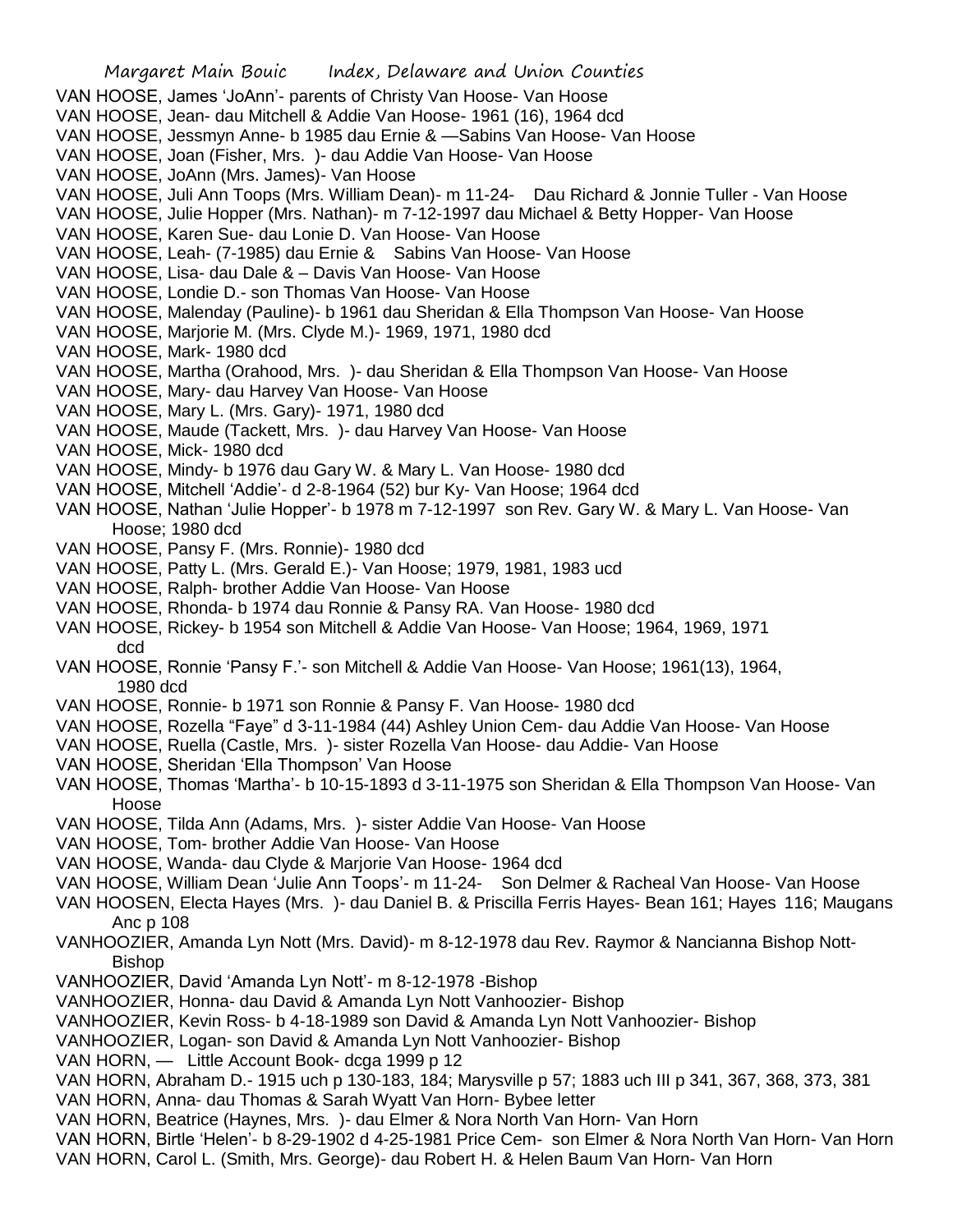VAN HOOSE, James 'JoAnn'- parents of Christy Van Hoose- Van Hoose
VAN HOOSE, Jean- dau Mitchell & Addie Van Hoose- 1961 (16), 1964 dcd
VAN HOOSE, Jessmyn Anne- b 1985 dau Ernie & —Sabins Van Hoose- Van Hoose
VAN HOOSE, Joan (Fisher, Mrs. )- dau Addie Van Hoose- Van Hoose
VAN HOOSE, JoAnn (Mrs. James)- Van Hoose
VAN HOOSE, Juli Ann Toops (Mrs. William Dean)- m 11-24- Dau Richard & Jonnie Tuller - Van Hoose
VAN HOOSE, Julie Hopper (Mrs. Nathan)- m 7-12-1997 dau Michael & Betty Hopper- Van Hoose
VAN HOOSE, Karen Sue- dau Lonie D. Van Hoose- Van Hoose
VAN HOOSE, Leah- (7-1985) dau Ernie & Sabins Van Hoose- Van Hoose
VAN HOOSE, Lisa- dau Dale & – Davis Van Hoose- Van Hoose
VAN HOOSE, Londie D.- son Thomas Van Hoose- Van Hoose
VAN HOOSE, Malenday (Pauline)- b 1961 dau Sheridan & Ella Thompson Van Hoose- Van Hoose
VAN HOOSE, Marjorie M. (Mrs. Clyde M.)- 1969, 1971, 1980 dcd
VAN HOOSE, Mark- 1980 dcd
VAN HOOSE, Martha (Orahood, Mrs. )- dau Sheridan & Ella Thompson Van Hoose- Van Hoose
VAN HOOSE, Mary- dau Harvey Van Hoose- Van Hoose
VAN HOOSE, Mary L. (Mrs. Gary)- 1971, 1980 dcd
VAN HOOSE, Maude (Tackett, Mrs. )- dau Harvey Van Hoose- Van Hoose
VAN HOOSE, Mick- 1980 dcd
VAN HOOSE, Mindy- b 1976 dau Gary W. & Mary L. Van Hoose- 1980 dcd
VAN HOOSE, Mitchell 'Addie'- d 2-8-1964 (52) bur Ky- Van Hoose; 1964 dcd
VAN HOOSE, Nathan 'Julie Hopper'- b 1978 m 7-12-1997 son Rev. Gary W. & Mary L. Van Hoose- Van Hoose; 1980 dcd
VAN HOOSE, Pansy F. (Mrs. Ronnie)- 1980 dcd
VAN HOOSE, Patty L. (Mrs. Gerald E.)- Van Hoose; 1979, 1981, 1983 ucd
VAN HOOSE, Ralph- brother Addie Van Hoose- Van Hoose
VAN HOOSE, Rhonda- b 1974 dau Ronnie & Pansy RA. Van Hoose- 1980 dcd
VAN HOOSE, Rickey- b 1954 son Mitchell & Addie Van Hoose- Van Hoose; 1964, 1969, 1971 dcd
VAN HOOSE, Ronnie 'Pansy F.'- son Mitchell & Addie Van Hoose- Van Hoose; 1961(13), 1964, 1980 dcd
VAN HOOSE, Ronnie- b 1971 son Ronnie & Pansy F. Van Hoose- 1980 dcd
VAN HOOSE, Rozella "Faye" d 3-11-1984 (44) Ashley Union Cem- dau Addie Van Hoose- Van Hoose
VAN HOOSE, Ruella (Castle, Mrs. )- sister Rozella Van Hoose- dau Addie- Van Hoose
VAN HOOSE, Sheridan 'Ella Thompson' Van Hoose
VAN HOOSE, Thomas 'Martha'- b 10-15-1893 d 3-11-1975 son Sheridan & Ella Thompson Van Hoose- Van Hoose
VAN HOOSE, Tilda Ann (Adams, Mrs. )- sister Addie Van Hoose- Van Hoose
VAN HOOSE, Tom- brother Addie Van Hoose- Van Hoose
VAN HOOSE, Wanda- dau Clyde & Marjorie Van Hoose- 1964 dcd
VAN HOOSE, William Dean 'Julie Ann Toops'- m 11-24- Son Delmer & Racheal Van Hoose- Van Hoose
VAN HOOSEN, Electa Hayes (Mrs. )- dau Daniel B. & Priscilla Ferris Hayes- Bean 161; Hayes 116; Maugans Anc p 108
VANHOOZIER, Amanda Lyn Nott (Mrs. David)- m 8-12-1978 dau Rev. Raymor & Nancianna Bishop Nott- Bishop
VANHOOZIER, David 'Amanda Lyn Nott'- m 8-12-1978 -Bishop
VANHOOZIER, Honna- dau David & Amanda Lyn Nott Vanhoozier- Bishop
VANHOOZIER, Kevin Ross- b 4-18-1989 son David & Amanda Lyn Nott Vanhoozier- Bishop
VANHOOZIER, Logan- son David & Amanda Lyn Nott Vanhoozier- Bishop
VAN HORN, — Little Account Book- dcga 1999 p 12
VAN HORN, Abraham D.- 1915 uch p 130-183, 184; Marysville p 57; 1883 uch III p 341, 367, 368, 373, 381
VAN HORN, Anna- dau Thomas & Sarah Wyatt Van Horn- Bybee letter
VAN HORN, Beatrice (Haynes, Mrs. )- dau Elmer & Nora North Van Horn- Van Horn
VAN HORN, Birtle 'Helen'- b 8-29-1902 d 4-25-1981 Price Cem- son Elmer & Nora North Van Horn- Van Horn
VAN HORN, Carol L. (Smith, Mrs. George)- dau Robert H. & Helen Baum Van Horn- Van Horn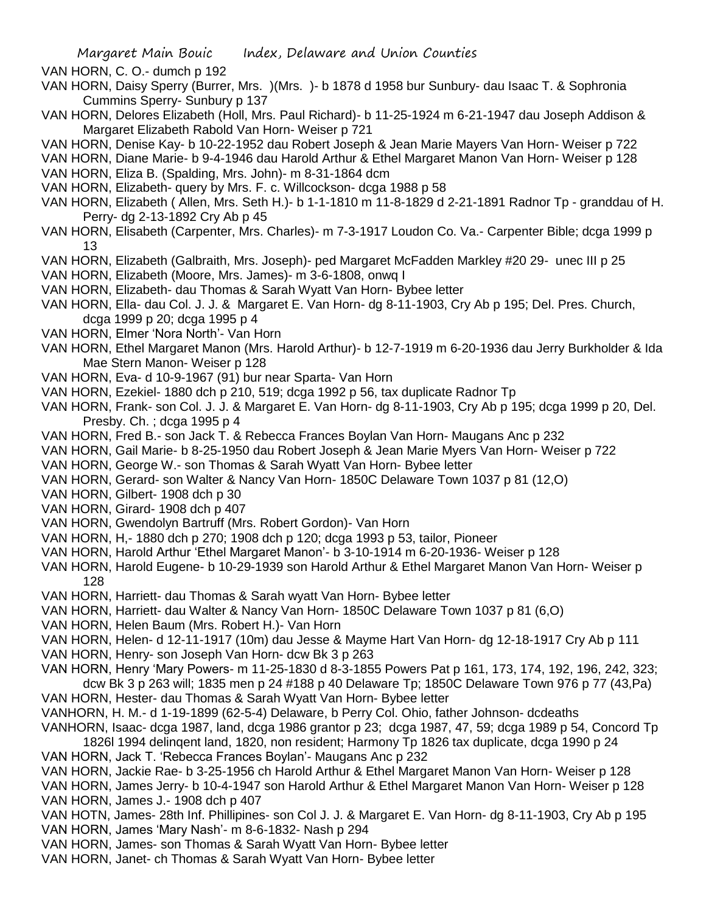VAN HORN, C. O.- dumch p 192

VAN HORN, Daisy Sperry (Burrer, Mrs. )(Mrs. )- b 1878 d 1958 bur Sunbury- dau Isaac T. & Sophronia Cummins Sperry- Sunbury p 137

VAN HORN, Delores Elizabeth (Holl, Mrs. Paul Richard)- b 11-25-1924 m 6-21-1947 dau Joseph Addison & Margaret Elizabeth Rabold Van Horn- Weiser p 721

VAN HORN, Denise Kay- b 10-22-1952 dau Robert Joseph & Jean Marie Mayers Van Horn- Weiser p 722

VAN HORN, Diane Marie- b 9-4-1946 dau Harold Arthur & Ethel Margaret Manon Van Horn- Weiser p 128

VAN HORN, Eliza B. (Spalding, Mrs. John)- m 8-31-1864 dcm

VAN HORN, Elizabeth- query by Mrs. F. c. Willcockson- dcga 1988 p 58

VAN HORN, Elizabeth ( Allen, Mrs. Seth H.)- b 1-1-1810 m 11-8-1829 d 2-21-1891 Radnor Tp - granddau of H. Perry- dg 2-13-1892 Cry Ab p 45

VAN HORN, Elisabeth (Carpenter, Mrs. Charles)- m 7-3-1917 Loudon Co. Va.- Carpenter Bible; dcga 1999 p 13

VAN HORN, Elizabeth (Galbraith, Mrs. Joseph)- ped Margaret McFadden Markley #20 29- unec III p 25

VAN HORN, Elizabeth (Moore, Mrs. James)- m 3-6-1808, onwq I

VAN HORN, Elizabeth- dau Thomas & Sarah Wyatt Van Horn- Bybee letter

VAN HORN, Ella- dau Col. J. J. & Margaret E. Van Horn- dg 8-11-1903, Cry Ab p 195; Del. Pres. Church, dcga 1999 p 20; dcga 1995 p 4

VAN HORN, Elmer 'Nora North'- Van Horn

VAN HORN, Ethel Margaret Manon (Mrs. Harold Arthur)- b 12-7-1919 m 6-20-1936 dau Jerry Burkholder & Ida Mae Stern Manon- Weiser p 128

VAN HORN, Eva- d 10-9-1967 (91) bur near Sparta- Van Horn

VAN HORN, Ezekiel- 1880 dch p 210, 519; dcga 1992 p 56, tax duplicate Radnor Tp

VAN HORN, Frank- son Col. J. J. & Margaret E. Van Horn- dg 8-11-1903, Cry Ab p 195; dcga 1999 p 20, Del. Presby. Ch. ; dcga 1995 p 4

VAN HORN, Fred B.- son Jack T. & Rebecca Frances Boylan Van Horn- Maugans Anc p 232

VAN HORN, Gail Marie- b 8-25-1950 dau Robert Joseph & Jean Marie Myers Van Horn- Weiser p 722

VAN HORN, George W.- son Thomas & Sarah Wyatt Van Horn- Bybee letter

VAN HORN, Gerard- son Walter & Nancy Van Horn- 1850C Delaware Town 1037 p 81 (12,O)

VAN HORN, Gilbert- 1908 dch p 30

VAN HORN, Girard- 1908 dch p 407

VAN HORN, Gwendolyn Bartruff (Mrs. Robert Gordon)- Van Horn

VAN HORN, H,- 1880 dch p 270; 1908 dch p 120; dcga 1993 p 53, tailor, Pioneer

VAN HORN, Harold Arthur 'Ethel Margaret Manon'- b 3-10-1914 m 6-20-1936- Weiser p 128

VAN HORN, Harold Eugene- b 10-29-1939 son Harold Arthur & Ethel Margaret Manon Van Horn- Weiser p 128

VAN HORN, Harriett- dau Thomas & Sarah wyatt Van Horn- Bybee letter

VAN HORN, Harriett- dau Walter & Nancy Van Horn- 1850C Delaware Town 1037 p 81 (6,O)

VAN HORN, Helen Baum (Mrs. Robert H.)- Van Horn

VAN HORN, Helen- d 12-11-1917 (10m) dau Jesse & Mayme Hart Van Horn- dg 12-18-1917 Cry Ab p 111

VAN HORN, Henry- son Joseph Van Horn- dcw Bk 3 p 263

VAN HORN, Henry 'Mary Powers- m 11-25-1830 d 8-3-1855 Powers Pat p 161, 173, 174, 192, 196, 242, 323; dcw Bk 3 p 263 will; 1835 men p 24 #188 p 40 Delaware Tp; 1850C Delaware Town 976 p 77 (43,Pa)

VAN HORN, Hester- dau Thomas & Sarah Wyatt Van Horn- Bybee letter

VANHORN, H. M.- d 1-19-1899 (62-5-4) Delaware, b Perry Col. Ohio, father Johnson- dcdeaths

VANHORN, Isaac- dcga 1987, land, dcga 1986 grantor p 23; dcga 1987, 47, 59; dcga 1989 p 54, Concord Tp 1826l 1994 delinqent land, 1820, non resident; Harmony Tp 1826 tax duplicate, dcga 1990 p 24

VAN HORN, Jack T. 'Rebecca Frances Boylan'- Maugans Anc p 232

VAN HORN, Jackie Rae- b 3-25-1956 ch Harold Arthur & Ethel Margaret Manon Van Horn- Weiser p 128

VAN HORN, James Jerry- b 10-4-1947 son Harold Arthur & Ethel Margaret Manon Van Horn- Weiser p 128

VAN HORN, James J.- 1908 dch p 407

VAN HOTN, James- 28th Inf. Phillipines- son Col J. J. & Margaret E. Van Horn- dg 8-11-1903, Cry Ab p 195

VAN HORN, James 'Mary Nash'- m 8-6-1832- Nash p 294

VAN HORN, James- son Thomas & Sarah Wyatt Van Horn- Bybee letter

VAN HORN, Janet- ch Thomas & Sarah Wyatt Van Horn- Bybee letter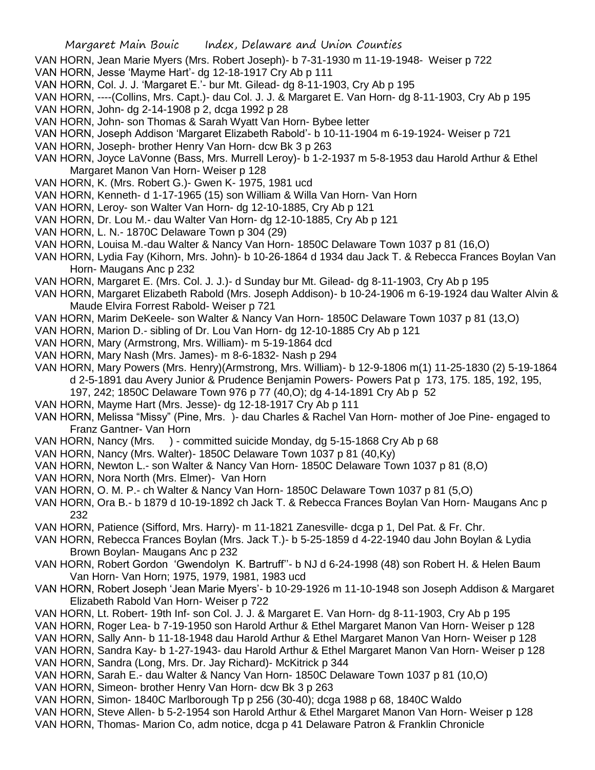VAN HORN, Jean Marie Myers (Mrs. Robert Joseph)- b 7-31-1930 m 11-19-1948- Weiser p 722

VAN HORN, Jesse 'Mayme Hart'- dg 12-18-1917 Cry Ab p 111

VAN HORN, Col. J. J. 'Margaret E.'- bur Mt. Gilead- dg 8-11-1903, Cry Ab p 195

VAN HORN, ----(Collins, Mrs. Capt.)- dau Col. J. J. & Margaret E. Van Horn- dg 8-11-1903, Cry Ab p 195

VAN HORN, John- dg 2-14-1908 p 2, dcga 1992 p 28

VAN HORN, John- son Thomas & Sarah Wyatt Van Horn- Bybee letter

VAN HORN, Joseph Addison 'Margaret Elizabeth Rabold'- b 10-11-1904 m 6-19-1924- Weiser p 721

VAN HORN, Joseph- brother Henry Van Horn- dcw Bk 3 p 263

VAN HORN, Joyce LaVonne (Bass, Mrs. Murrell Leroy)- b 1-2-1937 m 5-8-1953 dau Harold Arthur & Ethel Margaret Manon Van Horn- Weiser p 128

VAN HORN, K. (Mrs. Robert G.)- Gwen K- 1975, 1981 ucd

VAN HORN, Kenneth- d 1-17-1965 (15) son William & Willa Van Horn- Van Horn

VAN HORN, Leroy- son Walter Van Horn- dg 12-10-1885, Cry Ab p 121

VAN HORN, Dr. Lou M.- dau Walter Van Horn- dg 12-10-1885, Cry Ab p 121

VAN HORN, L. N.- 1870C Delaware Town p 304 (29)

VAN HORN, Louisa M.-dau Walter & Nancy Van Horn- 1850C Delaware Town 1037 p 81 (16,O)

VAN HORN, Lydia Fay (Kihorn, Mrs. John)- b 10-26-1864 d 1934 dau Jack T. & Rebecca Frances Boylan Van Horn- Maugans Anc p 232

VAN HORN, Margaret E. (Mrs. Col. J. J.)- d Sunday bur Mt. Gilead- dg 8-11-1903, Cry Ab p 195

VAN HORN, Margaret Elizabeth Rabold (Mrs. Joseph Addison)- b 10-24-1906 m 6-19-1924 dau Walter Alvin & Maude Elvira Forrest Rabold- Weiser p 721

VAN HORN, Marim DeKeele- son Walter & Nancy Van Horn- 1850C Delaware Town 1037 p 81 (13,O)

VAN HORN, Marion D.- sibling of Dr. Lou Van Horn- dg 12-10-1885 Cry Ab p 121

VAN HORN, Mary (Armstrong, Mrs. William)- m 5-19-1864 dcd

VAN HORN, Mary Nash (Mrs. James)- m 8-6-1832- Nash p 294

VAN HORN, Mary Powers (Mrs. Henry)(Armstrong, Mrs. William)- b 12-9-1806 m(1) 11-25-1830 (2) 5-19-1864 d 2-5-1891 dau Avery Junior & Prudence Benjamin Powers- Powers Pat p 173, 175. 185, 192, 195, 197, 242; 1850C Delaware Town 976 p 77 (40,O); dg 4-14-1891 Cry Ab p 52

VAN HORN, Mayme Hart (Mrs. Jesse)- dg 12-18-1917 Cry Ab p 111

VAN HORN, Melissa "Missy" (Pine, Mrs. )- dau Charles & Rachel Van Horn- mother of Joe Pine- engaged to Franz Gantner- Van Horn

VAN HORN, Nancy (Mrs. ) - committed suicide Monday, dg 5-15-1868 Cry Ab p 68

VAN HORN, Nancy (Mrs. Walter)- 1850C Delaware Town 1037 p 81 (40,Ky)

VAN HORN, Newton L.- son Walter & Nancy Van Horn- 1850C Delaware Town 1037 p 81 (8,O)

VAN HORN, Nora North (Mrs. Elmer)- Van Horn

VAN HORN, O. M. P.- ch Walter & Nancy Van Horn- 1850C Delaware Town 1037 p 81 (5,O)

VAN HORN, Ora B.- b 1879 d 10-19-1892 ch Jack T. & Rebecca Frances Boylan Van Horn- Maugans Anc p 232

VAN HORN, Patience (Sifford, Mrs. Harry)- m 11-1821 Zanesville- dcga p 1, Del Pat. & Fr. Chr.

VAN HORN, Rebecca Frances Boylan (Mrs. Jack T.)- b 5-25-1859 d 4-22-1940 dau John Boylan & Lydia Brown Boylan- Maugans Anc p 232

VAN HORN, Robert Gordon 'Gwendolyn K. Bartruff''- b NJ d 6-24-1998 (48) son Robert H. & Helen Baum Van Horn- Van Horn; 1975, 1979, 1981, 1983 ucd

VAN HORN, Robert Joseph 'Jean Marie Myers'- b 10-29-1926 m 11-10-1948 son Joseph Addison & Margaret Elizabeth Rabold Van Horn- Weiser p 722

VAN HORN, Lt. Robert- 19th Inf- son Col. J. J. & Margaret E. Van Horn- dg 8-11-1903, Cry Ab p 195

VAN HORN, Roger Lea- b 7-19-1950 son Harold Arthur & Ethel Margaret Manon Van Horn- Weiser p 128

VAN HORN, Sally Ann- b 11-18-1948 dau Harold Arthur & Ethel Margaret Manon Van Horn- Weiser p 128

VAN HORN, Sandra Kay- b 1-27-1943- dau Harold Arthur & Ethel Margaret Manon Van Horn- Weiser p 128

VAN HORN, Sandra (Long, Mrs. Dr. Jay Richard)- McKitrick p 344

VAN HORN, Sarah E.- dau Walter & Nancy Van Horn- 1850C Delaware Town 1037 p 81 (10,O)

VAN HORN, Simeon- brother Henry Van Horn- dcw Bk 3 p 263

VAN HORN, Simon- 1840C Marlborough Tp p 256 (30-40); dcga 1988 p 68, 1840C Waldo

VAN HORN, Steve Allen- b 5-2-1954 son Harold Arthur & Ethel Margaret Manon Van Horn- Weiser p 128

VAN HORN, Thomas- Marion Co, adm notice, dcga p 41 Delaware Patron & Franklin Chronicle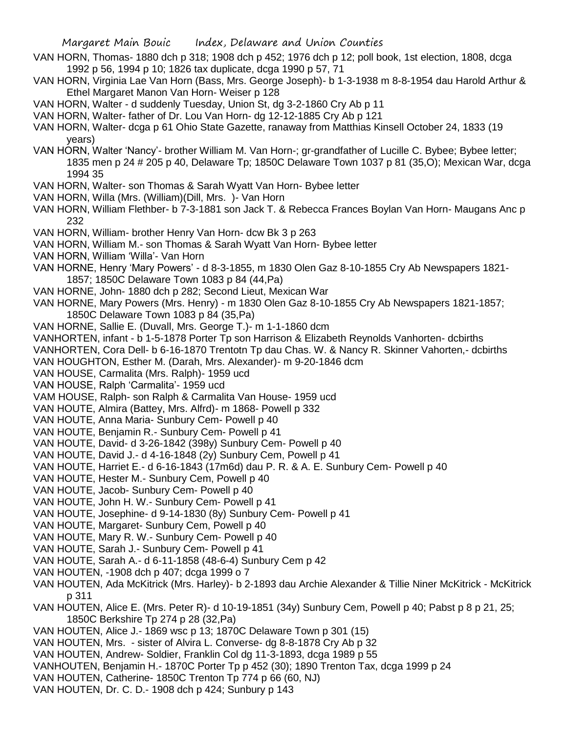VAN HORN, Thomas- 1880 dch p 318; 1908 dch p 452; 1976 dch p 12; poll book, 1st election, 1808, dcga 1992 p 56, 1994 p 10; 1826 tax duplicate, dcga 1990 p 57, 71

VAN HORN, Virginia Lae Van Horn (Bass, Mrs. George Joseph)- b 1-3-1938 m 8-8-1954 dau Harold Arthur & Ethel Margaret Manon Van Horn- Weiser p 128

VAN HORN, Walter - d suddenly Tuesday, Union St, dg 3-2-1860 Cry Ab p 11

VAN HORN, Walter- father of Dr. Lou Van Horn- dg 12-12-1885 Cry Ab p 121

VAN HORN, Walter- dcga p 61 Ohio State Gazette, ranaway from Matthias Kinsell October 24, 1833 (19 years)

VAN HORN, Walter 'Nancy'- brother William M. Van Horn-; gr-grandfather of Lucille C. Bybee; Bybee letter; 1835 men p 24 # 205 p 40, Delaware Tp; 1850C Delaware Town 1037 p 81 (35,O); Mexican War, dcga 1994 35

VAN HORN, Walter- son Thomas & Sarah Wyatt Van Horn- Bybee letter

VAN HORN, Willa (Mrs. (William)(Dill, Mrs. )- Van Horn

VAN HORN, William Flethber- b 7-3-1881 son Jack T. & Rebecca Frances Boylan Van Horn- Maugans Anc p 232

VAN HORN, William- brother Henry Van Horn- dcw Bk 3 p 263

VAN HORN, William M.- son Thomas & Sarah Wyatt Van Horn- Bybee letter

VAN HORN, William 'Willa'- Van Horn

VAN HORNE, Henry 'Mary Powers' - d 8-3-1855, m 1830 Olen Gaz 8-10-1855 Cry Ab Newspapers 1821-1857; 1850C Delaware Town 1083 p 84 (44,Pa)

VAN HORNE, John- 1880 dch p 282; Second Lieut, Mexican War

VAN HORNE, Mary Powers (Mrs. Henry) - m 1830 Olen Gaz 8-10-1855 Cry Ab Newspapers 1821-1857; 1850C Delaware Town 1083 p 84 (35,Pa)

VAN HORNE, Sallie E. (Duvall, Mrs. George T.)- m 1-1-1860 dcm

VANHORTEN, infant - b 1-5-1878 Porter Tp son Harrison & Elizabeth Reynolds Vanhorten- dcbirths

VANHORTEN, Cora Dell- b 6-16-1870 Trentotn Tp dau Chas. W. & Nancy R. Skinner Vahorten,- dcbirths

VAN HOUGHTON, Esther M. (Darah, Mrs. Alexander)- m 9-20-1846 dcm

VAN HOUSE, Carmalita (Mrs. Ralph)- 1959 ucd

VAN HOUSE, Ralph 'Carmalita'- 1959 ucd

VAM HOUSE, Ralph- son Ralph & Carmalita Van House- 1959 ucd

VAN HOUTE, Almira (Battey, Mrs. Alfrd)- m 1868- Powell p 332

VAN HOUTE, Anna Maria- Sunbury Cem- Powell p 40

VAN HOUTE, Benjamin R.- Sunbury Cem- Powell p 41

VAN HOUTE, David- d 3-26-1842 (398y) Sunbury Cem- Powell p 40

VAN HOUTE, David J.- d 4-16-1848 (2y) Sunbury Cem, Powell p 41

VAN HOUTE, Harriet E.- d 6-16-1843 (17m6d) dau P. R. & A. E. Sunbury Cem- Powell p 40

VAN HOUTE, Hester M.- Sunbury Cem, Powell p 40

VAN HOUTE, Jacob- Sunbury Cem- Powell p 40

VAN HOUTE, John H. W.- Sunbury Cem- Powell p 41

VAN HOUTE, Josephine- d 9-14-1830 (8y) Sunbury Cem- Powell p 41

VAN HOUTE, Margaret- Sunbury Cem, Powell p 40

VAN HOUTE, Mary R. W.- Sunbury Cem- Powell p 40

VAN HOUTE, Sarah J.- Sunbury Cem- Powell p 41

VAN HOUTE, Sarah A.- d 6-11-1858 (48-6-4) Sunbury Cem p 42

VAN HOUTEN, -1908 dch p 407; dcga 1999 o 7

VAN HOUTEN, Ada McKitrick (Mrs. Harley)- b 2-1893 dau Archie Alexander & Tillie Niner McKitrick - McKitrick p 311

VAN HOUTEN, Alice E. (Mrs. Peter R)- d 10-19-1851 (34y) Sunbury Cem, Powell p 40; Pabst p 8 p 21, 25; 1850C Berkshire Tp 274 p 28 (32,Pa)

VAN HOUTEN, Alice J.- 1869 wsc p 13; 1870C Delaware Town p 301 (15)

VAN HOUTEN, Mrs. - sister of Alvira L. Converse- dg 8-8-1878 Cry Ab p 32

VAN HOUTEN, Andrew- Soldier, Franklin Col dg 11-3-1893, dcga 1989 p 55

VANHOUTEN, Benjamin H.- 1870C Porter Tp p 452 (30); 1890 Trenton Tax, dcga 1999 p 24

VAN HOUTEN, Catherine- 1850C Trenton Tp 774 p 66 (60, NJ)

VAN HOUTEN, Dr. C. D.- 1908 dch p 424; Sunbury p 143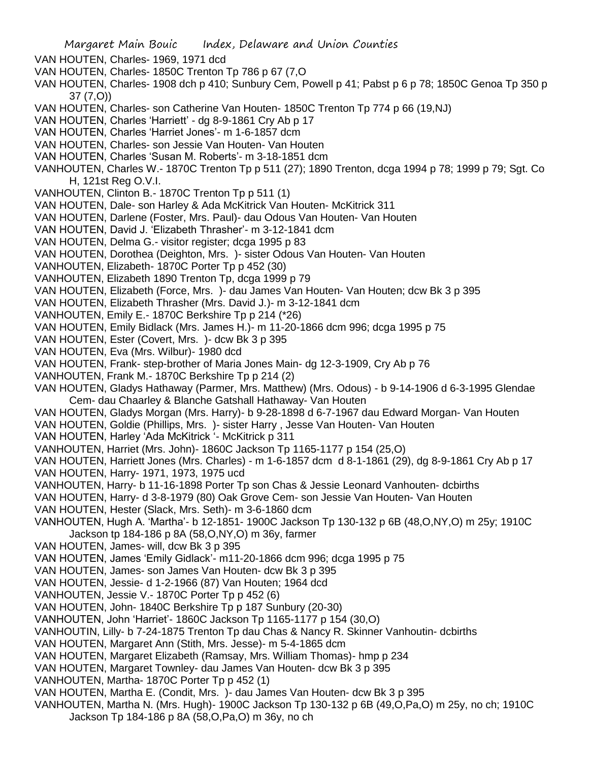VAN HOUTEN, Charles- 1969, 1971 dcd
VAN HOUTEN, Charles- 1850C Trenton Tp 786 p 67 (7,O
VAN HOUTEN, Charles- 1908 dch p 410; Sunbury Cem, Powell p 41; Pabst p 6 p 78; 1850C Genoa Tp 350 p 37 (7,O))
VAN HOUTEN, Charles- son Catherine Van Houten- 1850C Trenton Tp 774 p 66 (19,NJ)
VAN HOUTEN, Charles 'Harriett' - dg 8-9-1861 Cry Ab p 17
VAN HOUTEN, Charles 'Harriet Jones'- m 1-6-1857 dcm
VAN HOUTEN, Charles- son Jessie Van Houten- Van Houten
VAN HOUTEN, Charles 'Susan M. Roberts'- m 3-18-1851 dcm
VANHOUTEN, Charles W.- 1870C Trenton Tp p 511 (27); 1890 Trenton, dcga 1994 p 78; 1999 p 79; Sgt. Co H, 121st Reg O.V.I.
VANHOUTEN, Clinton B.- 1870C Trenton Tp p 511 (1)
VAN HOUTEN, Dale- son Harley & Ada McKitrick Van Houten- McKitrick 311
VAN HOUTEN, Darlene (Foster, Mrs. Paul)- dau Odous Van Houten- Van Houten
VAN HOUTEN, David J. 'Elizabeth Thrasher'- m 3-12-1841 dcm
VAN HOUTEN, Delma G.- visitor register; dcga 1995 p 83
VAN HOUTEN, Dorothea (Deighton, Mrs. )- sister Odous Van Houten- Van Houten
VANHOUTEN, Elizabeth- 1870C Porter Tp p 452 (30)
VANHOUTEN, Elizabeth 1890 Trenton Tp, dcga 1999 p 79
VAN HOUTEN, Elizabeth (Force, Mrs. )- dau James Van Houten- Van Houten; dcw Bk 3 p 395
VAN HOUTEN, Elizabeth Thrasher (Mrs. David J.)- m 3-12-1841 dcm
VANHOUTEN, Emily E.- 1870C Berkshire Tp p 214 (*26)
VAN HOUTEN, Emily Bidlack (Mrs. James H.)- m 11-20-1866 dcm 996; dcga 1995 p 75
VAN HOUTEN, Ester (Covert, Mrs. )- dcw Bk 3 p 395
VAN HOUTEN, Eva (Mrs. Wilbur)- 1980 dcd
VAN HOUTEN, Frank- step-brother of Maria Jones Main- dg 12-3-1909, Cry Ab p 76
VANHOUTEN, Frank M.- 1870C Berkshire Tp p 214 (2)
VAN HOUTEN, Gladys Hathaway (Parmer, Mrs. Matthew) (Mrs. Odous) - b 9-14-1906 d 6-3-1995 Glendae Cem- dau Chaarley & Blanche Gatshall Hathaway- Van Houten
VAN HOUTEN, Gladys Morgan (Mrs. Harry)- b 9-28-1898 d 6-7-1967 dau Edward Morgan- Van Houten
VAN HOUTEN, Goldie (Phillips, Mrs. )- sister Harry , Jesse Van Houten- Van Houten
VAN HOUTEN, Harley 'Ada McKitrick '- McKitrick p 311
VANHOUTEN, Harriet (Mrs. John)- 1860C Jackson Tp 1165-1177 p 154 (25,O)
VAN HOUTEN, Harriett Jones (Mrs. Charles) - m 1-6-1857 dcm d 8-1-1861 (29), dg 8-9-1861 Cry Ab p 17
VAN HOUTEN, Harry- 1971, 1973, 1975 ucd
VANHOUTEN, Harry- b 11-16-1898 Porter Tp son Chas & Jessie Leonard Vanhouten- dcbirths
VAN HOUTEN, Harry- d 3-8-1979 (80) Oak Grove Cem- son Jessie Van Houten- Van Houten
VAN HOUTEN, Hester (Slack, Mrs. Seth)- m 3-6-1860 dcm
VANHOUTEN, Hugh A. 'Martha'- b 12-1851- 1900C Jackson Tp 130-132 p 6B (48,O,NY,O) m 25y; 1910C Jackson tp 184-186 p 8A (58,O,NY,O) m 36y, farmer
VAN HOUTEN, James- will, dcw Bk 3 p 395
VAN HOUTEN, James 'Emily Gidlack'- m11-20-1866 dcm 996; dcga 1995 p 75
VAN HOUTEN, James- son James Van Houten- dcw Bk 3 p 395
VAN HOUTEN, Jessie- d 1-2-1966 (87) Van Houten; 1964 dcd
VANHOUTEN, Jessie V.- 1870C Porter Tp p 452 (6)
VAN HOUTEN, John- 1840C Berkshire Tp p 187 Sunbury (20-30)
VANHOUTEN, John 'Harriet'- 1860C Jackson Tp 1165-1177 p 154 (30,O)
VANHOUTIN, Lilly- b 7-24-1875 Trenton Tp dau Chas & Nancy R. Skinner Vanhoutin- dcbirths
VAN HOUTEN, Margaret Ann (Stith, Mrs. Jesse)- m 5-4-1865 dcm
VAN HOUTEN, Margaret Elizabeth (Ramsay, Mrs. William Thomas)- hmp p 234
VAN HOUTEN, Margaret Townley- dau James Van Houten- dcw Bk 3 p 395
VANHOUTEN, Martha- 1870C Porter Tp p 452 (1)
VAN HOUTEN, Martha E. (Condit, Mrs. )- dau James Van Houten- dcw Bk 3 p 395
VANHOUTEN, Martha N. (Mrs. Hugh)- 1900C Jackson Tp 130-132 p 6B (49,O,Pa,O) m 25y, no ch; 1910C Jackson Tp 184-186 p 8A (58,O,Pa,O) m 36y, no ch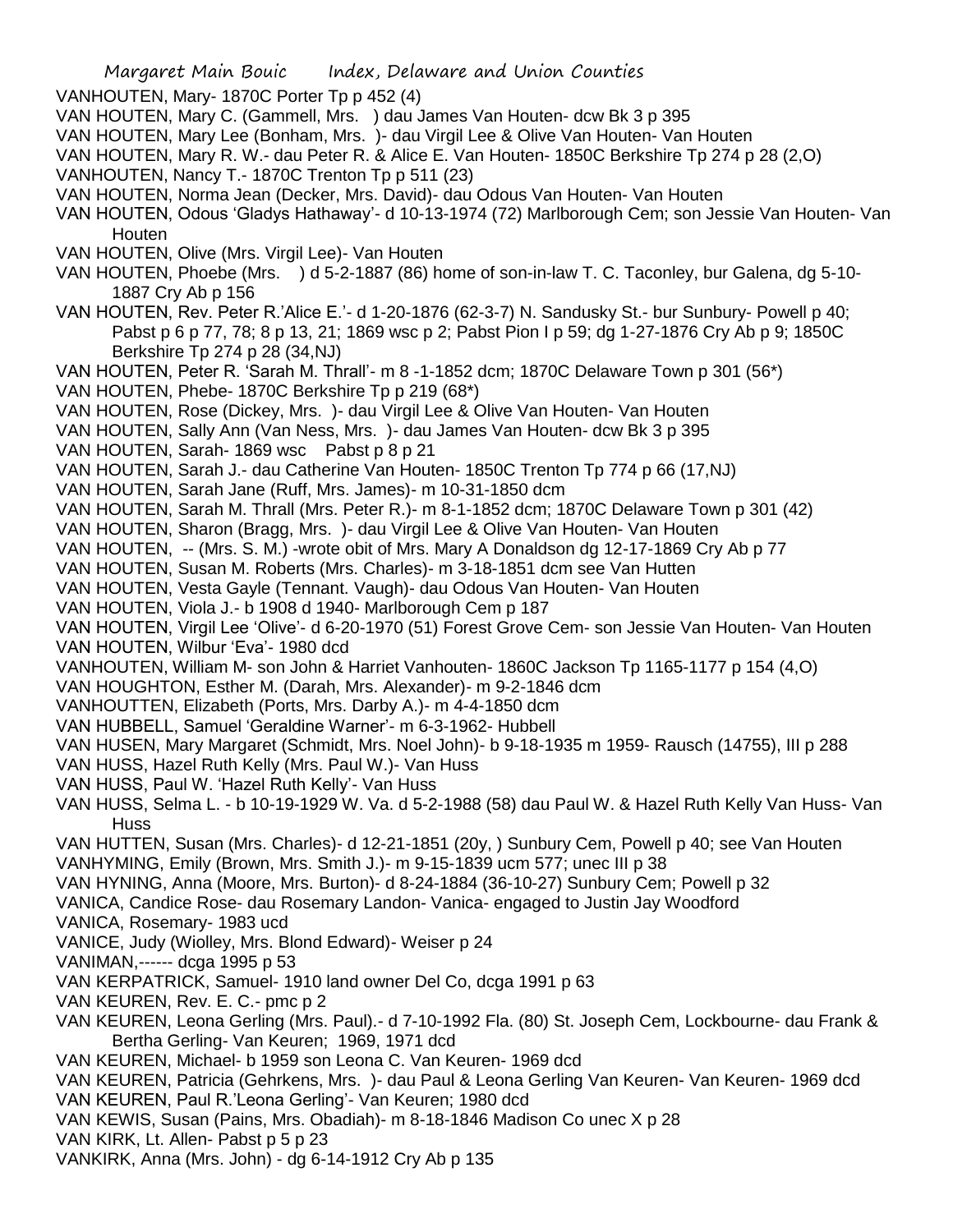VANHOUTEN, Mary- 1870C Porter Tp p 452 (4)

VAN HOUTEN, Mary C. (Gammell, Mrs. ) dau James Van Houten- dcw Bk 3 p 395

VAN HOUTEN, Mary Lee (Bonham, Mrs. )- dau Virgil Lee & Olive Van Houten- Van Houten

VAN HOUTEN, Mary R. W.- dau Peter R. & Alice E. Van Houten- 1850C Berkshire Tp 274 p 28 (2,O)

VANHOUTEN, Nancy T.- 1870C Trenton Tp p 511 (23)

VAN HOUTEN, Norma Jean (Decker, Mrs. David)- dau Odous Van Houten- Van Houten

VAN HOUTEN, Odous 'Gladys Hathaway'- d 10-13-1974 (72) Marlborough Cem; son Jessie Van Houten- Van Houten

VAN HOUTEN, Olive (Mrs. Virgil Lee)- Van Houten

VAN HOUTEN, Phoebe (Mrs. ) d 5-2-1887 (86) home of son-in-law T. C. Taconley, bur Galena, dg 5-10-1887 Cry Ab p 156

VAN HOUTEN, Rev. Peter R.'Alice E.'- d 1-20-1876 (62-3-7) N. Sandusky St.- bur Sunbury- Powell p 40; Pabst p 6 p 77, 78; 8 p 13, 21; 1869 wsc p 2; Pabst Pion I p 59; dg 1-27-1876 Cry Ab p 9; 1850C Berkshire Tp 274 p 28 (34,NJ)

VAN HOUTEN, Peter R. 'Sarah M. Thrall'- m 8 -1-1852 dcm; 1870C Delaware Town p 301 (56*)

VAN HOUTEN, Phebe- 1870C Berkshire Tp p 219 (68*)

VAN HOUTEN, Rose (Dickey, Mrs. )- dau Virgil Lee & Olive Van Houten- Van Houten

VAN HOUTEN, Sally Ann (Van Ness, Mrs. )- dau James Van Houten- dcw Bk 3 p 395

VAN HOUTEN, Sarah- 1869 wsc Pabst p 8 p 21

VAN HOUTEN, Sarah J.- dau Catherine Van Houten- 1850C Trenton Tp 774 p 66 (17,NJ)

VAN HOUTEN, Sarah Jane (Ruff, Mrs. James)- m 10-31-1850 dcm

VAN HOUTEN, Sarah M. Thrall (Mrs. Peter R.)- m 8-1-1852 dcm; 1870C Delaware Town p 301 (42)

VAN HOUTEN, Sharon (Bragg, Mrs. )- dau Virgil Lee & Olive Van Houten- Van Houten

VAN HOUTEN, -- (Mrs. S. M.) -wrote obit of Mrs. Mary A Donaldson dg 12-17-1869 Cry Ab p 77

VAN HOUTEN, Susan M. Roberts (Mrs. Charles)- m 3-18-1851 dcm see Van Hutten

VAN HOUTEN, Vesta Gayle (Tennant. Vaugh)- dau Odous Van Houten- Van Houten

VAN HOUTEN, Viola J.- b 1908 d 1940- Marlborough Cem p 187

VAN HOUTEN, Virgil Lee 'Olive'- d 6-20-1970 (51) Forest Grove Cem- son Jessie Van Houten- Van Houten

VAN HOUTEN, Wilbur 'Eva'- 1980 dcd

VANHOUTEN, William M- son John & Harriet Vanhouten- 1860C Jackson Tp 1165-1177 p 154 (4,O)

VAN HOUGHTON, Esther M. (Darah, Mrs. Alexander)- m 9-2-1846 dcm

VANHOUTTEN, Elizabeth (Ports, Mrs. Darby A.)- m 4-4-1850 dcm

VAN HUBBELL, Samuel 'Geraldine Warner'- m 6-3-1962- Hubbell

VAN HUSEN, Mary Margaret (Schmidt, Mrs. Noel John)- b 9-18-1935 m 1959- Rausch (14755), III p 288

VAN HUSS, Hazel Ruth Kelly (Mrs. Paul W.)- Van Huss

VAN HUSS, Paul W. 'Hazel Ruth Kelly'- Van Huss

VAN HUSS, Selma L. - b 10-19-1929 W. Va. d 5-2-1988 (58) dau Paul W. & Hazel Ruth Kelly Van Huss- Van Huss

VAN HUTTEN, Susan (Mrs. Charles)- d 12-21-1851 (20y, ) Sunbury Cem, Powell p 40; see Van Houten

VANHYMING, Emily (Brown, Mrs. Smith J.)- m 9-15-1839 ucm 577; unec III p 38

VAN HYNING, Anna (Moore, Mrs. Burton)- d 8-24-1884 (36-10-27) Sunbury Cem; Powell p 32

VANICA, Candice Rose- dau Rosemary Landon- Vanica- engaged to Justin Jay Woodford

VANICA, Rosemary- 1983 ucd

VANICE, Judy (Wiolley, Mrs. Blond Edward)- Weiser p 24

VANIMAN,------ dcga 1995 p 53

VAN KERPATRICK, Samuel- 1910 land owner Del Co, dcga 1991 p 63

VAN KEUREN, Rev. E. C.- pmc p 2

VAN KEUREN, Leona Gerling (Mrs. Paul).- d 7-10-1992 Fla. (80) St. Joseph Cem, Lockbourne- dau Frank & Bertha Gerling- Van Keuren; 1969, 1971 dcd

VAN KEUREN, Michael- b 1959 son Leona C. Van Keuren- 1969 dcd

VAN KEUREN, Patricia (Gehrkens, Mrs. )- dau Paul & Leona Gerling Van Keuren- Van Keuren- 1969 dcd

VAN KEUREN, Paul R.'Leona Gerling'- Van Keuren; 1980 dcd

VAN KEWIS, Susan (Pains, Mrs. Obadiah)- m 8-18-1846 Madison Co unec X p 28

VAN KIRK, Lt. Allen- Pabst p 5 p 23

VANKIRK, Anna (Mrs. John) - dg 6-14-1912 Cry Ab p 135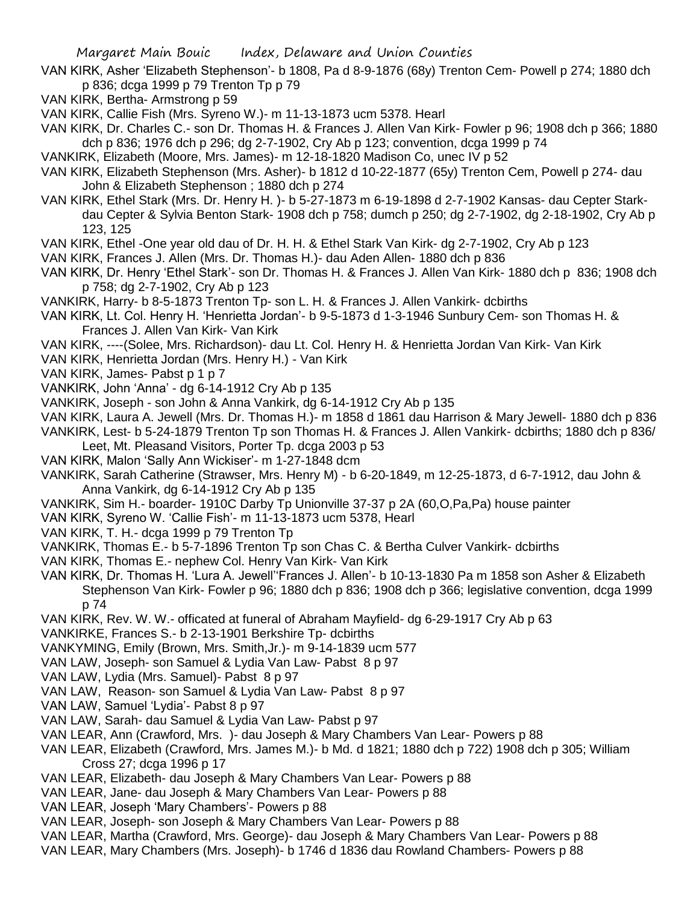VAN KIRK, Asher 'Elizabeth Stephenson'- b 1808, Pa d 8-9-1876 (68y) Trenton Cem- Powell p 274; 1880 dch p 836; dcga 1999 p 79 Trenton Tp p 79

VAN KIRK, Bertha- Armstrong p 59

VAN KIRK, Callie Fish (Mrs. Syreno W.)- m 11-13-1873 ucm 5378. Hearl

VAN KIRK, Dr. Charles C.- son Dr. Thomas H. & Frances J. Allen Van Kirk- Fowler p 96; 1908 dch p 366; 1880 dch p 836; 1976 dch p 296; dg 2-7-1902, Cry Ab p 123; convention, dcga 1999 p 74

VANKIRK, Elizabeth (Moore, Mrs. James)- m 12-18-1820 Madison Co, unec IV p 52

VAN KIRK, Elizabeth Stephenson (Mrs. Asher)- b 1812 d 10-22-1877 (65y) Trenton Cem, Powell p 274- dau John & Elizabeth Stephenson ; 1880 dch p 274

VAN KIRK, Ethel Stark (Mrs. Dr. Henry H. )- b 5-27-1873 m 6-19-1898 d 2-7-1902 Kansas- dau Cepter Stark- dau Cepter & Sylvia Benton Stark- 1908 dch p 758; dumch p 250; dg 2-7-1902, dg 2-18-1902, Cry Ab p 123, 125

VAN KIRK, Ethel -One year old dau of Dr. H. H. & Ethel Stark Van Kirk- dg 2-7-1902, Cry Ab p 123

VAN KIRK, Frances J. Allen (Mrs. Dr. Thomas H.)- dau Aden Allen- 1880 dch p 836

VAN KIRK, Dr. Henry 'Ethel Stark'- son Dr. Thomas H. & Frances J. Allen Van Kirk- 1880 dch p 836; 1908 dch p 758; dg 2-7-1902, Cry Ab p 123

VANKIRK, Harry- b 8-5-1873 Trenton Tp- son L. H. & Frances J. Allen Vankirk- dcbirths

VAN KIRK, Lt. Col. Henry H. 'Henrietta Jordan'- b 9-5-1873 d 1-3-1946 Sunbury Cem- son Thomas H. & Frances J. Allen Van Kirk- Van Kirk

VAN KIRK, ----(Solee, Mrs. Richardson)- dau Lt. Col. Henry H. & Henrietta Jordan Van Kirk- Van Kirk

VAN KIRK, Henrietta Jordan (Mrs. Henry H.) - Van Kirk

VAN KIRK, James- Pabst p 1 p 7

VANKIRK, John 'Anna' - dg 6-14-1912 Cry Ab p 135

VANKIRK, Joseph - son John & Anna Vankirk, dg 6-14-1912 Cry Ab p 135

VAN KIRK, Laura A. Jewell (Mrs. Dr. Thomas H.)- m 1858 d 1861 dau Harrison & Mary Jewell- 1880 dch p 836

VANKIRK, Lest- b 5-24-1879 Trenton Tp son Thomas H. & Frances J. Allen Vankirk- dcbirths; 1880 dch p 836/ Leet, Mt. Pleasand Visitors, Porter Tp. dcga 2003 p 53

VAN KIRK, Malon 'Sally Ann Wickiser'- m 1-27-1848 dcm

VANKIRK, Sarah Catherine (Strawser, Mrs. Henry M) - b 6-20-1849, m 12-25-1873, d 6-7-1912, dau John & Anna Vankirk, dg 6-14-1912 Cry Ab p 135

VANKIRK, Sim H.- boarder- 1910C Darby Tp Unionville 37-37 p 2A (60,O,Pa,Pa) house painter

VAN KIRK, Syreno W. 'Callie Fish'- m 11-13-1873 ucm 5378, Hearl

VAN KIRK, T. H.- dcga 1999 p 79 Trenton Tp

VANKIRK, Thomas E.- b 5-7-1896 Trenton Tp son Chas C. & Bertha Culver Vankirk- dcbirths

VAN KIRK, Thomas E.- nephew Col. Henry Van Kirk- Van Kirk

VAN KIRK, Dr. Thomas H. 'Lura A. Jewell''Frances J. Allen'- b 10-13-1830 Pa m 1858 son Asher & Elizabeth Stephenson Van Kirk- Fowler p 96; 1880 dch p 836; 1908 dch p 366; legislative convention, dcga 1999 p 74

VAN KIRK, Rev. W. W.- officated at funeral of Abraham Mayfield- dg 6-29-1917 Cry Ab p 63

VANKIRKE, Frances S.- b 2-13-1901 Berkshire Tp- dcbirths

VANKYMING, Emily (Brown, Mrs. Smith,Jr.)- m 9-14-1839 ucm 577

VAN LAW, Joseph- son Samuel & Lydia Van Law- Pabst 8 p 97

VAN LAW, Lydia (Mrs. Samuel)- Pabst 8 p 97

VAN LAW, Reason- son Samuel & Lydia Van Law- Pabst 8 p 97

VAN LAW, Samuel 'Lydia'- Pabst 8 p 97

VAN LAW, Sarah- dau Samuel & Lydia Van Law- Pabst p 97

VAN LEAR, Ann (Crawford, Mrs. )- dau Joseph & Mary Chambers Van Lear- Powers p 88

VAN LEAR, Elizabeth (Crawford, Mrs. James M.)- b Md. d 1821; 1880 dch p 722) 1908 dch p 305; William Cross 27; dcga 1996 p 17

VAN LEAR, Elizabeth- dau Joseph & Mary Chambers Van Lear- Powers p 88

VAN LEAR, Jane- dau Joseph & Mary Chambers Van Lear- Powers p 88

VAN LEAR, Joseph 'Mary Chambers'- Powers p 88

VAN LEAR, Joseph- son Joseph & Mary Chambers Van Lear- Powers p 88

VAN LEAR, Martha (Crawford, Mrs. George)- dau Joseph & Mary Chambers Van Lear- Powers p 88

VAN LEAR, Mary Chambers (Mrs. Joseph)- b 1746 d 1836 dau Rowland Chambers- Powers p 88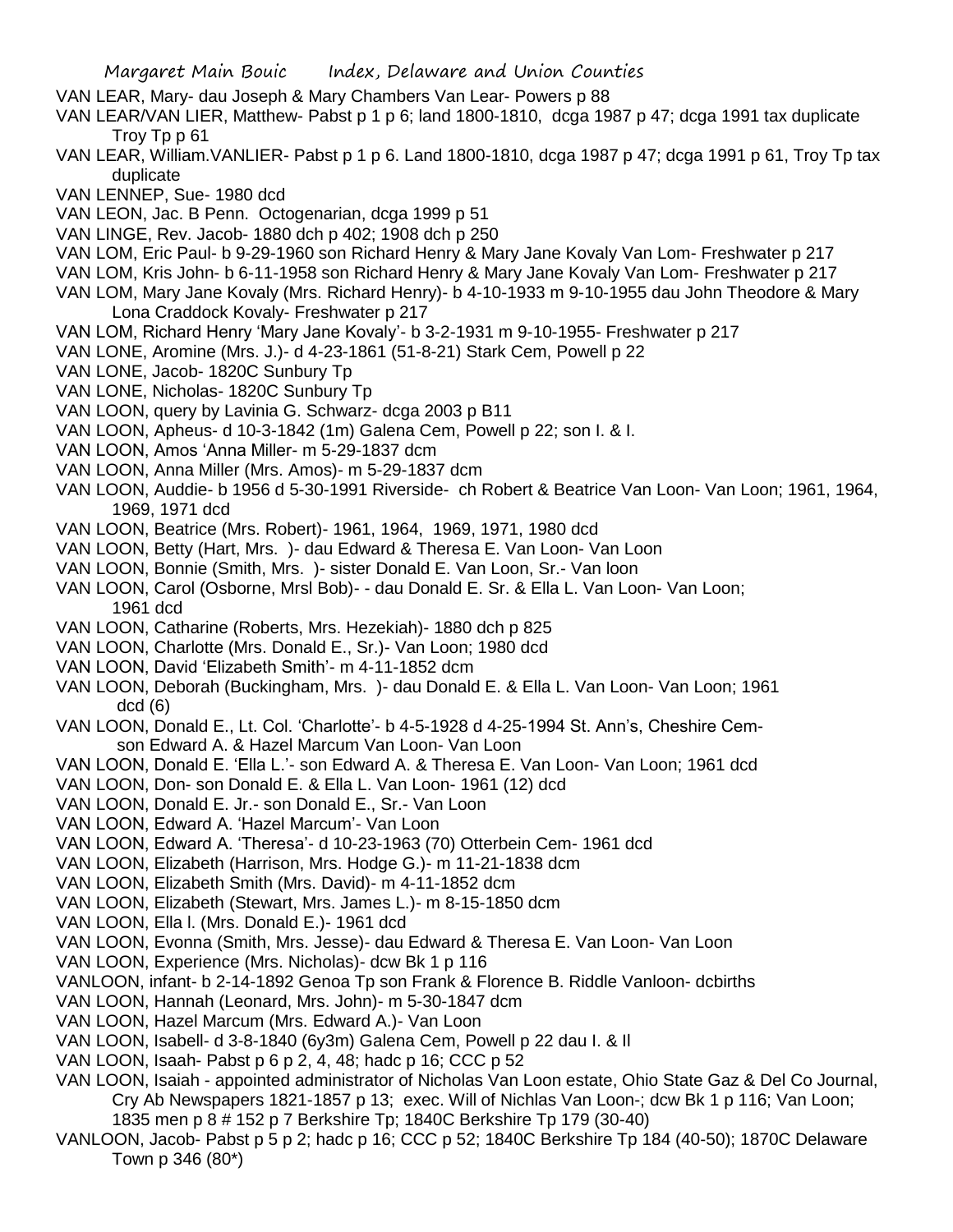VAN LEAR, Mary- dau Joseph & Mary Chambers Van Lear- Powers p 88

VAN LEAR/VAN LIER, Matthew- Pabst p 1 p 6; land 1800-1810, dcga 1987 p 47; dcga 1991 tax duplicate Troy Tp p 61

VAN LEAR, William.VANLIER- Pabst p 1 p 6. Land 1800-1810, dcga 1987 p 47; dcga 1991 p 61, Troy Tp tax duplicate

VAN LENNEP, Sue- 1980 dcd

VAN LEON, Jac. B Penn. Octogenarian, dcga 1999 p 51

VAN LINGE, Rev. Jacob- 1880 dch p 402; 1908 dch p 250

VAN LOM, Eric Paul- b 9-29-1960 son Richard Henry & Mary Jane Kovaly Van Lom- Freshwater p 217

VAN LOM, Kris John- b 6-11-1958 son Richard Henry & Mary Jane Kovaly Van Lom- Freshwater p 217

VAN LOM, Mary Jane Kovaly (Mrs. Richard Henry)- b 4-10-1933 m 9-10-1955 dau John Theodore & Mary Lona Craddock Kovaly- Freshwater p 217

VAN LOM, Richard Henry 'Mary Jane Kovaly'- b 3-2-1931 m 9-10-1955- Freshwater p 217

VAN LONE, Aromine (Mrs. J.)- d 4-23-1861 (51-8-21) Stark Cem, Powell p 22

VAN LONE, Jacob- 1820C Sunbury Tp

VAN LONE, Nicholas- 1820C Sunbury Tp

VAN LOON, query by Lavinia G. Schwarz- dcga 2003 p B11

VAN LOON, Apheus- d 10-3-1842 (1m) Galena Cem, Powell p 22; son I. & I.

VAN LOON, Amos 'Anna Miller- m 5-29-1837 dcm

VAN LOON, Anna Miller (Mrs. Amos)- m 5-29-1837 dcm

VAN LOON, Auddie- b 1956 d 5-30-1991 Riverside- ch Robert & Beatrice Van Loon- Van Loon; 1961, 1964, 1969, 1971 dcd

VAN LOON, Beatrice (Mrs. Robert)- 1961, 1964, 1969, 1971, 1980 dcd

VAN LOON, Betty (Hart, Mrs. )- dau Edward & Theresa E. Van Loon- Van Loon

VAN LOON, Bonnie (Smith, Mrs. )- sister Donald E. Van Loon, Sr.- Van loon

VAN LOON, Carol (Osborne, Mrsl Bob)- - dau Donald E. Sr. & Ella L. Van Loon- Van Loon; 1961 dcd

VAN LOON, Catharine (Roberts, Mrs. Hezekiah)- 1880 dch p 825

VAN LOON, Charlotte (Mrs. Donald E., Sr.)- Van Loon; 1980 dcd

VAN LOON, David 'Elizabeth Smith'- m 4-11-1852 dcm

VAN LOON, Deborah (Buckingham, Mrs. )- dau Donald E. & Ella L. Van Loon- Van Loon; 1961 dcd (6)

VAN LOON, Donald E., Lt. Col. 'Charlotte'- b 4-5-1928 d 4-25-1994 St. Ann's, Cheshire Cem- son Edward A. & Hazel Marcum Van Loon- Van Loon

VAN LOON, Donald E. 'Ella L.'- son Edward A. & Theresa E. Van Loon- Van Loon; 1961 dcd

VAN LOON, Don- son Donald E. & Ella L. Van Loon- 1961 (12) dcd

VAN LOON, Donald E. Jr.- son Donald E., Sr.- Van Loon

VAN LOON, Edward A. 'Hazel Marcum'- Van Loon

VAN LOON, Edward A. 'Theresa'- d 10-23-1963 (70) Otterbein Cem- 1961 dcd

VAN LOON, Elizabeth (Harrison, Mrs. Hodge G.)- m 11-21-1838 dcm

VAN LOON, Elizabeth Smith (Mrs. David)- m 4-11-1852 dcm

VAN LOON, Elizabeth (Stewart, Mrs. James L.)- m 8-15-1850 dcm

VAN LOON, Ella l. (Mrs. Donald E.)- 1961 dcd

VAN LOON, Evonna (Smith, Mrs. Jesse)- dau Edward & Theresa E. Van Loon- Van Loon

VAN LOON, Experience (Mrs. Nicholas)- dcw Bk 1 p 116

VANLOON, infant- b 2-14-1892 Genoa Tp son Frank & Florence B. Riddle Vanloon- dcbirths

VAN LOON, Hannah (Leonard, Mrs. John)- m 5-30-1847 dcm

VAN LOON, Hazel Marcum (Mrs. Edward A.)- Van Loon

VAN LOON, Isabell- d 3-8-1840 (6y3m) Galena Cem, Powell p 22 dau I. & Il

VAN LOON, Isaah- Pabst p 6 p 2, 4, 48; hadc p 16; CCC p 52

VAN LOON, Isaiah - appointed administrator of Nicholas Van Loon estate, Ohio State Gaz & Del Co Journal, Cry Ab Newspapers 1821-1857 p 13; exec. Will of Nichlas Van Loon-; dcw Bk 1 p 116; Van Loon; 1835 men p 8 # 152 p 7 Berkshire Tp; 1840C Berkshire Tp 179 (30-40)

VANLOON, Jacob- Pabst p 5 p 2; hadc p 16; CCC p 52; 1840C Berkshire Tp 184 (40-50); 1870C Delaware Town p 346 (80*)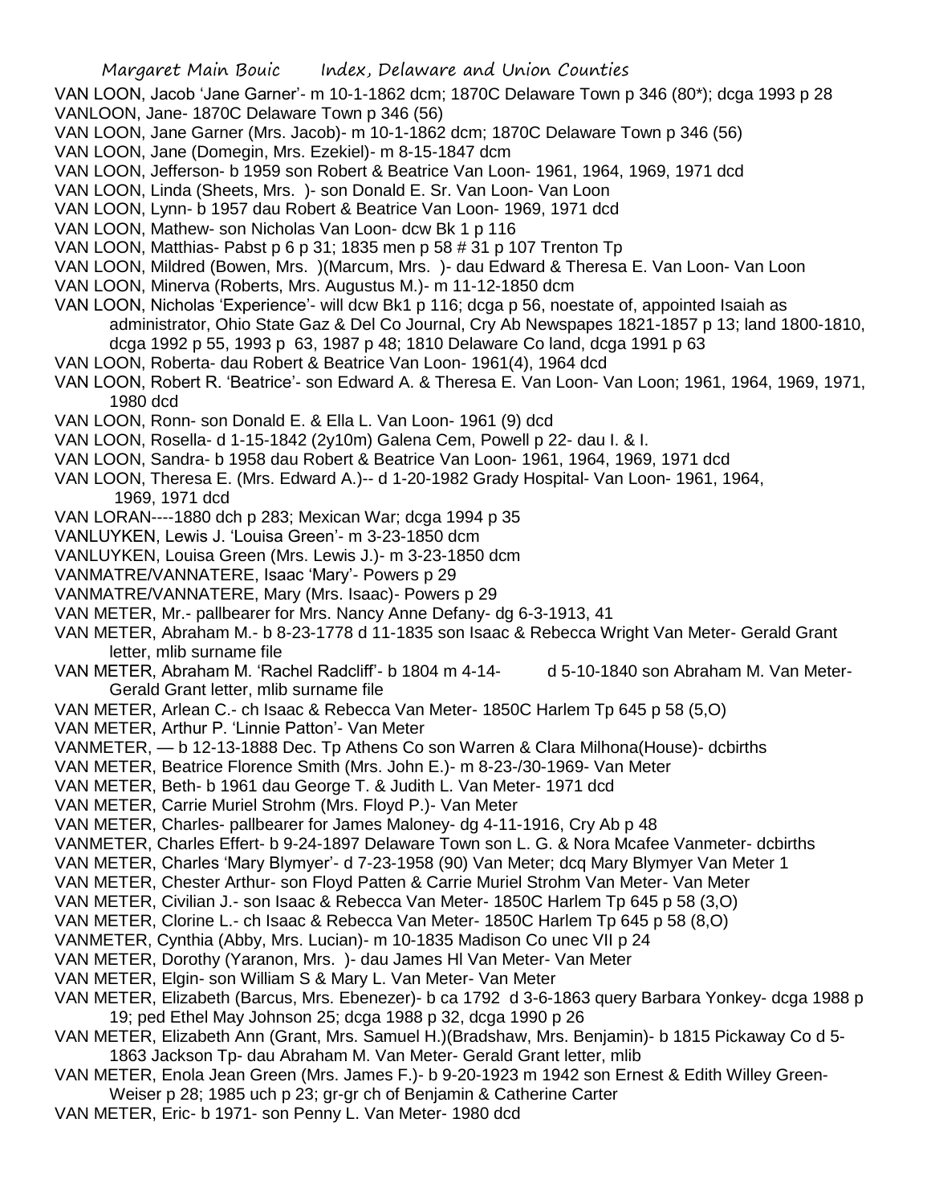VAN LOON, Jacob 'Jane Garner'- m 10-1-1862 dcm; 1870C Delaware Town p 346 (80*); dcga 1993 p 28

VANLOON, Jane- 1870C Delaware Town p 346 (56)

VAN LOON, Jane Garner (Mrs. Jacob)- m 10-1-1862 dcm; 1870C Delaware Town p 346 (56)

VAN LOON, Jane (Domegin, Mrs. Ezekiel)- m 8-15-1847 dcm

VAN LOON, Jefferson- b 1959 son Robert & Beatrice Van Loon- 1961, 1964, 1969, 1971 dcd

VAN LOON, Linda (Sheets, Mrs. )- son Donald E. Sr. Van Loon- Van Loon

VAN LOON, Lynn- b 1957 dau Robert & Beatrice Van Loon- 1969, 1971 dcd

VAN LOON, Mathew- son Nicholas Van Loon- dcw Bk 1 p 116

VAN LOON, Matthias- Pabst p 6 p 31; 1835 men p 58 # 31 p 107 Trenton Tp

VAN LOON, Mildred (Bowen, Mrs. )(Marcum, Mrs. )- dau Edward & Theresa E. Van Loon- Van Loon

VAN LOON, Minerva (Roberts, Mrs. Augustus M.)- m 11-12-1850 dcm

VAN LOON, Nicholas 'Experience'- will dcw Bk1 p 116; dcga p 56, noestate of, appointed Isaiah as administrator, Ohio State Gaz & Del Co Journal, Cry Ab Newspapes 1821-1857 p 13; land 1800-1810, dcga 1992 p 55, 1993 p 63, 1987 p 48; 1810 Delaware Co land, dcga 1991 p 63

VAN LOON, Roberta- dau Robert & Beatrice Van Loon- 1961(4), 1964 dcd

VAN LOON, Robert R. 'Beatrice'- son Edward A. & Theresa E. Van Loon- Van Loon; 1961, 1964, 1969, 1971, 1980 dcd

VAN LOON, Ronn- son Donald E. & Ella L. Van Loon- 1961 (9) dcd

VAN LOON, Rosella- d 1-15-1842 (2y10m) Galena Cem, Powell p 22- dau I. & I.

VAN LOON, Sandra- b 1958 dau Robert & Beatrice Van Loon- 1961, 1964, 1969, 1971 dcd

VAN LOON, Theresa E. (Mrs. Edward A.)-- d 1-20-1982 Grady Hospital- Van Loon- 1961, 1964, 1969, 1971 dcd

VAN LORAN----1880 dch p 283; Mexican War; dcga 1994 p 35

VANLUYKEN, Lewis J. 'Louisa Green'- m 3-23-1850 dcm

VANLUYKEN, Louisa Green (Mrs. Lewis J.)- m 3-23-1850 dcm

VANMATRE/VANNATERE, Isaac 'Mary'- Powers p 29

VANMATRE/VANNATERE, Mary (Mrs. Isaac)- Powers p 29

VAN METER, Mr.- pallbearer for Mrs. Nancy Anne Defany- dg 6-3-1913, 41

VAN METER, Abraham M.- b 8-23-1778 d 11-1835 son Isaac & Rebecca Wright Van Meter- Gerald Grant letter, mlib surname file

VAN METER, Abraham M. 'Rachel Radcliff'- b 1804 m 4-14- d 5-10-1840 son Abraham M. Van Meter- Gerald Grant letter, mlib surname file

VAN METER, Arlean C.- ch Isaac & Rebecca Van Meter- 1850C Harlem Tp 645 p 58 (5,O)

VAN METER, Arthur P. 'Linnie Patton'- Van Meter

VANMETER, — b 12-13-1888 Dec. Tp Athens Co son Warren & Clara Milhona(House)- dcbirths

VAN METER, Beatrice Florence Smith (Mrs. John E.)- m 8-23-/30-1969- Van Meter

VAN METER, Beth- b 1961 dau George T. & Judith L. Van Meter- 1971 dcd

VAN METER, Carrie Muriel Strohm (Mrs. Floyd P.)- Van Meter

VAN METER, Charles- pallbearer for James Maloney- dg 4-11-1916, Cry Ab p 48

VANMETER, Charles Effert- b 9-24-1897 Delaware Town son L. G. & Nora Mcafee Vanmeter- dcbirths

VAN METER, Charles 'Mary Blymyer'- d 7-23-1958 (90) Van Meter; dcq Mary Blymyer Van Meter 1

VAN METER, Chester Arthur- son Floyd Patten & Carrie Muriel Strohm Van Meter- Van Meter

VAN METER, Civilian J.- son Isaac & Rebecca Van Meter- 1850C Harlem Tp 645 p 58 (3,O)

VAN METER, Clorine L.- ch Isaac & Rebecca Van Meter- 1850C Harlem Tp 645 p 58 (8,O)

VANMETER, Cynthia (Abby, Mrs. Lucian)- m 10-1835 Madison Co unec VII p 24

VAN METER, Dorothy (Yaranon, Mrs. )- dau James Hl Van Meter- Van Meter

VAN METER, Elgin- son William S & Mary L. Van Meter- Van Meter

VAN METER, Elizabeth (Barcus, Mrs. Ebenezer)- b ca 1792 d 3-6-1863 query Barbara Yonkey- dcga 1988 p 19; ped Ethel May Johnson 25; dcga 1988 p 32, dcga 1990 p 26

VAN METER, Elizabeth Ann (Grant, Mrs. Samuel H.)(Bradshaw, Mrs. Benjamin)- b 1815 Pickaway Co d 5-1863 Jackson Tp- dau Abraham M. Van Meter- Gerald Grant letter, mlib

VAN METER, Enola Jean Green (Mrs. James F.)- b 9-20-1923 m 1942 son Ernest & Edith Willey Green- Weiser p 28; 1985 uch p 23; gr-gr ch of Benjamin & Catherine Carter

VAN METER, Eric- b 1971- son Penny L. Van Meter- 1980 dcd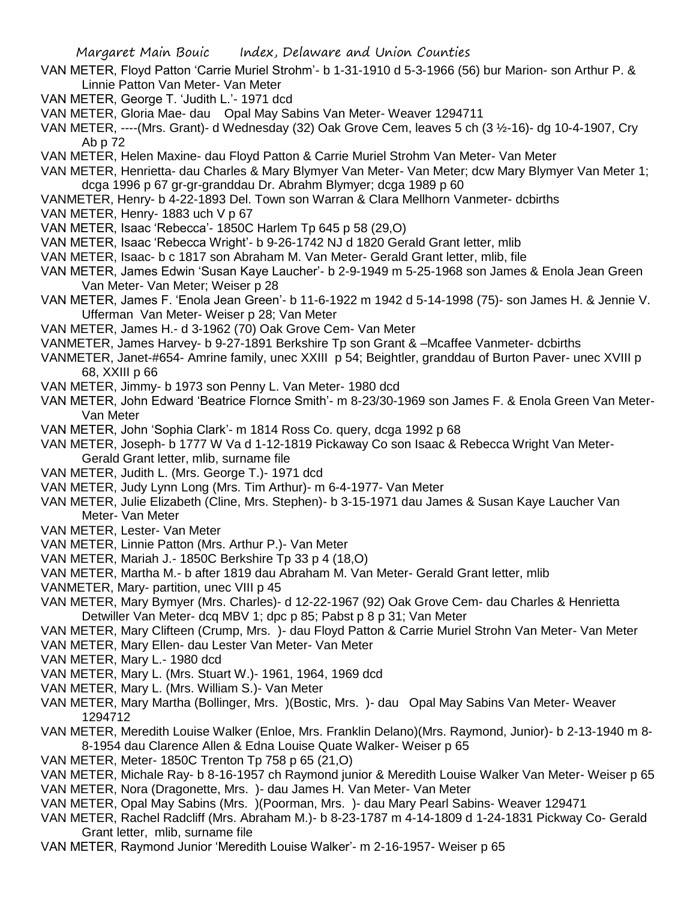VAN METER, Floyd Patton 'Carrie Muriel Strohm'- b 1-31-1910 d 5-3-1966 (56) bur Marion- son Arthur P. & Linnie Patton Van Meter- Van Meter

VAN METER, George T. 'Judith L.'- 1971 dcd

VAN METER, Gloria Mae- dau Opal May Sabins Van Meter- Weaver 1294711

VAN METER, ----(Mrs. Grant)- d Wednesday (32) Oak Grove Cem, leaves 5 ch (3 ½-16)- dg 10-4-1907, Cry Ab p 72

VAN METER, Helen Maxine- dau Floyd Patton & Carrie Muriel Strohm Van Meter- Van Meter

VAN METER, Henrietta- dau Charles & Mary Blymyer Van Meter- Van Meter; dcw Mary Blymyer Van Meter 1; dcga 1996 p 67 gr-gr-granddau Dr. Abrahm Blymyer; dcga 1989 p 60

VANMETER, Henry- b 4-22-1893 Del. Town son Warran & Clara Mellhorn Vanmeter- dcbirths

VAN METER, Henry- 1883 uch V p 67

VAN METER, Isaac 'Rebecca'- 1850C Harlem Tp 645 p 58 (29,O)

VAN METER, Isaac 'Rebecca Wright'- b 9-26-1742 NJ d 1820 Gerald Grant letter, mlib

VAN METER, Isaac- b c 1817 son Abraham M. Van Meter- Gerald Grant letter, mlib, file

VAN METER, James Edwin 'Susan Kaye Laucher'- b 2-9-1949 m 5-25-1968 son James & Enola Jean Green Van Meter- Van Meter; Weiser p 28

VAN METER, James F. 'Enola Jean Green'- b 11-6-1922 m 1942 d 5-14-1998 (75)- son James H. & Jennie V. Ufferman Van Meter- Weiser p 28; Van Meter

VAN METER, James H.- d 3-1962 (70) Oak Grove Cem- Van Meter

VANMETER, James Harvey- b 9-27-1891 Berkshire Tp son Grant & –Mcaffee Vanmeter- dcbirths

VANMETER, Janet-#654- Amrine family, unec XXIII p 54; Beightler, granddau of Burton Paver- unec XVIII p 68, XXIII p 66

VAN METER, Jimmy- b 1973 son Penny L. Van Meter- 1980 dcd

VAN METER, John Edward 'Beatrice Flornce Smith'- m 8-23/30-1969 son James F. & Enola Green Van Meter- Van Meter

VAN METER, John 'Sophia Clark'- m 1814 Ross Co. query, dcga 1992 p 68

VAN METER, Joseph- b 1777 W Va d 1-12-1819 Pickaway Co son Isaac & Rebecca Wright Van Meter- Gerald Grant letter, mlib, surname file

VAN METER, Judith L. (Mrs. George T.)- 1971 dcd

VAN METER, Judy Lynn Long (Mrs. Tim Arthur)- m 6-4-1977- Van Meter

VAN METER, Julie Elizabeth (Cline, Mrs. Stephen)- b 3-15-1971 dau James & Susan Kaye Laucher Van Meter- Van Meter

VAN METER, Lester- Van Meter

VAN METER, Linnie Patton (Mrs. Arthur P.)- Van Meter

VAN METER, Mariah J.- 1850C Berkshire Tp 33 p 4 (18,O)

VAN METER, Martha M.- b after 1819 dau Abraham M. Van Meter- Gerald Grant letter, mlib

VANMETER, Mary- partition, unec VIII p 45

VAN METER, Mary Bymyer (Mrs. Charles)- d 12-22-1967 (92) Oak Grove Cem- dau Charles & Henrietta Detwiller Van Meter- dcq MBV 1; dpc p 85; Pabst p 8 p 31; Van Meter

VAN METER, Mary Clifteen (Crump, Mrs. )- dau Floyd Patton & Carrie Muriel Strohn Van Meter- Van Meter

VAN METER, Mary Ellen- dau Lester Van Meter- Van Meter

VAN METER, Mary L.- 1980 dcd

VAN METER, Mary L. (Mrs. Stuart W.)- 1961, 1964, 1969 dcd

VAN METER, Mary L. (Mrs. William S.)- Van Meter

VAN METER, Mary Martha (Bollinger, Mrs. )(Bostic, Mrs. )- dau Opal May Sabins Van Meter- Weaver 1294712

VAN METER, Meredith Louise Walker (Enloe, Mrs. Franklin Delano)(Mrs. Raymond, Junior)- b 2-13-1940 m 8-8-1954 dau Clarence Allen & Edna Louise Quate Walker- Weiser p 65

VAN METER, Meter- 1850C Trenton Tp 758 p 65 (21,O)

VAN METER, Michale Ray- b 8-16-1957 ch Raymond junior & Meredith Louise Walker Van Meter- Weiser p 65

VAN METER, Nora (Dragonette, Mrs. )- dau James H. Van Meter- Van Meter

VAN METER, Opal May Sabins (Mrs. )(Poorman, Mrs. )- dau Mary Pearl Sabins- Weaver 129471

VAN METER, Rachel Radcliff (Mrs. Abraham M.)- b 8-23-1787 m 4-14-1809 d 1-24-1831 Pickway Co- Gerald Grant letter, mlib, surname file

VAN METER, Raymond Junior 'Meredith Louise Walker'- m 2-16-1957- Weiser p 65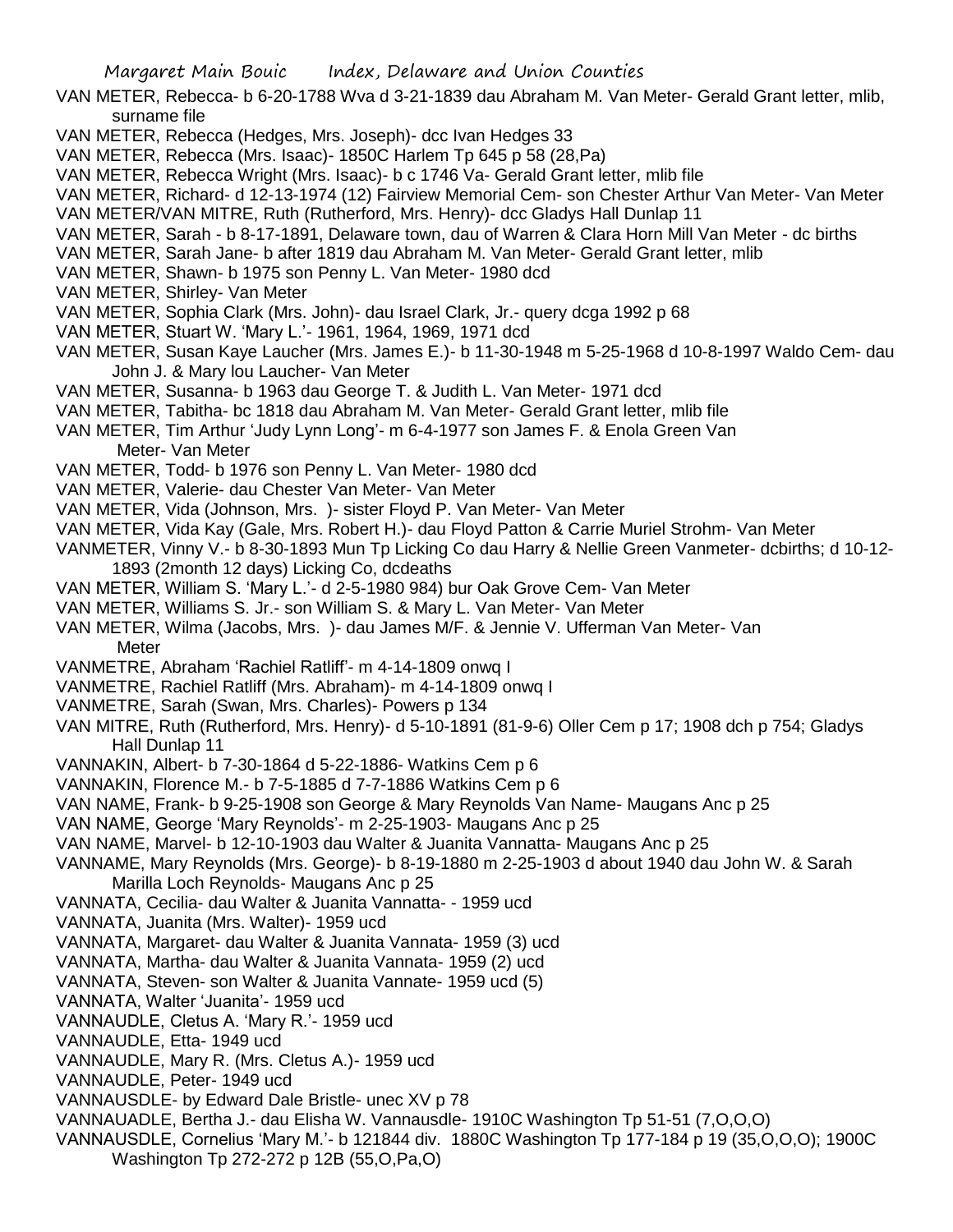VAN METER, Rebecca- b 6-20-1788 Wva d 3-21-1839 dau Abraham M. Van Meter- Gerald Grant letter, mlib, surname file

VAN METER, Rebecca (Hedges, Mrs. Joseph)- dcc Ivan Hedges 33

VAN METER, Rebecca (Mrs. Isaac)- 1850C Harlem Tp 645 p 58 (28,Pa)

VAN METER, Rebecca Wright (Mrs. Isaac)- b c 1746 Va- Gerald Grant letter, mlib file

VAN METER, Richard- d 12-13-1974 (12) Fairview Memorial Cem- son Chester Arthur Van Meter- Van Meter

VAN METER/VAN MITRE, Ruth (Rutherford, Mrs. Henry)- dcc Gladys Hall Dunlap 11

VAN METER, Sarah - b 8-17-1891, Delaware town, dau of Warren & Clara Horn Mill Van Meter - dc births

VAN METER, Sarah Jane- b after 1819 dau Abraham M. Van Meter- Gerald Grant letter, mlib

VAN METER, Shawn- b 1975 son Penny L. Van Meter- 1980 dcd

VAN METER, Shirley- Van Meter

VAN METER, Sophia Clark (Mrs. John)- dau Israel Clark, Jr.- query dcga 1992 p 68

VAN METER, Stuart W. 'Mary L.'- 1961, 1964, 1969, 1971 dcd

VAN METER, Susan Kaye Laucher (Mrs. James E.)- b 11-30-1948 m 5-25-1968 d 10-8-1997 Waldo Cem- dau John J. & Mary lou Laucher- Van Meter

VAN METER, Susanna- b 1963 dau George T. & Judith L. Van Meter- 1971 dcd

VAN METER, Tabitha- bc 1818 dau Abraham M. Van Meter- Gerald Grant letter, mlib file

VAN METER, Tim Arthur 'Judy Lynn Long'- m 6-4-1977 son James F. & Enola Green Van Meter- Van Meter

VAN METER, Todd- b 1976 son Penny L. Van Meter- 1980 dcd

VAN METER, Valerie- dau Chester Van Meter- Van Meter

VAN METER, Vida (Johnson, Mrs. )- sister Floyd P. Van Meter- Van Meter

VAN METER, Vida Kay (Gale, Mrs. Robert H.)- dau Floyd Patton & Carrie Muriel Strohm- Van Meter

VANMETER, Vinny V.- b 8-30-1893 Mun Tp Licking Co dau Harry & Nellie Green Vanmeter- dcbirths; d 10-12-1893 (2month 12 days) Licking Co, dcdeaths

VAN METER, William S. 'Mary L.'- d 2-5-1980 984) bur Oak Grove Cem- Van Meter

VAN METER, Williams S. Jr.- son William S. & Mary L. Van Meter- Van Meter

VAN METER, Wilma (Jacobs, Mrs. )- dau James M/F. & Jennie V. Ufferman Van Meter- Van Meter

VANMETRE, Abraham 'Rachiel Ratliff'- m 4-14-1809 onwq I

VANMETRE, Rachiel Ratliff (Mrs. Abraham)- m 4-14-1809 onwq I

VANMETRE, Sarah (Swan, Mrs. Charles)- Powers p 134

VAN MITRE, Ruth (Rutherford, Mrs. Henry)- d 5-10-1891 (81-9-6) Oller Cem p 17; 1908 dch p 754; Gladys Hall Dunlap 11

VANNAKIN, Albert- b 7-30-1864 d 5-22-1886- Watkins Cem p 6

VANNAKIN, Florence M.- b 7-5-1885 d 7-7-1886 Watkins Cem p 6

VAN NAME, Frank- b 9-25-1908 son George & Mary Reynolds Van Name- Maugans Anc p 25

VAN NAME, George 'Mary Reynolds'- m 2-25-1903- Maugans Anc p 25

VAN NAME, Marvel- b 12-10-1903 dau Walter & Juanita Vannatta- Maugans Anc p 25

VANNAME, Mary Reynolds (Mrs. George)- b 8-19-1880 m 2-25-1903 d about 1940 dau John W. & Sarah Marilla Loch Reynolds- Maugans Anc p 25

VANNATA, Cecilia- dau Walter & Juanita Vannatta- - 1959 ucd

VANNATA, Juanita (Mrs. Walter)- 1959 ucd

VANNATA, Margaret- dau Walter & Juanita Vannata- 1959 (3) ucd

VANNATA, Martha- dau Walter & Juanita Vannata- 1959 (2) ucd

VANNATA, Steven- son Walter & Juanita Vannate- 1959 ucd (5)

VANNATA, Walter 'Juanita'- 1959 ucd

VANNAUDLE, Cletus A. 'Mary R.'- 1959 ucd

VANNAUDLE, Etta- 1949 ucd

VANNAUDLE, Mary R. (Mrs. Cletus A.)- 1959 ucd

VANNAUDLE, Peter- 1949 ucd

VANNAUSDLE- by Edward Dale Bristle- unec XV p 78

VANNAUADLE, Bertha J.- dau Elisha W. Vannausdle- 1910C Washington Tp 51-51 (7,O,O,O)

VANNAUSDLE, Cornelius 'Mary M.'- b 121844 div. 1880C Washington Tp 177-184 p 19 (35,O,O,O); 1900C Washington Tp 272-272 p 12B (55,O,Pa,O)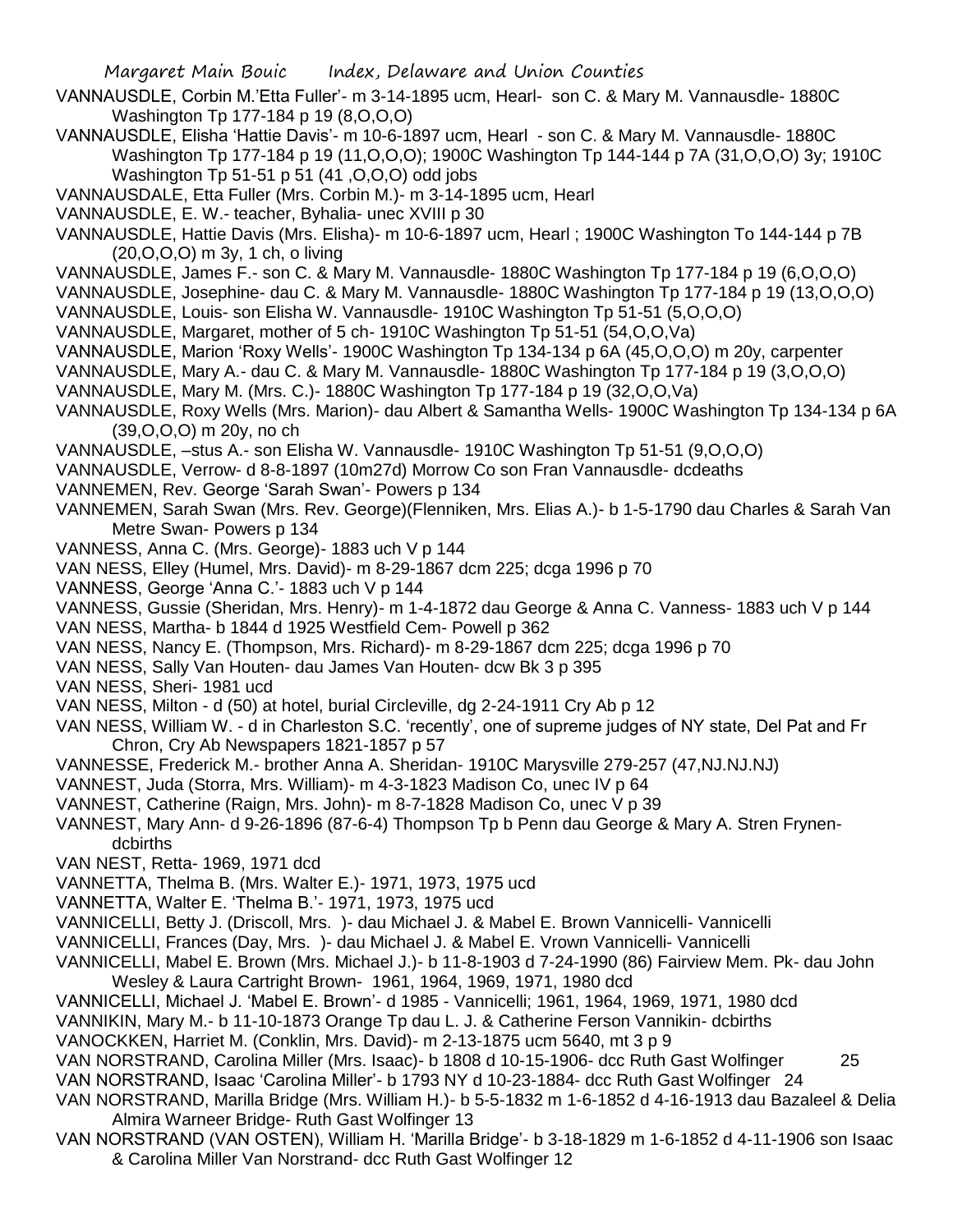VANNAUSDLE, Corbin M.'Etta Fuller'- m 3-14-1895 ucm, Hearl- son C. & Mary M. Vannausdle- 1880C Washington Tp 177-184 p 19 (8,O,O,O)

VANNAUSDLE, Elisha 'Hattie Davis'- m 10-6-1897 ucm, Hearl - son C. & Mary M. Vannausdle- 1880C Washington Tp 177-184 p 19 (11,O,O,O); 1900C Washington Tp 144-144 p 7A (31,O,O,O) 3y; 1910C Washington Tp 51-51 p 51 (41 ,O,O,O) odd jobs

VANNAUSDALE, Etta Fuller (Mrs. Corbin M.)- m 3-14-1895 ucm, Hearl

VANNAUSDLE, E. W.- teacher, Byhalia- unec XVIII p 30

VANNAUSDLE, Hattie Davis (Mrs. Elisha)- m 10-6-1897 ucm, Hearl ; 1900C Washington To 144-144 p 7B (20,O,O,O) m 3y, 1 ch, o living

VANNAUSDLE, James F.- son C. & Mary M. Vannausdle- 1880C Washington Tp 177-184 p 19 (6,O,O,O)

VANNAUSDLE, Josephine- dau C. & Mary M. Vannausdle- 1880C Washington Tp 177-184 p 19 (13,O,O,O)

VANNAUSDLE, Louis- son Elisha W. Vannausdle- 1910C Washington Tp 51-51 (5,O,O,O)

VANNAUSDLE, Margaret, mother of 5 ch- 1910C Washington Tp 51-51 (54,O,O,Va)

VANNAUSDLE, Marion 'Roxy Wells'- 1900C Washington Tp 134-134 p 6A (45,O,O,O) m 20y, carpenter

VANNAUSDLE, Mary A.- dau C. & Mary M. Vannausdle- 1880C Washington Tp 177-184 p 19 (3,O,O,O)

VANNAUSDLE, Mary M. (Mrs. C.)- 1880C Washington Tp 177-184 p 19 (32,O,O,Va)

VANNAUSDLE, Roxy Wells (Mrs. Marion)- dau Albert & Samantha Wells- 1900C Washington Tp 134-134 p 6A (39,O,O,O) m 20y, no ch

VANNAUSDLE, –stus A.- son Elisha W. Vannausdle- 1910C Washington Tp 51-51 (9,O,O,O)

VANNAUSDLE, Verrow- d 8-8-1897 (10m27d) Morrow Co son Fran Vannausdle- dcdeaths

VANNEMEN, Rev. George 'Sarah Swan'- Powers p 134

VANNEMEN, Sarah Swan (Mrs. Rev. George)(Flenniken, Mrs. Elias A.)- b 1-5-1790 dau Charles & Sarah Van Metre Swan- Powers p 134

VANNESS, Anna C. (Mrs. George)- 1883 uch V p 144

VAN NESS, Elley (Humel, Mrs. David)- m 8-29-1867 dcm 225; dcga 1996 p 70

VANNESS, George 'Anna C.'- 1883 uch V p 144

VANNESS, Gussie (Sheridan, Mrs. Henry)- m 1-4-1872 dau George & Anna C. Vanness- 1883 uch V p 144

VAN NESS, Martha- b 1844 d 1925 Westfield Cem- Powell p 362

VAN NESS, Nancy E. (Thompson, Mrs. Richard)- m 8-29-1867 dcm 225; dcga 1996 p 70

VAN NESS, Sally Van Houten- dau James Van Houten- dcw Bk 3 p 395

VAN NESS, Sheri- 1981 ucd

VAN NESS, Milton - d (50) at hotel, burial Circleville, dg 2-24-1911 Cry Ab p 12

VAN NESS, William W. - d in Charleston S.C. 'recently', one of supreme judges of NY state, Del Pat and Fr Chron, Cry Ab Newspapers 1821-1857 p 57

VANNESSE, Frederick M.- brother Anna A. Sheridan- 1910C Marysville 279-257 (47,NJ.NJ.NJ)

VANNEST, Juda (Storra, Mrs. William)- m 4-3-1823 Madison Co, unec IV p 64

VANNEST, Catherine (Raign, Mrs. John)- m 8-7-1828 Madison Co, unec V p 39

VANNEST, Mary Ann- d 9-26-1896 (87-6-4) Thompson Tp b Penn dau George & Mary A. Stren Frynen- dcbirths

VAN NEST, Retta- 1969, 1971 dcd

VANNETTA, Thelma B. (Mrs. Walter E.)- 1971, 1973, 1975 ucd

VANNETTA, Walter E. 'Thelma B.'- 1971, 1973, 1975 ucd

VANNICELLI, Betty J. (Driscoll, Mrs. )- dau Michael J. & Mabel E. Brown Vannicelli- Vannicelli

VANNICELLI, Frances (Day, Mrs. )- dau Michael J. & Mabel E. Vrown Vannicelli- Vannicelli

VANNICELLI, Mabel E. Brown (Mrs. Michael J.)- b 11-8-1903 d 7-24-1990 (86) Fairview Mem. Pk- dau John Wesley & Laura Cartright Brown- 1961, 1964, 1969, 1971, 1980 dcd

VANNICELLI, Michael J. 'Mabel E. Brown'- d 1985 - Vannicelli; 1961, 1964, 1969, 1971, 1980 dcd

VANNIKIN, Mary M.- b 11-10-1873 Orange Tp dau L. J. & Catherine Ferson Vannikin- dcbirths

VANOCKKEN, Harriet M. (Conklin, Mrs. David)- m 2-13-1875 ucm 5640, mt 3 p 9

VAN NORSTRAND, Carolina Miller (Mrs. Isaac)- b 1808 d 10-15-1906- dcc Ruth Gast Wolfinger 25

VAN NORSTRAND, Isaac 'Carolina Miller'- b 1793 NY d 10-23-1884- dcc Ruth Gast Wolfinger 24

VAN NORSTRAND, Marilla Bridge (Mrs. William H.)- b 5-5-1832 m 1-6-1852 d 4-16-1913 dau Bazaleel & Delia Almira Warneer Bridge- Ruth Gast Wolfinger 13

VAN NORSTRAND (VAN OSTEN), William H. 'Marilla Bridge'- b 3-18-1829 m 1-6-1852 d 4-11-1906 son Isaac & Carolina Miller Van Norstrand- dcc Ruth Gast Wolfinger 12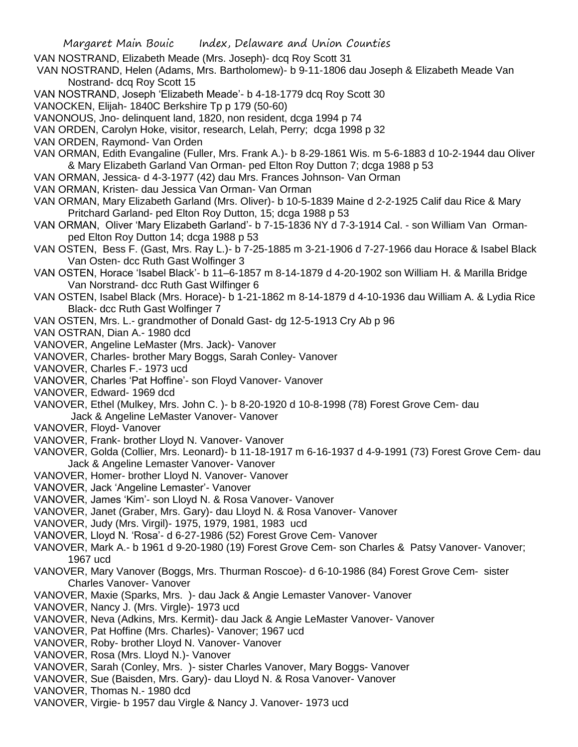VAN NOSTRAND, Elizabeth Meade (Mrs. Joseph)- dcq Roy Scott 31

VAN NOSTRAND, Helen (Adams, Mrs. Bartholomew)- b 9-11-1806 dau Joseph & Elizabeth Meade Van Nostrand- dcq Roy Scott 15

VAN NOSTRAND, Joseph 'Elizabeth Meade'- b 4-18-1779 dcq Roy Scott 30

VANOCKEN, Elijah- 1840C Berkshire Tp p 179 (50-60)

VANONOUS, Jno- delinquent land, 1820, non resident, dcga 1994 p 74

VAN ORDEN, Carolyn Hoke, visitor, research, Lelah, Perry; dcga 1998 p 32

VAN ORDEN, Raymond- Van Orden

VAN ORMAN, Edith Evangaline (Fuller, Mrs. Frank A.)- b 8-29-1861 Wis. m 5-6-1883 d 10-2-1944 dau Oliver & Mary Elizabeth Garland Van Orman- ped Elton Roy Dutton 7; dcga 1988 p 53

VAN ORMAN, Jessica- d 4-3-1977 (42) dau Mrs. Frances Johnson- Van Orman

VAN ORMAN, Kristen- dau Jessica Van Orman- Van Orman

VAN ORMAN, Mary Elizabeth Garland (Mrs. Oliver)- b 10-5-1839 Maine d 2-2-1925 Calif dau Rice & Mary Pritchard Garland- ped Elton Roy Dutton, 15; dcga 1988 p 53

VAN ORMAN, Oliver 'Mary Elizabeth Garland'- b 7-15-1836 NY d 7-3-1914 Cal. - son William Van Orman- ped Elton Roy Dutton 14; dcga 1988 p 53

VAN OSTEN, Bess F. (Gast, Mrs. Ray L.)- b 7-25-1885 m 3-21-1906 d 7-27-1966 dau Horace & Isabel Black Van Osten- dcc Ruth Gast Wolfinger 3

VAN OSTEN, Horace 'Isabel Black'- b 11–6-1857 m 8-14-1879 d 4-20-1902 son William H. & Marilla Bridge Van Norstrand- dcc Ruth Gast Wilfinger 6

VAN OSTEN, Isabel Black (Mrs. Horace)- b 1-21-1862 m 8-14-1879 d 4-10-1936 dau William A. & Lydia Rice Black- dcc Ruth Gast Wolfinger 7

VAN OSTEN, Mrs. L.- grandmother of Donald Gast- dg 12-5-1913 Cry Ab p 96

VAN OSTRAN, Dian A.- 1980 dcd

VANOVER, Angeline LeMaster (Mrs. Jack)- Vanover

VANOVER, Charles- brother Mary Boggs, Sarah Conley- Vanover

VANOVER, Charles F.- 1973 ucd

VANOVER, Charles 'Pat Hoffine'- son Floyd Vanover- Vanover

VANOVER, Edward- 1969 dcd

VANOVER, Ethel (Mulkey, Mrs. John C. )- b 8-20-1920 d 10-8-1998 (78) Forest Grove Cem- dau Jack & Angeline LeMaster Vanover- Vanover

VANOVER, Floyd- Vanover

VANOVER, Frank- brother Lloyd N. Vanover- Vanover

VANOVER, Golda (Collier, Mrs. Leonard)- b 11-18-1917 m 6-16-1937 d 4-9-1991 (73) Forest Grove Cem- dau Jack & Angeline Lemaster Vanover- Vanover

VANOVER, Homer- brother Lloyd N. Vanover- Vanover

VANOVER, Jack 'Angeline Lemaster'- Vanover

VANOVER, James 'Kim'- son Lloyd N. & Rosa Vanover- Vanover

VANOVER, Janet (Graber, Mrs. Gary)- dau Lloyd N. & Rosa Vanover- Vanover

VANOVER, Judy (Mrs. Virgil)- 1975, 1979, 1981, 1983 ucd

VANOVER, Lloyd N. 'Rosa'- d 6-27-1986 (52) Forest Grove Cem- Vanover

VANOVER, Mark A.- b 1961 d 9-20-1980 (19) Forest Grove Cem- son Charles & Patsy Vanover- Vanover; 1967 ucd

VANOVER, Mary Vanover (Boggs, Mrs. Thurman Roscoe)- d 6-10-1986 (84) Forest Grove Cem- sister Charles Vanover- Vanover

VANOVER, Maxie (Sparks, Mrs. )- dau Jack & Angie Lemaster Vanover- Vanover

VANOVER, Nancy J. (Mrs. Virgle)- 1973 ucd

VANOVER, Neva (Adkins, Mrs. Kermit)- dau Jack & Angie LeMaster Vanover- Vanover

VANOVER, Pat Hoffine (Mrs. Charles)- Vanover; 1967 ucd

VANOVER, Roby- brother Lloyd N. Vanover- Vanover

VANOVER, Rosa (Mrs. Lloyd N.)- Vanover

VANOVER, Sarah (Conley, Mrs. )- sister Charles Vanover, Mary Boggs- Vanover

VANOVER, Sue (Baisden, Mrs. Gary)- dau Lloyd N. & Rosa Vanover- Vanover

VANOVER, Thomas N.- 1980 dcd

VANOVER, Virgie- b 1957 dau Virgle & Nancy J. Vanover- 1973 ucd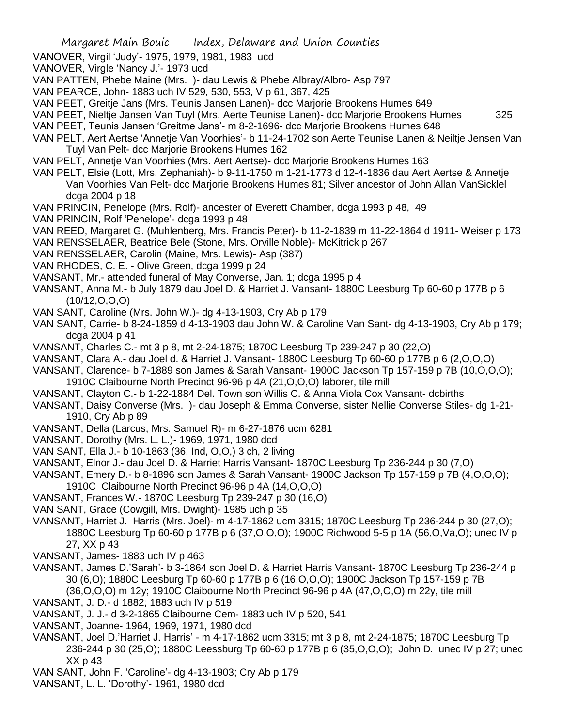VANOVER, Virgil 'Judy'- 1975, 1979, 1981, 1983 ucd

VANOVER, Virgle 'Nancy J.'- 1973 ucd

VAN PATTEN, Phebe Maine (Mrs. )- dau Lewis & Phebe Albray/Albro- Asp 797

VAN PEARCE, John- 1883 uch IV 529, 530, 553, V p 61, 367, 425

VAN PEET, Greitje Jans (Mrs. Teunis Jansen Lanen)- dcc Marjorie Brookens Humes 649

VAN PEET, Nieltje Jansen Van Tuyl (Mrs. Aerte Teunise Lanen)- dcc Marjorie Brookens Humes 325

VAN PEET, Teunis Jansen 'Greitme Jans'- m 8-2-1696- dcc Marjorie Brookens Humes 648

VAN PELT, Aert Aertse 'Annetje Van Voorhies'- b 11-24-1702 son Aerte Teunise Lanen & Neiltje Jensen Van Tuyl Van Pelt- dcc Marjorie Brookens Humes 162

VAN PELT, Annetje Van Voorhies (Mrs. Aert Aertse)- dcc Marjorie Brookens Humes 163

VAN PELT, Elsie (Lott, Mrs. Zephaniah)- b 9-11-1750 m 1-21-1773 d 12-4-1836 dau Aert Aertse & Annetje Van Voorhies Van Pelt- dcc Marjorie Brookens Humes 81; Silver ancestor of John Allan VanSicklel dcga 2004 p 18

VAN PRINCIN, Penelope (Mrs. Rolf)- ancester of Everett Chamber, dcga 1993 p 48, 49

VAN PRINCIN, Rolf 'Penelope'- dcga 1993 p 48

VAN REED, Margaret G. (Muhlenberg, Mrs. Francis Peter)- b 11-2-1839 m 11-22-1864 d 1911- Weiser p 173

VAN RENSSELAER, Beatrice Bele (Stone, Mrs. Orville Noble)- McKitrick p 267

VAN RENSSELAER, Carolin (Maine, Mrs. Lewis)- Asp (387)

VAN RHODES, C. E. - Olive Green, dcga 1999 p 24

VANSANT, Mr.- attended funeral of May Converse, Jan. 1; dcga 1995 p 4

VANSANT, Anna M.- b July 1879 dau Joel D. & Harriet J. Vansant- 1880C Leesburg Tp 60-60 p 177B p 6 (10/12,O,O,O)

VAN SANT, Caroline (Mrs. John W.)- dg 4-13-1903, Cry Ab p 179

VAN SANT, Carrie- b 8-24-1859 d 4-13-1903 dau John W. & Caroline Van Sant- dg 4-13-1903, Cry Ab p 179; dcga 2004 p 41

VANSANT, Charles C.- mt 3 p 8, mt 2-24-1875; 1870C Leesburg Tp 239-247 p 30 (22,O)

VANSANT, Clara A.- dau Joel d. & Harriet J. Vansant- 1880C Leesburg Tp 60-60 p 177B p 6 (2,O,O,O)

VANSANT, Clarence- b 7-1889 son James & Sarah Vansant- 1900C Jackson Tp 157-159 p 7B (10,O,O,O); 1910C Claibourne North Precinct 96-96 p 4A (21,O,O,O) laborer, tile mill

VANSANT, Clayton C.- b 1-22-1884 Del. Town son Willis C. & Anna Viola Cox Vansant- dcbirths

VANSANT, Daisy Converse (Mrs. )- dau Joseph & Emma Converse, sister Nellie Converse Stiles- dg 1-21-1910, Cry Ab p 89

VANSANT, Della (Larcus, Mrs. Samuel R)- m 6-27-1876 ucm 6281

VANSANT, Dorothy (Mrs. L. L.)- 1969, 1971, 1980 dcd

VAN SANT, Ella J.- b 10-1863 (36, Ind, O,O,) 3 ch, 2 living

VANSANT, Elnor J.- dau Joel D. & Harriet Harris Vansant- 1870C Leesburg Tp 236-244 p 30 (7,O)

VANSANT, Emery D.- b 8-1896 son James & Sarah Vansant- 1900C Jackson Tp 157-159 p 7B (4,O,O,O); 1910C Claibourne North Precinct 96-96 p 4A (14,O,O,O)

VANSANT, Frances W.- 1870C Leesburg Tp 239-247 p 30 (16,O)

VAN SANT, Grace (Cowgill, Mrs. Dwight)- 1985 uch p 35

VANSANT, Harriet J. Harris (Mrs. Joel)- m 4-17-1862 ucm 3315; 1870C Leesburg Tp 236-244 p 30 (27,O); 1880C Leesburg Tp 60-60 p 177B p 6 (37,O,O,O); 1900C Richwood 5-5 p 1A (56,O,Va,O); unec IV p 27, XX p 43

VANSANT, James- 1883 uch IV p 463

VANSANT, James D.'Sarah'- b 3-1864 son Joel D. & Harriet Harris Vansant- 1870C Leesburg Tp 236-244 p 30 (6,O); 1880C Leesburg Tp 60-60 p 177B p 6 (16,O,O,O); 1900C Jackson Tp 157-159 p 7B (36,O,O,O) m 12y; 1910C Claibourne North Precinct 96-96 p 4A (47,O,O,O) m 22y, tile mill

VANSANT, J. D.- d 1882; 1883 uch IV p 519

VANSANT, J. J.- d 3-2-1865 Claibourne Cem- 1883 uch IV p 520, 541

VANSANT, Joanne- 1964, 1969, 1971, 1980 dcd

VANSANT, Joel D.'Harriet J. Harris' - m 4-17-1862 ucm 3315; mt 3 p 8, mt 2-24-1875; 1870C Leesburg Tp 236-244 p 30 (25,O); 1880C Leessburg Tp 60-60 p 177B p 6 (35,O,O,O); John D. unec IV p 27; unec XX p 43

VAN SANT, John F. 'Caroline'- dg 4-13-1903; Cry Ab p 179

VANSANT, L. L. 'Dorothy'- 1961, 1980 dcd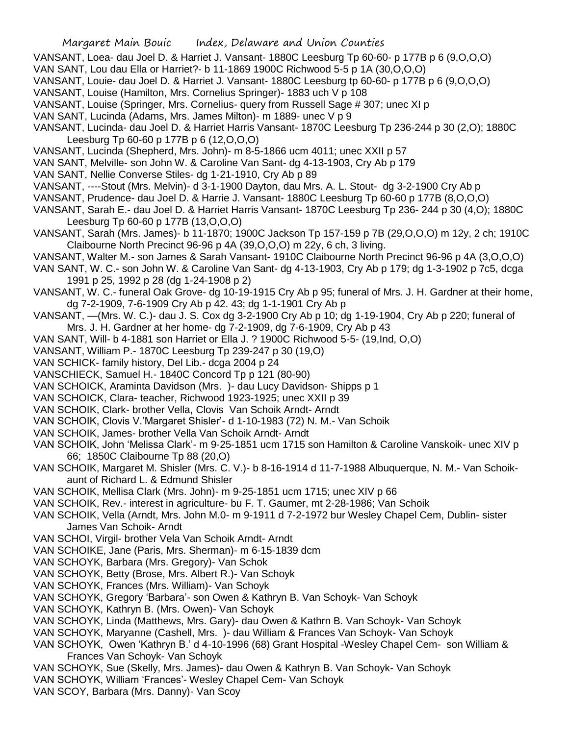VANSANT, Loea- dau Joel D. & Harriet J. Vansant- 1880C Leesburg Tp 60-60- p 177B p 6 (9,O,O,O)

VAN SANT, Lou dau Ella or Harriet?- b 11-1869 1900C Richwood 5-5 p 1A (30,O,O,O)

VANSANT, Louie- dau Joel D. & Harriet J. Vansant- 1880C Leesburg tp 60-60- p 177B p 6 (9,O,O,O)

VANSANT, Louise (Hamilton, Mrs. Cornelius Springer)- 1883 uch V p 108

VANSANT, Louise (Springer, Mrs. Cornelius- query from Russell Sage # 307; unec XI p

VAN SANT, Lucinda (Adams, Mrs. James Milton)- m 1889- unec V p 9

VANSANT, Lucinda- dau Joel D. & Harriet Harris Vansant- 1870C Leesburg Tp 236-244 p 30 (2,O); 1880C Leesburg Tp 60-60 p 177B p 6 (12,O,O,O)

VANSANT, Lucinda (Shepherd, Mrs. John)- m 8-5-1866 ucm 4011; unec XXII p 57

VAN SANT, Melville- son John W. & Caroline Van Sant- dg 4-13-1903, Cry Ab p 179

VAN SANT, Nellie Converse Stiles- dg 1-21-1910, Cry Ab p 89

VANSANT, ----Stout (Mrs. Melvin)- d 3-1-1900 Dayton, dau Mrs. A. L. Stout- dg 3-2-1900 Cry Ab p

VANSANT, Prudence- dau Joel D. & Harrie J. Vansant- 1880C Leesburg Tp 60-60 p 177B (8,O,O,O)

VANSANT, Sarah E.- dau Joel D. & Harriet Harris Vansant- 1870C Leesburg Tp 236- 244 p 30 (4,O); 1880C Leesburg Tp 60-60 p 177B (13,O,O,O)

VANSANT, Sarah (Mrs. James)- b 11-1870; 1900C Jackson Tp 157-159 p 7B (29,O,O,O) m 12y, 2 ch; 1910C Claibourne North Precinct 96-96 p 4A (39,O,O,O) m 22y, 6 ch, 3 living.

VANSANT, Walter M.- son James & Sarah Vansant- 1910C Claibourne North Precinct 96-96 p 4A (3,O,O,O)

VAN SANT, W. C.- son John W. & Caroline Van Sant- dg 4-13-1903, Cry Ab p 179; dg 1-3-1902 p 7c5, dcga 1991 p 25, 1992 p 28 (dg 1-24-1908 p 2)

VANSANT, W. C.- funeral Oak Grove- dg 10-19-1915 Cry Ab p 95; funeral of Mrs. J. H. Gardner at their home, dg 7-2-1909, 7-6-1909 Cry Ab p 42. 43; dg 1-1-1901 Cry Ab p

VANSANT, —(Mrs. W. C.)- dau J. S. Cox dg 3-2-1900 Cry Ab p 10; dg 1-19-1904, Cry Ab p 220; funeral of Mrs. J. H. Gardner at her home- dg 7-2-1909, dg 7-6-1909, Cry Ab p 43

VAN SANT, Will- b 4-1881 son Harriet or Ella J. ? 1900C Richwood 5-5- (19,Ind, O,O)

VANSANT, William P.- 1870C Leesburg Tp 239-247 p 30 (19,O)

VAN SCHICK- family history, Del Lib.- dcga 2004 p 24

VANSCHIECK, Samuel H.- 1840C Concord Tp p 121 (80-90)

VAN SCHOICK, Araminta Davidson (Mrs. )- dau Lucy Davidson- Shipps p 1

VAN SCHOICK, Clara- teacher, Richwood 1923-1925; unec XXII p 39

VAN SCHOIK, Clark- brother Vella, Clovis Van Schoik Arndt- Arndt

VAN SCHOIK, Clovis V.'Margaret Shisler'- d 1-10-1983 (72) N. M.- Van Schoik

VAN SCHOIK, James- brother Vella Van Schoik Arndt- Arndt

VAN SCHOIK, John 'Melissa Clark'- m 9-25-1851 ucm 1715 son Hamilton & Caroline Vanskoik- unec XIV p 66; 1850C Claibourne Tp 88 (20,O)

VAN SCHOIK, Margaret M. Shisler (Mrs. C. V.)- b 8-16-1914 d 11-7-1988 Albuquerque, N. M.- Van Schoik- aunt of Richard L. & Edmund Shisler

VAN SCHOIK, Mellisa Clark (Mrs. John)- m 9-25-1851 ucm 1715; unec XIV p 66

VAN SCHOIK, Rev.- interest in agriculture- bu F. T. Gaumer, mt 2-28-1986; Van Schoik

VAN SCHOIK, Vella (Arndt, Mrs. John M.0- m 9-1911 d 7-2-1972 bur Wesley Chapel Cem, Dublin- sister James Van Schoik- Arndt

VAN SCHOI, Virgil- brother Vela Van Schoik Arndt- Arndt

VAN SCHOIKE, Jane (Paris, Mrs. Sherman)- m 6-15-1839 dcm

VAN SCHOYK, Barbara (Mrs. Gregory)- Van Schok

VAN SCHOYK, Betty (Brose, Mrs. Albert R.)- Van Schoyk

VAN SCHOYK, Frances (Mrs. William)- Van Schoyk

VAN SCHOYK, Gregory 'Barbara'- son Owen & Kathryn B. Van Schoyk- Van Schoyk

VAN SCHOYK, Kathryn B. (Mrs. Owen)- Van Schoyk

VAN SCHOYK, Linda (Matthews, Mrs. Gary)- dau Owen & Kathrn B. Van Schoyk- Van Schoyk

VAN SCHOYK, Maryanne (Cashell, Mrs. )- dau William & Frances Van Schoyk- Van Schoyk

VAN SCHOYK, Owen 'Kathryn B.' d 4-10-1996 (68) Grant Hospital -Wesley Chapel Cem- son William & Frances Van Schoyk- Van Schoyk

VAN SCHOYK, Sue (Skelly, Mrs. James)- dau Owen & Kathryn B. Van Schoyk- Van Schoyk

VAN SCHOYK, William 'Frances'- Wesley Chapel Cem- Van Schoyk

VAN SCOY, Barbara (Mrs. Danny)- Van Scoy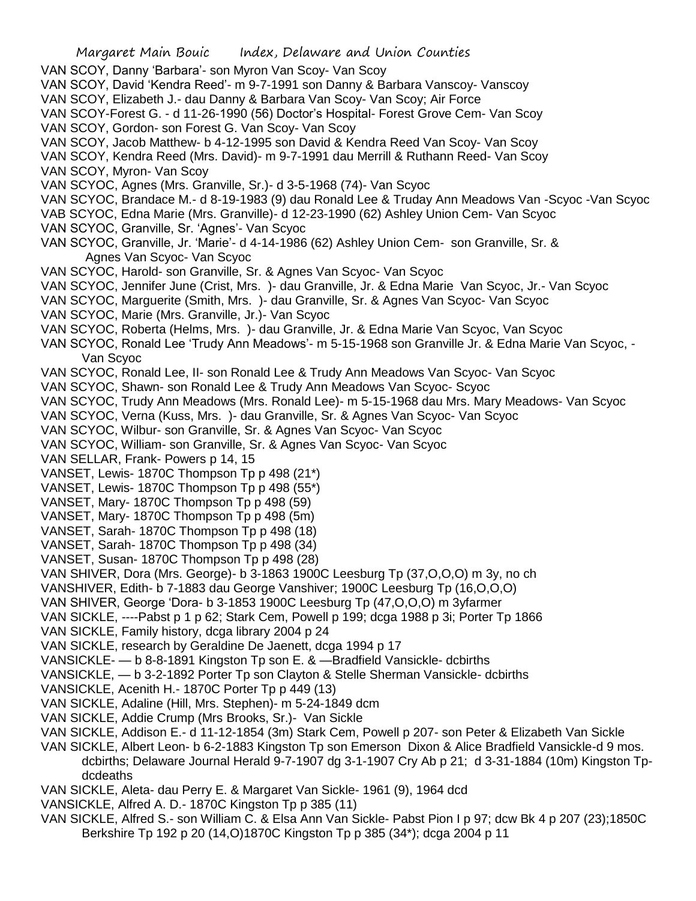VAN SCOY, Danny 'Barbara'- son Myron Van Scoy- Van Scoy
VAN SCOY, David 'Kendra Reed'- m 9-7-1991 son Danny & Barbara Vanscoy- Vanscoy
VAN SCOY, Elizabeth J.- dau Danny & Barbara Van Scoy- Van Scoy; Air Force
VAN SCOY-Forest G. - d 11-26-1990 (56) Doctor's Hospital- Forest Grove Cem- Van Scoy
VAN SCOY, Gordon- son Forest G. Van Scoy- Van Scoy
VAN SCOY, Jacob Matthew- b 4-12-1995 son David & Kendra Reed Van Scoy- Van Scoy
VAN SCOY, Kendra Reed (Mrs. David)- m 9-7-1991 dau Merrill & Ruthann Reed- Van Scoy
VAN SCOY, Myron- Van Scoy
VAN SCYOC, Agnes (Mrs. Granville, Sr.)- d 3-5-1968 (74)- Van Scyoc
VAN SCYOC, Brandace M.- d 8-19-1983 (9) dau Ronald Lee & Truday Ann Meadows Van -Scyoc -Van Scyoc
VAB SCYOC, Edna Marie (Mrs. Granville)- d 12-23-1990 (62) Ashley Union Cem- Van Scyoc
VAN SCYOC, Granville, Sr. 'Agnes'- Van Scyoc
VAN SCYOC, Granville, Jr. 'Marie'- d 4-14-1986 (62) Ashley Union Cem- son Granville, Sr. & Agnes Van Scyoc- Van Scyoc
VAN SCYOC, Harold- son Granville, Sr. & Agnes Van Scyoc- Van Scyoc
VAN SCYOC, Jennifer June (Crist, Mrs. )- dau Granville, Jr. & Edna Marie Van Scyoc, Jr.- Van Scyoc
VAN SCYOC, Marguerite (Smith, Mrs. )- dau Granville, Sr. & Agnes Van Scyoc- Van Scyoc
VAN SCYOC, Marie (Mrs. Granville, Jr.)- Van Scyoc
VAN SCYOC, Roberta (Helms, Mrs. )- dau Granville, Jr. & Edna Marie Van Scyoc, Van Scyoc
VAN SCYOC, Ronald Lee 'Trudy Ann Meadows'- m 5-15-1968 son Granville Jr. & Edna Marie Van Scyoc, - Van Scyoc
VAN SCYOC, Ronald Lee, II- son Ronald Lee & Trudy Ann Meadows Van Scyoc- Van Scyoc
VAN SCYOC, Shawn- son Ronald Lee & Trudy Ann Meadows Van Scyoc- Scyoc
VAN SCYOC, Trudy Ann Meadows (Mrs. Ronald Lee)- m 5-15-1968 dau Mrs. Mary Meadows- Van Scyoc
VAN SCYOC, Verna (Kuss, Mrs. )- dau Granville, Sr. & Agnes Van Scyoc- Van Scyoc
VAN SCYOC, Wilbur- son Granville, Sr. & Agnes Van Scyoc- Van Scyoc
VAN SCYOC, William- son Granville, Sr. & Agnes Van Scyoc- Van Scyoc
VAN SELLAR, Frank- Powers p 14, 15
VANSET, Lewis- 1870C Thompson Tp p 498 (21*)
VANSET, Lewis- 1870C Thompson Tp p 498 (55*)
VANSET, Mary- 1870C Thompson Tp p 498 (59)
VANSET, Mary- 1870C Thompson Tp p 498 (5m)
VANSET, Sarah- 1870C Thompson Tp p 498 (18)
VANSET, Sarah- 1870C Thompson Tp p 498 (34)
VANSET, Susan- 1870C Thompson Tp p 498 (28)
VAN SHIVER, Dora (Mrs. George)- b 3-1863 1900C Leesburg Tp (37,O,O,O) m 3y, no ch
VANSHIVER, Edith- b 7-1883 dau George Vanshiver; 1900C Leesburg Tp (16,O,O,O)
VAN SHIVER, George 'Dora- b 3-1853 1900C Leesburg Tp (47,O,O,O) m 3yfarmer
VAN SICKLE, ----Pabst p 1 p 62; Stark Cem, Powell p 199; dcga 1988 p 3i; Porter Tp 1866
VAN SICKLE, Family history, dcga library 2004 p 24
VAN SICKLE, research by Geraldine De Jaenett, dcga 1994 p 17
VANSICKLE- — b 8-8-1891 Kingston Tp son E. & —Bradfield Vansickle- dcbirths
VANSICKLE, — b 3-2-1892 Porter Tp son Clayton & Stelle Sherman Vansickle- dcbirths
VANSICKLE, Acenith H.- 1870C Porter Tp p 449 (13)
VAN SICKLE, Adaline (Hill, Mrs. Stephen)- m 5-24-1849 dcm
VAN SICKLE, Addie Crump (Mrs Brooks, Sr.)- Van Sickle
VAN SICKLE, Addison E.- d 11-12-1854 (3m) Stark Cem, Powell p 207- son Peter & Elizabeth Van Sickle
VAN SICKLE, Albert Leon- b 6-2-1883 Kingston Tp son Emerson Dixon & Alice Bradfield Vansickle-d 9 mos. dcbirths; Delaware Journal Herald 9-7-1907 dg 3-1-1907 Cry Ab p 21; d 3-31-1884 (10m) Kingston Tp- dcdeaths
VAN SICKLE, Aleta- dau Perry E. & Margaret Van Sickle- 1961 (9), 1964 dcd
VANSICKLE, Alfred A. D.- 1870C Kingston Tp p 385 (11)
VAN SICKLE, Alfred S.- son William C. & Elsa Ann Van Sickle- Pabst Pion I p 97; dcw Bk 4 p 207 (23);1850C Berkshire Tp 192 p 20 (14,O)1870C Kingston Tp p 385 (34*); dcga 2004 p 11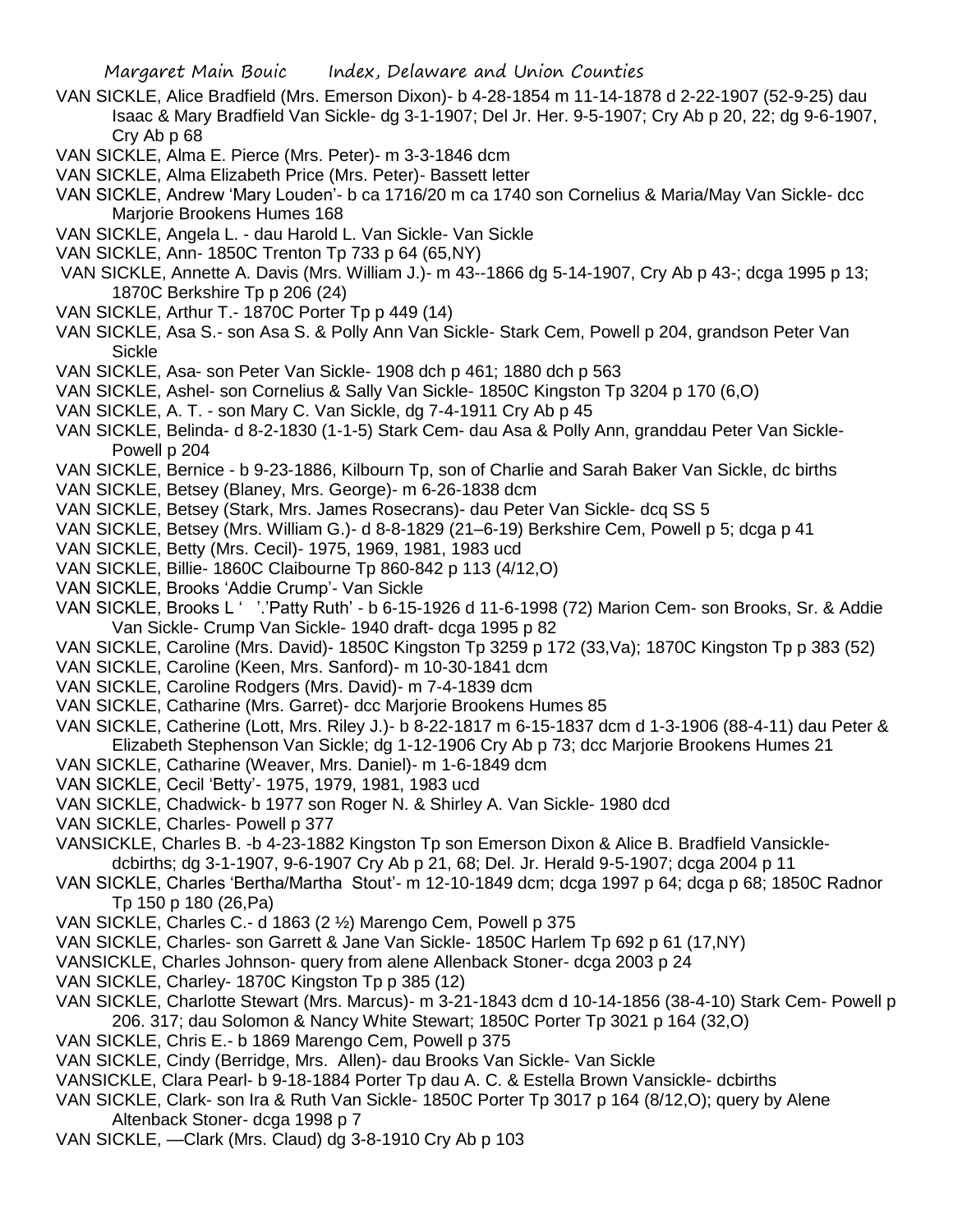VAN SICKLE, Alice Bradfield (Mrs. Emerson Dixon)- b 4-28-1854 m 11-14-1878 d 2-22-1907 (52-9-25) dau Isaac & Mary Bradfield Van Sickle- dg 3-1-1907; Del Jr. Her. 9-5-1907; Cry Ab p 20, 22; dg 9-6-1907, Cry Ab p 68

VAN SICKLE, Alma E. Pierce (Mrs. Peter)- m 3-3-1846 dcm

VAN SICKLE, Alma Elizabeth Price (Mrs. Peter)- Bassett letter

VAN SICKLE, Andrew 'Mary Louden'- b ca 1716/20 m ca 1740 son Cornelius & Maria/May Van Sickle- dcc Marjorie Brookens Humes 168

VAN SICKLE, Angela L. - dau Harold L. Van Sickle- Van Sickle

VAN SICKLE, Ann- 1850C Trenton Tp 733 p 64 (65,NY)

VAN SICKLE, Annette A. Davis (Mrs. William J.)- m 43--1866 dg 5-14-1907, Cry Ab p 43-; dcga 1995 p 13; 1870C Berkshire Tp p 206 (24)

VAN SICKLE, Arthur T.- 1870C Porter Tp p 449 (14)

VAN SICKLE, Asa S.- son Asa S. & Polly Ann Van Sickle- Stark Cem, Powell p 204, grandson Peter Van Sickle

VAN SICKLE, Asa- son Peter Van Sickle- 1908 dch p 461; 1880 dch p 563

VAN SICKLE, Ashel- son Cornelius & Sally Van Sickle- 1850C Kingston Tp 3204 p 170 (6,O)

VAN SICKLE, A. T. - son Mary C. Van Sickle, dg 7-4-1911 Cry Ab p 45

VAN SICKLE, Belinda- d 8-2-1830 (1-1-5) Stark Cem- dau Asa & Polly Ann, granddau Peter Van Sickle- Powell p 204

VAN SICKLE, Bernice - b 9-23-1886, Kilbourn Tp, son of Charlie and Sarah Baker Van Sickle, dc births

VAN SICKLE, Betsey (Blaney, Mrs. George)- m 6-26-1838 dcm

VAN SICKLE, Betsey (Stark, Mrs. James Rosecrans)- dau Peter Van Sickle- dcq SS 5

VAN SICKLE, Betsey (Mrs. William G.)- d 8-8-1829 (21–6-19) Berkshire Cem, Powell p 5; dcga p 41

VAN SICKLE, Betty (Mrs. Cecil)- 1975, 1969, 1981, 1983 ucd

VAN SICKLE, Billie- 1860C Claibourne Tp 860-842 p 113 (4/12,O)

VAN SICKLE, Brooks 'Addie Crump'- Van Sickle

VAN SICKLE, Brooks L ' '.'Patty Ruth' - b 6-15-1926 d 11-6-1998 (72) Marion Cem- son Brooks, Sr. & Addie Van Sickle- Crump Van Sickle- 1940 draft- dcga 1995 p 82

VAN SICKLE, Caroline (Mrs. David)- 1850C Kingston Tp 3259 p 172 (33,Va); 1870C Kingston Tp p 383 (52)

VAN SICKLE, Caroline (Keen, Mrs. Sanford)- m 10-30-1841 dcm

VAN SICKLE, Caroline Rodgers (Mrs. David)- m 7-4-1839 dcm

VAN SICKLE, Catharine (Mrs. Garret)- dcc Marjorie Brookens Humes 85

VAN SICKLE, Catherine (Lott, Mrs. Riley J.)- b 8-22-1817 m 6-15-1837 dcm d 1-3-1906 (88-4-11) dau Peter & Elizabeth Stephenson Van Sickle; dg 1-12-1906 Cry Ab p 73; dcc Marjorie Brookens Humes 21

VAN SICKLE, Catharine (Weaver, Mrs. Daniel)- m 1-6-1849 dcm

VAN SICKLE, Cecil 'Betty'- 1975, 1979, 1981, 1983 ucd

VAN SICKLE, Chadwick- b 1977 son Roger N. & Shirley A. Van Sickle- 1980 dcd

VAN SICKLE, Charles- Powell p 377

VANSICKLE, Charles B. -b 4-23-1882 Kingston Tp son Emerson Dixon & Alice B. Bradfield Vansickle- dcbirths; dg 3-1-1907, 9-6-1907 Cry Ab p 21, 68; Del. Jr. Herald 9-5-1907; dcga 2004 p 11

VAN SICKLE, Charles 'Bertha/Martha Stout'- m 12-10-1849 dcm; dcga 1997 p 64; dcga p 68; 1850C Radnor Tp 150 p 180 (26,Pa)

VAN SICKLE, Charles C.- d 1863 (2 ½) Marengo Cem, Powell p 375

VAN SICKLE, Charles- son Garrett & Jane Van Sickle- 1850C Harlem Tp 692 p 61 (17,NY)

VANSICKLE, Charles Johnson- query from alene Allenback Stoner- dcga 2003 p 24

VAN SICKLE, Charley- 1870C Kingston Tp p 385 (12)

VAN SICKLE, Charlotte Stewart (Mrs. Marcus)- m 3-21-1843 dcm d 10-14-1856 (38-4-10) Stark Cem- Powell p 206. 317; dau Solomon & Nancy White Stewart; 1850C Porter Tp 3021 p 164 (32,O)

VAN SICKLE, Chris E.- b 1869 Marengo Cem, Powell p 375

VAN SICKLE, Cindy (Berridge, Mrs. Allen)- dau Brooks Van Sickle- Van Sickle

VANSICKLE, Clara Pearl- b 9-18-1884 Porter Tp dau A. C. & Estella Brown Vansickle- dcbirths

VAN SICKLE, Clark- son Ira & Ruth Van Sickle- 1850C Porter Tp 3017 p 164 (8/12,O); query by Alene Altenback Stoner- dcga 1998 p 7

VAN SICKLE, —Clark (Mrs. Claud) dg 3-8-1910 Cry Ab p 103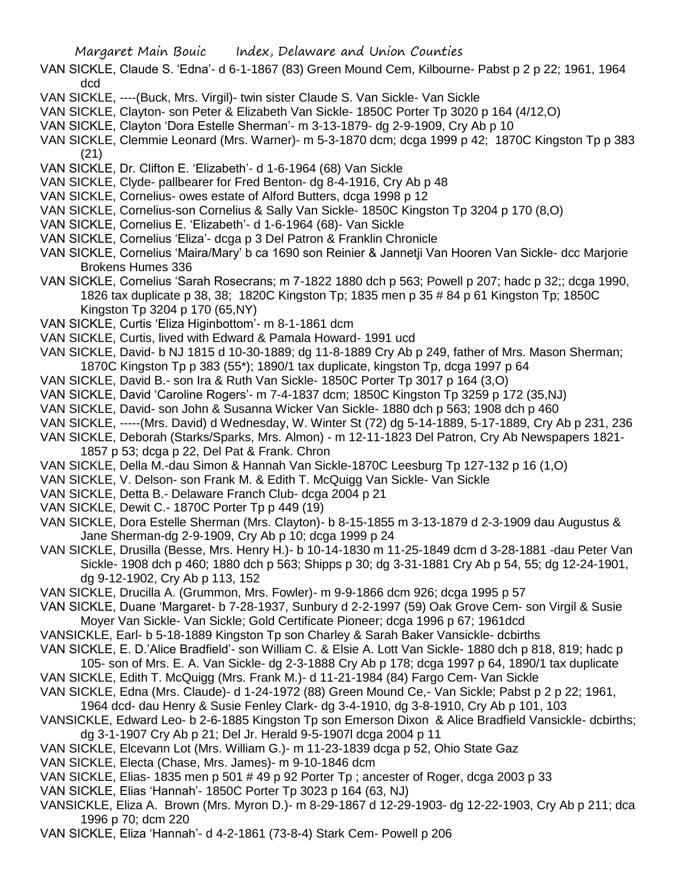VAN SICKLE, Claude S. 'Edna'- d 6-1-1867 (83) Green Mound Cem, Kilbourne- Pabst p 2 p 22; 1961, 1964 dcd

VAN SICKLE, ----(Buck, Mrs. Virgil)- twin sister Claude S. Van Sickle- Van Sickle

VAN SICKLE, Clayton- son Peter & Elizabeth Van Sickle- 1850C Porter Tp 3020 p 164 (4/12,O)

VAN SICKLE, Clayton 'Dora Estelle Sherman'- m 3-13-1879- dg 2-9-1909, Cry Ab p 10

VAN SICKLE, Clemmie Leonard (Mrs. Warner)- m 5-3-1870 dcm; dcga 1999 p 42; 1870C Kingston Tp p 383 (21)

VAN SICKLE, Dr. Clifton E. 'Elizabeth'- d 1-6-1964 (68) Van Sickle

VAN SICKLE, Clyde- pallbearer for Fred Benton- dg 8-4-1916, Cry Ab p 48

VAN SICKLE, Cornelius- owes estate of Alford Butters, dcga 1998 p 12

VAN SICKLE, Cornelius-son Cornelius & Sally Van Sickle- 1850C Kingston Tp 3204 p 170 (8,O)

VAN SICKLE, Cornelius E. 'Elizabeth'- d 1-6-1964 (68)- Van Sickle

VAN SICKLE, Cornelius 'Eliza'- dcga p 3 Del Patron & Franklin Chronicle

VAN SICKLE, Cornelius 'Maira/Mary' b ca 1690 son Reinier & Jannetji Van Hooren Van Sickle- dcc Marjorie Brokens Humes 336

VAN SICKLE, Cornelius 'Sarah Rosecrans; m 7-1822 1880 dch p 563; Powell p 207; hadc p 32;; dcga 1990, 1826 tax duplicate p 38, 38; 1820C Kingston Tp; 1835 men p 35 # 84 p 61 Kingston Tp; 1850C Kingston Tp 3204 p 170 (65,NY)

VAN SICKLE, Curtis 'Eliza Higinbottom'- m 8-1-1861 dcm

VAN SICKLE, Curtis, lived with Edward & Pamala Howard- 1991 ucd

VAN SICKLE, David- b NJ 1815 d 10-30-1889; dg 11-8-1889 Cry Ab p 249, father of Mrs. Mason Sherman; 1870C Kingston Tp p 383 (55*); 1890/1 tax duplicate, kingston Tp, dcga 1997 p 64

VAN SICKLE, David B.- son Ira & Ruth Van Sickle- 1850C Porter Tp 3017 p 164 (3,O)

VAN SICKLE, David 'Caroline Rogers'- m 7-4-1837 dcm; 1850C Kingston Tp 3259 p 172 (35,NJ)

VAN SICKLE, David- son John & Susanna Wicker Van Sickle- 1880 dch p 563; 1908 dch p 460

VAN SICKLE, -----(Mrs. David) d Wednesday, W. Winter St (72) dg 5-14-1889, 5-17-1889, Cry Ab p 231, 236

VAN SICKLE, Deborah (Starks/Sparks, Mrs. Almon) - m 12-11-1823 Del Patron, Cry Ab Newspapers 1821-1857 p 53; dcga p 22, Del Pat & Frank. Chron

VAN SICKLE, Della M.-dau Simon & Hannah Van Sickle-1870C Leesburg Tp 127-132 p 16 (1,O)

VAN SICKLE, V. Delson- son Frank M. & Edith T. McQuigg Van Sickle- Van Sickle

VAN SICKLE, Detta B.- Delaware Franch Club- dcga 2004 p 21

VAN SICKLE, Dewit C.- 1870C Porter Tp p 449 (19)

VAN SICKLE, Dora Estelle Sherman (Mrs. Clayton)- b 8-15-1855 m 3-13-1879 d 2-3-1909 dau Augustus & Jane Sherman-dg 2-9-1909, Cry Ab p 10; dcga 1999 p 24

VAN SICKLE, Drusilla (Besse, Mrs. Henry H.)- b 10-14-1830 m 11-25-1849 dcm d 3-28-1881 -dau Peter Van Sickle- 1908 dch p 460; 1880 dch p 563; Shipps p 30; dg 3-31-1881 Cry Ab p 54, 55; dg 12-24-1901, dg 9-12-1902, Cry Ab p 113, 152

VAN SICKLE, Drucilla A. (Grummon, Mrs. Fowler)- m 9-9-1866 dcm 926; dcga 1995 p 57

VAN SICKLE, Duane 'Margaret- b 7-28-1937, Sunbury d 2-2-1997 (59) Oak Grove Cem- son Virgil & Susie Moyer Van Sickle- Van Sickle; Gold Certificate Pioneer; dcga 1996 p 67; 1961dcd

VANSICKLE, Earl- b 5-18-1889 Kingston Tp son Charley & Sarah Baker Vansickle- dcbirths

VAN SICKLE, E. D.'Alice Bradfield'- son William C. & Elsie A. Lott Van Sickle- 1880 dch p 818, 819; hadc p 105- son of Mrs. E. A. Van Sickle- dg 2-3-1888 Cry Ab p 178; dcga 1997 p 64, 1890/1 tax duplicate

VAN SICKLE, Edith T. McQuigg (Mrs. Frank M.)- d 11-21-1984 (84) Fargo Cem- Van Sickle

VAN SICKLE, Edna (Mrs. Claude)- d 1-24-1972 (88) Green Mound Ce,- Van Sickle; Pabst p 2 p 22; 1961, 1964 dcd- dau Henry & Susie Fenley Clark- dg 3-4-1910, dg 3-8-1910, Cry Ab p 101, 103

VANSICKLE, Edward Leo- b 2-6-1885 Kingston Tp son Emerson Dixon & Alice Bradfield Vansickle- dcbirths; dg 3-1-1907 Cry Ab p 21; Del Jr. Herald 9-5-1907l dcga 2004 p 11

VAN SICKLE, Elcevann Lot (Mrs. William G.)- m 11-23-1839 dcga p 52, Ohio State Gaz

VAN SICKLE, Electa (Chase, Mrs. James)- m 9-10-1846 dcm

VAN SICKLE, Elias- 1835 men p 501 # 49 p 92 Porter Tp ; ancester of Roger, dcga 2003 p 33

VAN SICKLE, Elias 'Hannah'- 1850C Porter Tp 3023 p 164 (63, NJ)

VANSICKLE, Eliza A. Brown (Mrs. Myron D.)- m 8-29-1867 d 12-29-1903- dg 12-22-1903, Cry Ab p 211; dca 1996 p 70; dcm 220

VAN SICKLE, Eliza 'Hannah'- d 4-2-1861 (73-8-4) Stark Cem- Powell p 206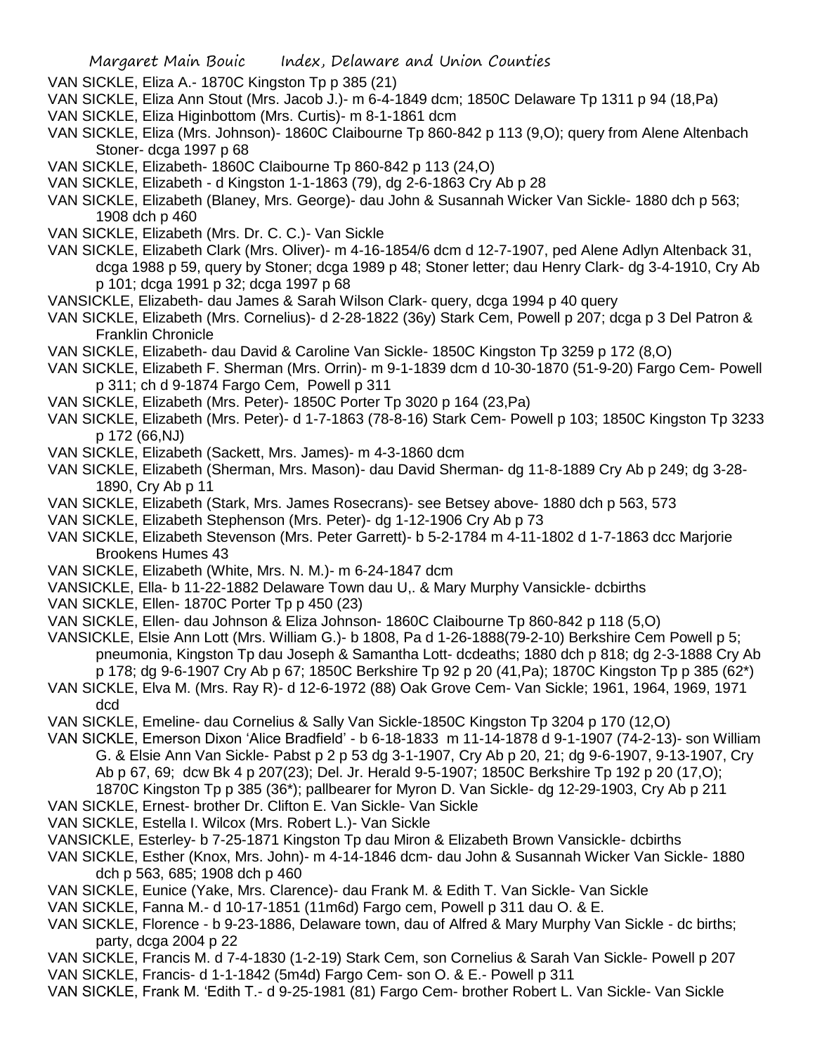VAN SICKLE, Eliza A.- 1870C Kingston Tp p 385 (21)

VAN SICKLE, Eliza Ann Stout (Mrs. Jacob J.)- m 6-4-1849 dcm; 1850C Delaware Tp 1311 p 94 (18,Pa)

VAN SICKLE, Eliza Higinbottom (Mrs. Curtis)- m 8-1-1861 dcm

VAN SICKLE, Eliza (Mrs. Johnson)- 1860C Claibourne Tp 860-842 p 113 (9,O); query from Alene Altenbach Stoner- dcga 1997 p 68

VAN SICKLE, Elizabeth- 1860C Claibourne Tp 860-842 p 113 (24,O)

VAN SICKLE, Elizabeth - d Kingston 1-1-1863 (79), dg 2-6-1863 Cry Ab p 28

VAN SICKLE, Elizabeth (Blaney, Mrs. George)- dau John & Susannah Wicker Van Sickle- 1880 dch p 563; 1908 dch p 460

VAN SICKLE, Elizabeth (Mrs. Dr. C. C.)- Van Sickle

VAN SICKLE, Elizabeth Clark (Mrs. Oliver)- m 4-16-1854/6 dcm d 12-7-1907, ped Alene Adlyn Altenback 31, dcga 1988 p 59, query by Stoner; dcga 1989 p 48; Stoner letter; dau Henry Clark- dg 3-4-1910, Cry Ab p 101; dcga 1991 p 32; dcga 1997 p 68

VANSICKLE, Elizabeth- dau James & Sarah Wilson Clark- query, dcga 1994 p 40 query

VAN SICKLE, Elizabeth (Mrs. Cornelius)- d 2-28-1822 (36y) Stark Cem, Powell p 207; dcga p 3 Del Patron & Franklin Chronicle

VAN SICKLE, Elizabeth- dau David & Caroline Van Sickle- 1850C Kingston Tp 3259 p 172 (8,O)

VAN SICKLE, Elizabeth F. Sherman (Mrs. Orrin)- m 9-1-1839 dcm d 10-30-1870 (51-9-20) Fargo Cem- Powell p 311; ch d 9-1874 Fargo Cem, Powell p 311

VAN SICKLE, Elizabeth (Mrs. Peter)- 1850C Porter Tp 3020 p 164 (23,Pa)

VAN SICKLE, Elizabeth (Mrs. Peter)- d 1-7-1863 (78-8-16) Stark Cem- Powell p 103; 1850C Kingston Tp 3233 p 172 (66,NJ)

VAN SICKLE, Elizabeth (Sackett, Mrs. James)- m 4-3-1860 dcm

VAN SICKLE, Elizabeth (Sherman, Mrs. Mason)- dau David Sherman- dg 11-8-1889 Cry Ab p 249; dg 3-28-1890, Cry Ab p 11

VAN SICKLE, Elizabeth (Stark, Mrs. James Rosecrans)- see Betsey above- 1880 dch p 563, 573

VAN SICKLE, Elizabeth Stephenson (Mrs. Peter)- dg 1-12-1906 Cry Ab p 73

VAN SICKLE, Elizabeth Stevenson (Mrs. Peter Garrett)- b 5-2-1784 m 4-11-1802 d 1-7-1863 dcc Marjorie Brookens Humes 43

VAN SICKLE, Elizabeth (White, Mrs. N. M.)- m 6-24-1847 dcm

VANSICKLE, Ella- b 11-22-1882 Delaware Town dau U,. & Mary Murphy Vansickle- dcbirths

VAN SICKLE, Ellen- 1870C Porter Tp p 450 (23)

VAN SICKLE, Ellen- dau Johnson & Eliza Johnson- 1860C Claibourne Tp 860-842 p 118 (5,O)

VANSICKLE, Elsie Ann Lott (Mrs. William G.)- b 1808, Pa d 1-26-1888(79-2-10) Berkshire Cem Powell p 5; pneumonia, Kingston Tp dau Joseph & Samantha Lott- dcdeaths; 1880 dch p 818; dg 2-3-1888 Cry Ab p 178; dg 9-6-1907 Cry Ab p 67; 1850C Berkshire Tp 92 p 20 (41,Pa); 1870C Kingston Tp p 385 (62*)

VAN SICKLE, Elva M. (Mrs. Ray R)- d 12-6-1972 (88) Oak Grove Cem- Van Sickle; 1961, 1964, 1969, 1971 dcd

VAN SICKLE, Emeline- dau Cornelius & Sally Van Sickle-1850C Kingston Tp 3204 p 170 (12,O)

VAN SICKLE, Emerson Dixon 'Alice Bradfield' - b 6-18-1833 m 11-14-1878 d 9-1-1907 (74-2-13)- son William G. & Elsie Ann Van Sickle- Pabst p 2 p 53 dg 3-1-1907, Cry Ab p 20, 21; dg 9-6-1907, 9-13-1907, Cry Ab p 67, 69; dcw Bk 4 p 207(23); Del. Jr. Herald 9-5-1907; 1850C Berkshire Tp 192 p 20 (17,O); 1870C Kingston Tp p 385 (36*); pallbearer for Myron D. Van Sickle- dg 12-29-1903, Cry Ab p 211

VAN SICKLE, Ernest- brother Dr. Clifton E. Van Sickle- Van Sickle

VAN SICKLE, Estella I. Wilcox (Mrs. Robert L.)- Van Sickle

VANSICKLE, Esterley- b 7-25-1871 Kingston Tp dau Miron & Elizabeth Brown Vansickle- dcbirths

VAN SICKLE, Esther (Knox, Mrs. John)- m 4-14-1846 dcm- dau John & Susannah Wicker Van Sickle- 1880 dch p 563, 685; 1908 dch p 460

VAN SICKLE, Eunice (Yake, Mrs. Clarence)- dau Frank M. & Edith T. Van Sickle- Van Sickle

VAN SICKLE, Fanna M.- d 10-17-1851 (11m6d) Fargo cem, Powell p 311 dau O. & E.

VAN SICKLE, Florence - b 9-23-1886, Delaware town, dau of Alfred & Mary Murphy Van Sickle - dc births; party, dcga 2004 p 22

VAN SICKLE, Francis M. d 7-4-1830 (1-2-19) Stark Cem, son Cornelius & Sarah Van Sickle- Powell p 207

VAN SICKLE, Francis- d 1-1-1842 (5m4d) Fargo Cem- son O. & E.- Powell p 311

VAN SICKLE, Frank M. 'Edith T.- d 9-25-1981 (81) Fargo Cem- brother Robert L. Van Sickle- Van Sickle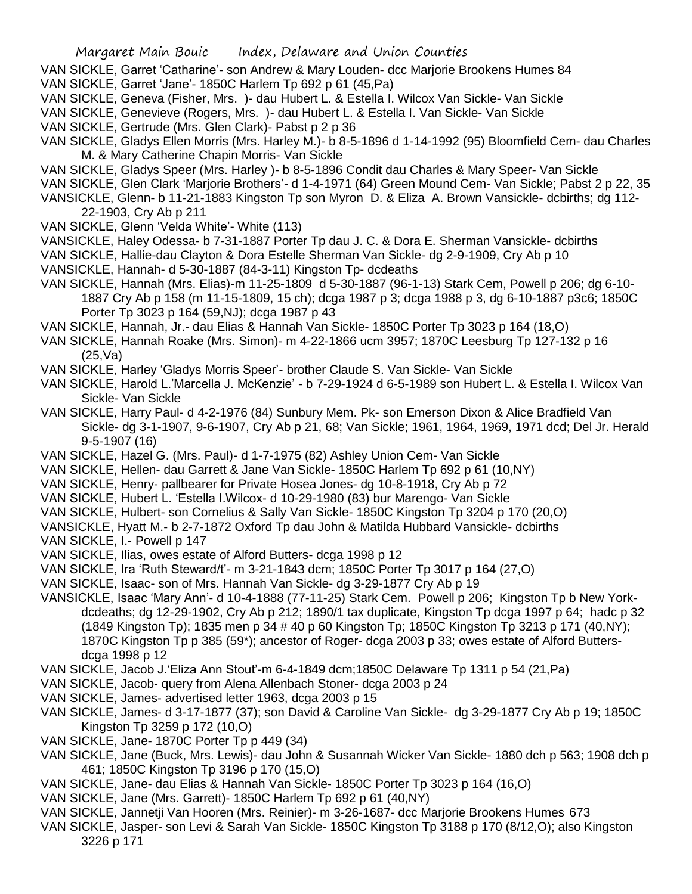VAN SICKLE, Garret 'Catharine'- son Andrew & Mary Louden- dcc Marjorie Brookens Humes 84

VAN SICKLE, Garret 'Jane'- 1850C Harlem Tp 692 p 61 (45,Pa)

VAN SICKLE, Geneva (Fisher, Mrs. )- dau Hubert L. & Estella I. Wilcox Van Sickle- Van Sickle

VAN SICKLE, Genevieve (Rogers, Mrs. )- dau Hubert L. & Estella I. Van Sickle- Van Sickle

VAN SICKLE, Gertrude (Mrs. Glen Clark)- Pabst p 2 p 36

VAN SICKLE, Gladys Ellen Morris (Mrs. Harley M.)- b 8-5-1896 d 1-14-1992 (95) Bloomfield Cem- dau Charles M. & Mary Catherine Chapin Morris- Van Sickle

VAN SICKLE, Gladys Speer (Mrs. Harley )- b 8-5-1896 Condit dau Charles & Mary Speer- Van Sickle

VAN SICKLE, Glen Clark 'Marjorie Brothers'- d 1-4-1971 (64) Green Mound Cem- Van Sickle; Pabst 2 p 22, 35

VANSICKLE, Glenn- b 11-21-1883 Kingston Tp son Myron D. & Eliza A. Brown Vansickle- dcbirths; dg 112-22-1903, Cry Ab p 211

VAN SICKLE, Glenn 'Velda White'- White (113)

VANSICKLE, Haley Odessa- b 7-31-1887 Porter Tp dau J. C. & Dora E. Sherman Vansickle- dcbirths

VAN SICKLE, Hallie-dau Clayton & Dora Estelle Sherman Van Sickle- dg 2-9-1909, Cry Ab p 10

VANSICKLE, Hannah- d 5-30-1887 (84-3-11) Kingston Tp- dcdeaths

VAN SICKLE, Hannah (Mrs. Elias)-m 11-25-1809 d 5-30-1887 (96-1-13) Stark Cem, Powell p 206; dg 6-10-1887 Cry Ab p 158 (m 11-15-1809, 15 ch); dcga 1987 p 3; dcga 1988 p 3, dg 6-10-1887 p3c6; 1850C Porter Tp 3023 p 164 (59,NJ); dcga 1987 p 43

VAN SICKLE, Hannah, Jr.- dau Elias & Hannah Van Sickle- 1850C Porter Tp 3023 p 164 (18,O)

VAN SICKLE, Hannah Roake (Mrs. Simon)- m 4-22-1866 ucm 3957; 1870C Leesburg Tp 127-132 p 16 (25,Va)

VAN SICKLE, Harley 'Gladys Morris Speer'- brother Claude S. Van Sickle- Van Sickle

VAN SICKLE, Harold L.'Marcella J. McKenzie' - b 7-29-1924 d 6-5-1989 son Hubert L. & Estella I. Wilcox Van Sickle- Van Sickle

VAN SICKLE, Harry Paul- d 4-2-1976 (84) Sunbury Mem. Pk- son Emerson Dixon & Alice Bradfield Van Sickle- dg 3-1-1907, 9-6-1907, Cry Ab p 21, 68; Van Sickle; 1961, 1964, 1969, 1971 dcd; Del Jr. Herald 9-5-1907 (16)

VAN SICKLE, Hazel G. (Mrs. Paul)- d 1-7-1975 (82) Ashley Union Cem- Van Sickle

VAN SICKLE, Hellen- dau Garrett & Jane Van Sickle- 1850C Harlem Tp 692 p 61 (10,NY)

VAN SICKLE, Henry- pallbearer for Private Hosea Jones- dg 10-8-1918, Cry Ab p 72

VAN SICKLE, Hubert L. 'Estella I.Wilcox- d 10-29-1980 (83) bur Marengo- Van Sickle

VAN SICKLE, Hulbert- son Cornelius & Sally Van Sickle- 1850C Kingston Tp 3204 p 170 (20,O)

VANSICKLE, Hyatt M.- b 2-7-1872 Oxford Tp dau John & Matilda Hubbard Vansickle- dcbirths

VAN SICKLE, I.- Powell p 147

VAN SICKLE, Ilias, owes estate of Alford Butters- dcga 1998 p 12

VAN SICKLE, Ira 'Ruth Steward/t'- m 3-21-1843 dcm; 1850C Porter Tp 3017 p 164 (27,O)

VAN SICKLE, Isaac- son of Mrs. Hannah Van Sickle- dg 3-29-1877 Cry Ab p 19

VANSICKLE, Isaac 'Mary Ann'- d 10-4-1888 (77-11-25) Stark Cem. Powell p 206; Kingston Tp b New York-dcdeaths; dg 12-29-1902, Cry Ab p 212; 1890/1 tax duplicate, Kingston Tp dcga 1997 p 64; hadc p 32 (1849 Kingston Tp); 1835 men p 34 # 40 p 60 Kingston Tp; 1850C Kingston Tp 3213 p 171 (40,NY); 1870C Kingston Tp p 385 (59*); ancestor of Roger- dcga 2003 p 33; owes estate of Alford Butters-dcga 1998 p 12

VAN SICKLE, Jacob J.'Eliza Ann Stout'-m 6-4-1849 dcm;1850C Delaware Tp 1311 p 54 (21,Pa)

VAN SICKLE, Jacob- query from Alena Allenbach Stoner- dcga 2003 p 24

VAN SICKLE, James- advertised letter 1963, dcga 2003 p 15

VAN SICKLE, James- d 3-17-1877 (37); son David & Caroline Van Sickle- dg 3-29-1877 Cry Ab p 19; 1850C Kingston Tp 3259 p 172 (10,O)

VAN SICKLE, Jane- 1870C Porter Tp p 449 (34)

VAN SICKLE, Jane (Buck, Mrs. Lewis)- dau John & Susannah Wicker Van Sickle- 1880 dch p 563; 1908 dch p 461; 1850C Kingston Tp 3196 p 170 (15,O)

VAN SICKLE, Jane- dau Elias & Hannah Van Sickle- 1850C Porter Tp 3023 p 164 (16,O)

VAN SICKLE, Jane (Mrs. Garrett)- 1850C Harlem Tp 692 p 61 (40,NY)

VAN SICKLE, Jannetji Van Hooren (Mrs. Reinier)- m 3-26-1687- dcc Marjorie Brookens Humes 673

VAN SICKLE, Jasper- son Levi & Sarah Van Sickle- 1850C Kingston Tp 3188 p 170 (8/12,O); also Kingston 3226 p 171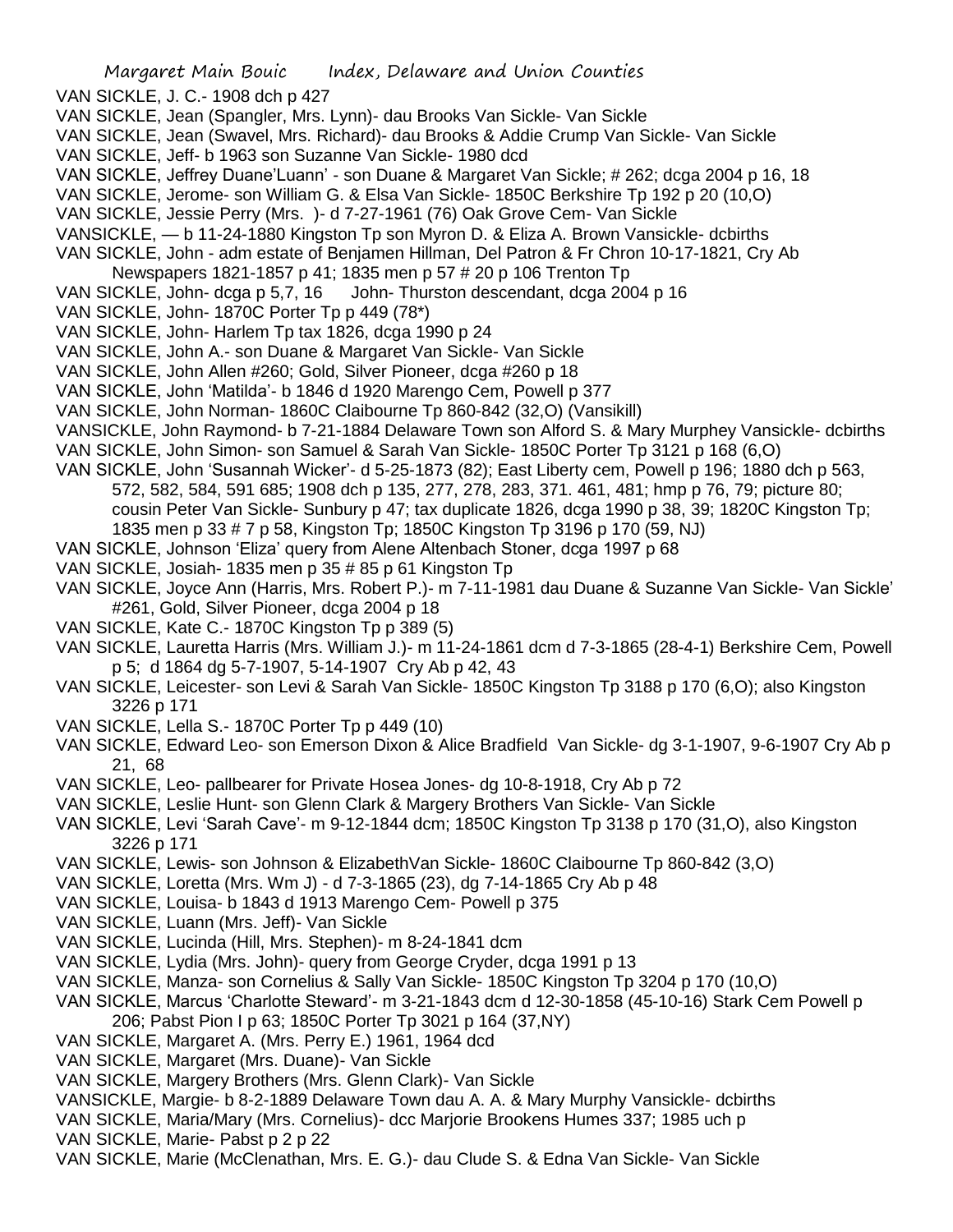VAN SICKLE, J. C.- 1908 dch p 427

VAN SICKLE, Jean (Spangler, Mrs. Lynn)- dau Brooks Van Sickle- Van Sickle

VAN SICKLE, Jean (Swavel, Mrs. Richard)- dau Brooks & Addie Crump Van Sickle- Van Sickle

VAN SICKLE, Jeff- b 1963 son Suzanne Van Sickle- 1980 dcd

VAN SICKLE, Jeffrey Duane'Luann' - son Duane & Margaret Van Sickle; # 262; dcga 2004 p 16, 18

VAN SICKLE, Jerome- son William G. & Elsa Van Sickle- 1850C Berkshire Tp 192 p 20 (10,O)

VAN SICKLE, Jessie Perry (Mrs. )- d 7-27-1961 (76) Oak Grove Cem- Van Sickle

VANSICKLE, — b 11-24-1880 Kingston Tp son Myron D. & Eliza A. Brown Vansickle- dcbirths

VAN SICKLE, John - adm estate of Benjamen Hillman, Del Patron & Fr Chron 10-17-1821, Cry Ab Newspapers 1821-1857 p 41; 1835 men p 57 # 20 p 106 Trenton Tp

VAN SICKLE, John- dcga p 5,7, 16 John- Thurston descendant, dcga 2004 p 16

VAN SICKLE, John- 1870C Porter Tp p 449 (78*)

VAN SICKLE, John- Harlem Tp tax 1826, dcga 1990 p 24

VAN SICKLE, John A.- son Duane & Margaret Van Sickle- Van Sickle

VAN SICKLE, John Allen #260; Gold, Silver Pioneer, dcga #260 p 18

VAN SICKLE, John 'Matilda'- b 1846 d 1920 Marengo Cem, Powell p 377

VAN SICKLE, John Norman- 1860C Claibourne Tp 860-842 (32,O) (Vansikill)

VANSICKLE, John Raymond- b 7-21-1884 Delaware Town son Alford S. & Mary Murphey Vansickle- dcbirths

VAN SICKLE, John Simon- son Samuel & Sarah Van Sickle- 1850C Porter Tp 3121 p 168 (6,O)

VAN SICKLE, John 'Susannah Wicker'- d 5-25-1873 (82); East Liberty cem, Powell p 196; 1880 dch p 563, 572, 582, 584, 591 685; 1908 dch p 135, 277, 278, 283, 371. 461, 481; hmp p 76, 79; picture 80; cousin Peter Van Sickle- Sunbury p 47; tax duplicate 1826, dcga 1990 p 38, 39; 1820C Kingston Tp; 1835 men p 33 # 7 p 58, Kingston Tp; 1850C Kingston Tp 3196 p 170 (59, NJ)

VAN SICKLE, Johnson 'Eliza' query from Alene Altenbach Stoner, dcga 1997 p 68

VAN SICKLE, Josiah- 1835 men p 35 # 85 p 61 Kingston Tp

VAN SICKLE, Joyce Ann (Harris, Mrs. Robert P.)- m 7-11-1981 dau Duane & Suzanne Van Sickle- Van Sickle' #261, Gold, Silver Pioneer, dcga 2004 p 18

VAN SICKLE, Kate C.- 1870C Kingston Tp p 389 (5)

VAN SICKLE, Lauretta Harris (Mrs. William J.)- m 11-24-1861 dcm d 7-3-1865 (28-4-1) Berkshire Cem, Powell p 5; d 1864 dg 5-7-1907, 5-14-1907 Cry Ab p 42, 43

VAN SICKLE, Leicester- son Levi & Sarah Van Sickle- 1850C Kingston Tp 3188 p 170 (6,O); also Kingston 3226 p 171

VAN SICKLE, Lella S.- 1870C Porter Tp p 449 (10)

VAN SICKLE, Edward Leo- son Emerson Dixon & Alice Bradfield Van Sickle- dg 3-1-1907, 9-6-1907 Cry Ab p 21, 68

VAN SICKLE, Leo- pallbearer for Private Hosea Jones- dg 10-8-1918, Cry Ab p 72

VAN SICKLE, Leslie Hunt- son Glenn Clark & Margery Brothers Van Sickle- Van Sickle

VAN SICKLE, Levi 'Sarah Cave'- m 9-12-1844 dcm; 1850C Kingston Tp 3138 p 170 (31,O), also Kingston 3226 p 171

VAN SICKLE, Lewis- son Johnson & ElizabethVan Sickle- 1860C Claibourne Tp 860-842 (3,O)

VAN SICKLE, Loretta (Mrs. Wm J) - d 7-3-1865 (23), dg 7-14-1865 Cry Ab p 48

VAN SICKLE, Louisa- b 1843 d 1913 Marengo Cem- Powell p 375

VAN SICKLE, Luann (Mrs. Jeff)- Van Sickle

VAN SICKLE, Lucinda (Hill, Mrs. Stephen)- m 8-24-1841 dcm

VAN SICKLE, Lydia (Mrs. John)- query from George Cryder, dcga 1991 p 13

VAN SICKLE, Manza- son Cornelius & Sally Van Sickle- 1850C Kingston Tp 3204 p 170 (10,O)

VAN SICKLE, Marcus 'Charlotte Steward'- m 3-21-1843 dcm d 12-30-1858 (45-10-16) Stark Cem Powell p 206; Pabst Pion I p 63; 1850C Porter Tp 3021 p 164 (37,NY)

VAN SICKLE, Margaret A. (Mrs. Perry E.) 1961, 1964 dcd

VAN SICKLE, Margaret (Mrs. Duane)- Van Sickle

VAN SICKLE, Margery Brothers (Mrs. Glenn Clark)- Van Sickle

VANSICKLE, Margie- b 8-2-1889 Delaware Town dau A. A. & Mary Murphy Vansickle- dcbirths

VAN SICKLE, Maria/Mary (Mrs. Cornelius)- dcc Marjorie Brookens Humes 337; 1985 uch p

VAN SICKLE, Marie- Pabst p 2 p 22

VAN SICKLE, Marie (McClenathan, Mrs. E. G.)- dau Clude S. & Edna Van Sickle- Van Sickle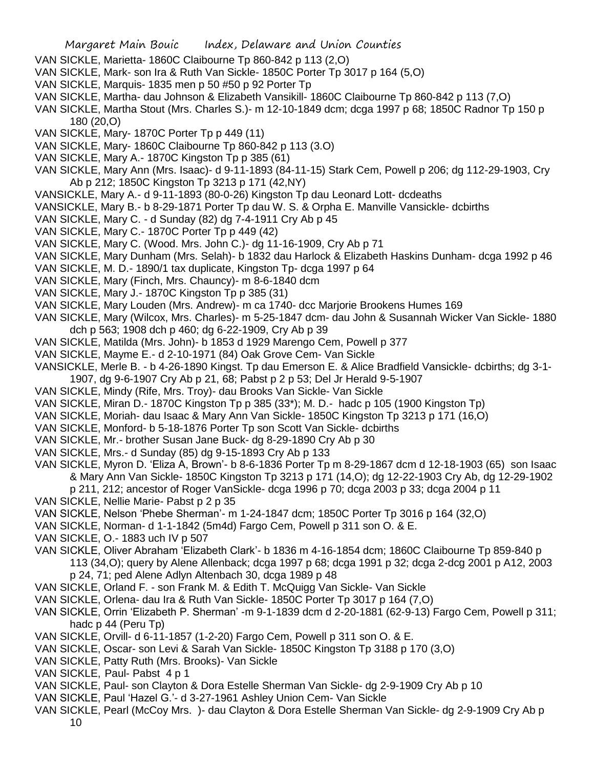VAN SICKLE, Marietta- 1860C Claibourne Tp 860-842 p 113 (2,O)

VAN SICKLE, Mark- son Ira & Ruth Van Sickle- 1850C Porter Tp 3017 p 164 (5,O)

VAN SICKLE, Marquis- 1835 men p 50 #50 p 92 Porter Tp

VAN SICKLE, Martha- dau Johnson & Elizabeth Vansikill- 1860C Claibourne Tp 860-842 p 113 (7,O)

VAN SICKLE, Martha Stout (Mrs. Charles S.)- m 12-10-1849 dcm; dcga 1997 p 68; 1850C Radnor Tp 150 p 180 (20,O)

VAN SICKLE, Mary- 1870C Porter Tp p 449 (11)

VAN SICKLE, Mary- 1860C Claibourne Tp 860-842 p 113 (3.O)

VAN SICKLE, Mary A.- 1870C Kingston Tp p 385 (61)

VAN SICKLE, Mary Ann (Mrs. Isaac)- d 9-11-1893 (84-11-15) Stark Cem, Powell p 206; dg 112-29-1903, Cry Ab p 212; 1850C Kingston Tp 3213 p 171 (42,NY)

VANSICKLE, Mary A.- d 9-11-1893 (80-0-26) Kingston Tp dau Leonard Lott- dcdeaths

VANSICKLE, Mary B.- b 8-29-1871 Porter Tp dau W. S. & Orpha E. Manville Vansickle- dcbirths

VAN SICKLE, Mary C. - d Sunday (82) dg 7-4-1911 Cry Ab p 45

VAN SICKLE, Mary C.- 1870C Porter Tp p 449 (42)

VAN SICKLE, Mary C. (Wood. Mrs. John C.)- dg 11-16-1909, Cry Ab p 71

VAN SICKLE, Mary Dunham (Mrs. Selah)- b 1832 dau Harlock & Elizabeth Haskins Dunham- dcga 1992 p 46

VAN SICKLE, M. D.- 1890/1 tax duplicate, Kingston Tp- dcga 1997 p 64

VAN SICKLE, Mary (Finch, Mrs. Chauncy)- m 8-6-1840 dcm

VAN SICKLE, Mary J.- 1870C Kingston Tp p 385 (31)

VAN SICKLE, Mary Louden (Mrs. Andrew)- m ca 1740- dcc Marjorie Brookens Humes 169

VAN SICKLE, Mary (Wilcox, Mrs. Charles)- m 5-25-1847 dcm- dau John & Susannah Wicker Van Sickle- 1880 dch p 563; 1908 dch p 460; dg 6-22-1909, Cry Ab p 39

VAN SICKLE, Matilda (Mrs. John)- b 1853 d 1929 Marengo Cem, Powell p 377

VAN SICKLE, Mayme E.- d 2-10-1971 (84) Oak Grove Cem- Van Sickle

VANSICKLE, Merle B. - b 4-26-1890 Kingst. Tp dau Emerson E. & Alice Bradfield Vansickle- dcbirths; dg 3-1-1907, dg 9-6-1907 Cry Ab p 21, 68; Pabst p 2 p 53; Del Jr Herald 9-5-1907

VAN SICKLE, Mindy (Rife, Mrs. Troy)- dau Brooks Van Sickle- Van Sickle

VAN SICKLE, Miran D.- 1870C Kingston Tp p 385 (33*); M. D.- hadc p 105 (1900 Kingston Tp)

VAN SICKLE, Moriah- dau Isaac & Mary Ann Van Sickle- 1850C Kingston Tp 3213 p 171 (16,O)

VAN SICKLE, Monford- b 5-18-1876 Porter Tp son Scott Van Sickle- dcbirths

VAN SICKLE, Mr.- brother Susan Jane Buck- dg 8-29-1890 Cry Ab p 30

VAN SICKLE, Mrs.- d Sunday (85) dg 9-15-1893 Cry Ab p 133

VAN SICKLE, Myron D. 'Eliza A, Brown'- b 8-6-1836 Porter Tp m 8-29-1867 dcm d 12-18-1903 (65) son Isaac & Mary Ann Van Sickle- 1850C Kingston Tp 3213 p 171 (14,O); dg 12-22-1903 Cry Ab, dg 12-29-1902 p 211, 212; ancestor of Roger VanSickle- dcga 1996 p 70; dcga 2003 p 33; dcga 2004 p 11

VAN SICKLE, Nellie Marie- Pabst p 2 p 35

VAN SICKLE, Nelson 'Phebe Sherman'- m 1-24-1847 dcm; 1850C Porter Tp 3016 p 164 (32,O)

VAN SICKLE, Norman- d 1-1-1842 (5m4d) Fargo Cem, Powell p 311 son O. & E.

VAN SICKLE, O.- 1883 uch IV p 507

VAN SICKLE, Oliver Abraham 'Elizabeth Clark'- b 1836 m 4-16-1854 dcm; 1860C Claibourne Tp 859-840 p 113 (34,O); query by Alene Allenback; dcga 1997 p 68; dcga 1991 p 32; dcga 2-dcg 2001 p A12, 2003 p 24, 71; ped Alene Adlyn Altenbach 30, dcga 1989 p 48

VAN SICKLE, Orland F. - son Frank M. & Edith T. McQuigg Van Sickle- Van Sickle

VAN SICKLE, Orlena- dau Ira & Ruth Van Sickle- 1850C Porter Tp 3017 p 164 (7,O)

VAN SICKLE, Orrin 'Elizabeth P. Sherman' -m 9-1-1839 dcm d 2-20-1881 (62-9-13) Fargo Cem, Powell p 311; hadc p 44 (Peru Tp)

VAN SICKLE, Orvill- d 6-11-1857 (1-2-20) Fargo Cem, Powell p 311 son O. & E.

VAN SICKLE, Oscar- son Levi & Sarah Van Sickle- 1850C Kingston Tp 3188 p 170 (3,O)

VAN SICKLE, Patty Ruth (Mrs. Brooks)- Van Sickle

VAN SICKLE, Paul- Pabst 4 p 1

VAN SICKLE, Paul- son Clayton & Dora Estelle Sherman Van Sickle- dg 2-9-1909 Cry Ab p 10

VAN SICKLE, Paul 'Hazel G.'- d 3-27-1961 Ashley Union Cem- Van Sickle

VAN SICKLE, Pearl (McCoy Mrs. )- dau Clayton & Dora Estelle Sherman Van Sickle- dg 2-9-1909 Cry Ab p 10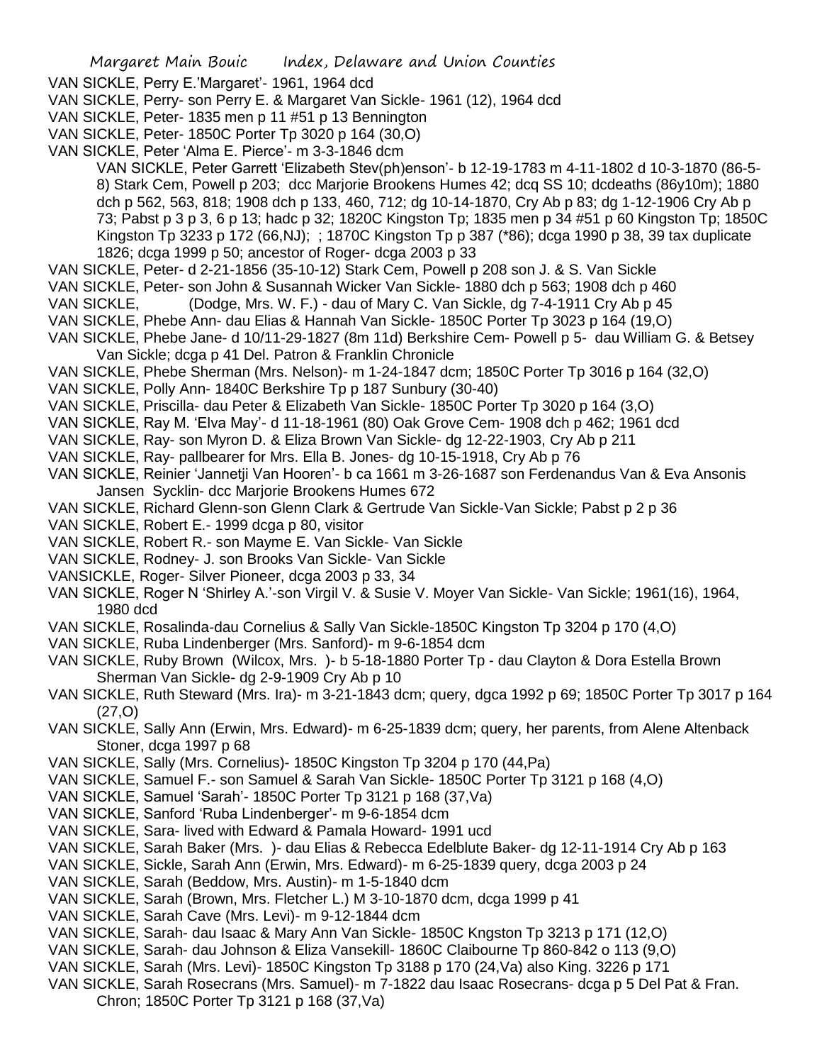VAN SICKLE, Perry E.'Margaret'- 1961, 1964 dcd

VAN SICKLE, Perry- son Perry E. & Margaret Van Sickle- 1961 (12), 1964 dcd

VAN SICKLE, Peter- 1835 men p 11 #51 p 13 Bennington

VAN SICKLE, Peter- 1850C Porter Tp 3020 p 164 (30,O)

VAN SICKLE, Peter 'Alma E. Pierce'- m 3-3-1846 dcm

VAN SICKLE, Peter Garrett 'Elizabeth Stev(ph)enson'- b 12-19-1783 m 4-11-1802 d 10-3-1870 (86-5-8) Stark Cem, Powell p 203; dcc Marjorie Brookens Humes 42; dcq SS 10; dcdeaths (86y10m); 1880 dch p 562, 563, 818; 1908 dch p 133, 460, 712; dg 10-14-1870, Cry Ab p 83; dg 1-12-1906 Cry Ab p 73; Pabst p 3 p 3, 6 p 13; hadc p 32; 1820C Kingston Tp; 1835 men p 34 #51 p 60 Kingston Tp; 1850C Kingston Tp 3233 p 172 (66,NJ); ; 1870C Kingston Tp p 387 (*86); dcga 1990 p 38, 39 tax duplicate 1826; dcga 1999 p 50; ancestor of Roger- dcga 2003 p 33

VAN SICKLE, Peter- d 2-21-1856 (35-10-12) Stark Cem, Powell p 208 son J. & S. Van Sickle

VAN SICKLE, Peter- son John & Susannah Wicker Van Sickle- 1880 dch p 563; 1908 dch p 460

VAN SICKLE, (Dodge, Mrs. W. F.) - dau of Mary C. Van Sickle, dg 7-4-1911 Cry Ab p 45

VAN SICKLE, Phebe Ann- dau Elias & Hannah Van Sickle- 1850C Porter Tp 3023 p 164 (19,O)

VAN SICKLE, Phebe Jane- d 10/11-29-1827 (8m 11d) Berkshire Cem- Powell p 5- dau William G. & Betsey Van Sickle; dcga p 41 Del. Patron & Franklin Chronicle

VAN SICKLE, Phebe Sherman (Mrs. Nelson)- m 1-24-1847 dcm; 1850C Porter Tp 3016 p 164 (32,O)

VAN SICKLE, Polly Ann- 1840C Berkshire Tp p 187 Sunbury (30-40)

VAN SICKLE, Priscilla- dau Peter & Elizabeth Van Sickle- 1850C Porter Tp 3020 p 164 (3,O)

VAN SICKLE, Ray M. 'Elva May'- d 11-18-1961 (80) Oak Grove Cem- 1908 dch p 462; 1961 dcd

VAN SICKLE, Ray- son Myron D. & Eliza Brown Van Sickle- dg 12-22-1903, Cry Ab p 211

VAN SICKLE, Ray- pallbearer for Mrs. Ella B. Jones- dg 10-15-1918, Cry Ab p 76

VAN SICKLE, Reinier 'Jannetji Van Hooren'- b ca 1661 m 3-26-1687 son Ferdenandus Van & Eva Ansonis Jansen Sycklin- dcc Marjorie Brookens Humes 672

VAN SICKLE, Richard Glenn-son Glenn Clark & Gertrude Van Sickle-Van Sickle; Pabst p 2 p 36

VAN SICKLE, Robert E.- 1999 dcga p 80, visitor

VAN SICKLE, Robert R.- son Mayme E. Van Sickle- Van Sickle

VAN SICKLE, Rodney- J. son Brooks Van Sickle- Van Sickle

VANSICKLE, Roger- Silver Pioneer, dcga 2003 p 33, 34

VAN SICKLE, Roger N 'Shirley A.'-son Virgil V. & Susie V. Moyer Van Sickle- Van Sickle; 1961(16), 1964, 1980 dcd

VAN SICKLE, Rosalinda-dau Cornelius & Sally Van Sickle-1850C Kingston Tp 3204 p 170 (4,O)

VAN SICKLE, Ruba Lindenberger (Mrs. Sanford)- m 9-6-1854 dcm

VAN SICKLE, Ruby Brown (Wilcox, Mrs. )- b 5-18-1880 Porter Tp - dau Clayton & Dora Estella Brown Sherman Van Sickle- dg 2-9-1909 Cry Ab p 10

VAN SICKLE, Ruth Steward (Mrs. Ira)- m 3-21-1843 dcm; query, dgca 1992 p 69; 1850C Porter Tp 3017 p 164 (27,O)

VAN SICKLE, Sally Ann (Erwin, Mrs. Edward)- m 6-25-1839 dcm; query, her parents, from Alene Altenback Stoner, dcga 1997 p 68

VAN SICKLE, Sally (Mrs. Cornelius)- 1850C Kingston Tp 3204 p 170 (44,Pa)

VAN SICKLE, Samuel F.- son Samuel & Sarah Van Sickle- 1850C Porter Tp 3121 p 168 (4,O)

VAN SICKLE, Samuel 'Sarah'- 1850C Porter Tp 3121 p 168 (37,Va)

VAN SICKLE, Sanford 'Ruba Lindenberger'- m 9-6-1854 dcm

VAN SICKLE, Sara- lived with Edward & Pamala Howard- 1991 ucd

VAN SICKLE, Sarah Baker (Mrs. )- dau Elias & Rebecca Edelblute Baker- dg 12-11-1914 Cry Ab p 163

VAN SICKLE, Sickle, Sarah Ann (Erwin, Mrs. Edward)- m 6-25-1839 query, dcga 2003 p 24

VAN SICKLE, Sarah (Beddow, Mrs. Austin)- m 1-5-1840 dcm

VAN SICKLE, Sarah (Brown, Mrs. Fletcher L.) M 3-10-1870 dcm, dcga 1999 p 41

VAN SICKLE, Sarah Cave (Mrs. Levi)- m 9-12-1844 dcm

VAN SICKLE, Sarah- dau Isaac & Mary Ann Van Sickle- 1850C Kngston Tp 3213 p 171 (12,O)

VAN SICKLE, Sarah- dau Johnson & Eliza Vansekill- 1860C Claibourne Tp 860-842 o 113 (9,O)

VAN SICKLE, Sarah (Mrs. Levi)- 1850C Kingston Tp 3188 p 170 (24,Va) also King. 3226 p 171

VAN SICKLE, Sarah Rosecrans (Mrs. Samuel)- m 7-1822 dau Isaac Rosecrans- dcga p 5 Del Pat & Fran. Chron; 1850C Porter Tp 3121 p 168 (37,Va)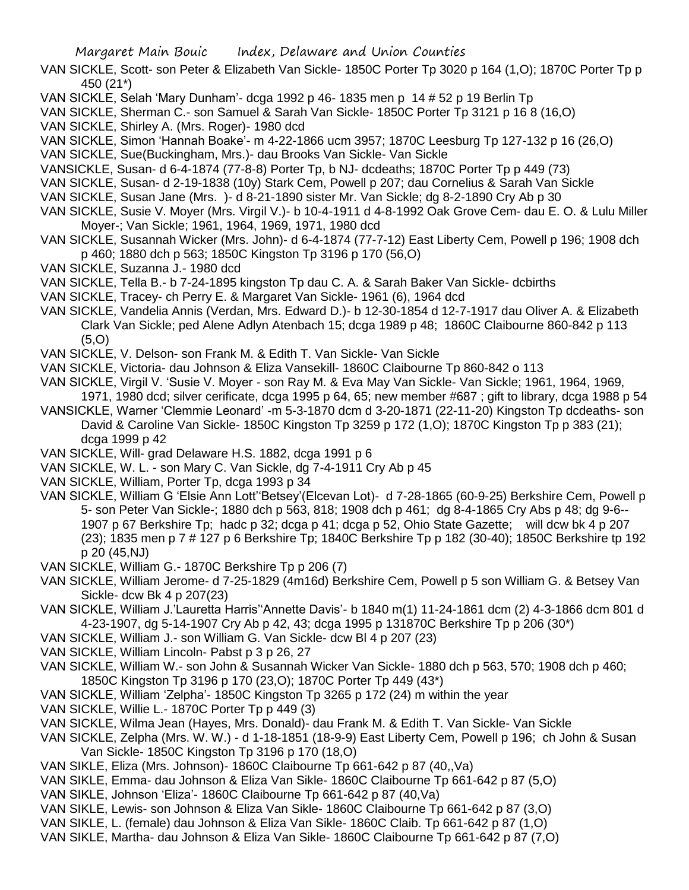VAN SICKLE, Scott- son Peter & Elizabeth Van Sickle- 1850C Porter Tp 3020 p 164 (1,O); 1870C Porter Tp p 450 (21*)

VAN SICKLE, Selah 'Mary Dunham'- dcga 1992 p 46- 1835 men p 14 # 52 p 19 Berlin Tp

VAN SICKLE, Sherman C.- son Samuel & Sarah Van Sickle- 1850C Porter Tp 3121 p 16 8 (16,O)

VAN SICKLE, Shirley A. (Mrs. Roger)- 1980 dcd

VAN SICKLE, Simon 'Hannah Boake'- m 4-22-1866 ucm 3957; 1870C Leesburg Tp 127-132 p 16 (26,O)

VAN SICKLE, Sue(Buckingham, Mrs.)- dau Brooks Van Sickle- Van Sickle

VANSICKLE, Susan- d 6-4-1874 (77-8-8) Porter Tp, b NJ- dcdeaths; 1870C Porter Tp p 449 (73)

VAN SICKLE, Susan- d 2-19-1838 (10y) Stark Cem, Powell p 207; dau Cornelius & Sarah Van Sickle

VAN SICKLE, Susan Jane (Mrs. )- d 8-21-1890 sister Mr. Van Sickle; dg 8-2-1890 Cry Ab p 30

VAN SICKLE, Susie V. Moyer (Mrs. Virgil V.)- b 10-4-1911 d 4-8-1992 Oak Grove Cem- dau E. O. & Lulu Miller Moyer-; Van Sickle; 1961, 1964, 1969, 1971, 1980 dcd

VAN SICKLE, Susannah Wicker (Mrs. John)- d 6-4-1874 (77-7-12) East Liberty Cem, Powell p 196; 1908 dch p 460; 1880 dch p 563; 1850C Kingston Tp 3196 p 170 (56,O)

VAN SICKLE, Suzanna J.- 1980 dcd

VAN SICKLE, Tella B.- b 7-24-1895 kingston Tp dau C. A. & Sarah Baker Van Sickle- dcbirths

VAN SICKLE, Tracey- ch Perry E. & Margaret Van Sickle- 1961 (6), 1964 dcd

VAN SICKLE, Vandelia Annis (Verdan, Mrs. Edward D.)- b 12-30-1854 d 12-7-1917 dau Oliver A. & Elizabeth Clark Van Sickle; ped Alene Adlyn Atenbach 15; dcga 1989 p 48; 1860C Claibourne 860-842 p 113 (5,O)

VAN SICKLE, V. Delson- son Frank M. & Edith T. Van Sickle- Van Sickle

VAN SICKLE, Victoria- dau Johnson & Eliza Vansekill- 1860C Claibourne Tp 860-842 o 113

VAN SICKLE, Virgil V. 'Susie V. Moyer - son Ray M. & Eva May Van Sickle- Van Sickle; 1961, 1964, 1969, 1971, 1980 dcd; silver cerificate, dcga 1995 p 64, 65; new member #687 ; gift to library, dcga 1988 p 54

VANSICKLE, Warner 'Clemmie Leonard' -m 5-3-1870 dcm d 3-20-1871 (22-11-20) Kingston Tp dcdeaths- son David & Caroline Van Sickle- 1850C Kingston Tp 3259 p 172 (1,O); 1870C Kingston Tp p 383 (21); dcga 1999 p 42

VAN SICKLE, Will- grad Delaware H.S. 1882, dcga 1991 p 6

VAN SICKLE, W. L. - son Mary C. Van Sickle, dg 7-4-1911 Cry Ab p 45

VAN SICKLE, William, Porter Tp, dcga 1993 p 34

VAN SICKLE, William G 'Elsie Ann Lott''Betsey'(Elcevan Lot)- d 7-28-1865 (60-9-25) Berkshire Cem, Powell p 5- son Peter Van Sickle-; 1880 dch p 563, 818; 1908 dch p 461; dg 8-4-1865 Cry Abs p 48; dg 9-6--1907 p 67 Berkshire Tp; hadc p 32; dcga p 41; dcga p 52, Ohio State Gazette; will dcw bk 4 p 207 (23); 1835 men p 7 # 127 p 6 Berkshire Tp; 1840C Berkshire Tp p 182 (30-40); 1850C Berkshire tp 192 p 20 (45,NJ)

VAN SICKLE, William G.- 1870C Berkshire Tp p 206 (7)

VAN SICKLE, William Jerome- d 7-25-1829 (4m16d) Berkshire Cem, Powell p 5 son William G. & Betsey Van Sickle- dcw Bk 4 p 207(23)

VAN SICKLE, William J.'Lauretta Harris''Annette Davis'- b 1840 m(1) 11-24-1861 dcm (2) 4-3-1866 dcm 801 d 4-23-1907, dg 5-14-1907 Cry Ab p 42, 43; dcga 1995 p 131870C Berkshire Tp p 206 (30*)

VAN SICKLE, William J.- son William G. Van Sickle- dcw Bl 4 p 207 (23)

VAN SICKLE, William Lincoln- Pabst p 3 p 26, 27

VAN SICKLE, William W.- son John & Susannah Wicker Van Sickle- 1880 dch p 563, 570; 1908 dch p 460; 1850C Kingston Tp 3196 p 170 (23,O); 1870C Porter Tp 449 (43*)

VAN SICKLE, William 'Zelpha'- 1850C Kingston Tp 3265 p 172 (24) m within the year

VAN SICKLE, Willie L.- 1870C Porter Tp p 449 (3)

VAN SICKLE, Wilma Jean (Hayes, Mrs. Donald)- dau Frank M. & Edith T. Van Sickle- Van Sickle

VAN SICKLE, Zelpha (Mrs. W. W.) - d 1-18-1851 (18-9-9) East Liberty Cem, Powell p 196; ch John & Susan Van Sickle- 1850C Kingston Tp 3196 p 170 (18,O)

VAN SIKLE, Eliza (Mrs. Johnson)- 1860C Claibourne Tp 661-642 p 87 (40,,Va)

VAN SIKLE, Emma- dau Johnson & Eliza Van Sikle- 1860C Claibourne Tp 661-642 p 87 (5,O)

VAN SIKLE, Johnson 'Eliza'- 1860C Claibourne Tp 661-642 p 87 (40,Va)

VAN SIKLE, Lewis- son Johnson & Eliza Van Sikle- 1860C Claibourne Tp 661-642 p 87 (3,O)

VAN SIKLE, L. (female) dau Johnson & Eliza Van Sikle- 1860C Claib. Tp 661-642 p 87 (1,O)

VAN SIKLE, Martha- dau Johnson & Eliza Van Sikle- 1860C Claibourne Tp 661-642 p 87 (7,O)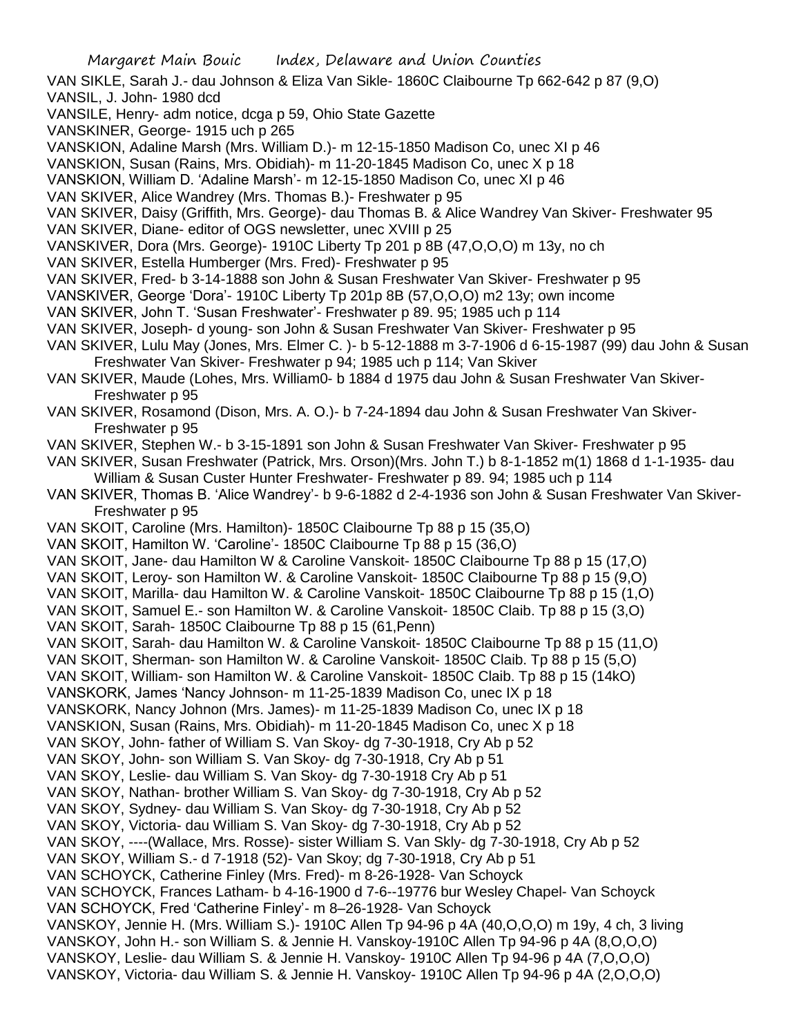VAN SIKLE, Sarah J.- dau Johnson & Eliza Van Sikle- 1860C Claibourne Tp 662-642 p 87 (9,O)

VANSIL, J. John- 1980 dcd

VANSILE, Henry- adm notice, dcga p 59, Ohio State Gazette

VANSKINER, George- 1915 uch p 265

VANSKION, Adaline Marsh (Mrs. William D.)- m 12-15-1850 Madison Co, unec XI p 46

VANSKION, Susan (Rains, Mrs. Obidiah)- m 11-20-1845 Madison Co, unec X p 18

VANSKION, William D. 'Adaline Marsh'- m 12-15-1850 Madison Co, unec XI p 46

VAN SKIVER, Alice Wandrey (Mrs. Thomas B.)- Freshwater p 95

VAN SKIVER, Daisy (Griffith, Mrs. George)- dau Thomas B. & Alice Wandrey Van Skiver- Freshwater 95

VAN SKIVER, Diane- editor of OGS newsletter, unec XVIII p 25

VANSKIVER, Dora (Mrs. George)- 1910C Liberty Tp 201 p 8B (47,O,O,O) m 13y, no ch

VAN SKIVER, Estella Humberger (Mrs. Fred)- Freshwater p 95

VAN SKIVER, Fred- b 3-14-1888 son John & Susan Freshwater Van Skiver- Freshwater p 95

VANSKIVER, George 'Dora'- 1910C Liberty Tp 201p 8B (57,O,O,O) m2 13y; own income

VAN SKIVER, John T. 'Susan Freshwater'- Freshwater p 89. 95; 1985 uch p 114

VAN SKIVER, Joseph- d young- son John & Susan Freshwater Van Skiver- Freshwater p 95

VAN SKIVER, Lulu May (Jones, Mrs. Elmer C. )- b 5-12-1888 m 3-7-1906 d 6-15-1987 (99) dau John & Susan Freshwater Van Skiver- Freshwater p 94; 1985 uch p 114; Van Skiver

VAN SKIVER, Maude (Lohes, Mrs. William0- b 1884 d 1975 dau John & Susan Freshwater Van Skiver- Freshwater p 95

VAN SKIVER, Rosamond (Dison, Mrs. A. O.)- b 7-24-1894 dau John & Susan Freshwater Van Skiver- Freshwater p 95

VAN SKIVER, Stephen W.- b 3-15-1891 son John & Susan Freshwater Van Skiver- Freshwater p 95

VAN SKIVER, Susan Freshwater (Patrick, Mrs. Orson)(Mrs. John T.) b 8-1-1852 m(1) 1868 d 1-1-1935- dau William & Susan Custer Hunter Freshwater- Freshwater p 89. 94; 1985 uch p 114

VAN SKIVER, Thomas B. 'Alice Wandrey'- b 9-6-1882 d 2-4-1936 son John & Susan Freshwater Van Skiver- Freshwater p 95

VAN SKOIT, Caroline (Mrs. Hamilton)- 1850C Claibourne Tp 88 p 15 (35,O)

VAN SKOIT, Hamilton W. 'Caroline'- 1850C Claibourne Tp 88 p 15 (36,O)

VAN SKOIT, Jane- dau Hamilton W & Caroline Vanskoit- 1850C Claibourne Tp 88 p 15 (17,O)

VAN SKOIT, Leroy- son Hamilton W. & Caroline Vanskoit- 1850C Claibourne Tp 88 p 15 (9,O)

VAN SKOIT, Marilla- dau Hamilton W. & Caroline Vanskoit- 1850C Claibourne Tp 88 p 15 (1,O)

VAN SKOIT, Samuel E.- son Hamilton W. & Caroline Vanskoit- 1850C Claib. Tp 88 p 15 (3,O)

VAN SKOIT, Sarah- 1850C Claibourne Tp 88 p 15 (61,Penn)

VAN SKOIT, Sarah- dau Hamilton W. & Caroline Vanskoit- 1850C Claibourne Tp 88 p 15 (11,O)

VAN SKOIT, Sherman- son Hamilton W. & Caroline Vanskoit- 1850C Claib. Tp 88 p 15 (5,O)

VAN SKOIT, William- son Hamilton W. & Caroline Vanskoit- 1850C Claib. Tp 88 p 15 (14kO)

VANSKORK, James 'Nancy Johnson- m 11-25-1839 Madison Co, unec IX p 18

VANSKORK, Nancy Johnon (Mrs. James)- m 11-25-1839 Madison Co, unec IX p 18

VANSKION, Susan (Rains, Mrs. Obidiah)- m 11-20-1845 Madison Co, unec X p 18

VAN SKOY, John- father of William S. Van Skoy- dg 7-30-1918, Cry Ab p 52

VAN SKOY, John- son William S. Van Skoy- dg 7-30-1918, Cry Ab p 51

VAN SKOY, Leslie- dau William S. Van Skoy- dg 7-30-1918 Cry Ab p 51

VAN SKOY, Nathan- brother William S. Van Skoy- dg 7-30-1918, Cry Ab p 52

VAN SKOY, Sydney- dau William S. Van Skoy- dg 7-30-1918, Cry Ab p 52

VAN SKOY, Victoria- dau William S. Van Skoy- dg 7-30-1918, Cry Ab p 52

VAN SKOY, ----(Wallace, Mrs. Rosse)- sister William S. Van Skly- dg 7-30-1918, Cry Ab p 52

VAN SKOY, William S.- d 7-1918 (52)- Van Skoy; dg 7-30-1918, Cry Ab p 51

VAN SCHOYCK, Catherine Finley (Mrs. Fred)- m 8-26-1928- Van Schoyck

VAN SCHOYCK, Frances Latham- b 4-16-1900 d 7-6--19776 bur Wesley Chapel- Van Schoyck

VAN SCHOYCK, Fred 'Catherine Finley'- m 8–26-1928- Van Schoyck

VANSKOY, Jennie H. (Mrs. William S.)- 1910C Allen Tp 94-96 p 4A (40,O,O,O) m 19y, 4 ch, 3 living

VANSKOY, John H.- son William S. & Jennie H. Vanskoy-1910C Allen Tp 94-96 p 4A (8,O,O,O)

VANSKOY, Leslie- dau William S. & Jennie H. Vanskoy- 1910C Allen Tp 94-96 p 4A (7,O,O,O)

VANSKOY, Victoria- dau William S. & Jennie H. Vanskoy- 1910C Allen Tp 94-96 p 4A (2,O,O,O)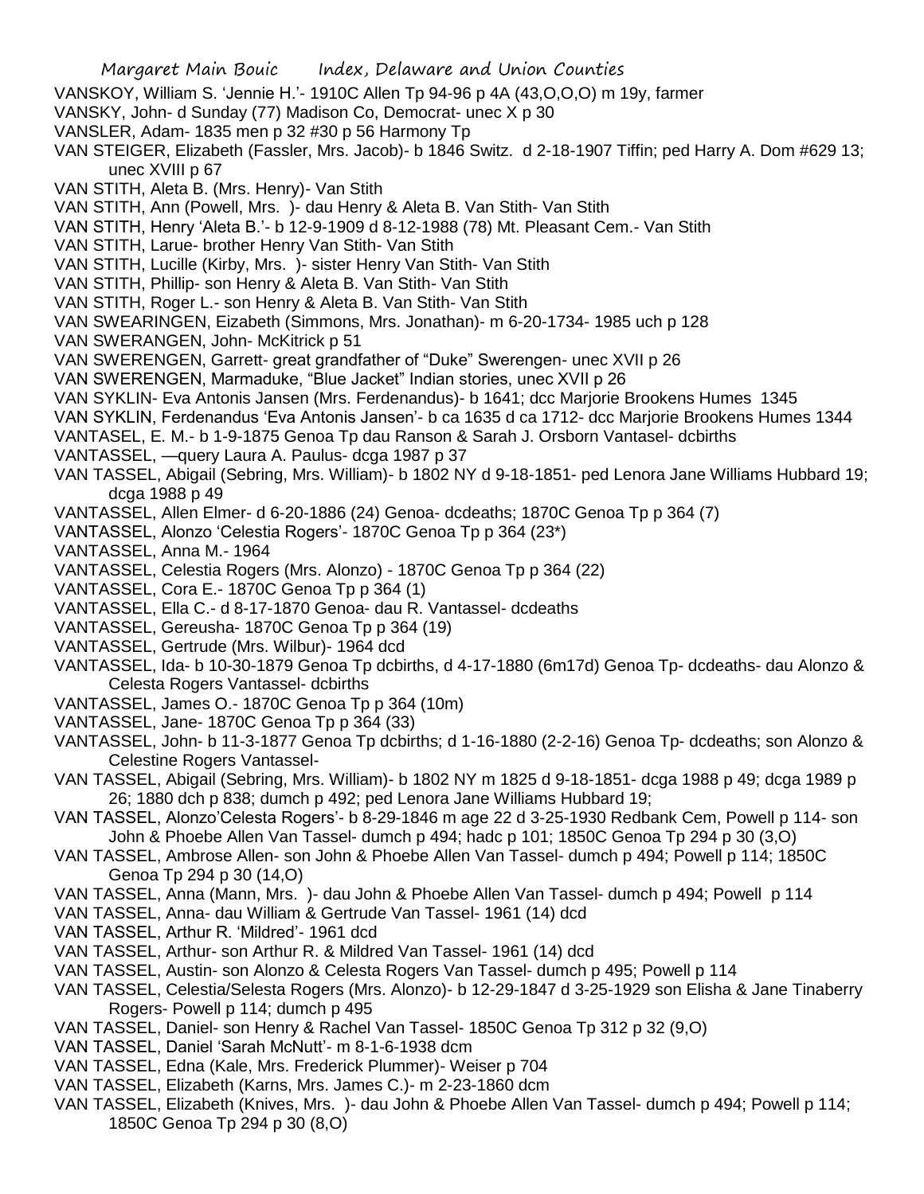VANSKOY, William S. 'Jennie H.'- 1910C Allen Tp 94-96 p 4A (43,O,O,O) m 19y, farmer

VANSKY, John- d Sunday (77) Madison Co, Democrat- unec X p 30

VANSLER, Adam- 1835 men p 32 #30 p 56 Harmony Tp

VAN STEIGER, Elizabeth (Fassler, Mrs. Jacob)- b 1846 Switz. d 2-18-1907 Tiffin; ped Harry A. Dom #629 13; unec XVIII p 67

VAN STITH, Aleta B. (Mrs. Henry)- Van Stith

VAN STITH, Ann (Powell, Mrs. )- dau Henry & Aleta B. Van Stith- Van Stith

VAN STITH, Henry 'Aleta B.'- b 12-9-1909 d 8-12-1988 (78) Mt. Pleasant Cem.- Van Stith

VAN STITH, Larue- brother Henry Van Stith- Van Stith

VAN STITH, Lucille (Kirby, Mrs. )- sister Henry Van Stith- Van Stith

VAN STITH, Phillip- son Henry & Aleta B. Van Stith- Van Stith

VAN STITH, Roger L.- son Henry & Aleta B. Van Stith- Van Stith

VAN SWEARINGEN, Eizabeth (Simmons, Mrs. Jonathan)- m 6-20-1734- 1985 uch p 128

VAN SWERANGEN, John- McKitrick p 51

VAN SWERENGEN, Garrett- great grandfather of "Duke" Swerengen- unec XVII p 26

VAN SWERENGEN, Marmaduke, "Blue Jacket" Indian stories, unec XVII p 26

VAN SYKLIN- Eva Antonis Jansen (Mrs. Ferdenandus)- b 1641; dcc Marjorie Brookens Humes 1345

VAN SYKLIN, Ferdenandus 'Eva Antonis Jansen'- b ca 1635 d ca 1712- dcc Marjorie Brookens Humes 1344

VANTASEL, E. M.- b 1-9-1875 Genoa Tp dau Ranson & Sarah J. Orsborn Vantasel- dcbirths

VANTASSEL, —query Laura A. Paulus- dcga 1987 p 37

VAN TASSEL, Abigail (Sebring, Mrs. William)- b 1802 NY d 9-18-1851- ped Lenora Jane Williams Hubbard 19; dcga 1988 p 49

VANTASSEL, Allen Elmer- d 6-20-1886 (24) Genoa- dcdeaths; 1870C Genoa Tp p 364 (7)

VANTASSEL, Alonzo 'Celestia Rogers'- 1870C Genoa Tp p 364 (23*)

VANTASSEL, Anna M.- 1964

VANTASSEL, Celestia Rogers (Mrs. Alonzo) - 1870C Genoa Tp p 364 (22)

VANTASSEL, Cora E.- 1870C Genoa Tp p 364 (1)

VANTASSEL, Ella C.- d 8-17-1870 Genoa- dau R. Vantassel- dcdeaths

VANTASSEL, Gereusha- 1870C Genoa Tp p 364 (19)

VANTASSEL, Gertrude (Mrs. Wilbur)- 1964 dcd

VANTASSEL, Ida- b 10-30-1879 Genoa Tp dcbirths, d 4-17-1880 (6m17d) Genoa Tp- dcdeaths- dau Alonzo & Celesta Rogers Vantassel- dcbirths

VANTASSEL, James O.- 1870C Genoa Tp p 364 (10m)

VANTASSEL, Jane- 1870C Genoa Tp p 364 (33)

VANTASSEL, John- b 11-3-1877 Genoa Tp dcbirths; d 1-16-1880 (2-2-16) Genoa Tp- dcdeaths; son Alonzo & Celestine Rogers Vantassel-

VAN TASSEL, Abigail (Sebring, Mrs. William)- b 1802 NY m 1825 d 9-18-1851- dcga 1988 p 49; dcga 1989 p 26; 1880 dch p 838; dumch p 492; ped Lenora Jane Williams Hubbard 19;

VAN TASSEL, Alonzo'Celesta Rogers'- b 8-29-1846 m age 22 d 3-25-1930 Redbank Cem, Powell p 114- son John & Phoebe Allen Van Tassel- dumch p 494; hadc p 101; 1850C Genoa Tp 294 p 30 (3,O)

VAN TASSEL, Ambrose Allen- son John & Phoebe Allen Van Tassel- dumch p 494; Powell p 114; 1850C Genoa Tp 294 p 30 (14,O)

VAN TASSEL, Anna (Mann, Mrs. )- dau John & Phoebe Allen Van Tassel- dumch p 494; Powell p 114

VAN TASSEL, Anna- dau William & Gertrude Van Tassel- 1961 (14) dcd

VAN TASSEL, Arthur R. 'Mildred'- 1961 dcd

VAN TASSEL, Arthur- son Arthur R. & Mildred Van Tassel- 1961 (14) dcd

VAN TASSEL, Austin- son Alonzo & Celesta Rogers Van Tassel- dumch p 495; Powell p 114

VAN TASSEL, Celestia/Selesta Rogers (Mrs. Alonzo)- b 12-29-1847 d 3-25-1929 son Elisha & Jane Tinaberry Rogers- Powell p 114; dumch p 495

VAN TASSEL, Daniel- son Henry & Rachel Van Tassel- 1850C Genoa Tp 312 p 32 (9,O)

VAN TASSEL, Daniel 'Sarah McNutt'- m 8-1-6-1938 dcm

VAN TASSEL, Edna (Kale, Mrs. Frederick Plummer)- Weiser p 704

VAN TASSEL, Elizabeth (Karns, Mrs. James C.)- m 2-23-1860 dcm

VAN TASSEL, Elizabeth (Knives, Mrs. )- dau John & Phoebe Allen Van Tassel- dumch p 494; Powell p 114; 1850C Genoa Tp 294 p 30 (8,O)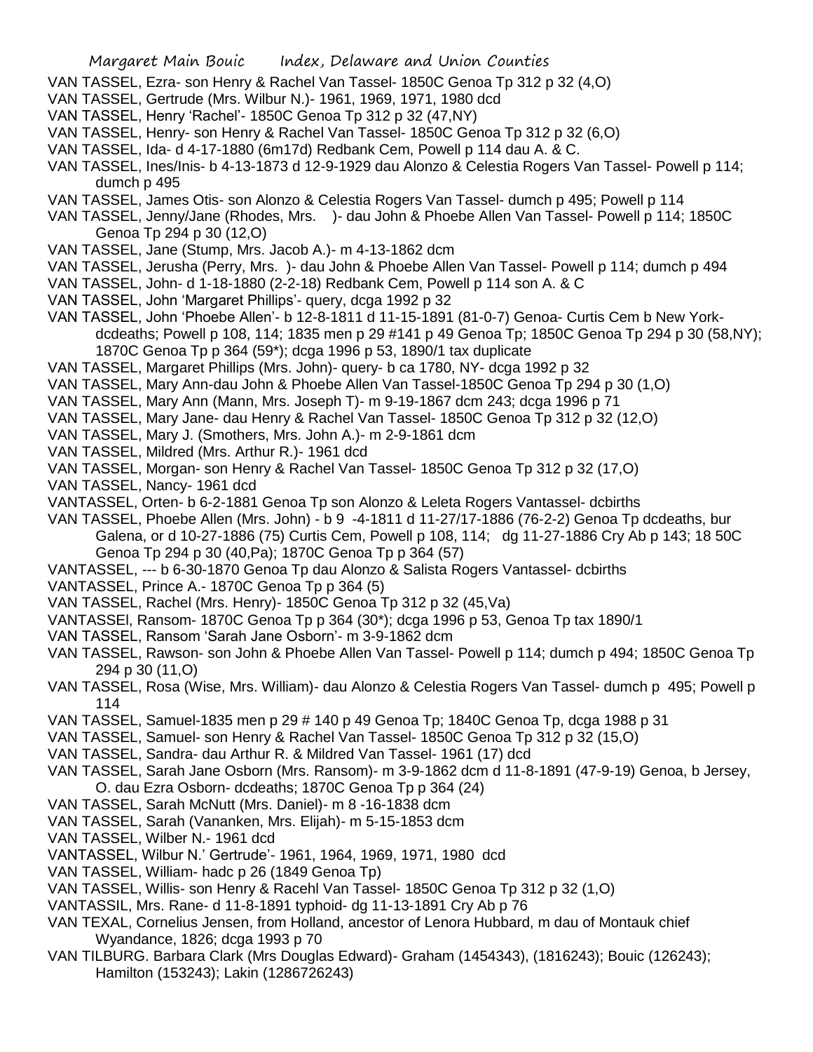VAN TASSEL, Ezra- son Henry & Rachel Van Tassel- 1850C Genoa Tp 312 p 32 (4,O)

VAN TASSEL, Gertrude (Mrs. Wilbur N.)- 1961, 1969, 1971, 1980 dcd

VAN TASSEL, Henry 'Rachel'- 1850C Genoa Tp 312 p 32 (47,NY)

VAN TASSEL, Henry- son Henry & Rachel Van Tassel- 1850C Genoa Tp 312 p 32 (6,O)

VAN TASSEL, Ida- d 4-17-1880 (6m17d) Redbank Cem, Powell p 114 dau A. & C.

VAN TASSEL, Ines/Inis- b 4-13-1873 d 12-9-1929 dau Alonzo & Celestia Rogers Van Tassel- Powell p 114; dumch p 495

VAN TASSEL, James Otis- son Alonzo & Celestia Rogers Van Tassel- dumch p 495; Powell p 114

VAN TASSEL, Jenny/Jane (Rhodes, Mrs. )- dau John & Phoebe Allen Van Tassel- Powell p 114; 1850C Genoa Tp 294 p 30 (12,O)

VAN TASSEL, Jane (Stump, Mrs. Jacob A.)- m 4-13-1862 dcm

VAN TASSEL, Jerusha (Perry, Mrs. )- dau John & Phoebe Allen Van Tassel- Powell p 114; dumch p 494

VAN TASSEL, John- d 1-18-1880 (2-2-18) Redbank Cem, Powell p 114 son A. & C

VAN TASSEL, John 'Margaret Phillips'- query, dcga 1992 p 32

VAN TASSEL, John 'Phoebe Allen'- b 12-8-1811 d 11-15-1891 (81-0-7) Genoa- Curtis Cem b New York- dcdeaths; Powell p 108, 114; 1835 men p 29 #141 p 49 Genoa Tp; 1850C Genoa Tp 294 p 30 (58,NY); 1870C Genoa Tp p 364 (59*); dcga 1996 p 53, 1890/1 tax duplicate

VAN TASSEL, Margaret Phillips (Mrs. John)- query- b ca 1780, NY- dcga 1992 p 32

VAN TASSEL, Mary Ann-dau John & Phoebe Allen Van Tassel-1850C Genoa Tp 294 p 30 (1,O)

VAN TASSEL, Mary Ann (Mann, Mrs. Joseph T)- m 9-19-1867 dcm 243; dcga 1996 p 71

VAN TASSEL, Mary Jane- dau Henry & Rachel Van Tassel- 1850C Genoa Tp 312 p 32 (12,O)

VAN TASSEL, Mary J. (Smothers, Mrs. John A.)- m 2-9-1861 dcm

VAN TASSEL, Mildred (Mrs. Arthur R.)- 1961 dcd

VAN TASSEL, Morgan- son Henry & Rachel Van Tassel- 1850C Genoa Tp 312 p 32 (17,O)

VAN TASSEL, Nancy- 1961 dcd

VANTASSEL, Orten- b 6-2-1881 Genoa Tp son Alonzo & Leleta Rogers Vantassel- dcbirths

VAN TASSEL, Phoebe Allen (Mrs. John) - b 9 -4-1811 d 11-27/17-1886 (76-2-2) Genoa Tp dcdeaths, bur Galena, or d 10-27-1886 (75) Curtis Cem, Powell p 108, 114; dg 11-27-1886 Cry Ab p 143; 18 50C Genoa Tp 294 p 30 (40,Pa); 1870C Genoa Tp p 364 (57)

VANTASSEL, --- b 6-30-1870 Genoa Tp dau Alonzo & Salista Rogers Vantassel- dcbirths

VANTASSEL, Prince A.- 1870C Genoa Tp p 364 (5)

VAN TASSEL, Rachel (Mrs. Henry)- 1850C Genoa Tp 312 p 32 (45,Va)

VANTASSEl, Ransom- 1870C Genoa Tp p 364 (30*); dcga 1996 p 53, Genoa Tp tax 1890/1

VAN TASSEL, Ransom 'Sarah Jane Osborn'- m 3-9-1862 dcm

VAN TASSEL, Rawson- son John & Phoebe Allen Van Tassel- Powell p 114; dumch p 494; 1850C Genoa Tp 294 p 30 (11,O)

VAN TASSEL, Rosa (Wise, Mrs. William)- dau Alonzo & Celestia Rogers Van Tassel- dumch p 495; Powell p 114

VAN TASSEL, Samuel-1835 men p 29 # 140 p 49 Genoa Tp; 1840C Genoa Tp, dcga 1988 p 31

VAN TASSEL, Samuel- son Henry & Rachel Van Tassel- 1850C Genoa Tp 312 p 32 (15,O)

VAN TASSEL, Sandra- dau Arthur R. & Mildred Van Tassel- 1961 (17) dcd

VAN TASSEL, Sarah Jane Osborn (Mrs. Ransom)- m 3-9-1862 dcm d 11-8-1891 (47-9-19) Genoa, b Jersey, O. dau Ezra Osborn- dcdeaths; 1870C Genoa Tp p 364 (24)

VAN TASSEL, Sarah McNutt (Mrs. Daniel)- m 8 -16-1838 dcm

VAN TASSEL, Sarah (Vananken, Mrs. Elijah)- m 5-15-1853 dcm

VAN TASSEL, Wilber N.- 1961 dcd

VANTASSEL, Wilbur N.' Gertrude'- 1961, 1964, 1969, 1971, 1980 dcd

VAN TASSEL, William- hadc p 26 (1849 Genoa Tp)

VAN TASSEL, Willis- son Henry & Racehl Van Tassel- 1850C Genoa Tp 312 p 32 (1,O)

VANTASSIL, Mrs. Rane- d 11-8-1891 typhoid- dg 11-13-1891 Cry Ab p 76

VAN TEXAL, Cornelius Jensen, from Holland, ancestor of Lenora Hubbard, m dau of Montauk chief Wyandance, 1826; dcga 1993 p 70

VAN TILBURG. Barbara Clark (Mrs Douglas Edward)- Graham (1454343), (1816243); Bouic (126243); Hamilton (153243); Lakin (1286726243)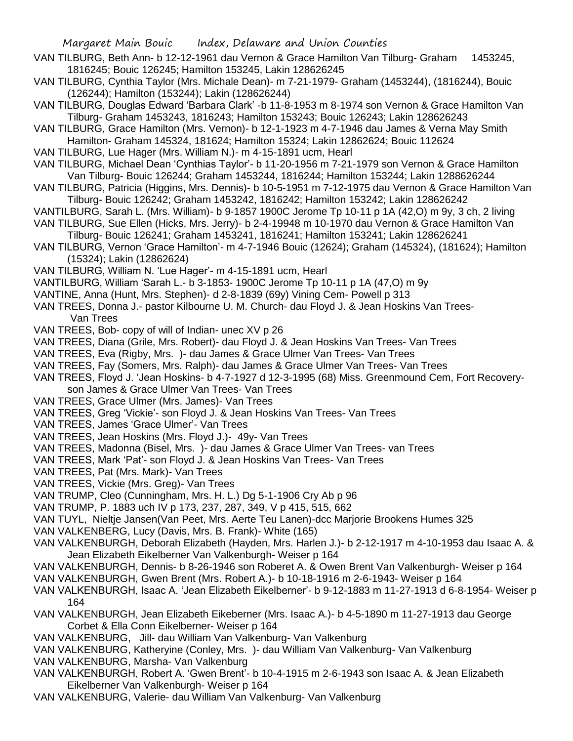VAN TILBURG, Beth Ann- b 12-12-1961 dau Vernon & Grace Hamilton Van Tilburg- Graham 1453245, 1816245; Bouic 126245; Hamilton 153245, Lakin 128626245

VAN TILBURG, Cynthia Taylor (Mrs. Michale Dean)- m 7-21-1979- Graham (1453244), (1816244), Bouic (126244); Hamilton (153244); Lakin (128626244)

VAN TILBURG, Douglas Edward 'Barbara Clark' -b 11-8-1953 m 8-1974 son Vernon & Grace Hamilton Van Tilburg- Graham 1453243, 1816243; Hamilton 153243; Bouic 126243; Lakin 128626243

VAN TILBURG, Grace Hamilton (Mrs. Vernon)- b 12-1-1923 m 4-7-1946 dau James & Verna May Smith Hamilton- Graham 145324, 181624; Hamilton 15324; Lakin 12862624; Bouic 112624

VAN TILBURG, Lue Hager (Mrs. William N.)- m 4-15-1891 ucm, Hearl

VAN TILBURG, Michael Dean 'Cynthias Taylor'- b 11-20-1956 m 7-21-1979 son Vernon & Grace Hamilton Van Tilburg- Bouic 126244; Graham 1453244, 1816244; Hamilton 153244; Lakin 1288626244

VAN TILBURG, Patricia (Higgins, Mrs. Dennis)- b 10-5-1951 m 7-12-1975 dau Vernon & Grace Hamilton Van Tilburg- Bouic 126242; Graham 1453242, 1816242; Hamilton 153242; Lakin 128626242

VANTILBURG, Sarah L. (Mrs. William)- b 9-1857 1900C Jerome Tp 10-11 p 1A (42,O) m 9y, 3 ch, 2 living

VAN TILBURG, Sue Ellen (Hicks, Mrs. Jerry)- b 2-4-19948 m 10-1970 dau Vernon & Grace Hamilton Van Tilburg- Bouic 126241; Graham 1453241, 1816241; Hamilton 153241; Lakin 128626241

VAN TILBURG, Vernon 'Grace Hamilton'- m 4-7-1946 Bouic (12624); Graham (145324), (181624); Hamilton (15324); Lakin (12862624)

VAN TILBURG, William N. 'Lue Hager'- m 4-15-1891 ucm, Hearl

VANTILBURG, William 'Sarah L.- b 3-1853- 1900C Jerome Tp 10-11 p 1A (47,O) m 9y

VANTINE, Anna (Hunt, Mrs. Stephen)- d 2-8-1839 (69y) Vining Cem- Powell p 313

VAN TREES, Donna J.- pastor Kilbourne U. M. Church- dau Floyd J. & Jean Hoskins Van Trees- Van Trees

VAN TREES, Bob- copy of will of Indian- unec XV p 26

VAN TREES, Diana (Grile, Mrs. Robert)- dau Floyd J. & Jean Hoskins Van Trees- Van Trees

VAN TREES, Eva (Rigby, Mrs. )- dau James & Grace Ulmer Van Trees- Van Trees

VAN TREES, Fay (Somers, Mrs. Ralph)- dau James & Grace Ulmer Van Trees- Van Trees

VAN TREES, Floyd J. 'Jean Hoskins- b 4-7-1927 d 12-3-1995 (68) Miss. Greenmound Cem, Fort Recovery- son James & Grace Ulmer Van Trees- Van Trees

VAN TREES, Grace Ulmer (Mrs. James)- Van Trees

VAN TREES, Greg 'Vickie'- son Floyd J. & Jean Hoskins Van Trees- Van Trees

VAN TREES, James 'Grace Ulmer'- Van Trees

VAN TREES, Jean Hoskins (Mrs. Floyd J.)- 49y- Van Trees

VAN TREES, Madonna (Bisel, Mrs. )- dau James & Grace Ulmer Van Trees- van Trees

VAN TREES, Mark 'Pat'- son Floyd J. & Jean Hoskins Van Trees- Van Trees

VAN TREES, Pat (Mrs. Mark)- Van Trees

VAN TREES, Vickie (Mrs. Greg)- Van Trees

VAN TRUMP, Cleo (Cunningham, Mrs. H. L.) Dg 5-1-1906 Cry Ab p 96

VAN TRUMP, P. 1883 uch IV p 173, 237, 287, 349, V p 415, 515, 662

VAN TUYL, Nieltje Jansen(Van Peet, Mrs. Aerte Teu Lanen)-dcc Marjorie Brookens Humes 325

VAN VALKENBERG, Lucy (Davis, Mrs. B. Frank)- White (165)

VAN VALKENBURGH, Deborah Elizabeth (Hayden, Mrs. Harlen J.)- b 2-12-1917 m 4-10-1953 dau Isaac A. & Jean Elizabeth Eikelberner Van Valkenburgh- Weiser p 164

VAN VALKENBURGH, Dennis- b 8-26-1946 son Roberet A. & Owen Brent Van Valkenburgh- Weiser p 164

VAN VALKENBURGH, Gwen Brent (Mrs. Robert A.)- b 10-18-1916 m 2-6-1943- Weiser p 164

VAN VALKENBURGH, Isaac A. 'Jean Elizabeth Eikelberner'- b 9-12-1883 m 11-27-1913 d 6-8-1954- Weiser p 164

VAN VALKENBURGH, Jean Elizabeth Eikeberner (Mrs. Isaac A.)- b 4-5-1890 m 11-27-1913 dau George Corbet & Ella Conn Eikelberner- Weiser p 164

VAN VALKENBURG, Jill- dau William Van Valkenburg- Van Valkenburg

VAN VALKENBURG, Katheryine (Conley, Mrs. )- dau William Van Valkenburg- Van Valkenburg

VAN VALKENBURG, Marsha- Van Valkenburg

VAN VALKENBURGH, Robert A. 'Gwen Brent'- b 10-4-1915 m 2-6-1943 son Isaac A. & Jean Elizabeth Eikelberner Van Valkenburgh- Weiser p 164

VAN VALKENBURG, Valerie- dau William Van Valkenburg- Van Valkenburg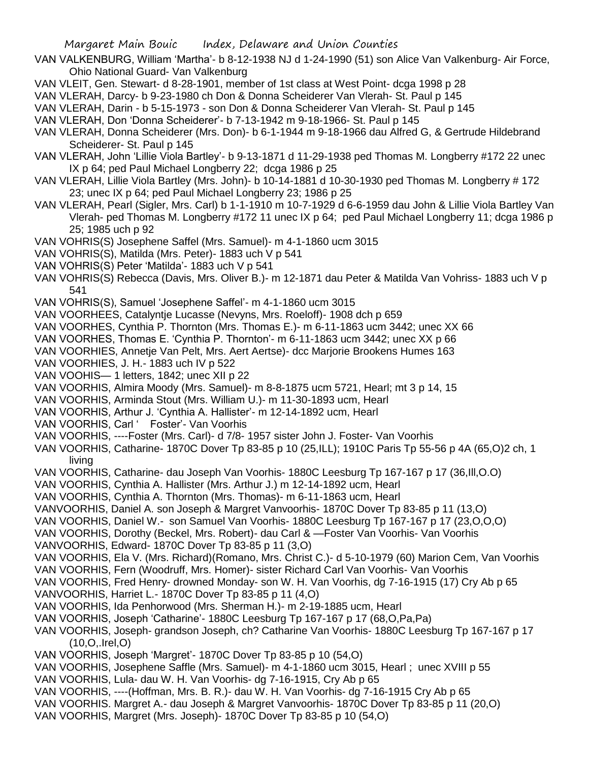VAN VALKENBURG, William 'Martha'- b 8-12-1938 NJ d 1-24-1990 (51) son Alice Van Valkenburg- Air Force, Ohio National Guard- Van Valkenburg

VAN VLEIT, Gen. Stewart- d 8-28-1901, member of 1st class at West Point- dcga 1998 p 28

VAN VLERAH, Darcy- b 9-23-1980 ch Don & Donna Scheiderer Van Vlerah- St. Paul p 145

VAN VLERAH, Darin - b 5-15-1973 - son Don & Donna Scheiderer Van Vlerah- St. Paul p 145

VAN VLERAH, Don 'Donna Scheiderer'- b 7-13-1942 m 9-18-1966- St. Paul p 145

VAN VLERAH, Donna Scheiderer (Mrs. Don)- b 6-1-1944 m 9-18-1966 dau Alfred G, & Gertrude Hildebrand Scheiderer- St. Paul p 145

VAN VLERAH, John 'Lillie Viola Bartley'- b 9-13-1871 d 11-29-1938 ped Thomas M. Longberry #172 22 unec IX p 64; ped Paul Michael Longberry 22; dcga 1986 p 25

VAN VLERAH, Lillie Viola Bartley (Mrs. John)- b 10-14-1881 d 10-30-1930 ped Thomas M. Longberry # 172 23; unec IX p 64; ped Paul Michael Longberry 23; 1986 p 25

VAN VLERAH, Pearl (Sigler, Mrs. Carl) b 1-1-1910 m 10-7-1929 d 6-6-1959 dau John & Lillie Viola Bartley Van Vlerah- ped Thomas M. Longberry #172 11 unec IX p 64; ped Paul Michael Longberry 11; dcga 1986 p 25; 1985 uch p 92

VAN VOHRIS(S) Josephene Saffel (Mrs. Samuel)- m 4-1-1860 ucm 3015

VAN VOHRIS(S), Matilda (Mrs. Peter)- 1883 uch V p 541

VAN VOHRIS(S) Peter 'Matilda'- 1883 uch V p 541

VAN VOHRIS(S) Rebecca (Davis, Mrs. Oliver B.)- m 12-1871 dau Peter & Matilda Van Vohriss- 1883 uch V p 541

VAN VOHRIS(S), Samuel 'Josephene Saffel'- m 4-1-1860 ucm 3015

VAN VOORHEES, Catalyntje Lucasse (Nevyns, Mrs. Roeloff)- 1908 dch p 659

VAN VOORHES, Cynthia P. Thornton (Mrs. Thomas E.)- m 6-11-1863 ucm 3442; unec XX 66

VAN VOORHES, Thomas E. 'Cynthia P. Thornton'- m 6-11-1863 ucm 3442; unec XX p 66

VAN VOORHIES, Annetje Van Pelt, Mrs. Aert Aertse)- dcc Marjorie Brookens Humes 163

VAN VOORHIES, J. H.- 1883 uch IV p 522

VAN VOOHIS— 1 letters, 1842; unec XII p 22

VAN VOORHIS, Almira Moody (Mrs. Samuel)- m 8-8-1875 ucm 5721, Hearl; mt 3 p 14, 15

VAN VOORHIS, Arminda Stout (Mrs. William U.)- m 11-30-1893 ucm, Hearl

VAN VOORHIS, Arthur J. 'Cynthia A. Hallister'- m 12-14-1892 ucm, Hearl

VAN VOORHIS, Carl ' Foster'- Van Voorhis

VAN VOORHIS, ----Foster (Mrs. Carl)- d 7/8- 1957 sister John J. Foster- Van Voorhis

VAN VOORHIS, Catharine- 1870C Dover Tp 83-85 p 10 (25,ILL); 1910C Paris Tp 55-56 p 4A (65,O)2 ch, 1 living

VAN VOORHIS, Catharine- dau Joseph Van Voorhis- 1880C Leesburg Tp 167-167 p 17 (36,Ill,O.O)

VAN VOORHIS, Cynthia A. Hallister (Mrs. Arthur J.) m 12-14-1892 ucm, Hearl

VAN VOORHIS, Cynthia A. Thornton (Mrs. Thomas)- m 6-11-1863 ucm, Hearl

VANVOORHIS, Daniel A. son Joseph & Margret Vanvoorhis- 1870C Dover Tp 83-85 p 11 (13,O)

VAN VOORHIS, Daniel W.- son Samuel Van Voorhis- 1880C Leesburg Tp 167-167 p 17 (23,O,O,O)

VAN VOORHIS, Dorothy (Beckel, Mrs. Robert)- dau Carl & —Foster Van Voorhis- Van Voorhis

VANVOORHIS, Edward- 1870C Dover Tp 83-85 p 11 (3,O)

VAN VOORHIS, Ela V. (Mrs. Richard)(Romano, Mrs. Christ C.)- d 5-10-1979 (60) Marion Cem, Van Voorhis

VAN VOORHIS, Fern (Woodruff, Mrs. Homer)- sister Richard Carl Van Voorhis- Van Voorhis

VAN VOORHIS, Fred Henry- drowned Monday- son W. H. Van Voorhis, dg 7-16-1915 (17) Cry Ab p 65

VANVOORHIS, Harriet L.- 1870C Dover Tp 83-85 p 11 (4,O)

VAN VOORHIS, Ida Penhorwood (Mrs. Sherman H.)- m 2-19-1885 ucm, Hearl

VAN VOORHIS, Joseph 'Catharine'- 1880C Leesburg Tp 167-167 p 17 (68,O,Pa,Pa)

VAN VOORHIS, Joseph- grandson Joseph, ch? Catharine Van Voorhis- 1880C Leesburg Tp 167-167 p 17 (10,O,.Irel,O)

VAN VOORHIS, Joseph 'Margret'- 1870C Dover Tp 83-85 p 10 (54,O)

VAN VOORHIS, Josephene Saffle (Mrs. Samuel)- m 4-1-1860 ucm 3015, Hearl ; unec XVIII p 55

VAN VOORHIS, Lula- dau W. H. Van Voorhis- dg 7-16-1915, Cry Ab p 65

VAN VOORHIS, ----(Hoffman, Mrs. B. R.)- dau W. H. Van Voorhis- dg 7-16-1915 Cry Ab p 65

VAN VOORHIS. Margret A.- dau Joseph & Margret Vanvoorhis- 1870C Dover Tp 83-85 p 11 (20,O)

VAN VOORHIS, Margret (Mrs. Joseph)- 1870C Dover Tp 83-85 p 10 (54,O)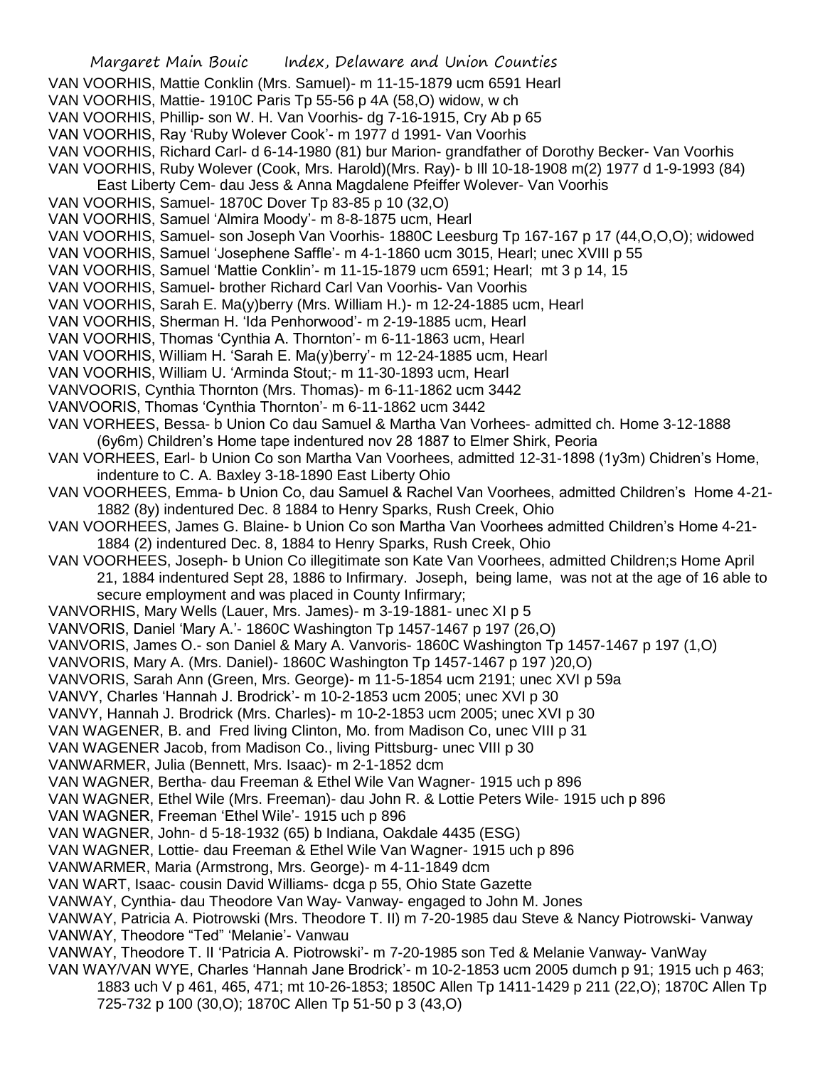VAN VOORHIS, Mattie Conklin (Mrs. Samuel)- m 11-15-1879 ucm 6591 Hearl

VAN VOORHIS, Mattie- 1910C Paris Tp 55-56 p 4A (58,O) widow, w ch

VAN VOORHIS, Phillip- son W. H. Van Voorhis- dg 7-16-1915, Cry Ab p 65

VAN VOORHIS, Ray 'Ruby Wolever Cook'- m 1977 d 1991- Van Voorhis

VAN VOORHIS, Richard Carl- d 6-14-1980 (81) bur Marion- grandfather of Dorothy Becker- Van Voorhis

VAN VOORHIS, Ruby Wolever (Cook, Mrs. Harold)(Mrs. Ray)- b Ill 10-18-1908 m(2) 1977 d 1-9-1993 (84) East Liberty Cem- dau Jess & Anna Magdalene Pfeiffer Wolever- Van Voorhis

VAN VOORHIS, Samuel- 1870C Dover Tp 83-85 p 10 (32,O)

VAN VOORHIS, Samuel 'Almira Moody'- m 8-8-1875 ucm, Hearl

VAN VOORHIS, Samuel- son Joseph Van Voorhis- 1880C Leesburg Tp 167-167 p 17 (44,O,O,O); widowed

VAN VOORHIS, Samuel 'Josephene Saffle'- m 4-1-1860 ucm 3015, Hearl; unec XVIII p 55

VAN VOORHIS, Samuel 'Mattie Conklin'- m 11-15-1879 ucm 6591; Hearl; mt 3 p 14, 15

VAN VOORHIS, Samuel- brother Richard Carl Van Voorhis- Van Voorhis

VAN VOORHIS, Sarah E. Ma(y)berry (Mrs. William H.)- m 12-24-1885 ucm, Hearl

VAN VOORHIS, Sherman H. 'Ida Penhorwood'- m 2-19-1885 ucm, Hearl

VAN VOORHIS, Thomas 'Cynthia A. Thornton'- m 6-11-1863 ucm, Hearl

VAN VOORHIS, William H. 'Sarah E. Ma(y)berry'- m 12-24-1885 ucm, Hearl

VAN VOORHIS, William U. 'Arminda Stout;- m 11-30-1893 ucm, Hearl

VANVOORIS, Cynthia Thornton (Mrs. Thomas)- m 6-11-1862 ucm 3442

VANVOORIS, Thomas 'Cynthia Thornton'- m 6-11-1862 ucm 3442

VAN VORHEES, Bessa- b Union Co dau Samuel & Martha Van Vorhees- admitted ch. Home 3-12-1888 (6y6m) Children's Home tape indentured nov 28 1887 to Elmer Shirk, Peoria

VAN VORHEES, Earl- b Union Co son Martha Van Voorhees, admitted 12-31-1898 (1y3m) Chidren's Home, indenture to C. A. Baxley 3-18-1890 East Liberty Ohio

VAN VOORHEES, Emma- b Union Co, dau Samuel & Rachel Van Voorhees, admitted Children's Home 4-21-1882 (8y) indentured Dec. 8 1884 to Henry Sparks, Rush Creek, Ohio

VAN VOORHEES, James G. Blaine- b Union Co son Martha Van Voorhees admitted Children's Home 4-21-1884 (2) indentured Dec. 8, 1884 to Henry Sparks, Rush Creek, Ohio

VAN VOORHEES, Joseph- b Union Co illegitimate son Kate Van Voorhees, admitted Children;s Home April 21, 1884 indentured Sept 28, 1886 to Infirmary. Joseph, being lame, was not at the age of 16 able to secure employment and was placed in County Infirmary;

VANVORHIS, Mary Wells (Lauer, Mrs. James)- m 3-19-1881- unec XI p 5

VANVORIS, Daniel 'Mary A.'- 1860C Washington Tp 1457-1467 p 197 (26,O)

VANVORIS, James O.- son Daniel & Mary A. Vanvoris- 1860C Washington Tp 1457-1467 p 197 (1,O)

VANVORIS, Mary A. (Mrs. Daniel)- 1860C Washington Tp 1457-1467 p 197 )20,O)

VANVORIS, Sarah Ann (Green, Mrs. George)- m 11-5-1854 ucm 2191; unec XVI p 59a

VANVY, Charles 'Hannah J. Brodrick'- m 10-2-1853 ucm 2005; unec XVI p 30

VANVY, Hannah J. Brodrick (Mrs. Charles)- m 10-2-1853 ucm 2005; unec XVI p 30

VAN WAGENER, B. and Fred living Clinton, Mo. from Madison Co, unec VIII p 31

VAN WAGENER Jacob, from Madison Co., living Pittsburg- unec VIII p 30

VANWARMER, Julia (Bennett, Mrs. Isaac)- m 2-1-1852 dcm

VAN WAGNER, Bertha- dau Freeman & Ethel Wile Van Wagner- 1915 uch p 896

VAN WAGNER, Ethel Wile (Mrs. Freeman)- dau John R. & Lottie Peters Wile- 1915 uch p 896

VAN WAGNER, Freeman 'Ethel Wile'- 1915 uch p 896

VAN WAGNER, John- d 5-18-1932 (65) b Indiana, Oakdale 4435 (ESG)

VAN WAGNER, Lottie- dau Freeman & Ethel Wile Van Wagner- 1915 uch p 896

VANWARMER, Maria (Armstrong, Mrs. George)- m 4-11-1849 dcm

VAN WART, Isaac- cousin David Williams- dcga p 55, Ohio State Gazette

VANWAY, Cynthia- dau Theodore Van Way- Vanway- engaged to John M. Jones

VANWAY, Patricia A. Piotrowski (Mrs. Theodore T. II) m 7-20-1985 dau Steve & Nancy Piotrowski- Vanway

VANWAY, Theodore "Ted" 'Melanie'- Vanwau

VANWAY, Theodore T. II 'Patricia A. Piotrowski'- m 7-20-1985 son Ted & Melanie Vanway- VanWay

VAN WAY/VAN WYE, Charles 'Hannah Jane Brodrick'- m 10-2-1853 ucm 2005 dumch p 91; 1915 uch p 463; 1883 uch V p 461, 465, 471; mt 10-26-1853; 1850C Allen Tp 1411-1429 p 211 (22,O); 1870C Allen Tp 725-732 p 100 (30,O); 1870C Allen Tp 51-50 p 3 (43,O)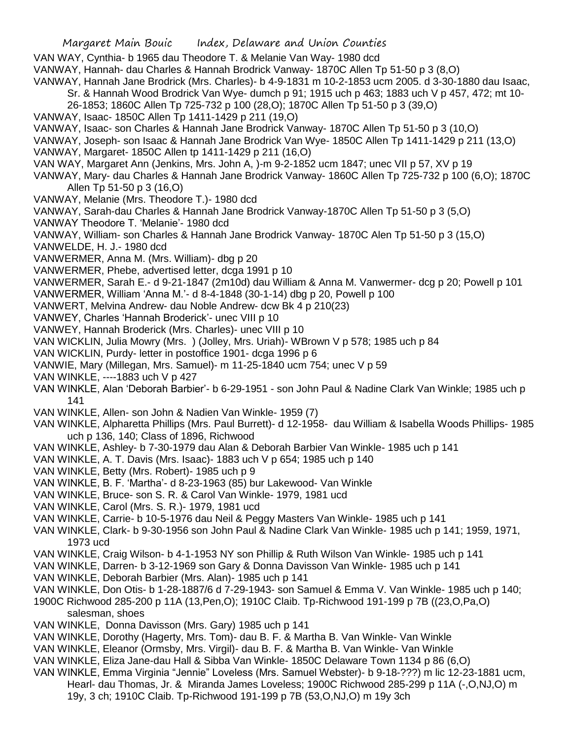VAN WAY, Cynthia- b 1965 dau Theodore T. & Melanie Van Way- 1980 dcd

VANWAY, Hannah- dau Charles & Hannah Brodrick Vanway- 1870C Allen Tp 51-50 p 3 (8,O)

VANWAY, Hannah Jane Brodrick (Mrs. Charles)- b 4-9-1831 m 10-2-1853 ucm 2005. d 3-30-1880 dau Isaac, Sr. & Hannah Wood Brodrick Van Wye- dumch p 91; 1915 uch p 463; 1883 uch V p 457, 472; mt 10-26-1853; 1860C Allen Tp 725-732 p 100 (28,O); 1870C Allen Tp 51-50 p 3 (39,O)

VANWAY, Isaac- 1850C Allen Tp 1411-1429 p 211 (19,O)

VANWAY, Isaac- son Charles & Hannah Jane Brodrick Vanway- 1870C Allen Tp 51-50 p 3 (10,O)

VANWAY, Joseph- son Isaac & Hannah Jane Brodrick Van Wye- 1850C Allen Tp 1411-1429 p 211 (13,O)

VANWAY, Margaret- 1850C Allen tp 1411-1429 p 211 (16,O)

VAN WAY, Margaret Ann (Jenkins, Mrs. John A, )-m 9-2-1852 ucm 1847; unec VII p 57, XV p 19

VANWAY, Mary- dau Charles & Hannah Jane Brodrick Vanway- 1860C Allen Tp 725-732 p 100 (6,O); 1870C Allen Tp 51-50 p 3 (16,O)

VANWAY, Melanie (Mrs. Theodore T.)- 1980 dcd

VANWAY, Sarah-dau Charles & Hannah Jane Brodrick Vanway-1870C Allen Tp 51-50 p 3 (5,O)

VANWAY Theodore T. 'Melanie'- 1980 dcd

VANWAY, William- son Charles & Hannah Jane Brodrick Vanway- 1870C Alen Tp 51-50 p 3 (15,O)

VANWELDE, H. J.- 1980 dcd

VANWERMER, Anna M. (Mrs. William)- dbg p 20

VANWERMER, Phebe, advertised letter, dcga 1991 p 10

VANWERMER, Sarah E.- d 9-21-1847 (2m10d) dau William & Anna M. Vanwermer- dcg p 20; Powell p 101

VANWERMER, William 'Anna M.'- d 8-4-1848 (30-1-14) dbg p 20, Powell p 100

VANWERT, Melvina Andrew- dau Noble Andrew- dcw Bk 4 p 210(23)

VANWEY, Charles 'Hannah Broderick'- unec VIII p 10

VANWEY, Hannah Broderick (Mrs. Charles)- unec VIII p 10

VAN WICKLIN, Julia Mowry (Mrs. ) (Jolley, Mrs. Uriah)- WBrown V p 578; 1985 uch p 84

VAN WICKLIN, Purdy- letter in postoffice 1901- dcga 1996 p 6

VANWIE, Mary (Millegan, Mrs. Samuel)- m 11-25-1840 ucm 754; unec V p 59

VAN WINKLE, ----1883 uch V p 427

VAN WINKLE, Alan 'Deborah Barbier'- b 6-29-1951 - son John Paul & Nadine Clark Van Winkle; 1985 uch p 141

VAN WINKLE, Allen- son John & Nadien Van Winkle- 1959 (7)

VAN WINKLE, Alpharetta Phillips (Mrs. Paul Burrett)- d 12-1958- dau William & Isabella Woods Phillips- 1985 uch p 136, 140; Class of 1896, Richwood

VAN WINKLE, Ashley- b 7-30-1979 dau Alan & Deborah Barbier Van Winkle- 1985 uch p 141

VAN WINKLE, A. T. Davis (Mrs. Isaac)- 1883 uch V p 654; 1985 uch p 140

VAN WINKLE, Betty (Mrs. Robert)- 1985 uch p 9

VAN WINKLE, B. F. 'Martha'- d 8-23-1963 (85) bur Lakewood- Van Winkle

VAN WINKLE, Bruce- son S. R. & Carol Van Winkle- 1979, 1981 ucd

VAN WINKLE, Carol (Mrs. S. R.)- 1979, 1981 ucd

VAN WINKLE, Carrie- b 10-5-1976 dau Neil & Peggy Masters Van Winkle- 1985 uch p 141

VAN WINKLE, Clark- b 9-30-1956 son John Paul & Nadine Clark Van Winkle- 1985 uch p 141; 1959, 1971, 1973 ucd

VAN WINKLE, Craig Wilson- b 4-1-1953 NY son Phillip & Ruth Wilson Van Winkle- 1985 uch p 141

VAN WINKLE, Darren- b 3-12-1969 son Gary & Donna Davisson Van Winkle- 1985 uch p 141

VAN WINKLE, Deborah Barbier (Mrs. Alan)- 1985 uch p 141

VAN WINKLE, Don Otis- b 1-28-1887/6 d 7-29-1943- son Samuel & Emma V. Van Winkle- 1985 uch p 140; 1900C Richwood 285-200 p 11A (13,Pen,O); 1910C Claib. Tp-Richwood 191-199 p 7B ((23,O,Pa,O) salesman, shoes

VAN WINKLE, Donna Davisson (Mrs. Gary) 1985 uch p 141

VAN WINKLE, Dorothy (Hagerty, Mrs. Tom)- dau B. F. & Martha B. Van Winkle- Van Winkle

VAN WINKLE, Eleanor (Ormsby, Mrs. Virgil)- dau B. F. & Martha B. Van Winkle- Van Winkle

VAN WINKLE, Eliza Jane-dau Hall & Sibba Van Winkle- 1850C Delaware Town 1134 p 86 (6,O)

VAN WINKLE, Emma Virginia "Jennie" Loveless (Mrs. Samuel Webster)- b 9-18-???) m lic 12-23-1881 ucm, Hearl- dau Thomas, Jr. & Miranda James Loveless; 1900C Richwood 285-299 p 11A (-,O,NJ,O) m 19y, 3 ch; 1910C Claib. Tp-Richwood 191-199 p 7B (53,O,NJ,O) m 19y 3ch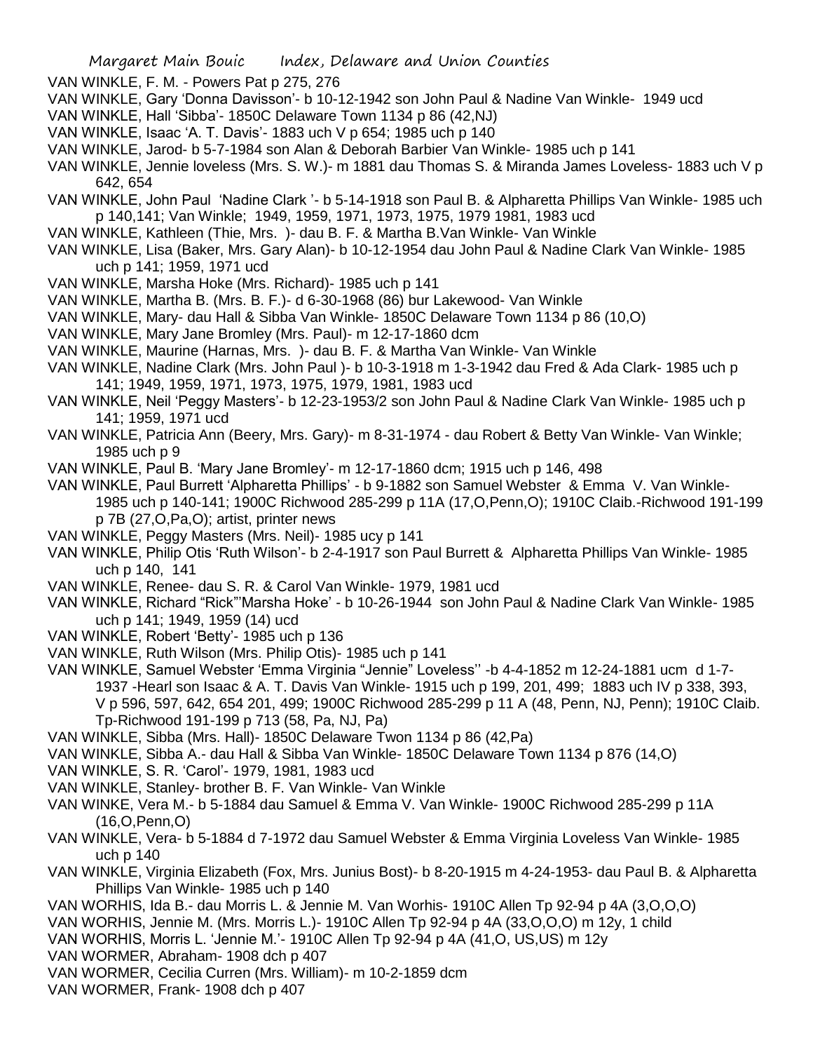VAN WINKLE, F. M. - Powers Pat p 275, 276

VAN WINKLE, Gary 'Donna Davisson'- b 10-12-1942 son John Paul & Nadine Van Winkle- 1949 ucd

VAN WINKLE, Hall 'Sibba'- 1850C Delaware Town 1134 p 86 (42,NJ)

VAN WINKLE, Isaac 'A. T. Davis'- 1883 uch V p 654; 1985 uch p 140

VAN WINKLE, Jarod- b 5-7-1984 son Alan & Deborah Barbier Van Winkle- 1985 uch p 141

VAN WINKLE, Jennie loveless (Mrs. S. W.)- m 1881 dau Thomas S. & Miranda James Loveless- 1883 uch V p 642, 654

VAN WINKLE, John Paul 'Nadine Clark '- b 5-14-1918 son Paul B. & Alpharetta Phillips Van Winkle- 1985 uch p 140,141; Van Winkle; 1949, 1959, 1971, 1973, 1975, 1979 1981, 1983 ucd

VAN WINKLE, Kathleen (Thie, Mrs. )- dau B. F. & Martha B.Van Winkle- Van Winkle

VAN WINKLE, Lisa (Baker, Mrs. Gary Alan)- b 10-12-1954 dau John Paul & Nadine Clark Van Winkle- 1985 uch p 141; 1959, 1971 ucd

VAN WINKLE, Marsha Hoke (Mrs. Richard)- 1985 uch p 141

VAN WINKLE, Martha B. (Mrs. B. F.)- d 6-30-1968 (86) bur Lakewood- Van Winkle

VAN WINKLE, Mary- dau Hall & Sibba Van Winkle- 1850C Delaware Town 1134 p 86 (10,O)

VAN WINKLE, Mary Jane Bromley (Mrs. Paul)- m 12-17-1860 dcm

VAN WINKLE, Maurine (Harnas, Mrs. )- dau B. F. & Martha Van Winkle- Van Winkle

VAN WINKLE, Nadine Clark (Mrs. John Paul )- b 10-3-1918 m 1-3-1942 dau Fred & Ada Clark- 1985 uch p 141; 1949, 1959, 1971, 1973, 1975, 1979, 1981, 1983 ucd

VAN WINKLE, Neil 'Peggy Masters'- b 12-23-1953/2 son John Paul & Nadine Clark Van Winkle- 1985 uch p 141; 1959, 1971 ucd

VAN WINKLE, Patricia Ann (Beery, Mrs. Gary)- m 8-31-1974 - dau Robert & Betty Van Winkle- Van Winkle; 1985 uch p 9

VAN WINKLE, Paul B. 'Mary Jane Bromley'- m 12-17-1860 dcm; 1915 uch p 146, 498

VAN WINKLE, Paul Burrett 'Alpharetta Phillips' - b 9-1882 son Samuel Webster & Emma V. Van Winkle- 1985 uch p 140-141; 1900C Richwood 285-299 p 11A (17,O,Penn,O); 1910C Claib.-Richwood 191-199 p 7B (27,O,Pa,O); artist, printer news

VAN WINKLE, Peggy Masters (Mrs. Neil)- 1985 ucy p 141

VAN WINKLE, Philip Otis 'Ruth Wilson'- b 2-4-1917 son Paul Burrett & Alpharetta Phillips Van Winkle- 1985 uch p 140, 141

VAN WINKLE, Renee- dau S. R. & Carol Van Winkle- 1979, 1981 ucd

VAN WINKLE, Richard "Rick"'Marsha Hoke' - b 10-26-1944 son John Paul & Nadine Clark Van Winkle- 1985 uch p 141; 1949, 1959 (14) ucd

VAN WINKLE, Robert 'Betty'- 1985 uch p 136

VAN WINKLE, Ruth Wilson (Mrs. Philip Otis)- 1985 uch p 141

VAN WINKLE, Samuel Webster 'Emma Virginia "Jennie" Loveless'' -b 4-4-1852 m 12-24-1881 ucm d 1-7-1937 -Hearl son Isaac & A. T. Davis Van Winkle- 1915 uch p 199, 201, 499; 1883 uch IV p 338, 393, V p 596, 597, 642, 654 201, 499; 1900C Richwood 285-299 p 11 A (48, Penn, NJ, Penn); 1910C Claib. Tp-Richwood 191-199 p 713 (58, Pa, NJ, Pa)

VAN WINKLE, Sibba (Mrs. Hall)- 1850C Delaware Twon 1134 p 86 (42,Pa)

VAN WINKLE, Sibba A.- dau Hall & Sibba Van Winkle- 1850C Delaware Town 1134 p 876 (14,O)

VAN WINKLE, S. R. 'Carol'- 1979, 1981, 1983 ucd

VAN WINKLE, Stanley- brother B. F. Van Winkle- Van Winkle

VAN WINKE, Vera M.- b 5-1884 dau Samuel & Emma V. Van Winkle- 1900C Richwood 285-299 p 11A (16,O,Penn,O)

VAN WINKLE, Vera- b 5-1884 d 7-1972 dau Samuel Webster & Emma Virginia Loveless Van Winkle- 1985 uch p 140

VAN WINKLE, Virginia Elizabeth (Fox, Mrs. Junius Bost)- b 8-20-1915 m 4-24-1953- dau Paul B. & Alpharetta Phillips Van Winkle- 1985 uch p 140

VAN WORHIS, Ida B.- dau Morris L. & Jennie M. Van Worhis- 1910C Allen Tp 92-94 p 4A (3,O,O,O)

VAN WORHIS, Jennie M. (Mrs. Morris L.)- 1910C Allen Tp 92-94 p 4A (33,O,O,O) m 12y, 1 child

VAN WORHIS, Morris L. 'Jennie M.'- 1910C Allen Tp 92-94 p 4A (41,O, US,US) m 12y

VAN WORMER, Abraham- 1908 dch p 407

VAN WORMER, Cecilia Curren (Mrs. William)- m 10-2-1859 dcm

VAN WORMER, Frank- 1908 dch p 407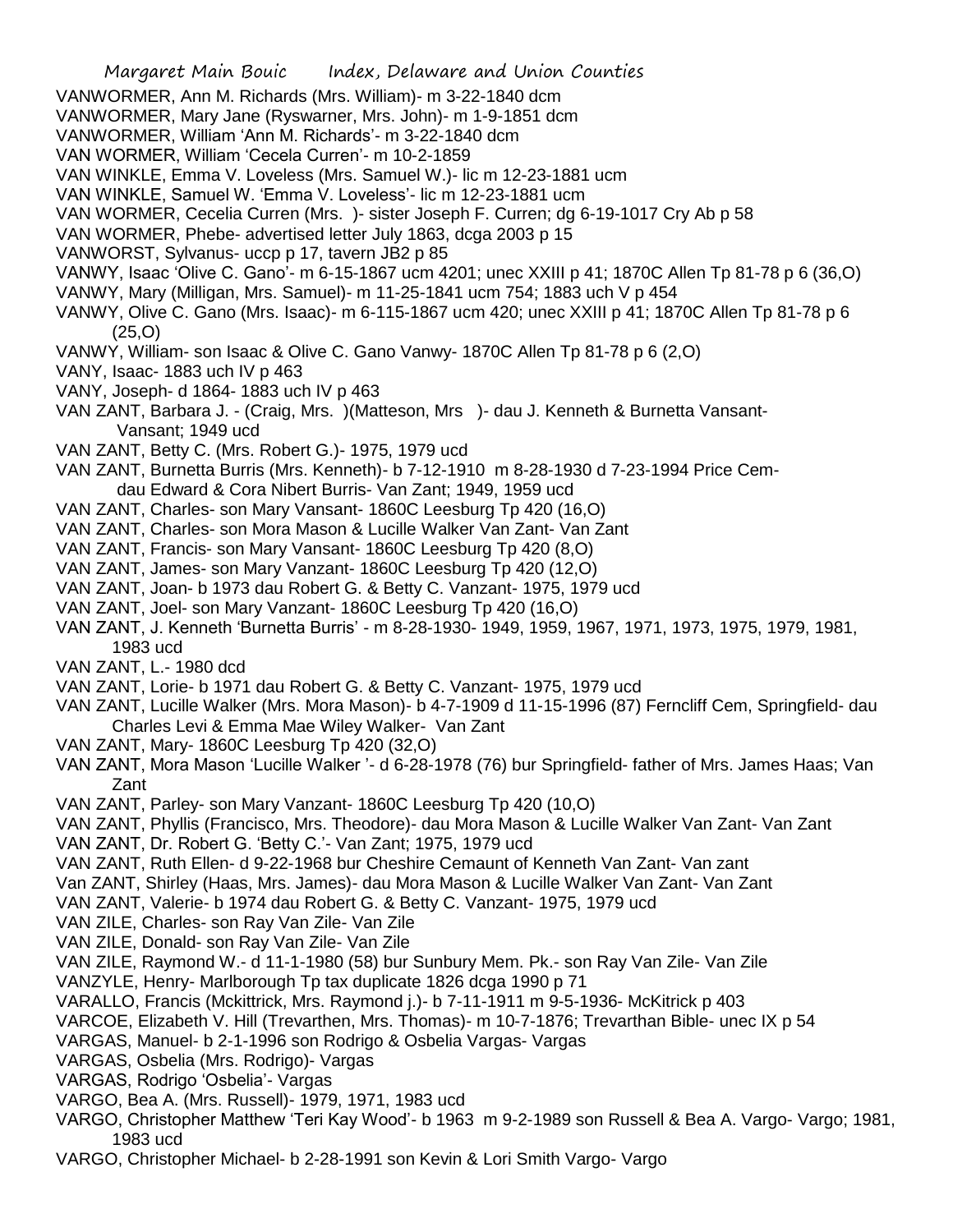VANWORMER, Ann M. Richards (Mrs. William)- m 3-22-1840 dcm
VANWORMER, Mary Jane (Ryswarner, Mrs. John)- m 1-9-1851 dcm
VANWORMER, William 'Ann M. Richards'- m 3-22-1840 dcm
VAN WORMER, William 'Cecela Curren'- m 10-2-1859
VAN WINKLE, Emma V. Loveless (Mrs. Samuel W.)- lic m 12-23-1881 ucm
VAN WINKLE, Samuel W. 'Emma V. Loveless'- lic m 12-23-1881 ucm
VAN WORMER, Cecelia Curren (Mrs. )- sister Joseph F. Curren; dg 6-19-1017 Cry Ab p 58
VAN WORMER, Phebe- advertised letter July 1863, dcga 2003 p 15
VANWORST, Sylvanus- uccp p 17, tavern JB2 p 85
VANWY, Isaac 'Olive C. Gano'- m 6-15-1867 ucm 4201; unec XXIII p 41; 1870C Allen Tp 81-78 p 6 (36,O)
VANWY, Mary (Milligan, Mrs. Samuel)- m 11-25-1841 ucm 754; 1883 uch V p 454
VANWY, Olive C. Gano (Mrs. Isaac)- m 6-115-1867 ucm 420; unec XXIII p 41; 1870C Allen Tp 81-78 p 6 (25,O)
VANWY, William- son Isaac & Olive C. Gano Vanwy- 1870C Allen Tp 81-78 p 6 (2,O)
VANY, Isaac- 1883 uch IV p 463
VANY, Joseph- d 1864- 1883 uch IV p 463
VAN ZANT, Barbara J. - (Craig, Mrs. )(Matteson, Mrs )- dau J. Kenneth & Burnetta Vansant- Vansant; 1949 ucd
VAN ZANT, Betty C. (Mrs. Robert G.)- 1975, 1979 ucd
VAN ZANT, Burnetta Burris (Mrs. Kenneth)- b 7-12-1910 m 8-28-1930 d 7-23-1994 Price Cem- dau Edward & Cora Nibert Burris- Van Zant; 1949, 1959 ucd
VAN ZANT, Charles- son Mary Vansant- 1860C Leesburg Tp 420 (16,O)
VAN ZANT, Charles- son Mora Mason & Lucille Walker Van Zant- Van Zant
VAN ZANT, Francis- son Mary Vansant- 1860C Leesburg Tp 420 (8,O)
VAN ZANT, James- son Mary Vanzant- 1860C Leesburg Tp 420 (12,O)
VAN ZANT, Joan- b 1973 dau Robert G. & Betty C. Vanzant- 1975, 1979 ucd
VAN ZANT, Joel- son Mary Vanzant- 1860C Leesburg Tp 420 (16,O)
VAN ZANT, J. Kenneth 'Burnetta Burris' - m 8-28-1930- 1949, 1959, 1967, 1971, 1973, 1975, 1979, 1981, 1983 ucd
VAN ZANT, L.- 1980 dcd
VAN ZANT, Lorie- b 1971 dau Robert G. & Betty C. Vanzant- 1975, 1979 ucd
VAN ZANT, Lucille Walker (Mrs. Mora Mason)- b 4-7-1909 d 11-15-1996 (87) Ferncliff Cem, Springfield- dau Charles Levi & Emma Mae Wiley Walker- Van Zant
VAN ZANT, Mary- 1860C Leesburg Tp 420 (32,O)
VAN ZANT, Mora Mason 'Lucille Walker '- d 6-28-1978 (76) bur Springfield- father of Mrs. James Haas; Van Zant
VAN ZANT, Parley- son Mary Vanzant- 1860C Leesburg Tp 420 (10,O)
VAN ZANT, Phyllis (Francisco, Mrs. Theodore)- dau Mora Mason & Lucille Walker Van Zant- Van Zant
VAN ZANT, Dr. Robert G. 'Betty C.'- Van Zant; 1975, 1979 ucd
VAN ZANT, Ruth Ellen- d 9-22-1968 bur Cheshire Cemaunt of Kenneth Van Zant- Van zant
Van ZANT, Shirley (Haas, Mrs. James)- dau Mora Mason & Lucille Walker Van Zant- Van Zant
VAN ZANT, Valerie- b 1974 dau Robert G. & Betty C. Vanzant- 1975, 1979 ucd
VAN ZILE, Charles- son Ray Van Zile- Van Zile
VAN ZILE, Donald- son Ray Van Zile- Van Zile
VAN ZILE, Raymond W.- d 11-1-1980 (58) bur Sunbury Mem. Pk.- son Ray Van Zile- Van Zile
VANZYLE, Henry- Marlborough Tp tax duplicate 1826 dcga 1990 p 71
VARALLO, Francis (Mckittrick, Mrs. Raymond j.)- b 7-11-1911 m 9-5-1936- McKitrick p 403
VARCOE, Elizabeth V. Hill (Trevarthen, Mrs. Thomas)- m 10-7-1876; Trevarthan Bible- unec IX p 54
VARGAS, Manuel- b 2-1-1996 son Rodrigo & Osbelia Vargas- Vargas
VARGAS, Osbelia (Mrs. Rodrigo)- Vargas
VARGAS, Rodrigo 'Osbelia'- Vargas
VARGO, Bea A. (Mrs. Russell)- 1979, 1971, 1983 ucd
VARGO, Christopher Matthew 'Teri Kay Wood'- b 1963 m 9-2-1989 son Russell & Bea A. Vargo- Vargo; 1981, 1983 ucd
VARGO, Christopher Michael- b 2-28-1991 son Kevin & Lori Smith Vargo- Vargo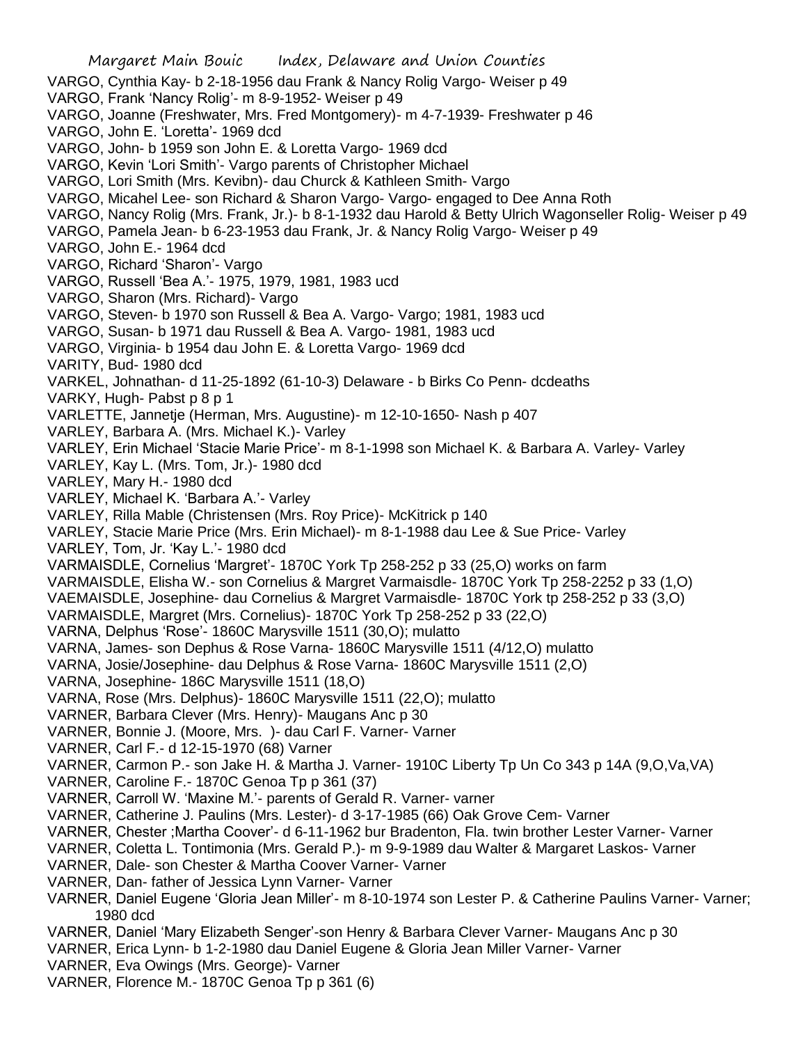VARGO, Cynthia Kay- b 2-18-1956 dau Frank & Nancy Rolig Vargo- Weiser p 49
VARGO, Frank 'Nancy Rolig'- m 8-9-1952- Weiser p 49
VARGO, Joanne (Freshwater, Mrs. Fred Montgomery)- m 4-7-1939- Freshwater p 46
VARGO, John E. 'Loretta'- 1969 dcd
VARGO, John- b 1959 son John E. & Loretta Vargo- 1969 dcd
VARGO, Kevin 'Lori Smith'- Vargo parents of Christopher Michael
VARGO, Lori Smith (Mrs. Kevibn)- dau Churck & Kathleen Smith- Vargo
VARGO, Micahel Lee- son Richard & Sharon Vargo- Vargo- engaged to Dee Anna Roth
VARGO, Nancy Rolig (Mrs. Frank, Jr.)- b 8-1-1932 dau Harold & Betty Ulrich Wagonseller Rolig- Weiser p 49
VARGO, Pamela Jean- b 6-23-1953 dau Frank, Jr. & Nancy Rolig Vargo- Weiser p 49
VARGO, John E.- 1964 dcd
VARGO, Richard 'Sharon'- Vargo
VARGO, Russell 'Bea A.'- 1975, 1979, 1981, 1983 ucd
VARGO, Sharon (Mrs. Richard)- Vargo
VARGO, Steven- b 1970 son Russell & Bea A. Vargo- Vargo; 1981, 1983 ucd
VARGO, Susan- b 1971 dau Russell & Bea A. Vargo- 1981, 1983 ucd
VARGO, Virginia- b 1954 dau John E. & Loretta Vargo- 1969 dcd
VARITY, Bud- 1980 dcd
VARKEL, Johnathan- d 11-25-1892 (61-10-3) Delaware - b Birks Co Penn- dcdeaths
VARKY, Hugh- Pabst p 8 p 1
VARLETTE, Jannetje (Herman, Mrs. Augustine)- m 12-10-1650- Nash p 407
VARLEY, Barbara A. (Mrs. Michael K.)- Varley
VARLEY, Erin Michael 'Stacie Marie Price'- m 8-1-1998 son Michael K. & Barbara A. Varley- Varley
VARLEY, Kay L. (Mrs. Tom, Jr.)- 1980 dcd
VARLEY, Mary H.- 1980 dcd
VARLEY, Michael K. 'Barbara A.'- Varley
VARLEY, Rilla Mable (Christensen (Mrs. Roy Price)- McKitrick p 140
VARLEY, Stacie Marie Price (Mrs. Erin Michael)- m 8-1-1988 dau Lee & Sue Price- Varley
VARLEY, Tom, Jr. 'Kay L.'- 1980 dcd
VARMAISDLE, Cornelius 'Margret'- 1870C York Tp 258-252 p 33 (25,O) works on farm
VARMAISDLE, Elisha W.- son Cornelius & Margret Varmaisdle- 1870C York Tp 258-2252 p 33 (1,O)
VAEMAISDLE, Josephine- dau Cornelius & Margret Varmaisdle- 1870C York tp 258-252 p 33 (3,O)
VARMAISDLE, Margret (Mrs. Cornelius)- 1870C York Tp 258-252 p 33 (22,O)
VARNA, Delphus 'Rose'- 1860C Marysville 1511 (30,O); mulatto
VARNA, James- son Dephus & Rose Varna- 1860C Marysville 1511 (4/12,O) mulatto
VARNA, Josie/Josephine- dau Delphus & Rose Varna- 1860C Marysville 1511 (2,O)
VARNA, Josephine- 186C Marysville 1511 (18,O)
VARNA, Rose (Mrs. Delphus)- 1860C Marysville 1511 (22,O); mulatto
VARNER, Barbara Clever (Mrs. Henry)- Maugans Anc p 30
VARNER, Bonnie J. (Moore, Mrs. )- dau Carl F. Varner- Varner
VARNER, Carl F.- d 12-15-1970 (68) Varner
VARNER, Carmon P.- son Jake H. & Martha J. Varner- 1910C Liberty Tp Un Co 343 p 14A (9,O,Va,VA)
VARNER, Caroline F.- 1870C Genoa Tp p 361 (37)
VARNER, Carroll W. 'Maxine M.'- parents of Gerald R. Varner- varner
VARNER, Catherine J. Paulins (Mrs. Lester)- d 3-17-1985 (66) Oak Grove Cem- Varner
VARNER, Chester ;Martha Coover'- d 6-11-1962 bur Bradenton, Fla. twin brother Lester Varner- Varner
VARNER, Coletta L. Tontimonia (Mrs. Gerald P.)- m 9-9-1989 dau Walter & Margaret Laskos- Varner
VARNER, Dale- son Chester & Martha Coover Varner- Varner
VARNER, Dan- father of Jessica Lynn Varner- Varner
VARNER, Daniel Eugene 'Gloria Jean Miller'- m 8-10-1974 son Lester P. & Catherine Paulins Varner- Varner; 1980 dcd
VARNER, Daniel 'Mary Elizabeth Senger'-son Henry & Barbara Clever Varner- Maugans Anc p 30
VARNER, Erica Lynn- b 1-2-1980 dau Daniel Eugene & Gloria Jean Miller Varner- Varner
VARNER, Eva Owings (Mrs. George)- Varner
VARNER, Florence M.- 1870C Genoa Tp p 361 (6)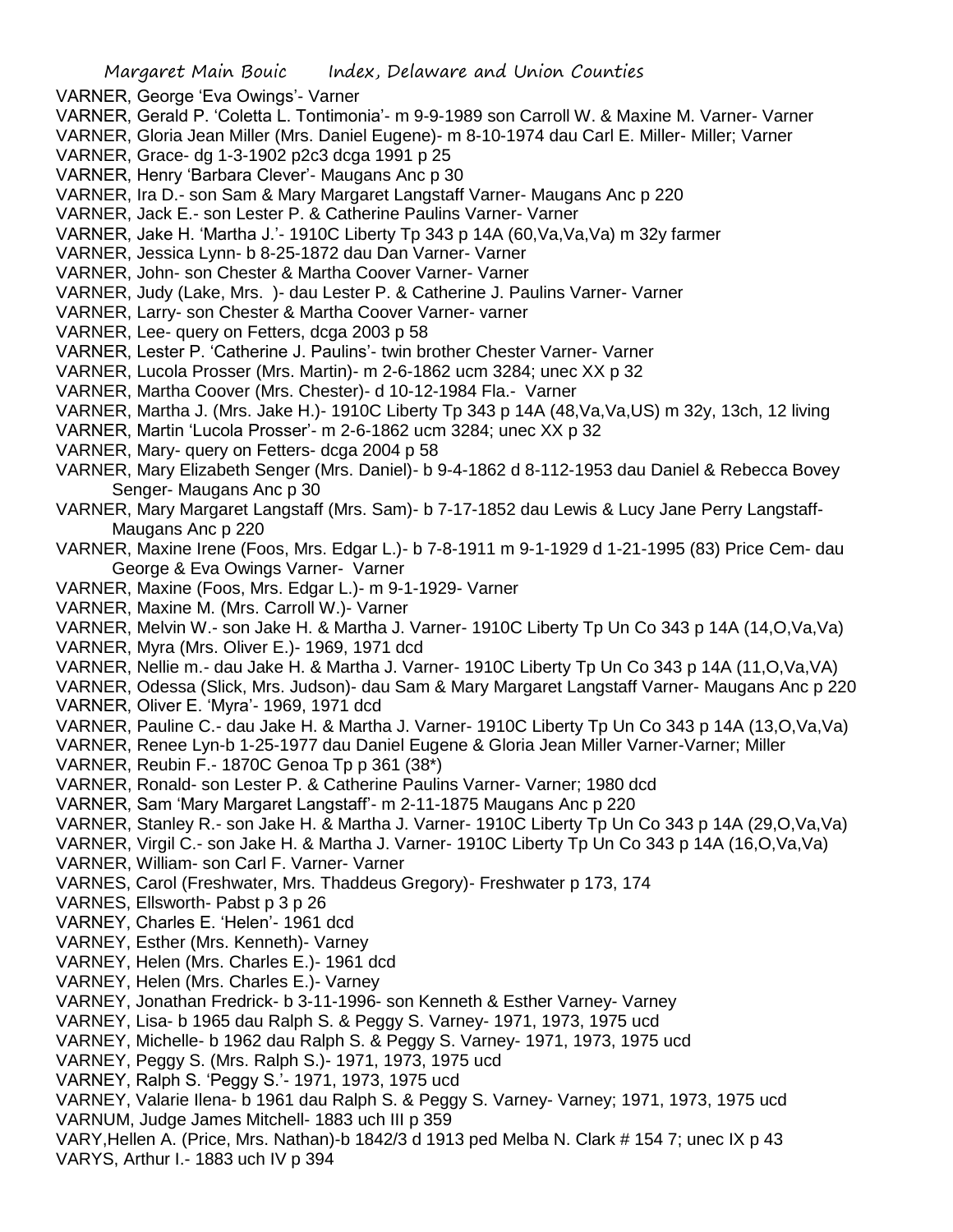VARNER, George 'Eva Owings'- Varner
VARNER, Gerald P. 'Coletta L. Tontimonia'- m 9-9-1989 son Carroll W. & Maxine M. Varner- Varner
VARNER, Gloria Jean Miller (Mrs. Daniel Eugene)- m 8-10-1974 dau Carl E. Miller- Miller; Varner
VARNER, Grace- dg 1-3-1902 p2c3 dcga 1991 p 25
VARNER, Henry 'Barbara Clever'- Maugans Anc p 30
VARNER, Ira D.- son Sam & Mary Margaret Langstaff Varner- Maugans Anc p 220
VARNER, Jack E.- son Lester P. & Catherine Paulins Varner- Varner
VARNER, Jake H. 'Martha J.'- 1910C Liberty Tp 343 p 14A (60,Va,Va,Va) m 32y farmer
VARNER, Jessica Lynn- b 8-25-1872 dau Dan Varner- Varner
VARNER, John- son Chester & Martha Coover Varner- Varner
VARNER, Judy (Lake, Mrs. )- dau Lester P. & Catherine J. Paulins Varner- Varner
VARNER, Larry- son Chester & Martha Coover Varner- varner
VARNER, Lee- query on Fetters, dcga 2003 p 58
VARNER, Lester P. 'Catherine J. Paulins'- twin brother Chester Varner- Varner
VARNER, Lucola Prosser (Mrs. Martin)- m 2-6-1862 ucm 3284; unec XX p 32
VARNER, Martha Coover (Mrs. Chester)- d 10-12-1984 Fla.- Varner
VARNER, Martha J. (Mrs. Jake H.)- 1910C Liberty Tp 343 p 14A (48,Va,Va,US) m 32y, 13ch, 12 living
VARNER, Martin 'Lucola Prosser'- m 2-6-1862 ucm 3284; unec XX p 32
VARNER, Mary- query on Fetters- dcga 2004 p 58
VARNER, Mary Elizabeth Senger (Mrs. Daniel)- b 9-4-1862 d 8-112-1953 dau Daniel & Rebecca Bovey Senger- Maugans Anc p 30
VARNER, Mary Margaret Langstaff (Mrs. Sam)- b 7-17-1852 dau Lewis & Lucy Jane Perry Langstaff- Maugans Anc p 220
VARNER, Maxine Irene (Foos, Mrs. Edgar L.)- b 7-8-1911 m 9-1-1929 d 1-21-1995 (83) Price Cem- dau George & Eva Owings Varner- Varner
VARNER, Maxine (Foos, Mrs. Edgar L.)- m 9-1-1929- Varner
VARNER, Maxine M. (Mrs. Carroll W.)- Varner
VARNER, Melvin W.- son Jake H. & Martha J. Varner- 1910C Liberty Tp Un Co 343 p 14A (14,O,Va,Va)
VARNER, Myra (Mrs. Oliver E.)- 1969, 1971 dcd
VARNER, Nellie m.- dau Jake H. & Martha J. Varner- 1910C Liberty Tp Un Co 343 p 14A (11,O,Va,VA)
VARNER, Odessa (Slick, Mrs. Judson)- dau Sam & Mary Margaret Langstaff Varner- Maugans Anc p 220
VARNER, Oliver E. 'Myra'- 1969, 1971 dcd
VARNER, Pauline C.- dau Jake H. & Martha J. Varner- 1910C Liberty Tp Un Co 343 p 14A (13,O,Va,Va)
VARNER, Renee Lyn-b 1-25-1977 dau Daniel Eugene & Gloria Jean Miller Varner-Varner; Miller
VARNER, Reubin F.- 1870C Genoa Tp p 361 (38*)
VARNER, Ronald- son Lester P. & Catherine Paulins Varner- Varner; 1980 dcd
VARNER, Sam 'Mary Margaret Langstaff'- m 2-11-1875 Maugans Anc p 220
VARNER, Stanley R.- son Jake H. & Martha J. Varner- 1910C Liberty Tp Un Co 343 p 14A (29,O,Va,Va)
VARNER, Virgil C.- son Jake H. & Martha J. Varner- 1910C Liberty Tp Un Co 343 p 14A (16,O,Va,Va)
VARNER, William- son Carl F. Varner- Varner
VARNES, Carol (Freshwater, Mrs. Thaddeus Gregory)- Freshwater p 173, 174
VARNES, Ellsworth- Pabst p 3 p 26
VARNEY, Charles E. 'Helen'- 1961 dcd
VARNEY, Esther (Mrs. Kenneth)- Varney
VARNEY, Helen (Mrs. Charles E.)- 1961 dcd
VARNEY, Helen (Mrs. Charles E.)- Varney
VARNEY, Jonathan Fredrick- b 3-11-1996- son Kenneth & Esther Varney- Varney
VARNEY, Lisa- b 1965 dau Ralph S. & Peggy S. Varney- 1971, 1973, 1975 ucd
VARNEY, Michelle- b 1962 dau Ralph S. & Peggy S. Varney- 1971, 1973, 1975 ucd
VARNEY, Peggy S. (Mrs. Ralph S.)- 1971, 1973, 1975 ucd
VARNEY, Ralph S. 'Peggy S.'- 1971, 1973, 1975 ucd
VARNEY, Valarie Ilena- b 1961 dau Ralph S. & Peggy S. Varney- Varney; 1971, 1973, 1975 ucd
VARNUM, Judge James Mitchell- 1883 uch III p 359
VARY,Hellen A. (Price, Mrs. Nathan)-b 1842/3 d 1913 ped Melba N. Clark # 154 7; unec IX p 43
VARYS, Arthur I.- 1883 uch IV p 394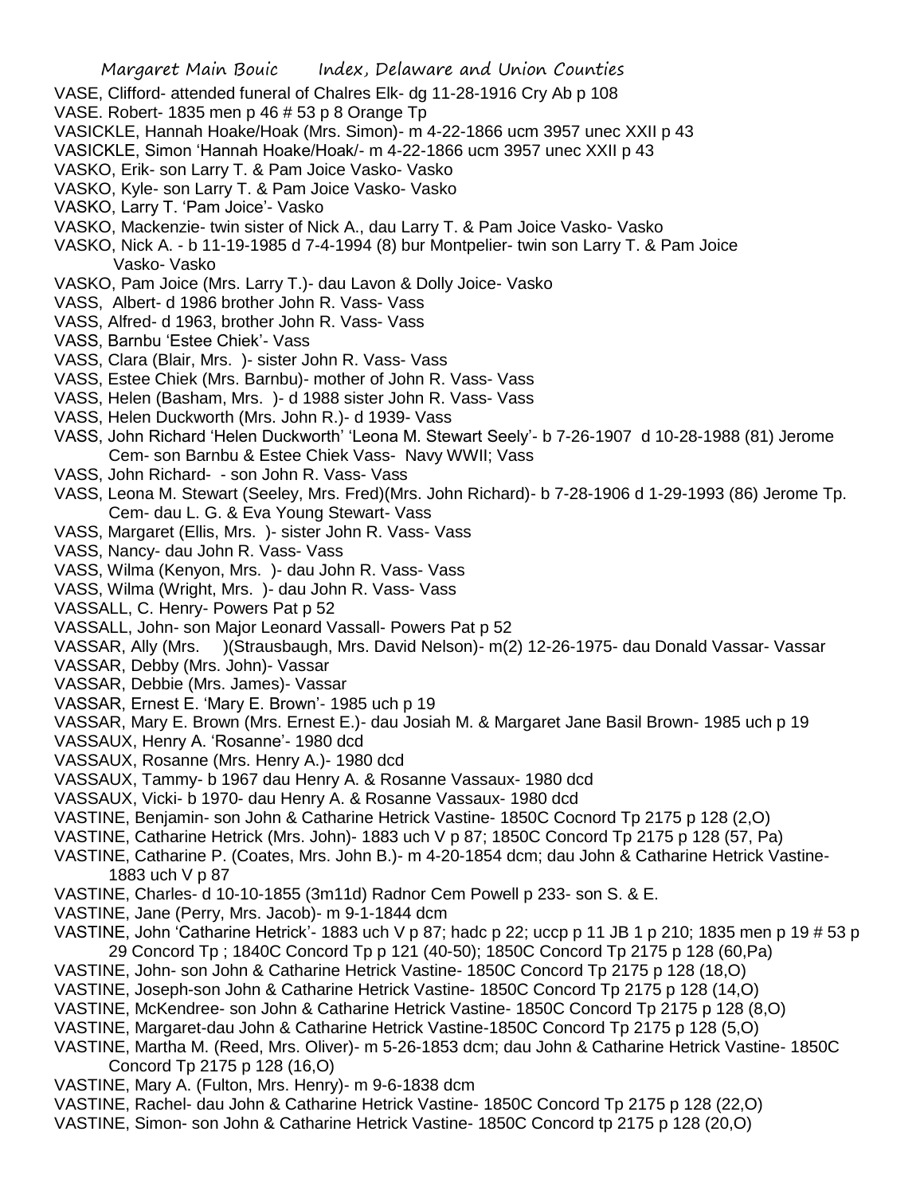VASE, Clifford- attended funeral of Chalres Elk- dg 11-28-1916 Cry Ab p 108
VASE. Robert- 1835 men p 46 # 53 p 8 Orange Tp
VASICKLE, Hannah Hoake/Hoak (Mrs. Simon)- m 4-22-1866 ucm 3957 unec XXII p 43
VASICKLE, Simon 'Hannah Hoake/Hoak/- m 4-22-1866 ucm 3957 unec XXII p 43
VASKO, Erik- son Larry T. & Pam Joice Vasko- Vasko
VASKO, Kyle- son Larry T. & Pam Joice Vasko- Vasko
VASKO, Larry T. 'Pam Joice'- Vasko
VASKO, Mackenzie- twin sister of Nick A., dau Larry T. & Pam Joice Vasko- Vasko
VASKO, Nick A. - b 11-19-1985 d 7-4-1994 (8) bur Montpelier- twin son Larry T. & Pam Joice Vasko- Vasko
VASKO, Pam Joice (Mrs. Larry T.)- dau Lavon & Dolly Joice- Vasko
VASS, Albert- d 1986 brother John R. Vass- Vass
VASS, Alfred- d 1963, brother John R. Vass- Vass
VASS, Barnbu 'Estee Chiek'- Vass
VASS, Clara (Blair, Mrs. )- sister John R. Vass- Vass
VASS, Estee Chiek (Mrs. Barnbu)- mother of John R. Vass- Vass
VASS, Helen (Basham, Mrs. )- d 1988 sister John R. Vass- Vass
VASS, Helen Duckworth (Mrs. John R.)- d 1939- Vass
VASS, John Richard 'Helen Duckworth' 'Leona M. Stewart Seely'- b 7-26-1907 d 10-28-1988 (81) Jerome Cem- son Barnbu & Estee Chiek Vass- Navy WWII; Vass
VASS, John Richard- - son John R. Vass- Vass
VASS, Leona M. Stewart (Seeley, Mrs. Fred)(Mrs. John Richard)- b 7-28-1906 d 1-29-1993 (86) Jerome Tp. Cem- dau L. G. & Eva Young Stewart- Vass
VASS, Margaret (Ellis, Mrs. )- sister John R. Vass- Vass
VASS, Nancy- dau John R. Vass- Vass
VASS, Wilma (Kenyon, Mrs. )- dau John R. Vass- Vass
VASS, Wilma (Wright, Mrs. )- dau John R. Vass- Vass
VASSALL, C. Henry- Powers Pat p 52
VASSALL, John- son Major Leonard Vassall- Powers Pat p 52
VASSAR, Ally (Mrs. )(Strausbaugh, Mrs. David Nelson)- m(2) 12-26-1975- dau Donald Vassar- Vassar
VASSAR, Debby (Mrs. John)- Vassar
VASSAR, Debbie (Mrs. James)- Vassar
VASSAR, Ernest E. 'Mary E. Brown'- 1985 uch p 19
VASSAR, Mary E. Brown (Mrs. Ernest E.)- dau Josiah M. & Margaret Jane Basil Brown- 1985 uch p 19
VASSAUX, Henry A. 'Rosanne'- 1980 dcd
VASSAUX, Rosanne (Mrs. Henry A.)- 1980 dcd
VASSAUX, Tammy- b 1967 dau Henry A. & Rosanne Vassaux- 1980 dcd
VASSAUX, Vicki- b 1970- dau Henry A. & Rosanne Vassaux- 1980 dcd
VASTINE, Benjamin- son John & Catharine Hetrick Vastine- 1850C Cocnord Tp 2175 p 128 (2,O)
VASTINE, Catharine Hetrick (Mrs. John)- 1883 uch V p 87; 1850C Concord Tp 2175 p 128 (57, Pa)
VASTINE, Catharine P. (Coates, Mrs. John B.)- m 4-20-1854 dcm; dau John & Catharine Hetrick Vastine- 1883 uch V p 87
VASTINE, Charles- d 10-10-1855 (3m11d) Radnor Cem Powell p 233- son S. & E.
VASTINE, Jane (Perry, Mrs. Jacob)- m 9-1-1844 dcm
VASTINE, John 'Catharine Hetrick'- 1883 uch V p 87; hadc p 22; uccp p 11 JB 1 p 210; 1835 men p 19 # 53 p 29 Concord Tp ; 1840C Concord Tp p 121 (40-50); 1850C Concord Tp 2175 p 128 (60,Pa)
VASTINE, John- son John & Catharine Hetrick Vastine- 1850C Concord Tp 2175 p 128 (18,O)
VASTINE, Joseph-son John & Catharine Hetrick Vastine- 1850C Concord Tp 2175 p 128 (14,O)
VASTINE, McKendree- son John & Catharine Hetrick Vastine- 1850C Concord Tp 2175 p 128 (8,O)
VASTINE, Margaret-dau John & Catharine Hetrick Vastine-1850C Concord Tp 2175 p 128 (5,O)
VASTINE, Martha M. (Reed, Mrs. Oliver)- m 5-26-1853 dcm; dau John & Catharine Hetrick Vastine- 1850C Concord Tp 2175 p 128 (16,O)
VASTINE, Mary A. (Fulton, Mrs. Henry)- m 9-6-1838 dcm
VASTINE, Rachel- dau John & Catharine Hetrick Vastine- 1850C Concord Tp 2175 p 128 (22,O)
VASTINE, Simon- son John & Catharine Hetrick Vastine- 1850C Concord tp 2175 p 128 (20,O)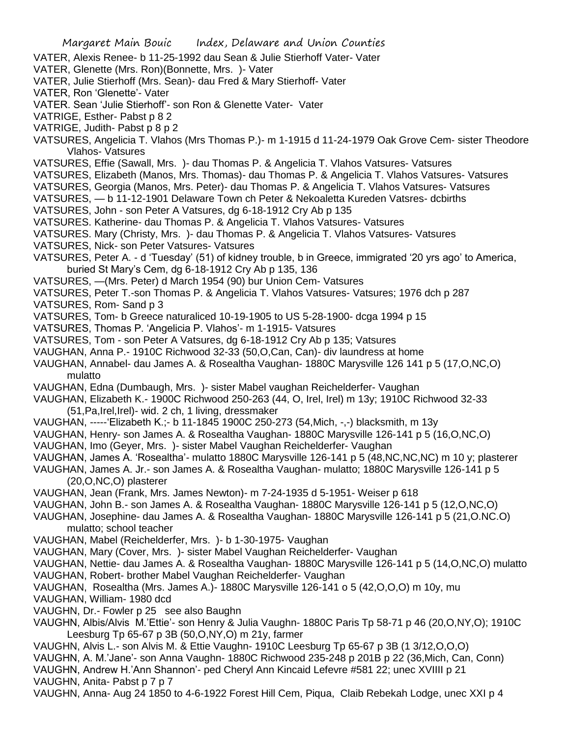VATER, Alexis Renee- b 11-25-1992 dau Sean & Julie Stierhoff Vater- Vater

VATER, Glenette (Mrs. Ron)(Bonnette, Mrs. )- Vater

VATER, Julie Stierhoff (Mrs. Sean)- dau Fred & Mary Stierhoff- Vater

VATER, Ron 'Glenette'- Vater

VATER. Sean 'Julie Stierhoff'- son Ron & Glenette Vater- Vater

VATRIGE, Esther- Pabst p 8 2

VATRIGE, Judith- Pabst p 8 p 2

VATSURES, Angelicia T. Vlahos (Mrs Thomas P.)- m 1-1915 d 11-24-1979 Oak Grove Cem- sister Theodore Vlahos- Vatsures

VATSURES, Effie (Sawall, Mrs. )- dau Thomas P. & Angelicia T. Vlahos Vatsures- Vatsures

VATSURES, Elizabeth (Manos, Mrs. Thomas)- dau Thomas P. & Angelicia T. Vlahos Vatsures- Vatsures

VATSURES, Georgia (Manos, Mrs. Peter)- dau Thomas P. & Angelicia T. Vlahos Vatsures- Vatsures

VATSURES, — b 11-12-1901 Delaware Town ch Peter & Nekoaletta Kureden Vatsres- dcbirths

VATSURES, John - son Peter A Vatsures, dg 6-18-1912 Cry Ab p 135

VATSURES. Katherine- dau Thomas P. & Angelicia T. Vlahos Vatsures- Vatsures

VATSURES. Mary (Christy, Mrs. )- dau Thomas P. & Angelicia T. Vlahos Vatsures- Vatsures

VATSURES, Nick- son Peter Vatsures- Vatsures

VATSURES, Peter A. - d 'Tuesday' (51) of kidney trouble, b in Greece, immigrated '20 yrs ago' to America, buried St Mary's Cem, dg 6-18-1912 Cry Ab p 135, 136

VATSURES, —(Mrs. Peter) d March 1954 (90) bur Union Cem- Vatsures

VATSURES, Peter T.-son Thomas P. & Angelicia T. Vlahos Vatsures- Vatsures; 1976 dch p 287

VATSURES, Rom- Sand p 3

VATSURES, Tom- b Greece naturaliced 10-19-1905 to US 5-28-1900- dcga 1994 p 15

VATSURES, Thomas P. 'Angelicia P. Vlahos'- m 1-1915- Vatsures

VATSURES, Tom - son Peter A Vatsures, dg 6-18-1912 Cry Ab p 135; Vatsures

VAUGHAN, Anna P.- 1910C Richwood 32-33 (50,O,Can, Can)- div laundress at home

VAUGHAN, Annabel- dau James A. & Rosealtha Vaughan- 1880C Marysville 126 141 p 5 (17,O,NC,O) mulatto

VAUGHAN, Edna (Dumbaugh, Mrs. )- sister Mabel vaughan Reichelderfer- Vaughan

VAUGHAN, Elizabeth K.- 1900C Richwood 250-263 (44, O, Irel, Irel) m 13y; 1910C Richwood 32-33 (51,Pa,Irel,Irel)- wid. 2 ch, 1 living, dressmaker

VAUGHAN, -----'Elizabeth K.;- b 11-1845 1900C 250-273 (54,Mich, -,-) blacksmith, m 13y

VAUGHAN, Henry- son James A. & Rosealtha Vaughan- 1880C Marysville 126-141 p 5 (16,O,NC,O)

VAUGHAN, Imo (Geyer, Mrs. )- sister Mabel Vaughan Reichelderfer- Vaughan

VAUGHAN, James A. 'Rosealtha'- mulatto 1880C Marysville 126-141 p 5 (48,NC,NC,NC) m 10 y; plasterer

VAUGHAN, James A. Jr.- son James A. & Rosealtha Vaughan- mulatto; 1880C Marysville 126-141 p 5 (20,O,NC,O) plasterer

VAUGHAN, Jean (Frank, Mrs. James Newton)- m 7-24-1935 d 5-1951- Weiser p 618

VAUGHAN, John B.- son James A. & Rosealtha Vaughan- 1880C Marysville 126-141 p 5 (12,O,NC,O)

VAUGHAN, Josephine- dau James A. & Rosealtha Vaughan- 1880C Marysville 126-141 p 5 (21,O.NC.O) mulatto; school teacher

VAUGHAN, Mabel (Reichelderfer, Mrs. )- b 1-30-1975- Vaughan

VAUGHAN, Mary (Cover, Mrs. )- sister Mabel Vaughan Reichelderfer- Vaughan

VAUGHAN, Nettie- dau James A. & Rosealtha Vaughan- 1880C Marysville 126-141 p 5 (14,O,NC,O) mulatto

VAUGHAN, Robert- brother Mabel Vaughan Reichelderfer- Vaughan

VAUGHAN, Rosealtha (Mrs. James A.)- 1880C Marysville 126-141 o 5 (42,O,O,O) m 10y, mu

VAUGHAN, William- 1980 dcd

VAUGHN, Dr.- Fowler p 25 see also Baughn

VAUGHN, Albis/Alvis M.'Ettie'- son Henry & Julia Vaughn- 1880C Paris Tp 58-71 p 46 (20,O,NY,O); 1910C Leesburg Tp 65-67 p 3B (50,O,NY,O) m 21y, farmer

VAUGHN, Alvis L.- son Alvis M. & Ettie Vaughn- 1910C Leesburg Tp 65-67 p 3B (1 3/12,O,O,O)

VAUGHN, A. M.'Jane'- son Anna Vaughn- 1880C Richwood 235-248 p 201B p 22 (36,Mich, Can, Conn)

VAUGHN, Andrew H.'Ann Shannon'- ped Cheryl Ann Kincaid Lefevre #581 22; unec XVIIII p 21

VAUGHN, Anita- Pabst p 7 p 7

VAUGHN, Anna- Aug 24 1850 to 4-6-1922 Forest Hill Cem, Piqua, Claib Rebekah Lodge, unec XXI p 4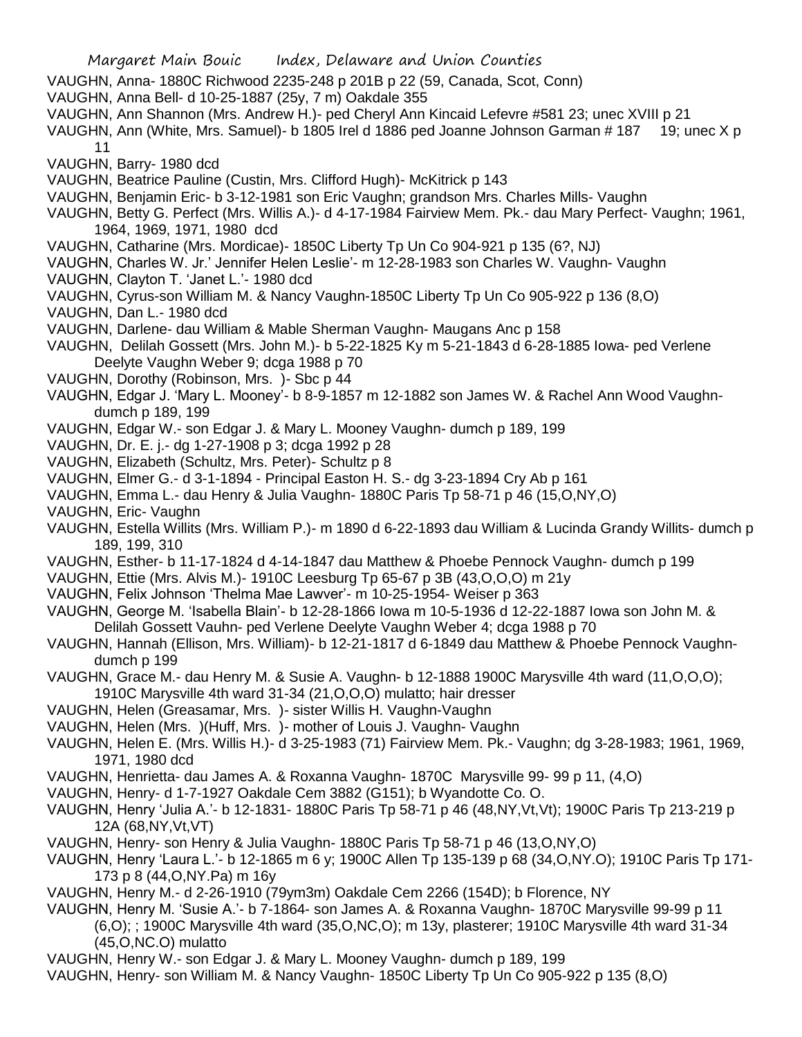VAUGHN, Anna- 1880C Richwood 2235-248 p 201B p 22 (59, Canada, Scot, Conn)

VAUGHN, Anna Bell- d 10-25-1887 (25y, 7 m) Oakdale 355

VAUGHN, Ann Shannon (Mrs. Andrew H.)- ped Cheryl Ann Kincaid Lefevre #581 23; unec XVIII p 21

VAUGHN, Ann (White, Mrs. Samuel)- b 1805 Irel d 1886 ped Joanne Johnson Garman # 187 19; unec X p 11

VAUGHN, Barry- 1980 dcd

VAUGHN, Beatrice Pauline (Custin, Mrs. Clifford Hugh)- McKitrick p 143

VAUGHN, Benjamin Eric- b 3-12-1981 son Eric Vaughn; grandson Mrs. Charles Mills- Vaughn

VAUGHN, Betty G. Perfect (Mrs. Willis A.)- d 4-17-1984 Fairview Mem. Pk.- dau Mary Perfect- Vaughn; 1961, 1964, 1969, 1971, 1980 dcd

VAUGHN, Catharine (Mrs. Mordicae)- 1850C Liberty Tp Un Co 904-921 p 135 (6?, NJ)

VAUGHN, Charles W. Jr.' Jennifer Helen Leslie'- m 12-28-1983 son Charles W. Vaughn- Vaughn

VAUGHN, Clayton T. 'Janet L.'- 1980 dcd

VAUGHN, Cyrus-son William M. & Nancy Vaughn-1850C Liberty Tp Un Co 905-922 p 136 (8,O)

VAUGHN, Dan L.- 1980 dcd

VAUGHN, Darlene- dau William & Mable Sherman Vaughn- Maugans Anc p 158

VAUGHN, Delilah Gossett (Mrs. John M.)- b 5-22-1825 Ky m 5-21-1843 d 6-28-1885 Iowa- ped Verlene Deelyte Vaughn Weber 9; dcga 1988 p 70

VAUGHN, Dorothy (Robinson, Mrs. )- Sbc p 44

VAUGHN, Edgar J. 'Mary L. Mooney'- b 8-9-1857 m 12-1882 son James W. & Rachel Ann Wood Vaughn- dumch p 189, 199

VAUGHN, Edgar W.- son Edgar J. & Mary L. Mooney Vaughn- dumch p 189, 199

VAUGHN, Dr. E. j.- dg 1-27-1908 p 3; dcga 1992 p 28

VAUGHN, Elizabeth (Schultz, Mrs. Peter)- Schultz p 8

VAUGHN, Elmer G.- d 3-1-1894 - Principal Easton H. S.- dg 3-23-1894 Cry Ab p 161

VAUGHN, Emma L.- dau Henry & Julia Vaughn- 1880C Paris Tp 58-71 p 46 (15,O,NY,O)

VAUGHN, Eric- Vaughn

VAUGHN, Estella Willits (Mrs. William P.)- m 1890 d 6-22-1893 dau William & Lucinda Grandy Willits- dumch p 189, 199, 310

VAUGHN, Esther- b 11-17-1824 d 4-14-1847 dau Matthew & Phoebe Pennock Vaughn- dumch p 199

VAUGHN, Ettie (Mrs. Alvis M.)- 1910C Leesburg Tp 65-67 p 3B (43,O,O,O) m 21y

VAUGHN, Felix Johnson 'Thelma Mae Lawver'- m 10-25-1954- Weiser p 363

VAUGHN, George M. 'Isabella Blain'- b 12-28-1866 Iowa m 10-5-1936 d 12-22-1887 Iowa son John M. & Delilah Gossett Vauhn- ped Verlene Deelyte Vaughn Weber 4; dcga 1988 p 70

VAUGHN, Hannah (Ellison, Mrs. William)- b 12-21-1817 d 6-1849 dau Matthew & Phoebe Pennock Vaughn- dumch p 199

VAUGHN, Grace M.- dau Henry M. & Susie A. Vaughn- b 12-1888 1900C Marysville 4th ward (11,O,O,O); 1910C Marysville 4th ward 31-34 (21,O,O,O) mulatto; hair dresser

VAUGHN, Helen (Greasamar, Mrs. )- sister Willis H. Vaughn-Vaughn

VAUGHN, Helen (Mrs. )(Huff, Mrs. )- mother of Louis J. Vaughn- Vaughn

VAUGHN, Helen E. (Mrs. Willis H.)- d 3-25-1983 (71) Fairview Mem. Pk.- Vaughn; dg 3-28-1983; 1961, 1969, 1971, 1980 dcd

VAUGHN, Henrietta- dau James A. & Roxanna Vaughn- 1870C Marysville 99- 99 p 11, (4,O)

VAUGHN, Henry- d 1-7-1927 Oakdale Cem 3882 (G151); b Wyandotte Co. O.

VAUGHN, Henry 'Julia A.'- b 12-1831- 1880C Paris Tp 58-71 p 46 (48,NY,Vt,Vt); 1900C Paris Tp 213-219 p 12A (68,NY,Vt,VT)

VAUGHN, Henry- son Henry & Julia Vaughn- 1880C Paris Tp 58-71 p 46 (13,O,NY,O)

VAUGHN, Henry 'Laura L.'- b 12-1865 m 6 y; 1900C Allen Tp 135-139 p 68 (34,O,NY.O); 1910C Paris Tp 171-173 p 8 (44,O,NY.Pa) m 16y

VAUGHN, Henry M.- d 2-26-1910 (79ym3m) Oakdale Cem 2266 (154D); b Florence, NY

VAUGHN, Henry M. 'Susie A.'- b 7-1864- son James A. & Roxanna Vaughn- 1870C Marysville 99-99 p 11 (6,O); ; 1900C Marysville 4th ward (35,O,NC,O); m 13y, plasterer; 1910C Marysville 4th ward 31-34 (45,O,NC.O) mulatto

VAUGHN, Henry W.- son Edgar J. & Mary L. Mooney Vaughn- dumch p 189, 199

VAUGHN, Henry- son William M. & Nancy Vaughn- 1850C Liberty Tp Un Co 905-922 p 135 (8,O)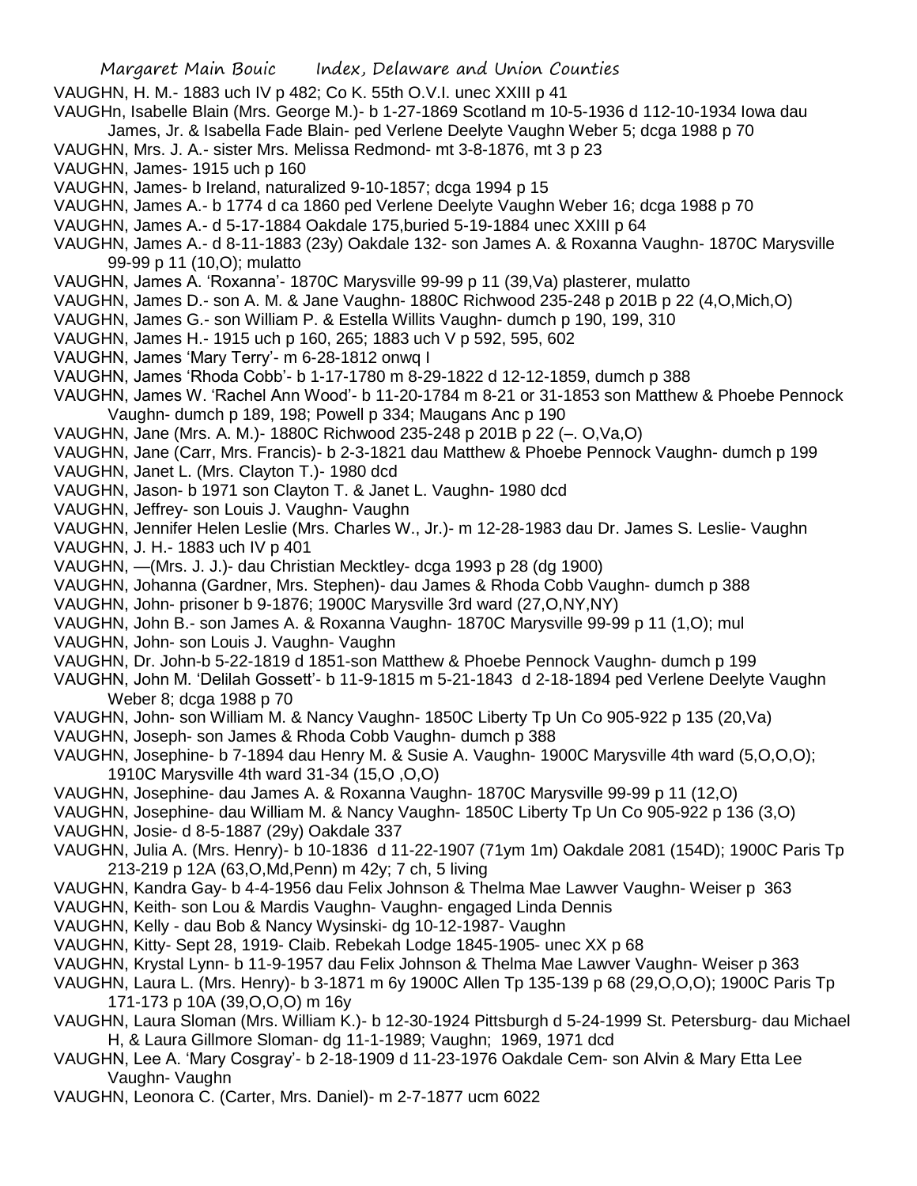VAUGHN, H. M.- 1883 uch IV p 482; Co K. 55th O.V.I. unec XXIII p 41

VAUGHn, Isabelle Blain (Mrs. George M.)- b 1-27-1869 Scotland m 10-5-1936 d 112-10-1934 Iowa dau James, Jr. & Isabella Fade Blain- ped Verlene Deelyte Vaughn Weber 5; dcga 1988 p 70

VAUGHN, Mrs. J. A.- sister Mrs. Melissa Redmond- mt 3-8-1876, mt 3 p 23

VAUGHN, James- 1915 uch p 160

VAUGHN, James- b Ireland, naturalized 9-10-1857; dcga 1994 p 15

VAUGHN, James A.- b 1774 d ca 1860 ped Verlene Deelyte Vaughn Weber 16; dcga 1988 p 70

VAUGHN, James A.- d 5-17-1884 Oakdale 175,buried 5-19-1884 unec XXIII p 64

VAUGHN, James A.- d 8-11-1883 (23y) Oakdale 132- son James A. & Roxanna Vaughn- 1870C Marysville 99-99 p 11 (10,O); mulatto

VAUGHN, James A. 'Roxanna'- 1870C Marysville 99-99 p 11 (39,Va) plasterer, mulatto

VAUGHN, James D.- son A. M. & Jane Vaughn- 1880C Richwood 235-248 p 201B p 22 (4,O,Mich,O)

VAUGHN, James G.- son William P. & Estella Willits Vaughn- dumch p 190, 199, 310

VAUGHN, James H.- 1915 uch p 160, 265; 1883 uch V p 592, 595, 602

VAUGHN, James 'Mary Terry'- m 6-28-1812 onwq I

VAUGHN, James 'Rhoda Cobb'- b 1-17-1780 m 8-29-1822 d 12-12-1859, dumch p 388

VAUGHN, James W. 'Rachel Ann Wood'- b 11-20-1784 m 8-21 or 31-1853 son Matthew & Phoebe Pennock Vaughn- dumch p 189, 198; Powell p 334; Maugans Anc p 190

VAUGHN, Jane (Mrs. A. M.)- 1880C Richwood 235-248 p 201B p 22 (–. O,Va,O)

VAUGHN, Jane (Carr, Mrs. Francis)- b 2-3-1821 dau Matthew & Phoebe Pennock Vaughn- dumch p 199

VAUGHN, Janet L. (Mrs. Clayton T.)- 1980 dcd

VAUGHN, Jason- b 1971 son Clayton T. & Janet L. Vaughn- 1980 dcd

VAUGHN, Jeffrey- son Louis J. Vaughn- Vaughn

VAUGHN, Jennifer Helen Leslie (Mrs. Charles W., Jr.)- m 12-28-1983 dau Dr. James S. Leslie- Vaughn

VAUGHN, J. H.- 1883 uch IV p 401

VAUGHN, —(Mrs. J. J.)- dau Christian Mecktley- dcga 1993 p 28 (dg 1900)

VAUGHN, Johanna (Gardner, Mrs. Stephen)- dau James & Rhoda Cobb Vaughn- dumch p 388

VAUGHN, John- prisoner b 9-1876; 1900C Marysville 3rd ward (27,O,NY,NY)

VAUGHN, John B.- son James A. & Roxanna Vaughn- 1870C Marysville 99-99 p 11 (1,O); mul

VAUGHN, John- son Louis J. Vaughn- Vaughn

VAUGHN, Dr. John-b 5-22-1819 d 1851-son Matthew & Phoebe Pennock Vaughn- dumch p 199

VAUGHN, John M. 'Delilah Gossett'- b 11-9-1815 m 5-21-1843 d 2-18-1894 ped Verlene Deelyte Vaughn Weber 8; dcga 1988 p 70

VAUGHN, John- son William M. & Nancy Vaughn- 1850C Liberty Tp Un Co 905-922 p 135 (20,Va)

VAUGHN, Joseph- son James & Rhoda Cobb Vaughn- dumch p 388

VAUGHN, Josephine- b 7-1894 dau Henry M. & Susie A. Vaughn- 1900C Marysville 4th ward (5,O,O,O); 1910C Marysville 4th ward 31-34 (15,O ,O,O)

VAUGHN, Josephine- dau James A. & Roxanna Vaughn- 1870C Marysville 99-99 p 11 (12,O)

VAUGHN, Josephine- dau William M. & Nancy Vaughn- 1850C Liberty Tp Un Co 905-922 p 136 (3,O)

VAUGHN, Josie- d 8-5-1887 (29y) Oakdale 337

VAUGHN, Julia A. (Mrs. Henry)- b 10-1836 d 11-22-1907 (71ym 1m) Oakdale 2081 (154D); 1900C Paris Tp 213-219 p 12A (63,O,Md,Penn) m 42y; 7 ch, 5 living

VAUGHN, Kandra Gay- b 4-4-1956 dau Felix Johnson & Thelma Mae Lawver Vaughn- Weiser p 363

VAUGHN, Keith- son Lou & Mardis Vaughn- Vaughn- engaged Linda Dennis

VAUGHN, Kelly - dau Bob & Nancy Wysinski- dg 10-12-1987- Vaughn

VAUGHN, Kitty- Sept 28, 1919- Claib. Rebekah Lodge 1845-1905- unec XX p 68

VAUGHN, Krystal Lynn- b 11-9-1957 dau Felix Johnson & Thelma Mae Lawver Vaughn- Weiser p 363

VAUGHN, Laura L. (Mrs. Henry)- b 3-1871 m 6y 1900C Allen Tp 135-139 p 68 (29,O,O,O); 1900C Paris Tp 171-173 p 10A (39,O,O,O) m 16y

VAUGHN, Laura Sloman (Mrs. William K.)- b 12-30-1924 Pittsburgh d 5-24-1999 St. Petersburg- dau Michael H, & Laura Gillmore Sloman- dg 11-1-1989; Vaughn; 1969, 1971 dcd

VAUGHN, Lee A. 'Mary Cosgray'- b 2-18-1909 d 11-23-1976 Oakdale Cem- son Alvin & Mary Etta Lee Vaughn- Vaughn

VAUGHN, Leonora C. (Carter, Mrs. Daniel)- m 2-7-1877 ucm 6022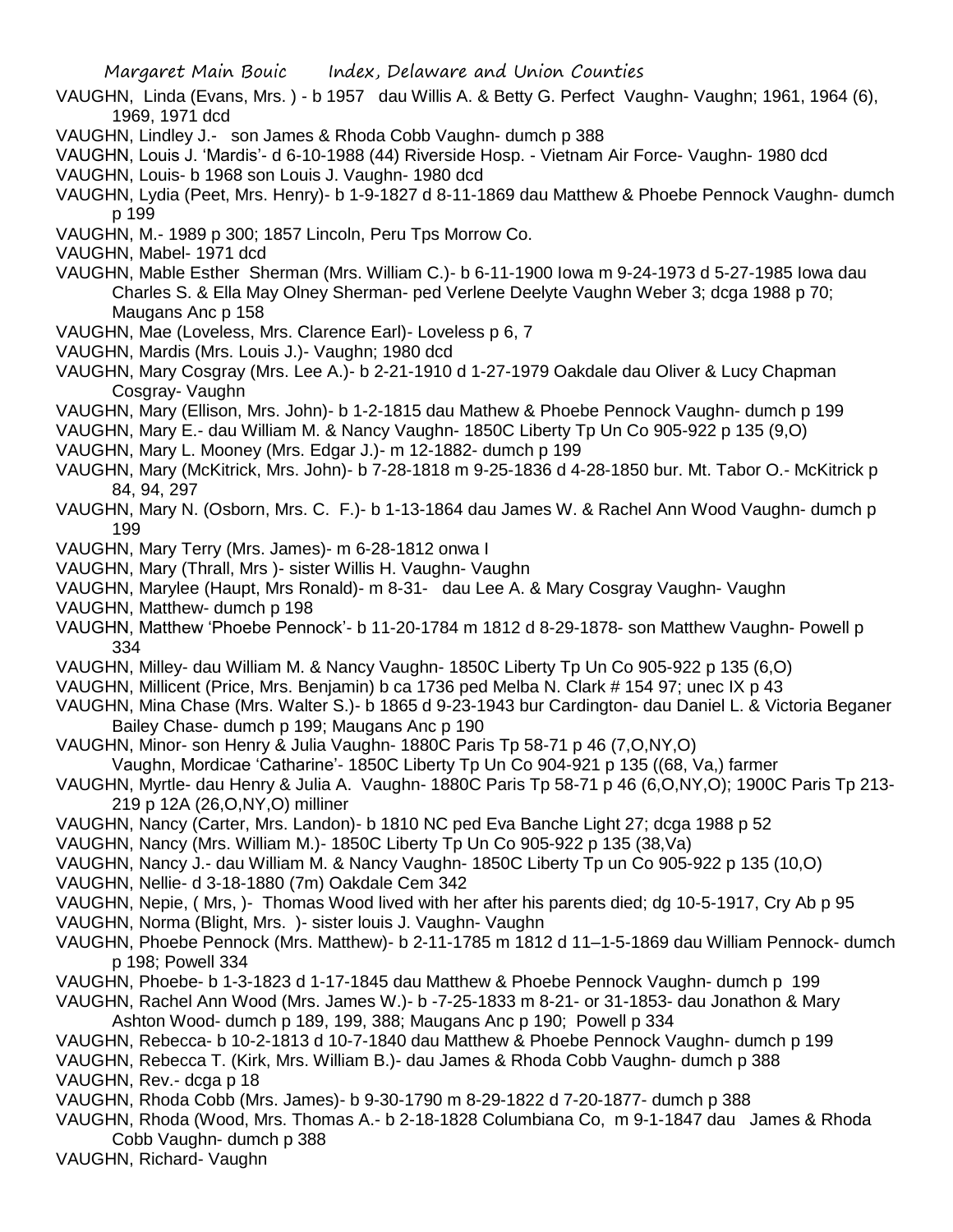VAUGHN, Linda (Evans, Mrs. ) - b 1957 dau Willis A. & Betty G. Perfect Vaughn- Vaughn; 1961, 1964 (6), 1969, 1971 dcd

VAUGHN, Lindley J.- son James & Rhoda Cobb Vaughn- dumch p 388

VAUGHN, Louis J. 'Mardis'- d 6-10-1988 (44) Riverside Hosp. - Vietnam Air Force- Vaughn- 1980 dcd

VAUGHN, Louis- b 1968 son Louis J. Vaughn- 1980 dcd

VAUGHN, Lydia (Peet, Mrs. Henry)- b 1-9-1827 d 8-11-1869 dau Matthew & Phoebe Pennock Vaughn- dumch p 199

VAUGHN, M.- 1989 p 300; 1857 Lincoln, Peru Tps Morrow Co.

VAUGHN, Mabel- 1971 dcd

VAUGHN, Mable Esther Sherman (Mrs. William C.)- b 6-11-1900 Iowa m 9-24-1973 d 5-27-1985 Iowa dau Charles S. & Ella May Olney Sherman- ped Verlene Deelyte Vaughn Weber 3; dcga 1988 p 70; Maugans Anc p 158

VAUGHN, Mae (Loveless, Mrs. Clarence Earl)- Loveless p 6, 7

VAUGHN, Mardis (Mrs. Louis J.)- Vaughn; 1980 dcd

VAUGHN, Mary Cosgray (Mrs. Lee A.)- b 2-21-1910 d 1-27-1979 Oakdale dau Oliver & Lucy Chapman Cosgray- Vaughn

VAUGHN, Mary (Ellison, Mrs. John)- b 1-2-1815 dau Mathew & Phoebe Pennock Vaughn- dumch p 199

VAUGHN, Mary E.- dau William M. & Nancy Vaughn- 1850C Liberty Tp Un Co 905-922 p 135 (9,O)

VAUGHN, Mary L. Mooney (Mrs. Edgar J.)- m 12-1882- dumch p 199

VAUGHN, Mary (McKitrick, Mrs. John)- b 7-28-1818 m 9-25-1836 d 4-28-1850 bur. Mt. Tabor O.- McKitrick p 84, 94, 297

VAUGHN, Mary N. (Osborn, Mrs. C. F.)- b 1-13-1864 dau James W. & Rachel Ann Wood Vaughn- dumch p 199

VAUGHN, Mary Terry (Mrs. James)- m 6-28-1812 onwa I

VAUGHN, Mary (Thrall, Mrs )- sister Willis H. Vaughn- Vaughn

VAUGHN, Marylee (Haupt, Mrs Ronald)- m 8-31- dau Lee A. & Mary Cosgray Vaughn- Vaughn

VAUGHN, Matthew- dumch p 198

VAUGHN, Matthew 'Phoebe Pennock'- b 11-20-1784 m 1812 d 8-29-1878- son Matthew Vaughn- Powell p 334

VAUGHN, Milley- dau William M. & Nancy Vaughn- 1850C Liberty Tp Un Co 905-922 p 135 (6,O)

VAUGHN, Millicent (Price, Mrs. Benjamin) b ca 1736 ped Melba N. Clark # 154 97; unec IX p 43

VAUGHN, Mina Chase (Mrs. Walter S.)- b 1865 d 9-23-1943 bur Cardington- dau Daniel L. & Victoria Beganer Bailey Chase- dumch p 199; Maugans Anc p 190

VAUGHN, Minor- son Henry & Julia Vaughn- 1880C Paris Tp 58-71 p 46 (7,O,NY,O)

Vaughn, Mordicae 'Catharine'- 1850C Liberty Tp Un Co 904-921 p 135 ((68, Va,) farmer

VAUGHN, Myrtle- dau Henry & Julia A. Vaughn- 1880C Paris Tp 58-71 p 46 (6,O,NY,O); 1900C Paris Tp 213-219 p 12A (26,O,NY,O) milliner

VAUGHN, Nancy (Carter, Mrs. Landon)- b 1810 NC ped Eva Banche Light 27; dcga 1988 p 52

VAUGHN, Nancy (Mrs. William M.)- 1850C Liberty Tp Un Co 905-922 p 135 (38,Va)

VAUGHN, Nancy J.- dau William M. & Nancy Vaughn- 1850C Liberty Tp un Co 905-922 p 135 (10,O)

VAUGHN, Nellie- d 3-18-1880 (7m) Oakdale Cem 342

VAUGHN, Nepie, ( Mrs, )- Thomas Wood lived with her after his parents died; dg 10-5-1917, Cry Ab p 95

VAUGHN, Norma (Blight, Mrs. )- sister louis J. Vaughn- Vaughn

VAUGHN, Phoebe Pennock (Mrs. Matthew)- b 2-11-1785 m 1812 d 11–1-5-1869 dau William Pennock- dumch p 198; Powell 334

VAUGHN, Phoebe- b 1-3-1823 d 1-17-1845 dau Matthew & Phoebe Pennock Vaughn- dumch p 199

VAUGHN, Rachel Ann Wood (Mrs. James W.)- b -7-25-1833 m 8-21- or 31-1853- dau Jonathon & Mary Ashton Wood- dumch p 189, 199, 388; Maugans Anc p 190; Powell p 334

VAUGHN, Rebecca- b 10-2-1813 d 10-7-1840 dau Matthew & Phoebe Pennock Vaughn- dumch p 199

VAUGHN, Rebecca T. (Kirk, Mrs. William B.)- dau James & Rhoda Cobb Vaughn- dumch p 388

VAUGHN, Rev.- dcga p 18

VAUGHN, Rhoda Cobb (Mrs. James)- b 9-30-1790 m 8-29-1822 d 7-20-1877- dumch p 388

VAUGHN, Rhoda (Wood, Mrs. Thomas A.- b 2-18-1828 Columbiana Co, m 9-1-1847 dau James & Rhoda Cobb Vaughn- dumch p 388

VAUGHN, Richard- Vaughn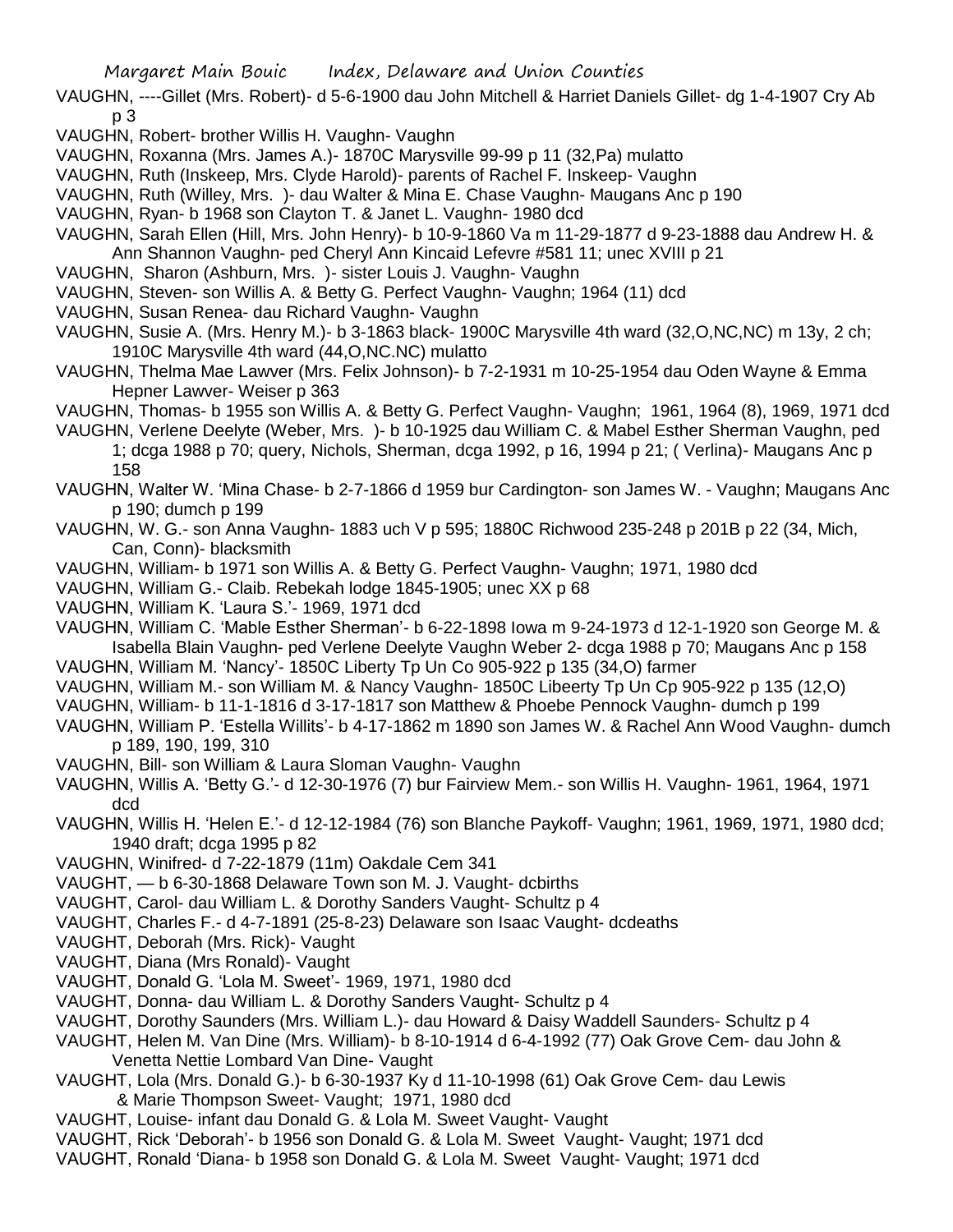VAUGHN, ----Gillet (Mrs. Robert)- d 5-6-1900 dau John Mitchell & Harriet Daniels Gillet- dg 1-4-1907 Cry Ab p 3

VAUGHN, Robert- brother Willis H. Vaughn- Vaughn

VAUGHN, Roxanna (Mrs. James A.)- 1870C Marysville 99-99 p 11 (32,Pa) mulatto

VAUGHN, Ruth (Inskeep, Mrs. Clyde Harold)- parents of Rachel F. Inskeep- Vaughn

VAUGHN, Ruth (Willey, Mrs. )- dau Walter & Mina E. Chase Vaughn- Maugans Anc p 190

VAUGHN, Ryan- b 1968 son Clayton T. & Janet L. Vaughn- 1980 dcd

VAUGHN, Sarah Ellen (Hill, Mrs. John Henry)- b 10-9-1860 Va m 11-29-1877 d 9-23-1888 dau Andrew H. & Ann Shannon Vaughn- ped Cheryl Ann Kincaid Lefevre #581 11; unec XVIII p 21

VAUGHN, Sharon (Ashburn, Mrs. )- sister Louis J. Vaughn- Vaughn

VAUGHN, Steven- son Willis A. & Betty G. Perfect Vaughn- Vaughn; 1964 (11) dcd

VAUGHN, Susan Renea- dau Richard Vaughn- Vaughn

VAUGHN, Susie A. (Mrs. Henry M.)- b 3-1863 black- 1900C Marysville 4th ward (32,O,NC,NC) m 13y, 2 ch; 1910C Marysville 4th ward (44,O,NC.NC) mulatto

VAUGHN, Thelma Mae Lawver (Mrs. Felix Johnson)- b 7-2-1931 m 10-25-1954 dau Oden Wayne & Emma Hepner Lawver- Weiser p 363

VAUGHN, Thomas- b 1955 son Willis A. & Betty G. Perfect Vaughn- Vaughn; 1961, 1964 (8), 1969, 1971 dcd

VAUGHN, Verlene Deelyte (Weber, Mrs. )- b 10-1925 dau William C. & Mabel Esther Sherman Vaughn, ped 1; dcga 1988 p 70; query, Nichols, Sherman, dcga 1992, p 16, 1994 p 21; ( Verlina)- Maugans Anc p 158

VAUGHN, Walter W. 'Mina Chase- b 2-7-1866 d 1959 bur Cardington- son James W. - Vaughn; Maugans Anc p 190; dumch p 199

VAUGHN, W. G.- son Anna Vaughn- 1883 uch V p 595; 1880C Richwood 235-248 p 201B p 22 (34, Mich, Can, Conn)- blacksmith

VAUGHN, William- b 1971 son Willis A. & Betty G. Perfect Vaughn- Vaughn; 1971, 1980 dcd

VAUGHN, William G.- Claib. Rebekah lodge 1845-1905; unec XX p 68

VAUGHN, William K. 'Laura S.'- 1969, 1971 dcd

VAUGHN, William C. 'Mable Esther Sherman'- b 6-22-1898 Iowa m 9-24-1973 d 12-1-1920 son George M. & Isabella Blain Vaughn- ped Verlene Deelyte Vaughn Weber 2- dcga 1988 p 70; Maugans Anc p 158

VAUGHN, William M. 'Nancy'- 1850C Liberty Tp Un Co 905-922 p 135 (34,O) farmer

VAUGHN, William M.- son William M. & Nancy Vaughn- 1850C Libeerty Tp Un Cp 905-922 p 135 (12,O)

VAUGHN, William- b 11-1-1816 d 3-17-1817 son Matthew & Phoebe Pennock Vaughn- dumch p 199

VAUGHN, William P. 'Estella Willits'- b 4-17-1862 m 1890 son James W. & Rachel Ann Wood Vaughn- dumch p 189, 190, 199, 310

VAUGHN, Bill- son William & Laura Sloman Vaughn- Vaughn

VAUGHN, Willis A. 'Betty G.'- d 12-30-1976 (7) bur Fairview Mem.- son Willis H. Vaughn- 1961, 1964, 1971 dcd

VAUGHN, Willis H. 'Helen E.'- d 12-12-1984 (76) son Blanche Paykoff- Vaughn; 1961, 1969, 1971, 1980 dcd; 1940 draft; dcga 1995 p 82

VAUGHN, Winifred- d 7-22-1879 (11m) Oakdale Cem 341

VAUGHT, — b 6-30-1868 Delaware Town son M. J. Vaught- dcbirths

VAUGHT, Carol- dau William L. & Dorothy Sanders Vaught- Schultz p 4

VAUGHT, Charles F.- d 4-7-1891 (25-8-23) Delaware son Isaac Vaught- dcdeaths

VAUGHT, Deborah (Mrs. Rick)- Vaught

VAUGHT, Diana (Mrs Ronald)- Vaught

VAUGHT, Donald G. 'Lola M. Sweet'- 1969, 1971, 1980 dcd

VAUGHT, Donna- dau William L. & Dorothy Sanders Vaught- Schultz p 4

VAUGHT, Dorothy Saunders (Mrs. William L.)- dau Howard & Daisy Waddell Saunders- Schultz p 4

VAUGHT, Helen M. Van Dine (Mrs. William)- b 8-10-1914 d 6-4-1992 (77) Oak Grove Cem- dau John & Venetta Nettie Lombard Van Dine- Vaught

VAUGHT, Lola (Mrs. Donald G.)- b 6-30-1937 Ky d 11-10-1998 (61) Oak Grove Cem- dau Lewis & Marie Thompson Sweet- Vaught; 1971, 1980 dcd

VAUGHT, Louise- infant dau Donald G. & Lola M. Sweet Vaught- Vaught

VAUGHT, Rick 'Deborah'- b 1956 son Donald G. & Lola M. Sweet Vaught- Vaught; 1971 dcd

VAUGHT, Ronald 'Diana- b 1958 son Donald G. & Lola M. Sweet Vaught- Vaught; 1971 dcd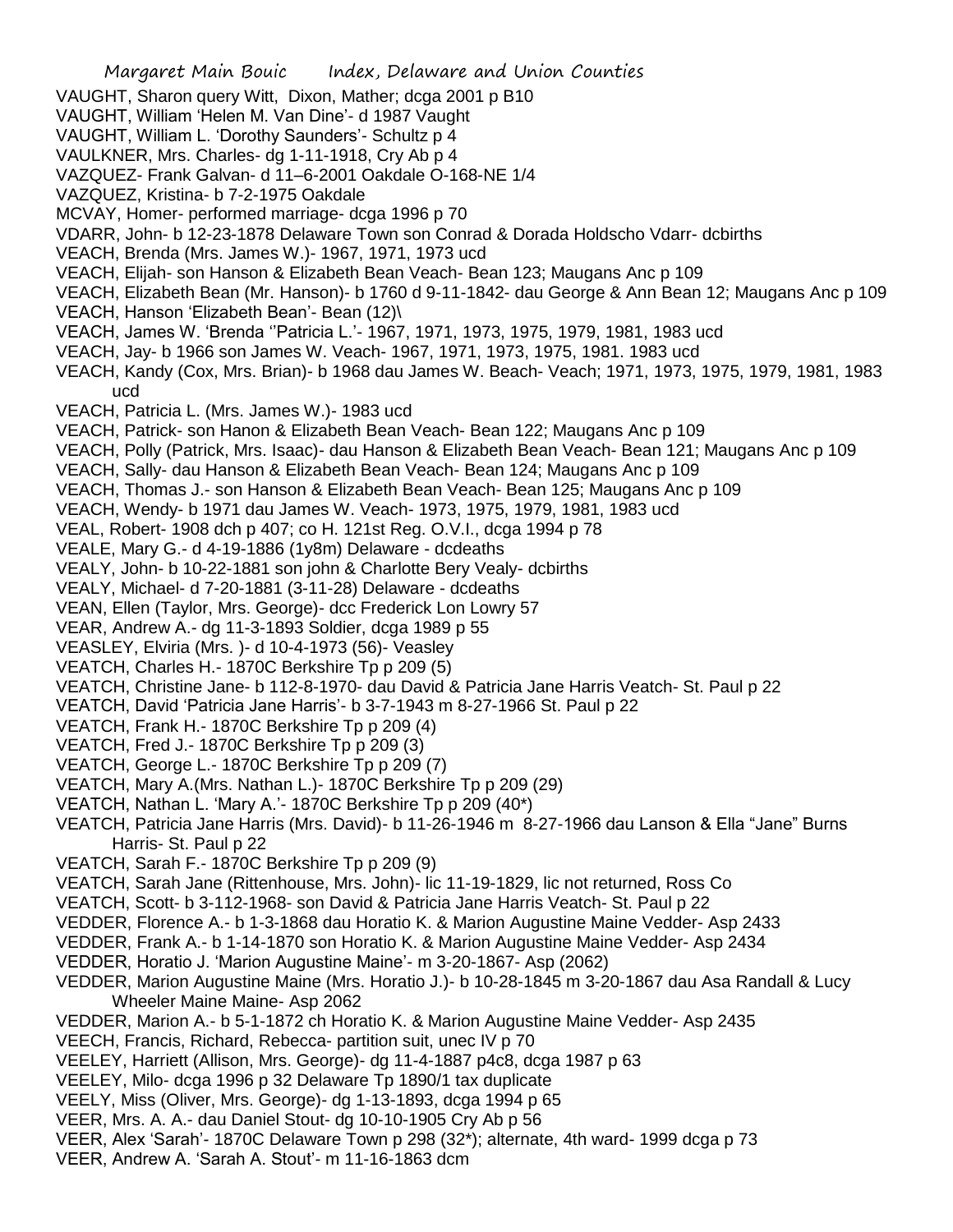VAUGHT, Sharon query Witt, Dixon, Mather; dcga 2001 p B10
VAUGHT, William 'Helen M. Van Dine'- d 1987 Vaught
VAUGHT, William L. 'Dorothy Saunders'- Schultz p 4
VAULKNER, Mrs. Charles- dg 1-11-1918, Cry Ab p 4
VAZQUEZ- Frank Galvan- d 11–6-2001 Oakdale O-168-NE 1/4
VAZQUEZ, Kristina- b 7-2-1975 Oakdale
MCVAY, Homer- performed marriage- dcga 1996 p 70
VDARR, John- b 12-23-1878 Delaware Town son Conrad & Dorada Holdscho Vdarr- dcbirths
VEACH, Brenda (Mrs. James W.)- 1967, 1971, 1973 ucd
VEACH, Elijah- son Hanson & Elizabeth Bean Veach- Bean 123; Maugans Anc p 109
VEACH, Elizabeth Bean (Mr. Hanson)- b 1760 d 9-11-1842- dau George & Ann Bean 12; Maugans Anc p 109
VEACH, Hanson 'Elizabeth Bean'- Bean (12)\
VEACH, James W. 'Brenda ''Patricia L.'- 1967, 1971, 1973, 1975, 1979, 1981, 1983 ucd
VEACH, Jay- b 1966 son James W. Veach- 1967, 1971, 1973, 1975, 1981. 1983 ucd
VEACH, Kandy (Cox, Mrs. Brian)- b 1968 dau James W. Beach- Veach; 1971, 1973, 1975, 1979, 1981, 1983 ucd
VEACH, Patricia L. (Mrs. James W.)- 1983 ucd
VEACH, Patrick- son Hanon & Elizabeth Bean Veach- Bean 122; Maugans Anc p 109
VEACH, Polly (Patrick, Mrs. Isaac)- dau Hanson & Elizabeth Bean Veach- Bean 121; Maugans Anc p 109
VEACH, Sally- dau Hanson & Elizabeth Bean Veach- Bean 124; Maugans Anc p 109
VEACH, Thomas J.- son Hanson & Elizabeth Bean Veach- Bean 125; Maugans Anc p 109
VEACH, Wendy- b 1971 dau James W. Veach- 1973, 1975, 1979, 1981, 1983 ucd
VEAL, Robert- 1908 dch p 407; co H. 121st Reg. O.V.I., dcga 1994 p 78
VEALE, Mary G.- d 4-19-1886 (1y8m) Delaware - dcdeaths
VEALY, John- b 10-22-1881 son john & Charlotte Bery Vealy- dcbirths
VEALY, Michael- d 7-20-1881 (3-11-28) Delaware - dcdeaths
VEAN, Ellen (Taylor, Mrs. George)- dcc Frederick Lon Lowry 57
VEAR, Andrew A.- dg 11-3-1893 Soldier, dcga 1989 p 55
VEASLEY, Elviria (Mrs. )- d 10-4-1973 (56)- Veasley
VEATCH, Charles H.- 1870C Berkshire Tp p 209 (5)
VEATCH, Christine Jane- b 112-8-1970- dau David & Patricia Jane Harris Veatch- St. Paul p 22
VEATCH, David 'Patricia Jane Harris'- b 3-7-1943 m 8-27-1966 St. Paul p 22
VEATCH, Frank H.- 1870C Berkshire Tp p 209 (4)
VEATCH, Fred J.- 1870C Berkshire Tp p 209 (3)
VEATCH, George L.- 1870C Berkshire Tp p 209 (7)
VEATCH, Mary A.(Mrs. Nathan L.)- 1870C Berkshire Tp p 209 (29)
VEATCH, Nathan L. 'Mary A.'- 1870C Berkshire Tp p 209 (40*)
VEATCH, Patricia Jane Harris (Mrs. David)- b 11-26-1946 m 8-27-1966 dau Lanson & Ella "Jane" Burns Harris- St. Paul p 22
VEATCH, Sarah F.- 1870C Berkshire Tp p 209 (9)
VEATCH, Sarah Jane (Rittenhouse, Mrs. John)- lic 11-19-1829, lic not returned, Ross Co
VEATCH, Scott- b 3-112-1968- son David & Patricia Jane Harris Veatch- St. Paul p 22
VEDDER, Florence A.- b 1-3-1868 dau Horatio K. & Marion Augustine Maine Vedder- Asp 2433
VEDDER, Frank A.- b 1-14-1870 son Horatio K. & Marion Augustine Maine Vedder- Asp 2434
VEDDER, Horatio J. 'Marion Augustine Maine'- m 3-20-1867- Asp (2062)
VEDDER, Marion Augustine Maine (Mrs. Horatio J.)- b 10-28-1845 m 3-20-1867 dau Asa Randall & Lucy Wheeler Maine Maine- Asp 2062
VEDDER, Marion A.- b 5-1-1872 ch Horatio K. & Marion Augustine Maine Vedder- Asp 2435
VEECH, Francis, Richard, Rebecca- partition suit, unec IV p 70
VEELEY, Harriett (Allison, Mrs. George)- dg 11-4-1887 p4c8, dcga 1987 p 63
VEELEY, Milo- dcga 1996 p 32 Delaware Tp 1890/1 tax duplicate
VEELY, Miss (Oliver, Mrs. George)- dg 1-13-1893, dcga 1994 p 65
VEER, Mrs. A. A.- dau Daniel Stout- dg 10-10-1905 Cry Ab p 56
VEER, Alex 'Sarah'- 1870C Delaware Town p 298 (32*); alternate, 4th ward- 1999 dcga p 73
VEER, Andrew A. 'Sarah A. Stout'- m 11-16-1863 dcm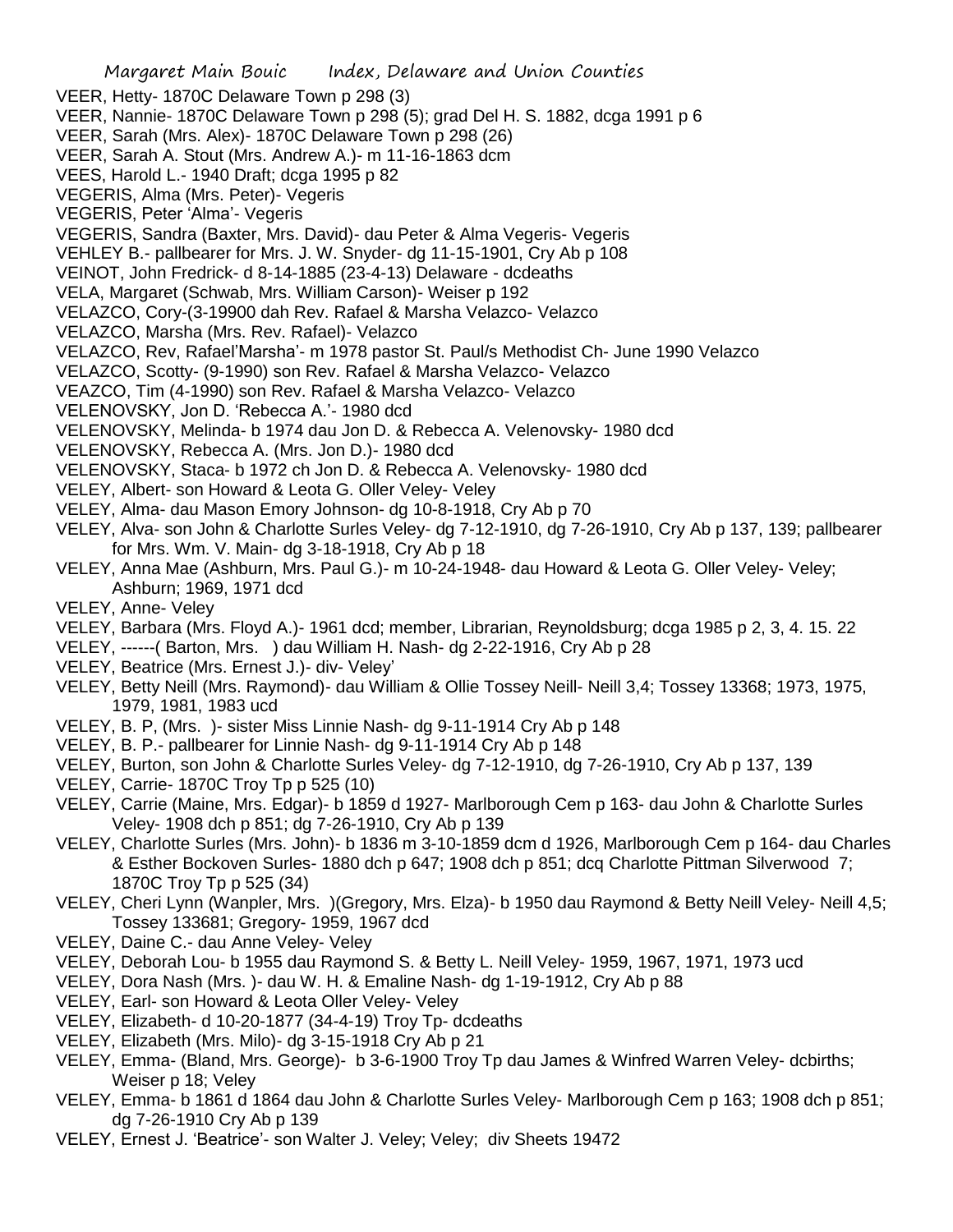VEER, Hetty- 1870C Delaware Town p 298 (3)

VEER, Nannie- 1870C Delaware Town p 298 (5); grad Del H. S. 1882, dcga 1991 p 6

VEER, Sarah (Mrs. Alex)- 1870C Delaware Town p 298 (26)

VEER, Sarah A. Stout (Mrs. Andrew A.)- m 11-16-1863 dcm

VEES, Harold L.- 1940 Draft; dcga 1995 p 82

VEGERIS, Alma (Mrs. Peter)- Vegeris

VEGERIS, Peter 'Alma'- Vegeris

VEGERIS, Sandra (Baxter, Mrs. David)- dau Peter & Alma Vegeris- Vegeris

VEHLEY B.- pallbearer for Mrs. J. W. Snyder- dg 11-15-1901, Cry Ab p 108

VEINOT, John Fredrick- d 8-14-1885 (23-4-13) Delaware - dcdeaths

VELA, Margaret (Schwab, Mrs. William Carson)- Weiser p 192

VELAZCO, Cory-(3-19900 dah Rev. Rafael & Marsha Velazco- Velazco

VELAZCO, Marsha (Mrs. Rev. Rafael)- Velazco

VELAZCO, Rev, Rafael'Marsha'- m 1978 pastor St. Paul/s Methodist Ch- June 1990 Velazco

VELAZCO, Scotty- (9-1990) son Rev. Rafael & Marsha Velazco- Velazco

VEAZCO, Tim (4-1990) son Rev. Rafael & Marsha Velazco- Velazco

VELENOVSKY, Jon D. 'Rebecca A.'- 1980 dcd

VELENOVSKY, Melinda- b 1974 dau Jon D. & Rebecca A. Velenovsky- 1980 dcd

VELENOVSKY, Rebecca A. (Mrs. Jon D.)- 1980 dcd

VELENOVSKY, Staca- b 1972 ch Jon D. & Rebecca A. Velenovsky- 1980 dcd

VELEY, Albert- son Howard & Leota G. Oller Veley- Veley

VELEY, Alma- dau Mason Emory Johnson- dg 10-8-1918, Cry Ab p 70

VELEY, Alva- son John & Charlotte Surles Veley- dg 7-12-1910, dg 7-26-1910, Cry Ab p 137, 139; pallbearer for Mrs. Wm. V. Main- dg 3-18-1918, Cry Ab p 18

VELEY, Anna Mae (Ashburn, Mrs. Paul G.)- m 10-24-1948- dau Howard & Leota G. Oller Veley- Veley; Ashburn; 1969, 1971 dcd

VELEY, Anne- Veley

VELEY, Barbara (Mrs. Floyd A.)- 1961 dcd; member, Librarian, Reynoldsburg; dcga 1985 p 2, 3, 4. 15. 22

VELEY, ------( Barton, Mrs. ) dau William H. Nash- dg 2-22-1916, Cry Ab p 28

VELEY, Beatrice (Mrs. Ernest J.)- div- Veley'

VELEY, Betty Neill (Mrs. Raymond)- dau William & Ollie Tossey Neill- Neill 3,4; Tossey 13368; 1973, 1975, 1979, 1981, 1983 ucd

VELEY, B. P, (Mrs. )- sister Miss Linnie Nash- dg 9-11-1914 Cry Ab p 148

VELEY, B. P.- pallbearer for Linnie Nash- dg 9-11-1914 Cry Ab p 148

VELEY, Burton, son John & Charlotte Surles Veley- dg 7-12-1910, dg 7-26-1910, Cry Ab p 137, 139

VELEY, Carrie- 1870C Troy Tp p 525 (10)

VELEY, Carrie (Maine, Mrs. Edgar)- b 1859 d 1927- Marlborough Cem p 163- dau John & Charlotte Surles Veley- 1908 dch p 851; dg 7-26-1910, Cry Ab p 139

VELEY, Charlotte Surles (Mrs. John)- b 1836 m 3-10-1859 dcm d 1926, Marlborough Cem p 164- dau Charles & Esther Bockoven Surles- 1880 dch p 647; 1908 dch p 851; dcq Charlotte Pittman Silverwood 7; 1870C Troy Tp p 525 (34)

VELEY, Cheri Lynn (Wanpler, Mrs. )(Gregory, Mrs. Elza)- b 1950 dau Raymond & Betty Neill Veley- Neill 4,5; Tossey 133681; Gregory- 1959, 1967 dcd

VELEY, Daine C.- dau Anne Veley- Veley

VELEY, Deborah Lou- b 1955 dau Raymond S. & Betty L. Neill Veley- 1959, 1967, 1971, 1973 ucd

VELEY, Dora Nash (Mrs. )- dau W. H. & Emaline Nash- dg 1-19-1912, Cry Ab p 88

VELEY, Earl- son Howard & Leota Oller Veley- Veley

VELEY, Elizabeth- d 10-20-1877 (34-4-19) Troy Tp- dcdeaths

VELEY, Elizabeth (Mrs. Milo)- dg 3-15-1918 Cry Ab p 21

VELEY, Emma- (Bland, Mrs. George)- b 3-6-1900 Troy Tp dau James & Winfred Warren Veley- dcbirths; Weiser p 18; Veley

VELEY, Emma- b 1861 d 1864 dau John & Charlotte Surles Veley- Marlborough Cem p 163; 1908 dch p 851; dg 7-26-1910 Cry Ab p 139

VELEY, Ernest J. 'Beatrice'- son Walter J. Veley; Veley; div Sheets 19472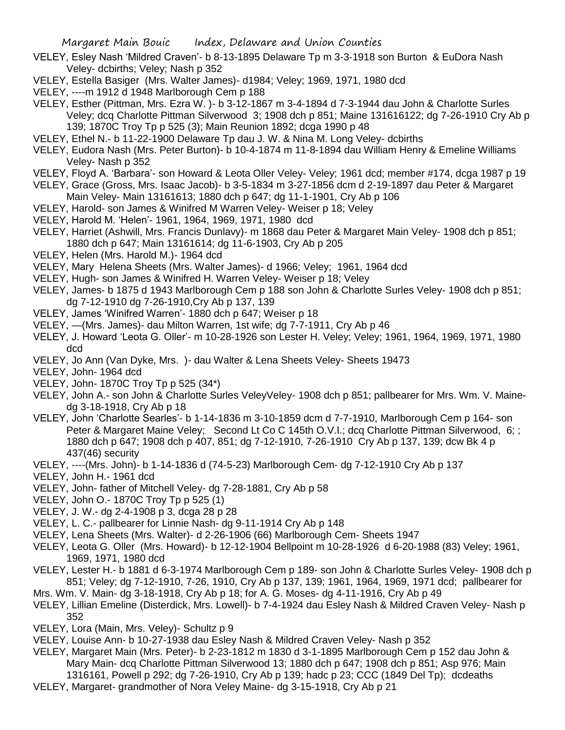VELEY, Esley Nash 'Mildred Craven'- b 8-13-1895 Delaware Tp m 3-3-1918 son Burton & EuDora Nash Veley- dcbirths; Veley; Nash p 352

VELEY, Estella Basiger (Mrs. Walter James)- d1984; Veley; 1969, 1971, 1980 dcd

VELEY, ----m 1912 d 1948 Marlborough Cem p 188

VELEY, Esther (Pittman, Mrs. Ezra W. )- b 3-12-1867 m 3-4-1894 d 7-3-1944 dau John & Charlotte Surles Veley; dcq Charlotte Pittman Silverwood 3; 1908 dch p 851; Maine 131616122; dg 7-26-1910 Cry Ab p 139; 1870C Troy Tp p 525 (3); Main Reunion 1892; dcga 1990 p 48

VELEY, Ethel N.- b 11-22-1900 Delaware Tp dau J. W. & Nina M. Long Veley- dcbirths

VELEY, Eudora Nash (Mrs. Peter Burton)- b 10-4-1874 m 11-8-1894 dau William Henry & Emeline Williams Veley- Nash p 352

VELEY, Floyd A. 'Barbara'- son Howard & Leota Oller Veley- Veley; 1961 dcd; member #174, dcga 1987 p 19

VELEY, Grace (Gross, Mrs. Isaac Jacob)- b 3-5-1834 m 3-27-1856 dcm d 2-19-1897 dau Peter & Margaret Main Veley- Main 13161613; 1880 dch p 647; dg 11-1-1901, Cry Ab p 106

VELEY, Harold- son James & Winifred M Warren Veley- Weiser p 18; Veley

VELEY, Harold M. 'Helen'- 1961, 1964, 1969, 1971, 1980 dcd

VELEY, Harriet (Ashwill, Mrs. Francis Dunlavy)- m 1868 dau Peter & Margaret Main Veley- 1908 dch p 851; 1880 dch p 647; Main 13161614; dg 11-6-1903, Cry Ab p 205

VELEY, Helen (Mrs. Harold M.)- 1964 dcd

VELEY, Mary Helena Sheets (Mrs. Walter James)- d 1966; Veley; 1961, 1964 dcd

VELEY, Hugh- son James & Winifred H. Warren Veley- Weiser p 18; Veley

VELEY, James- b 1875 d 1943 Marlborough Cem p 188 son John & Charlotte Surles Veley- 1908 dch p 851; dg 7-12-1910 dg 7-26-1910,Cry Ab p 137, 139

VELEY, James 'Winifred Warren'- 1880 dch p 647; Weiser p 18

VELEY, —(Mrs. James)- dau Milton Warren, 1st wife; dg 7-7-1911, Cry Ab p 46

VELEY, J. Howard 'Leota G. Oller'- m 10-28-1926 son Lester H. Veley; Veley; 1961, 1964, 1969, 1971, 1980 dcd

VELEY, Jo Ann (Van Dyke, Mrs. )- dau Walter & Lena Sheets Veley- Sheets 19473

VELEY, John- 1964 dcd

VELEY, John- 1870C Troy Tp p 525 (34*)

VELEY, John A.- son John & Charlotte Surles VeleyVeley- 1908 dch p 851; pallbearer for Mrs. Wm. V. Maine- dg 3-18-1918, Cry Ab p 18

VELEY, John 'Charlotte Searles'- b 1-14-1836 m 3-10-1859 dcm d 7-7-1910, Marlborough Cem p 164- son Peter & Margaret Maine Veley; Second Lt Co C 145th O.V.I.; dcq Charlotte Pittman Silverwood, 6; ; 1880 dch p 647; 1908 dch p 407, 851; dg 7-12-1910, 7-26-1910 Cry Ab p 137, 139; dcw Bk 4 p 437(46) security

VELEY, ----(Mrs. John)- b 1-14-1836 d (74-5-23) Marlborough Cem- dg 7-12-1910 Cry Ab p 137

VELEY, John H.- 1961 dcd

VELEY, John- father of Mitchell Veley- dg 7-28-1881, Cry Ab p 58

VELEY, John O.- 1870C Troy Tp p 525 (1)

VELEY, J. W.- dg 2-4-1908 p 3, dcga 28 p 28

VELEY, L. C.- pallbearer for Linnie Nash- dg 9-11-1914 Cry Ab p 148

VELEY, Lena Sheets (Mrs. Walter)- d 2-26-1906 (66) Marlborough Cem- Sheets 1947

VELEY, Leota G. Oller (Mrs. Howard)- b 12-12-1904 Bellpoint m 10-28-1926 d 6-20-1988 (83) Veley; 1961, 1969, 1971, 1980 dcd

VELEY, Lester H.- b 1881 d 6-3-1974 Marlborough Cem p 189- son John & Charlotte Surles Veley- 1908 dch p 851; Veley; dg 7-12-1910, 7-26, 1910, Cry Ab p 137, 139; 1961, 1964, 1969, 1971 dcd; pallbearer for Mrs. Wm. V. Main- dg 3-18-1918, Cry Ab p 18; for A. G. Moses- dg 4-11-1916, Cry Ab p 49

VELEY, Lillian Emeline (Disterdick, Mrs. Lowell)- b 7-4-1924 dau Esley Nash & Mildred Craven Veley- Nash p 352

VELEY, Lora (Main, Mrs. Veley)- Schultz p 9

VELEY, Louise Ann- b 10-27-1938 dau Esley Nash & Mildred Craven Veley- Nash p 352

VELEY, Margaret Main (Mrs. Peter)- b 2-23-1812 m 1830 d 3-1-1895 Marlborough Cem p 152 dau John & Mary Main- dcq Charlotte Pittman Silverwood 13; 1880 dch p 647; 1908 dch p 851; Asp 976; Main 1316161, Powell p 292; dg 7-26-1910, Cry Ab p 139; hadc p 23; CCC (1849 Del Tp); dcdeaths

VELEY, Margaret- grandmother of Nora Veley Maine- dg 3-15-1918, Cry Ab p 21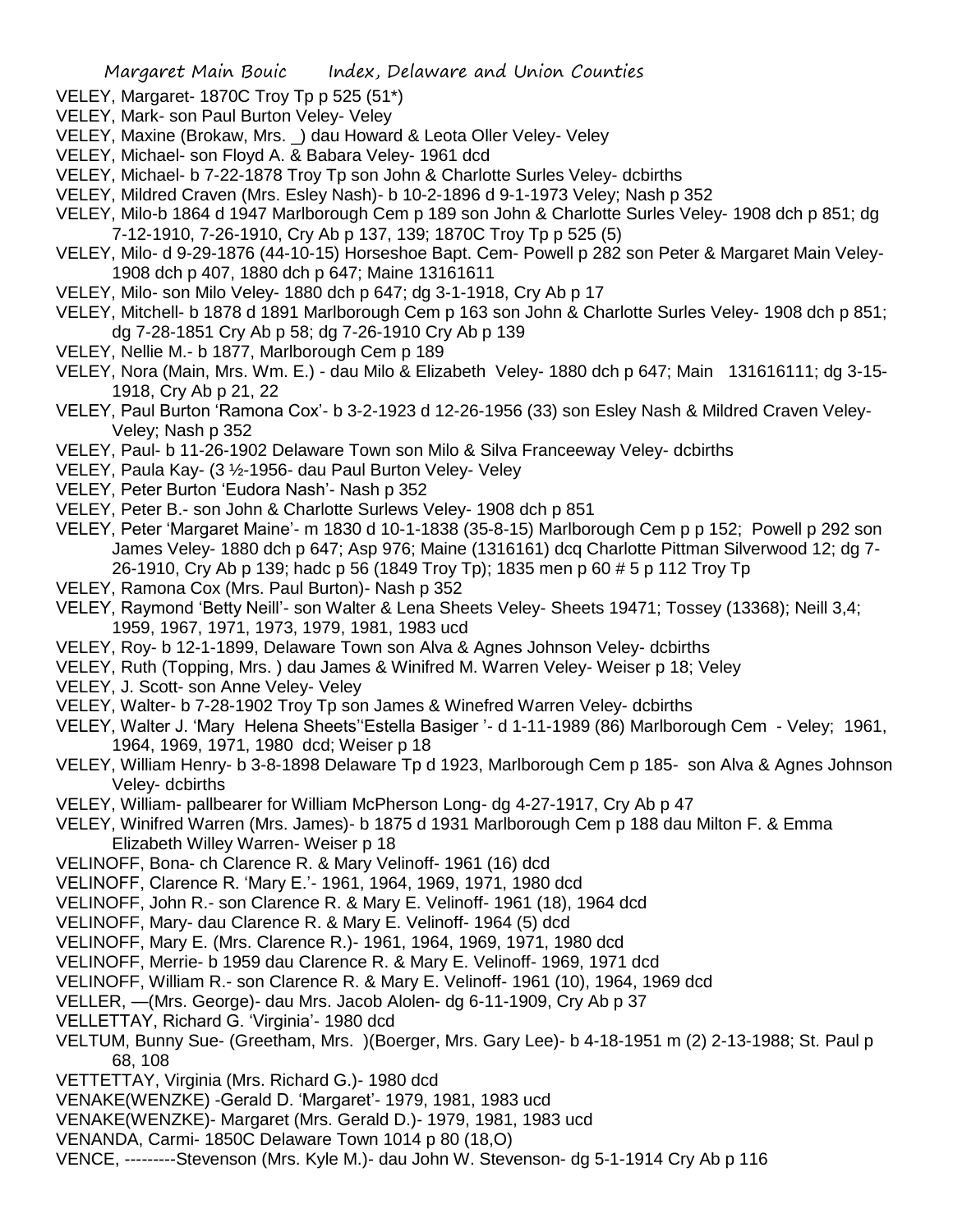VELEY, Margaret- 1870C Troy Tp p 525 (51*)

VELEY, Mark- son Paul Burton Veley- Veley

VELEY, Maxine (Brokaw, Mrs. _) dau Howard & Leota Oller Veley- Veley

VELEY, Michael- son Floyd A. & Babara Veley- 1961 dcd

VELEY, Michael- b 7-22-1878 Troy Tp son John & Charlotte Surles Veley- dcbirths

VELEY, Mildred Craven (Mrs. Esley Nash)- b 10-2-1896 d 9-1-1973 Veley; Nash p 352

VELEY, Milo-b 1864 d 1947 Marlborough Cem p 189 son John & Charlotte Surles Veley- 1908 dch p 851; dg 7-12-1910, 7-26-1910, Cry Ab p 137, 139; 1870C Troy Tp p 525 (5)

VELEY, Milo- d 9-29-1876 (44-10-15) Horseshoe Bapt. Cem- Powell p 282 son Peter & Margaret Main Veley- 1908 dch p 407, 1880 dch p 647; Maine 13161611

VELEY, Milo- son Milo Veley- 1880 dch p 647; dg 3-1-1918, Cry Ab p 17

VELEY, Mitchell- b 1878 d 1891 Marlborough Cem p 163 son John & Charlotte Surles Veley- 1908 dch p 851; dg 7-28-1851 Cry Ab p 58; dg 7-26-1910 Cry Ab p 139

VELEY, Nellie M.- b 1877, Marlborough Cem p 189

VELEY, Nora (Main, Mrs. Wm. E.) - dau Milo & Elizabeth Veley- 1880 dch p 647; Main 131616111; dg 3-15-1918, Cry Ab p 21, 22

VELEY, Paul Burton 'Ramona Cox'- b 3-2-1923 d 12-26-1956 (33) son Esley Nash & Mildred Craven Veley- Veley; Nash p 352

VELEY, Paul- b 11-26-1902 Delaware Town son Milo & Silva Franceeway Veley- dcbirths

VELEY, Paula Kay- (3 ½-1956- dau Paul Burton Veley- Veley

VELEY, Peter Burton 'Eudora Nash'- Nash p 352

VELEY, Peter B.- son John & Charlotte Surlews Veley- 1908 dch p 851

VELEY, Peter 'Margaret Maine'- m 1830 d 10-1-1838 (35-8-15) Marlborough Cem p p 152; Powell p 292 son James Veley- 1880 dch p 647; Asp 976; Maine (1316161) dcq Charlotte Pittman Silverwood 12; dg 7-26-1910, Cry Ab p 139; hadc p 56 (1849 Troy Tp); 1835 men p 60 # 5 p 112 Troy Tp

VELEY, Ramona Cox (Mrs. Paul Burton)- Nash p 352

VELEY, Raymond 'Betty Neill'- son Walter & Lena Sheets Veley- Sheets 19471; Tossey (13368); Neill 3,4; 1959, 1967, 1971, 1973, 1979, 1981, 1983 ucd

VELEY, Roy- b 12-1-1899, Delaware Town son Alva & Agnes Johnson Veley- dcbirths

VELEY, Ruth (Topping, Mrs. ) dau James & Winifred M. Warren Veley- Weiser p 18; Veley

VELEY, J. Scott- son Anne Veley- Veley

VELEY, Walter- b 7-28-1902 Troy Tp son James & Winefred Warren Veley- dcbirths

VELEY, Walter J. 'Mary Helena Sheets''Estella Basiger '- d 1-11-1989 (86) Marlborough Cem - Veley; 1961, 1964, 1969, 1971, 1980 dcd; Weiser p 18

VELEY, William Henry- b 3-8-1898 Delaware Tp d 1923, Marlborough Cem p 185- son Alva & Agnes Johnson Veley- dcbirths

VELEY, William- pallbearer for William McPherson Long- dg 4-27-1917, Cry Ab p 47

VELEY, Winifred Warren (Mrs. James)- b 1875 d 1931 Marlborough Cem p 188 dau Milton F. & Emma Elizabeth Willey Warren- Weiser p 18

VELINOFF, Bona- ch Clarence R. & Mary Velinoff- 1961 (16) dcd

VELINOFF, Clarence R. 'Mary E.'- 1961, 1964, 1969, 1971, 1980 dcd

VELINOFF, John R.- son Clarence R. & Mary E. Velinoff- 1961 (18), 1964 dcd

VELINOFF, Mary- dau Clarence R. & Mary E. Velinoff- 1964 (5) dcd

VELINOFF, Mary E. (Mrs. Clarence R.)- 1961, 1964, 1969, 1971, 1980 dcd

VELINOFF, Merrie- b 1959 dau Clarence R. & Mary E. Velinoff- 1969, 1971 dcd

VELINOFF, William R.- son Clarence R. & Mary E. Velinoff- 1961 (10), 1964, 1969 dcd

VELLER, —(Mrs. George)- dau Mrs. Jacob Alolen- dg 6-11-1909, Cry Ab p 37

VELLETTAY, Richard G. 'Virginia'- 1980 dcd

VELTUM, Bunny Sue- (Greetham, Mrs. )(Boerger, Mrs. Gary Lee)- b 4-18-1951 m (2) 2-13-1988; St. Paul p 68, 108

VETTETTAY, Virginia (Mrs. Richard G.)- 1980 dcd

VENAKE(WENZKE) -Gerald D. 'Margaret'- 1979, 1981, 1983 ucd

VENAKE(WENZKE)- Margaret (Mrs. Gerald D.)- 1979, 1981, 1983 ucd

VENANDA, Carmi- 1850C Delaware Town 1014 p 80 (18,O)

VENCE, ---------Stevenson (Mrs. Kyle M.)- dau John W. Stevenson- dg 5-1-1914 Cry Ab p 116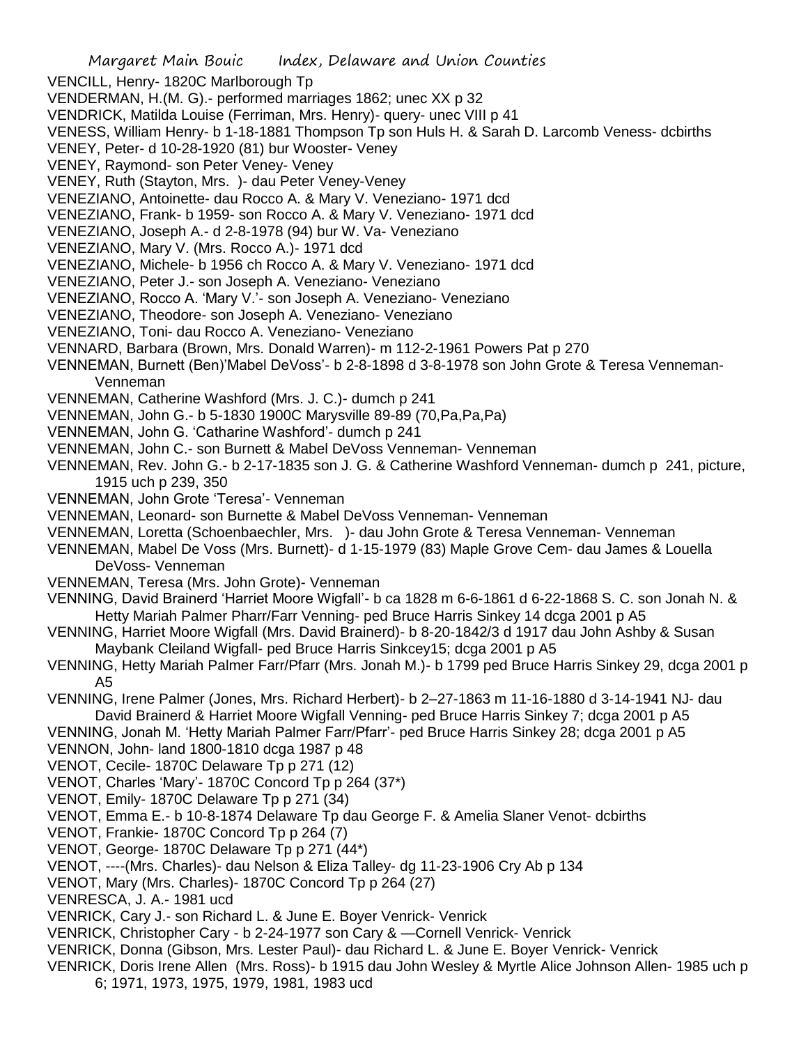VENCILL, Henry- 1820C Marlborough Tp

VENDERMAN, H.(M. G).- performed marriages 1862; unec XX p 32

VENDRICK, Matilda Louise (Ferriman, Mrs. Henry)- query- unec VIII p 41

VENESS, William Henry- b 1-18-1881 Thompson Tp son Huls H. & Sarah D. Larcomb Veness- dcbirths

VENEY, Peter- d 10-28-1920 (81) bur Wooster- Veney

VENEY, Raymond- son Peter Veney- Veney

VENEY, Ruth (Stayton, Mrs. )- dau Peter Veney-Veney

VENEZIANO, Antoinette- dau Rocco A. & Mary V. Veneziano- 1971 dcd

VENEZIANO, Frank- b 1959- son Rocco A. & Mary V. Veneziano- 1971 dcd

VENEZIANO, Joseph A.- d 2-8-1978 (94) bur W. Va- Veneziano

VENEZIANO, Mary V. (Mrs. Rocco A.)- 1971 dcd

VENEZIANO, Michele- b 1956 ch Rocco A. & Mary V. Veneziano- 1971 dcd

VENEZIANO, Peter J.- son Joseph A. Veneziano- Veneziano

VENEZIANO, Rocco A. 'Mary V.'- son Joseph A. Veneziano- Veneziano

VENEZIANO, Theodore- son Joseph A. Veneziano- Veneziano

VENEZIANO, Toni- dau Rocco A. Veneziano- Veneziano

VENNARD, Barbara (Brown, Mrs. Donald Warren)- m 112-2-1961 Powers Pat p 270

VENNEMAN, Burnett (Ben)'Mabel DeVoss'- b 2-8-1898 d 3-8-1978 son John Grote & Teresa Venneman- Venneman

VENNEMAN, Catherine Washford (Mrs. J. C.)- dumch p 241

VENNEMAN, John G.- b 5-1830 1900C Marysville 89-89 (70,Pa,Pa,Pa)

VENNEMAN, John G. 'Catharine Washford'- dumch p 241

VENNEMAN, John C.- son Burnett & Mabel DeVoss Venneman- Venneman

VENNEMAN, Rev. John G.- b 2-17-1835 son J. G. & Catherine Washford Venneman- dumch p 241, picture, 1915 uch p 239, 350

VENNEMAN, John Grote 'Teresa'- Venneman

VENNEMAN, Leonard- son Burnette & Mabel DeVoss Venneman- Venneman

VENNEMAN, Loretta (Schoenbaechler, Mrs. )- dau John Grote & Teresa Venneman- Venneman

VENNEMAN, Mabel De Voss (Mrs. Burnett)- d 1-15-1979 (83) Maple Grove Cem- dau James & Louella DeVoss- Venneman

VENNEMAN, Teresa (Mrs. John Grote)- Venneman

VENNING, David Brainerd 'Harriet Moore Wigfall'- b ca 1828 m 6-6-1861 d 6-22-1868 S. C. son Jonah N. & Hetty Mariah Palmer Pharr/Farr Venning- ped Bruce Harris Sinkey 14 dcga 2001 p A5

VENNING, Harriet Moore Wigfall (Mrs. David Brainerd)- b 8-20-1842/3 d 1917 dau John Ashby & Susan Maybank Cleiland Wigfall- ped Bruce Harris Sinkcey15; dcga 2001 p A5

VENNING, Hetty Mariah Palmer Farr/Pfarr (Mrs. Jonah M.)- b 1799 ped Bruce Harris Sinkey 29, dcga 2001 p A5

VENNING, Irene Palmer (Jones, Mrs. Richard Herbert)- b 2–27-1863 m 11-16-1880 d 3-14-1941 NJ- dau David Brainerd & Harriet Moore Wigfall Venning- ped Bruce Harris Sinkey 7; dcga 2001 p A5

VENNING, Jonah M. 'Hetty Mariah Palmer Farr/Pfarr'- ped Bruce Harris Sinkey 28; dcga 2001 p A5

VENNON, John- land 1800-1810 dcga 1987 p 48

VENOT, Cecile- 1870C Delaware Tp p 271 (12)

VENOT, Charles 'Mary'- 1870C Concord Tp p 264 (37*)

VENOT, Emily- 1870C Delaware Tp p 271 (34)

VENOT, Emma E.- b 10-8-1874 Delaware Tp dau George F. & Amelia Slaner Venot- dcbirths

VENOT, Frankie- 1870C Concord Tp p 264 (7)

VENOT, George- 1870C Delaware Tp p 271 (44*)

VENOT, ----(Mrs. Charles)- dau Nelson & Eliza Talley- dg 11-23-1906 Cry Ab p 134

VENOT, Mary (Mrs. Charles)- 1870C Concord Tp p 264 (27)

VENRESCA, J. A.- 1981 ucd

VENRICK, Cary J.- son Richard L. & June E. Boyer Venrick- Venrick

VENRICK, Christopher Cary - b 2-24-1977 son Cary & —Cornell Venrick- Venrick

VENRICK, Donna (Gibson, Mrs. Lester Paul)- dau Richard L. & June E. Boyer Venrick- Venrick

VENRICK, Doris Irene Allen (Mrs. Ross)- b 1915 dau John Wesley & Myrtle Alice Johnson Allen- 1985 uch p 6; 1971, 1973, 1975, 1979, 1981, 1983 ucd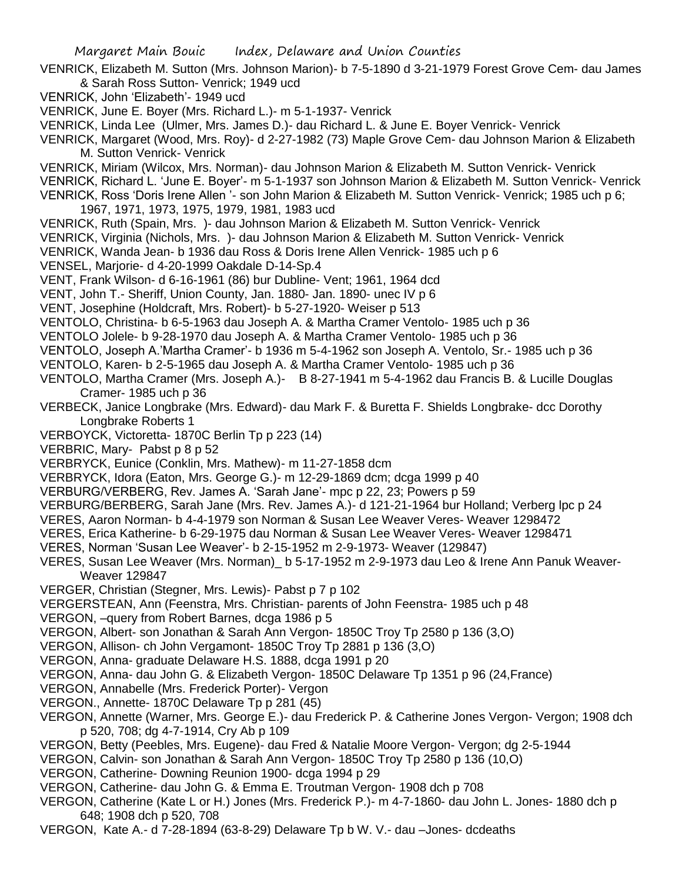VENRICK, Elizabeth M. Sutton (Mrs. Johnson Marion)- b 7-5-1890 d 3-21-1979 Forest Grove Cem- dau James & Sarah Ross Sutton- Venrick; 1949 ucd

VENRICK, John 'Elizabeth'- 1949 ucd

VENRICK, June E. Boyer (Mrs. Richard L.)- m 5-1-1937- Venrick

VENRICK, Linda Lee (Ulmer, Mrs. James D.)- dau Richard L. & June E. Boyer Venrick- Venrick

VENRICK, Margaret (Wood, Mrs. Roy)- d 2-27-1982 (73) Maple Grove Cem- dau Johnson Marion & Elizabeth M. Sutton Venrick- Venrick

VENRICK, Miriam (Wilcox, Mrs. Norman)- dau Johnson Marion & Elizabeth M. Sutton Venrick- Venrick

VENRICK, Richard L. 'June E. Boyer'- m 5-1-1937 son Johnson Marion & Elizabeth M. Sutton Venrick- Venrick

VENRICK, Ross 'Doris Irene Allen '- son John Marion & Elizabeth M. Sutton Venrick- Venrick; 1985 uch p 6; 1967, 1971, 1973, 1975, 1979, 1981, 1983 ucd

VENRICK, Ruth (Spain, Mrs. )- dau Johnson Marion & Elizabeth M. Sutton Venrick- Venrick

VENRICK, Virginia (Nichols, Mrs. )- dau Johnson Marion & Elizabeth M. Sutton Venrick- Venrick

VENRICK, Wanda Jean- b 1936 dau Ross & Doris Irene Allen Venrick- 1985 uch p 6

VENSEL, Marjorie- d 4-20-1999 Oakdale D-14-Sp.4

VENT, Frank Wilson- d 6-16-1961 (86) bur Dubline- Vent; 1961, 1964 dcd

VENT, John T.- Sheriff, Union County, Jan. 1880- Jan. 1890- unec IV p 6

VENT, Josephine (Holdcraft, Mrs. Robert)- b 5-27-1920- Weiser p 513

VENTOLO, Christina- b 6-5-1963 dau Joseph A. & Martha Cramer Ventolo- 1985 uch p 36

VENTOLO Jolele- b 9-28-1970 dau Joseph A. & Martha Cramer Ventolo- 1985 uch p 36

VENTOLO, Joseph A.'Martha Cramer'- b 1936 m 5-4-1962 son Joseph A. Ventolo, Sr.- 1985 uch p 36

VENTOLO, Karen- b 2-5-1965 dau Joseph A. & Martha Cramer Ventolo- 1985 uch p 36

VENTOLO, Martha Cramer (Mrs. Joseph A.)- B 8-27-1941 m 5-4-1962 dau Francis B. & Lucille Douglas Cramer- 1985 uch p 36

VERBECK, Janice Longbrake (Mrs. Edward)- dau Mark F. & Buretta F. Shields Longbrake- dcc Dorothy Longbrake Roberts 1

VERBOYCK, Victoretta- 1870C Berlin Tp p 223 (14)

VERBRIC, Mary- Pabst p 8 p 52

VERBRYCK, Eunice (Conklin, Mrs. Mathew)- m 11-27-1858 dcm

VERBRYCK, Idora (Eaton, Mrs. George G.)- m 12-29-1869 dcm; dcga 1999 p 40

VERBURG/VERBERG, Rev. James A. 'Sarah Jane'- mpc p 22, 23; Powers p 59

VERBURG/BERBERG, Sarah Jane (Mrs. Rev. James A.)- d 121-21-1964 bur Holland; Verberg lpc p 24

VERES, Aaron Norman- b 4-4-1979 son Norman & Susan Lee Weaver Veres- Weaver 1298472

VERES, Erica Katherine- b 6-29-1975 dau Norman & Susan Lee Weaver Veres- Weaver 1298471

VERES, Norman 'Susan Lee Weaver'- b 2-15-1952 m 2-9-1973- Weaver (129847)

VERES, Susan Lee Weaver (Mrs. Norman)_ b 5-17-1952 m 2-9-1973 dau Leo & Irene Ann Panuk Weaver- Weaver 129847

VERGER, Christian (Stegner, Mrs. Lewis)- Pabst p 7 p 102

VERGERSTEAN, Ann (Feenstra, Mrs. Christian- parents of John Feenstra- 1985 uch p 48

VERGON, –query from Robert Barnes, dcga 1986 p 5

VERGON, Albert- son Jonathan & Sarah Ann Vergon- 1850C Troy Tp 2580 p 136 (3,O)

VERGON, Allison- ch John Vergamont- 1850C Troy Tp 2881 p 136 (3,O)

VERGON, Anna- graduate Delaware H.S. 1888, dcga 1991 p 20

VERGON, Anna- dau John G. & Elizabeth Vergon- 1850C Delaware Tp 1351 p 96 (24,France)

VERGON, Annabelle (Mrs. Frederick Porter)- Vergon

VERGON., Annette- 1870C Delaware Tp p 281 (45)

VERGON, Annette (Warner, Mrs. George E.)- dau Frederick P. & Catherine Jones Vergon- Vergon; 1908 dch p 520, 708; dg 4-7-1914, Cry Ab p 109

VERGON, Betty (Peebles, Mrs. Eugene)- dau Fred & Natalie Moore Vergon- Vergon; dg 2-5-1944

VERGON, Calvin- son Jonathan & Sarah Ann Vergon- 1850C Troy Tp 2580 p 136 (10,O)

VERGON, Catherine- Downing Reunion 1900- dcga 1994 p 29

VERGON, Catherine- dau John G. & Emma E. Troutman Vergon- 1908 dch p 708

VERGON, Catherine (Kate L or H.) Jones (Mrs. Frederick P.)- m 4-7-1860- dau John L. Jones- 1880 dch p 648; 1908 dch p 520, 708

VERGON, Kate A.- d 7-28-1894 (63-8-29) Delaware Tp b W. V.- dau –Jones- dcdeaths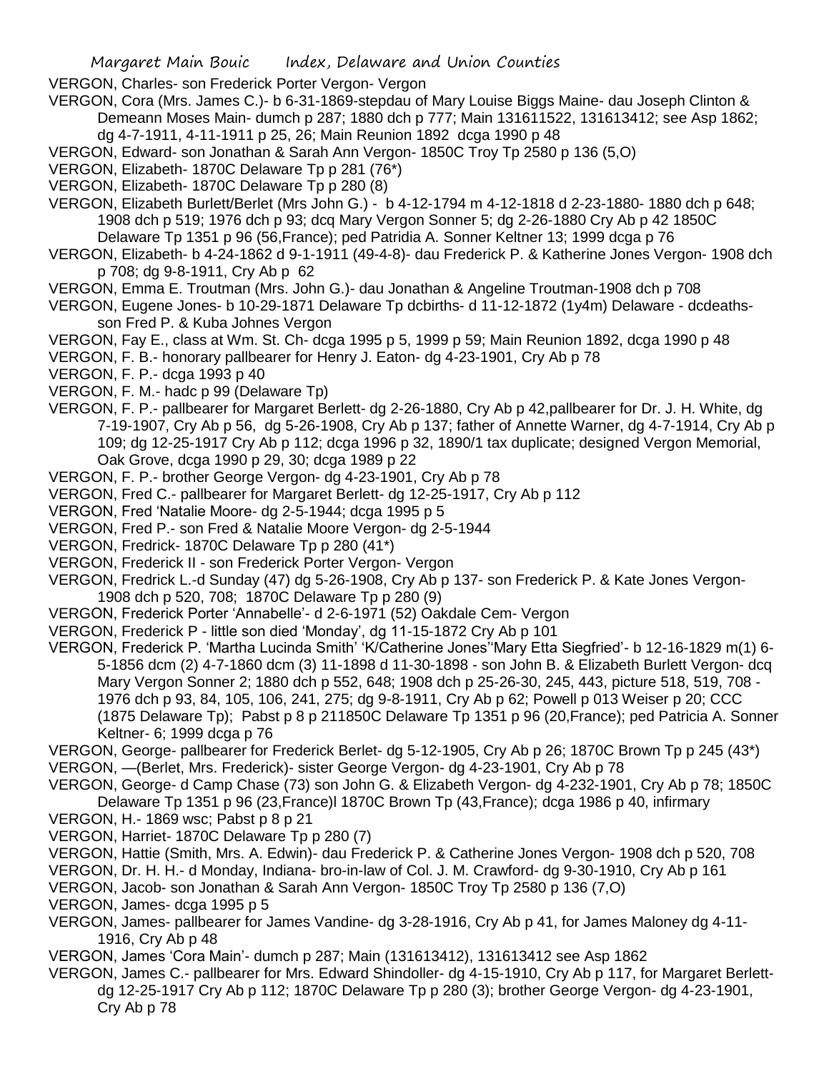VERGON, Charles- son Frederick Porter Vergon- Vergon

VERGON, Cora (Mrs. James C.)- b 6-31-1869-stepdau of Mary Louise Biggs Maine- dau Joseph Clinton & Demeann Moses Main- dumch p 287; 1880 dch p 777; Main 131611522, 131613412; see Asp 1862; dg 4-7-1911, 4-11-1911 p 25, 26; Main Reunion 1892 dcga 1990 p 48

VERGON, Edward- son Jonathan & Sarah Ann Vergon- 1850C Troy Tp 2580 p 136 (5,O)

VERGON, Elizabeth- 1870C Delaware Tp p 281 (76*)

VERGON, Elizabeth- 1870C Delaware Tp p 280 (8)

VERGON, Elizabeth Burlett/Berlet (Mrs John G.) - b 4-12-1794 m 4-12-1818 d 2-23-1880- 1880 dch p 648; 1908 dch p 519; 1976 dch p 93; dcq Mary Vergon Sonner 5; dg 2-26-1880 Cry Ab p 42 1850C Delaware Tp 1351 p 96 (56,France); ped Patridia A. Sonner Keltner 13; 1999 dcga p 76

VERGON, Elizabeth- b 4-24-1862 d 9-1-1911 (49-4-8)- dau Frederick P. & Katherine Jones Vergon- 1908 dch p 708; dg 9-8-1911, Cry Ab p 62

VERGON, Emma E. Troutman (Mrs. John G.)- dau Jonathan & Angeline Troutman-1908 dch p 708

VERGON, Eugene Jones- b 10-29-1871 Delaware Tp dcbirths- d 11-12-1872 (1y4m) Delaware - dcdeaths- son Fred P. & Kuba Johnes Vergon

VERGON, Fay E., class at Wm. St. Ch- dcga 1995 p 5, 1999 p 59; Main Reunion 1892, dcga 1990 p 48

VERGON, F. B.- honorary pallbearer for Henry J. Eaton- dg 4-23-1901, Cry Ab p 78

VERGON, F. P.- dcga 1993 p 40

VERGON, F. M.- hadc p 99 (Delaware Tp)

VERGON, F. P.- pallbearer for Margaret Berlett- dg 2-26-1880, Cry Ab p 42,pallbearer for Dr. J. H. White, dg 7-19-1907, Cry Ab p 56, dg 5-26-1908, Cry Ab p 137; father of Annette Warner, dg 4-7-1914, Cry Ab p 109; dg 12-25-1917 Cry Ab p 112; dcga 1996 p 32, 1890/1 tax duplicate; designed Vergon Memorial, Oak Grove, dcga 1990 p 29, 30; dcga 1989 p 22

VERGON, F. P.- brother George Vergon- dg 4-23-1901, Cry Ab p 78

VERGON, Fred C.- pallbearer for Margaret Berlett- dg 12-25-1917, Cry Ab p 112

VERGON, Fred 'Natalie Moore- dg 2-5-1944; dcga 1995 p 5

VERGON, Fred P.- son Fred & Natalie Moore Vergon- dg 2-5-1944

VERGON, Fredrick- 1870C Delaware Tp p 280 (41*)

VERGON, Frederick II - son Frederick Porter Vergon- Vergon

VERGON, Fredrick L.-d Sunday (47) dg 5-26-1908, Cry Ab p 137- son Frederick P. & Kate Jones Vergon- 1908 dch p 520, 708; 1870C Delaware Tp p 280 (9)

VERGON, Frederick Porter 'Annabelle'- d 2-6-1971 (52) Oakdale Cem- Vergon

VERGON, Frederick P - little son died 'Monday', dg 11-15-1872 Cry Ab p 101

VERGON, Frederick P. 'Martha Lucinda Smith' 'K/Catherine Jones''Mary Etta Siegfried'- b 12-16-1829 m(1) 6-5-1856 dcm (2) 4-7-1860 dcm (3) 11-1898 d 11-30-1898 - son John B. & Elizabeth Burlett Vergon- dcq Mary Vergon Sonner 2; 1880 dch p 552, 648; 1908 dch p 25-26-30, 245, 443, picture 518, 519, 708 - 1976 dch p 93, 84, 105, 106, 241, 275; dg 9-8-1911, Cry Ab p 62; Powell p 013 Weiser p 20; CCC (1875 Delaware Tp); Pabst p 8 p 211850C Delaware Tp 1351 p 96 (20,France); ped Patricia A. Sonner Keltner- 6; 1999 dcga p 76

VERGON, George- pallbearer for Frederick Berlet- dg 5-12-1905, Cry Ab p 26; 1870C Brown Tp p 245 (43*)

VERGON, —(Berlet, Mrs. Frederick)- sister George Vergon- dg 4-23-1901, Cry Ab p 78

VERGON, George- d Camp Chase (73) son John G. & Elizabeth Vergon- dg 4-232-1901, Cry Ab p 78; 1850C Delaware Tp 1351 p 96 (23,France)l 1870C Brown Tp (43,France); dcga 1986 p 40, infirmary

VERGON, H.- 1869 wsc; Pabst p 8 p 21

VERGON, Harriet- 1870C Delaware Tp p 280 (7)

VERGON, Hattie (Smith, Mrs. A. Edwin)- dau Frederick P. & Catherine Jones Vergon- 1908 dch p 520, 708

VERGON, Dr. H. H.- d Monday, Indiana- bro-in-law of Col. J. M. Crawford- dg 9-30-1910, Cry Ab p 161

VERGON, Jacob- son Jonathan & Sarah Ann Vergon- 1850C Troy Tp 2580 p 136 (7,O)

VERGON, James- dcga 1995 p 5

VERGON, James- pallbearer for James Vandine- dg 3-28-1916, Cry Ab p 41, for James Maloney dg 4-11-1916, Cry Ab p 48

VERGON, James 'Cora Main'- dumch p 287; Main (131613412), 131613412 see Asp 1862

VERGON, James C.- pallbearer for Mrs. Edward Shindoller- dg 4-15-1910, Cry Ab p 117, for Margaret Berlett- dg 12-25-1917 Cry Ab p 112; 1870C Delaware Tp p 280 (3); brother George Vergon- dg 4-23-1901, Cry Ab p 78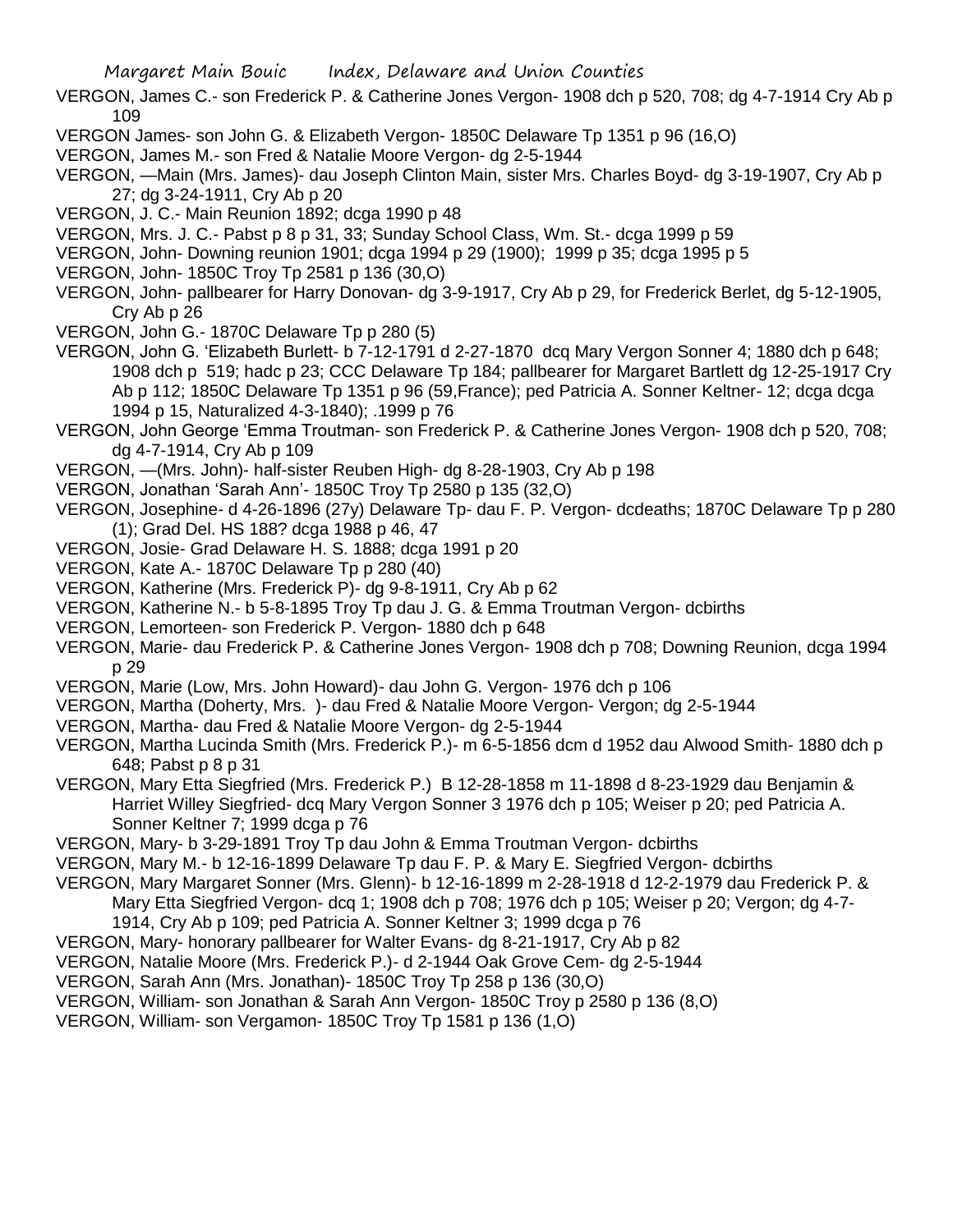VERGON, James C.- son Frederick P. & Catherine Jones Vergon- 1908 dch p 520, 708; dg 4-7-1914 Cry Ab p 109

VERGON James- son John G. & Elizabeth Vergon- 1850C Delaware Tp 1351 p 96 (16,O)

VERGON, James M.- son Fred & Natalie Moore Vergon- dg 2-5-1944

VERGON, —Main (Mrs. James)- dau Joseph Clinton Main, sister Mrs. Charles Boyd- dg 3-19-1907, Cry Ab p 27; dg 3-24-1911, Cry Ab p 20

VERGON, J. C.- Main Reunion 1892; dcga 1990 p 48

VERGON, Mrs. J. C.- Pabst p 8 p 31, 33; Sunday School Class, Wm. St.- dcga 1999 p 59

VERGON, John- Downing reunion 1901; dcga 1994 p 29 (1900); 1999 p 35; dcga 1995 p 5

VERGON, John- 1850C Troy Tp 2581 p 136 (30,O)

VERGON, John- pallbearer for Harry Donovan- dg 3-9-1917, Cry Ab p 29, for Frederick Berlet, dg 5-12-1905, Cry Ab p 26

VERGON, John G.- 1870C Delaware Tp p 280 (5)

VERGON, John G. 'Elizabeth Burlett- b 7-12-1791 d 2-27-1870 dcq Mary Vergon Sonner 4; 1880 dch p 648; 1908 dch p 519; hadc p 23; CCC Delaware Tp 184; pallbearer for Margaret Bartlett dg 12-25-1917 Cry Ab p 112; 1850C Delaware Tp 1351 p 96 (59,France); ped Patricia A. Sonner Keltner- 12; dcga dcga 1994 p 15, Naturalized 4-3-1840); .1999 p 76

VERGON, John George 'Emma Troutman- son Frederick P. & Catherine Jones Vergon- 1908 dch p 520, 708; dg 4-7-1914, Cry Ab p 109

VERGON, —(Mrs. John)- half-sister Reuben High- dg 8-28-1903, Cry Ab p 198

VERGON, Jonathan 'Sarah Ann'- 1850C Troy Tp 2580 p 135 (32,O)

VERGON, Josephine- d 4-26-1896 (27y) Delaware Tp- dau F. P. Vergon- dcdeaths; 1870C Delaware Tp p 280 (1); Grad Del. HS 188? dcga 1988 p 46, 47

VERGON, Josie- Grad Delaware H. S. 1888; dcga 1991 p 20

VERGON, Kate A.- 1870C Delaware Tp p 280 (40)

VERGON, Katherine (Mrs. Frederick P)- dg 9-8-1911, Cry Ab p 62

VERGON, Katherine N.- b 5-8-1895 Troy Tp dau J. G. & Emma Troutman Vergon- dcbirths

VERGON, Lemorteen- son Frederick P. Vergon- 1880 dch p 648

VERGON, Marie- dau Frederick P. & Catherine Jones Vergon- 1908 dch p 708; Downing Reunion, dcga 1994 p 29

VERGON, Marie (Low, Mrs. John Howard)- dau John G. Vergon- 1976 dch p 106

VERGON, Martha (Doherty, Mrs. )- dau Fred & Natalie Moore Vergon- Vergon; dg 2-5-1944

VERGON, Martha- dau Fred & Natalie Moore Vergon- dg 2-5-1944

VERGON, Martha Lucinda Smith (Mrs. Frederick P.)- m 6-5-1856 dcm d 1952 dau Alwood Smith- 1880 dch p 648; Pabst p 8 p 31

VERGON, Mary Etta Siegfried (Mrs. Frederick P.) B 12-28-1858 m 11-1898 d 8-23-1929 dau Benjamin & Harriet Willey Siegfried- dcq Mary Vergon Sonner 3 1976 dch p 105; Weiser p 20; ped Patricia A. Sonner Keltner 7; 1999 dcga p 76

VERGON, Mary- b 3-29-1891 Troy Tp dau John & Emma Troutman Vergon- dcbirths

VERGON, Mary M.- b 12-16-1899 Delaware Tp dau F. P. & Mary E. Siegfried Vergon- dcbirths

VERGON, Mary Margaret Sonner (Mrs. Glenn)- b 12-16-1899 m 2-28-1918 d 12-2-1979 dau Frederick P. & Mary Etta Siegfried Vergon- dcq 1; 1908 dch p 708; 1976 dch p 105; Weiser p 20; Vergon; dg 4-7-1914, Cry Ab p 109; ped Patricia A. Sonner Keltner 3; 1999 dcga p 76

VERGON, Mary- honorary pallbearer for Walter Evans- dg 8-21-1917, Cry Ab p 82

VERGON, Natalie Moore (Mrs. Frederick P.)- d 2-1944 Oak Grove Cem- dg 2-5-1944

VERGON, Sarah Ann (Mrs. Jonathan)- 1850C Troy Tp 258 p 136 (30,O)

VERGON, William- son Jonathan & Sarah Ann Vergon- 1850C Troy p 2580 p 136 (8,O)

VERGON, William- son Vergamon- 1850C Troy Tp 1581 p 136 (1,O)